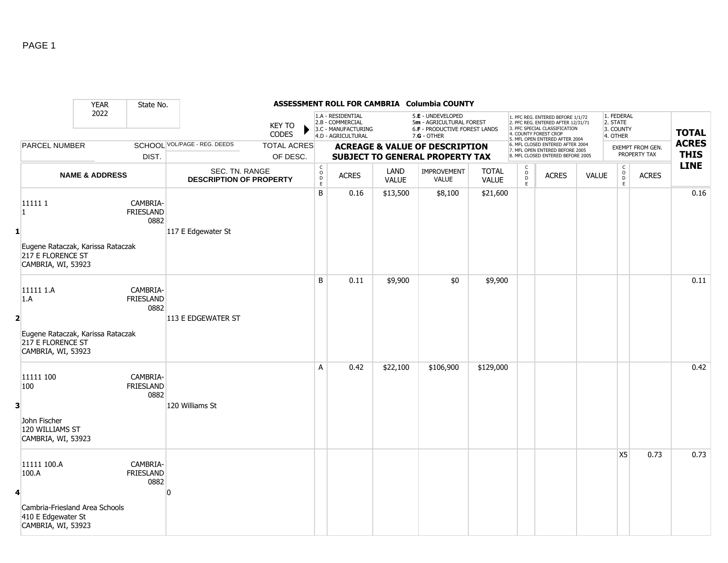# ASSESSMENT ROLL FOR CAMBRIA Columbia COUNTY

YEAR 2022 | State No.

KEY TO CODES:
- 1.A - RESIDENTIAL
- 2.B - COMMERCIAL
- 3.C - MANUFACTURING
- 4.D - AGRICULTURAL
- 5.E - UNDEVELOPED
- 5m - AGRICULTURAL FOREST
- 6.F - PRODUCTIVE FOREST LANDS
- 7.G - OTHER

1. PFC REG. ENTERED BEFORE 1/1/72
2. PFC REG. ENTERED AFTER 12/31/71
3. PFC SPECIAL CLASSIFICATION
4. COUNTY FOREST CROP
5. MFL OPEN ENTERED AFTER 2004
6. MFL CLOSED ENTERED AFTER 2004
7. MFL OPEN ENTERED BEFORE 2005
8. MFL CLOSED ENTERED BEFORE 2005

1. FEDERAL
2. STATE
3. COUNTY
4. OTHER

| LINE | PARCEL NUMBER / NAME & ADDRESS | SCHOOL DIST. | VOL/PAGE - REG. DEEDS / SEC. TN. RANGE / DESCRIPTION OF PROPERTY | TOTAL ACRES OF DESC. | CODE | ACRES | LAND VALUE | IMPROVEMENT VALUE | TOTAL VALUE | CODE | ACRES | VALUE | EXEMPT CODE | EXEMPT ACRES | TOTAL ACRES THIS LINE |
|---|---|---|---|---|---|---|---|---|---|---|---|---|---|---|---|
| 1 | 11111 1<br>1<br>Eugene Rataczak, Karissa Rataczak<br>217 E FLORENCE ST<br>CAMBRIA, WI, 53923 | CAMBRIA-FRIESLAND 0882 | 117 E Edgewater St | | B | 0.16 | $13,500 | $8,100 | $21,600 | | | | | | 0.16 |
| 2 | 11111 1.A<br>1.A<br>Eugene Rataczak, Karissa Rataczak<br>217 E FLORENCE ST<br>CAMBRIA, WI, 53923 | CAMBRIA-FRIESLAND 0882 | 113 E EDGEWATER ST | | B | 0.11 | $9,900 | $0 | $9,900 | | | | | | 0.11 |
| 3 | 11111 100<br>100<br>John Fischer<br>120 WILLIAMS ST<br>CAMBRIA, WI, 53923 | CAMBRIA-FRIESLAND 0882 | 120 Williams St | | A | 0.42 | $22,100 | $106,900 | $129,000 | | | | | | 0.42 |
| 4 | 11111 100.A<br>100.A<br>Cambria-Friesland Area Schools<br>410 E Edgewater St<br>CAMBRIA, WI, 53923 | CAMBRIA-FRIESLAND 0882 | 0 | | | | | | | | | | X5 | 0.73 | 0.73 |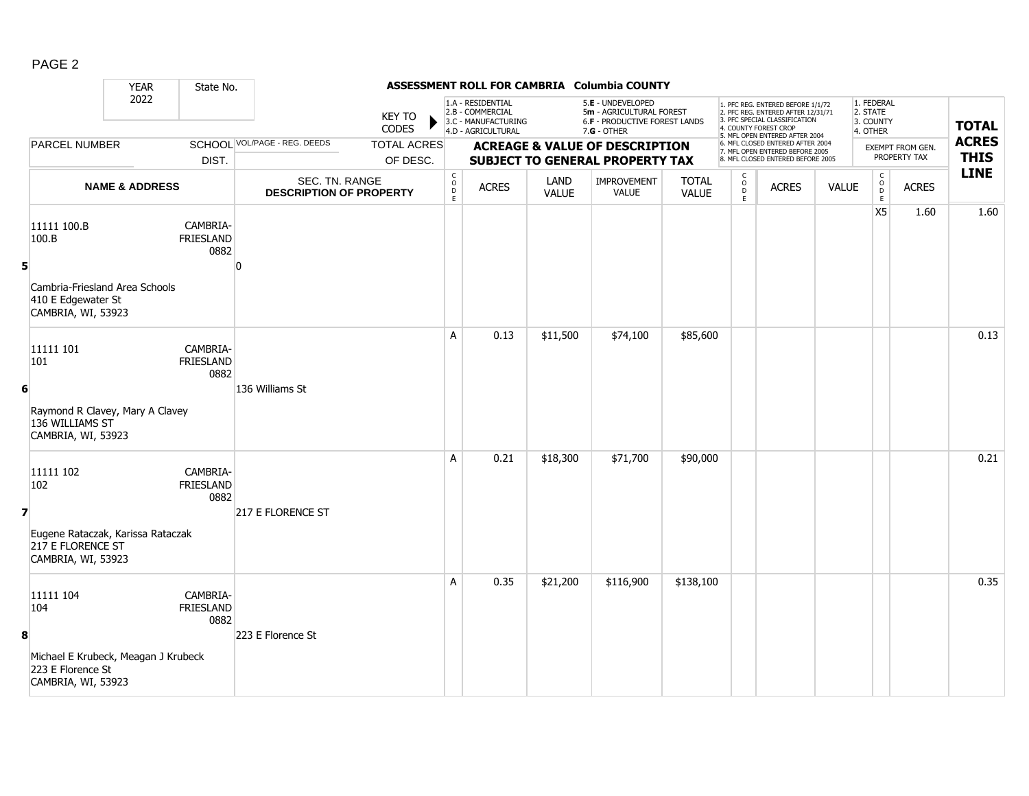**ASSESSMENT ROLL FOR CAMBRIA Columbia COUNTY**

YEAR: 2022 | State No.

KEY TO CODES: 1.A - RESIDENTIAL, 2.B - COMMERCIAL, 3.C - MANUFACTURING, 4.D - AGRICULTURAL, 5.E - UNDEVELOPED, 5m - AGRICULTURAL FOREST, 6.F - PRODUCTIVE FOREST LANDS, 7.G - OTHER

1. PFC REG. ENTERED BEFORE 1/1/72, 2. PFC REG. ENTERED AFTER 12/31/71, 3. PFC SPECIAL CLASSIFICATION, 4. COUNTY FOREST CROP, 5. MFL OPEN ENTERED AFTER 2004, 6. MFL CLOSED ENTERED AFTER 2004, 7. MFL OPEN ENTERED BEFORE 2005, 8. MFL CLOSED ENTERED BEFORE 2005

1. FEDERAL, 2. STATE, 3. COUNTY, 4. OTHER

| LINE | PARCEL NUMBER / NAME & ADDRESS | SCHOOL DIST. | VOL/PAGE - REG. DEEDS / SEC. TN. RANGE / DESCRIPTION OF PROPERTY | CODE | ACRES | LAND VALUE | IMPROVEMENT VALUE | TOTAL VALUE | CODE | ACRES | VALUE | CODE (EXEMPT) | ACRES (EXEMPT FROM GEN. PROPERTY TAX) | TOTAL ACRES THIS LINE |
|---|---|---|---|---|---|---|---|---|---|---|---|---|---|---|
| 5 | 11111 100.B<br>100.B<br>Cambria-Friesland Area Schools<br>410 E Edgewater St<br>CAMBRIA, WI, 53923 | CAMBRIA-FRIESLAND 0882 | 0 | | | | | | | | | X5 | 1.60 | 1.60 |
| 6 | 11111 101<br>101<br>Raymond R Clavey, Mary A Clavey<br>136 WILLIAMS ST<br>CAMBRIA, WI, 53923 | CAMBRIA-FRIESLAND 0882 | 136 Williams St | A | 0.13 | $11,500 | $74,100 | $85,600 | | | | | | 0.13 |
| 7 | 11111 102<br>102<br>Eugene Rataczak, Karissa Rataczak<br>217 E FLORENCE ST<br>CAMBRIA, WI, 53923 | CAMBRIA-FRIESLAND 0882 | 217 E FLORENCE ST | A | 0.21 | $18,300 | $71,700 | $90,000 | | | | | | 0.21 |
| 8 | 11111 104<br>104<br>Michael E Krubeck, Meagan J Krubeck<br>223 E Florence St<br>CAMBRIA, WI, 53923 | CAMBRIA-FRIESLAND 0882 | 223 E Florence St | A | 0.35 | $21,200 | $116,900 | $138,100 | | | | | | 0.35 |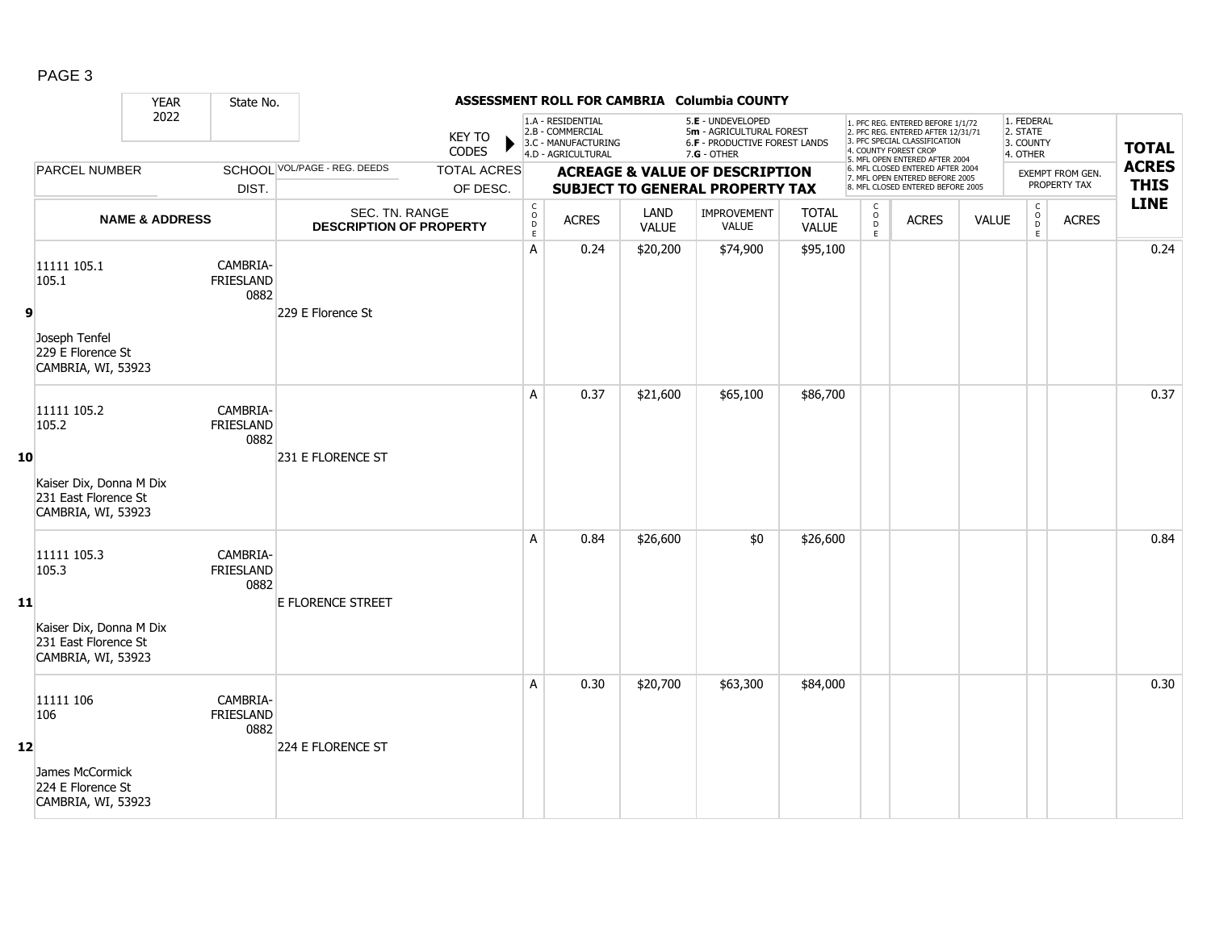**ASSESSMENT ROLL FOR CAMBRIA Columbia COUNTY**

| YEAR 2022 | State No. | | KEY TO CODES | 1.A - RESIDENTIAL<br>2.B - COMMERCIAL<br>3.C - MANUFACTURING<br>4.D - AGRICULTURAL | | 5.E - UNDEVELOPED<br>5m - AGRICULTURAL FOREST<br>6.F - PRODUCTIVE FOREST LANDS<br>7.G - OTHER | | | 1. PFC REG. ENTERED BEFORE 1/1/72<br>2. PFC REG. ENTERED AFTER 12/31/71<br>3. PFC SPECIAL CLASSIFICATION<br>4. COUNTY FOREST CROP<br>5. MFL OPEN ENTERED AFTER 2004<br>6. MFL CLOSED ENTERED AFTER 2004<br>7. MFL OPEN ENTERED BEFORE 2005<br>8. MFL CLOSED ENTERED BEFORE 2005 | | | 1. FEDERAL<br>2. STATE<br>3. COUNTY<br>4. OTHER | | |
|---|---|---|---|---|---|---|---|---|---|---|---|---|---|---|
| PARCEL NUMBER | SCHOOL DIST. | VOL/PAGE - REG. DEEDS | TOTAL ACRES OF DESC. | ACREAGE & VALUE OF DESCRIPTION SUBJECT TO GENERAL PROPERTY TAX | | | | | | | | EXEMPT FROM GEN. PROPERTY TAX | | TOTAL ACRES THIS LINE |
| NAME & ADDRESS | | SEC. TN. RANGE DESCRIPTION OF PROPERTY | | CODE | ACRES | LAND VALUE | IMPROVEMENT VALUE | TOTAL VALUE | CODE | ACRES | VALUE | CODE | ACRES | |
| **9** 11111 105.1<br>105.1<br><br>Joseph Tenfel<br>229 E Florence St<br>CAMBRIA, WI, 53923 | CAMBRIA-FRIESLAND 0882 | 229 E Florence St | | A | 0.24 | $20,200 | $74,900 | $95,100 | | | | | | 0.24 |
| **10** 11111 105.2<br>105.2<br><br>Kaiser Dix, Donna M Dix<br>231 East Florence St<br>CAMBRIA, WI, 53923 | CAMBRIA-FRIESLAND 0882 | 231 E FLORENCE ST | | A | 0.37 | $21,600 | $65,100 | $86,700 | | | | | | 0.37 |
| **11** 11111 105.3<br>105.3<br><br>Kaiser Dix, Donna M Dix<br>231 East Florence St<br>CAMBRIA, WI, 53923 | CAMBRIA-FRIESLAND 0882 | E FLORENCE STREET | | A | 0.84 | $26,600 | $0 | $26,600 | | | | | | 0.84 |
| **12** 11111 106<br>106<br><br>James McCormick<br>224 E Florence St<br>CAMBRIA, WI, 53923 | CAMBRIA-FRIESLAND 0882 | 224 E FLORENCE ST | | A | 0.30 | $20,700 | $63,300 | $84,000 | | | | | | 0.30 |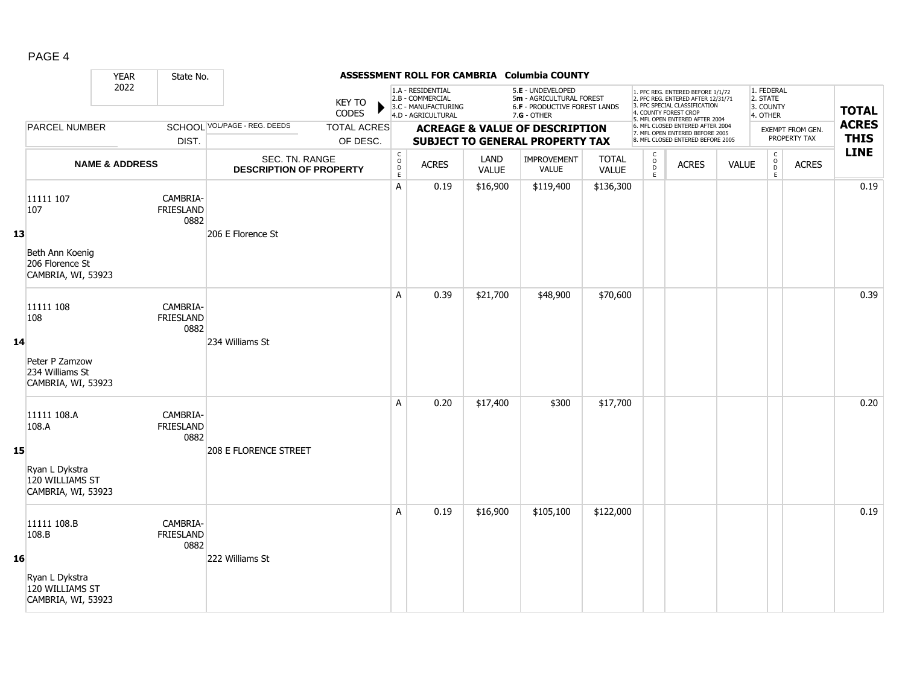# ASSESSMENT ROLL FOR CAMBRIA Columbia COUNTY

YEAR 2022 | State No.

KEY TO CODES: 1.A - RESIDENTIAL, 2.B - COMMERCIAL, 3.C - MANUFACTURING, 4.D - AGRICULTURAL, 5.E - UNDEVELOPED, 5m - AGRICULTURAL FOREST, 6.F - PRODUCTIVE FOREST LANDS, 7.G - OTHER

1. PFC REG. ENTERED BEFORE 1/1/72, 2. PFC REG. ENTERED AFTER 12/31/71, 3. PFC SPECIAL CLASSIFICATION, 4. COUNTY FOREST CROP, 5. MFL OPEN ENTERED AFTER 2004, 6. MFL CLOSED ENTERED AFTER 2004, 7. MFL OPEN ENTERED BEFORE 2005, 8. MFL CLOSED ENTERED BEFORE 2005

1. FEDERAL, 2. STATE, 3. COUNTY, 4. OTHER

| LINE | PARCEL NUMBER / NAME & ADDRESS | SCHOOL DIST. | VOL/PAGE - REG. DEEDS / SEC. TN. RANGE / DESCRIPTION OF PROPERTY | TOTAL ACRES OF DESC. | CODE | ACRES | LAND VALUE | IMPROVEMENT VALUE | TOTAL VALUE | CODE | ACRES | VALUE | CODE | ACRES (EXEMPT FROM GEN. PROPERTY TAX) | TOTAL ACRES THIS LINE |
|---|---|---|---|---|---|---|---|---|---|---|---|---|---|---|---|
| 13 | 11111 107<br>107<br>Beth Ann Koenig<br>206 Florence St<br>CAMBRIA, WI, 53923 | CAMBRIA-FRIESLAND 0882 | 206 E Florence St | | A | 0.19 | $16,900 | $119,400 | $136,300 | | | | | | 0.19 |
| 14 | 11111 108<br>108<br>Peter P Zamzow<br>234 Williams St<br>CAMBRIA, WI, 53923 | CAMBRIA-FRIESLAND 0882 | 234 Williams St | | A | 0.39 | $21,700 | $48,900 | $70,600 | | | | | | 0.39 |
| 15 | 11111 108.A<br>108.A<br>Ryan L Dykstra<br>120 WILLIAMS ST<br>CAMBRIA, WI, 53923 | CAMBRIA-FRIESLAND 0882 | 208 E FLORENCE STREET | | A | 0.20 | $17,400 | $300 | $17,700 | | | | | | 0.20 |
| 16 | 11111 108.B<br>108.B<br>Ryan L Dykstra<br>120 WILLIAMS ST<br>CAMBRIA, WI, 53923 | CAMBRIA-FRIESLAND 0882 | 222 Williams St | | A | 0.19 | $16,900 | $105,100 | $122,000 | | | | | | 0.19 |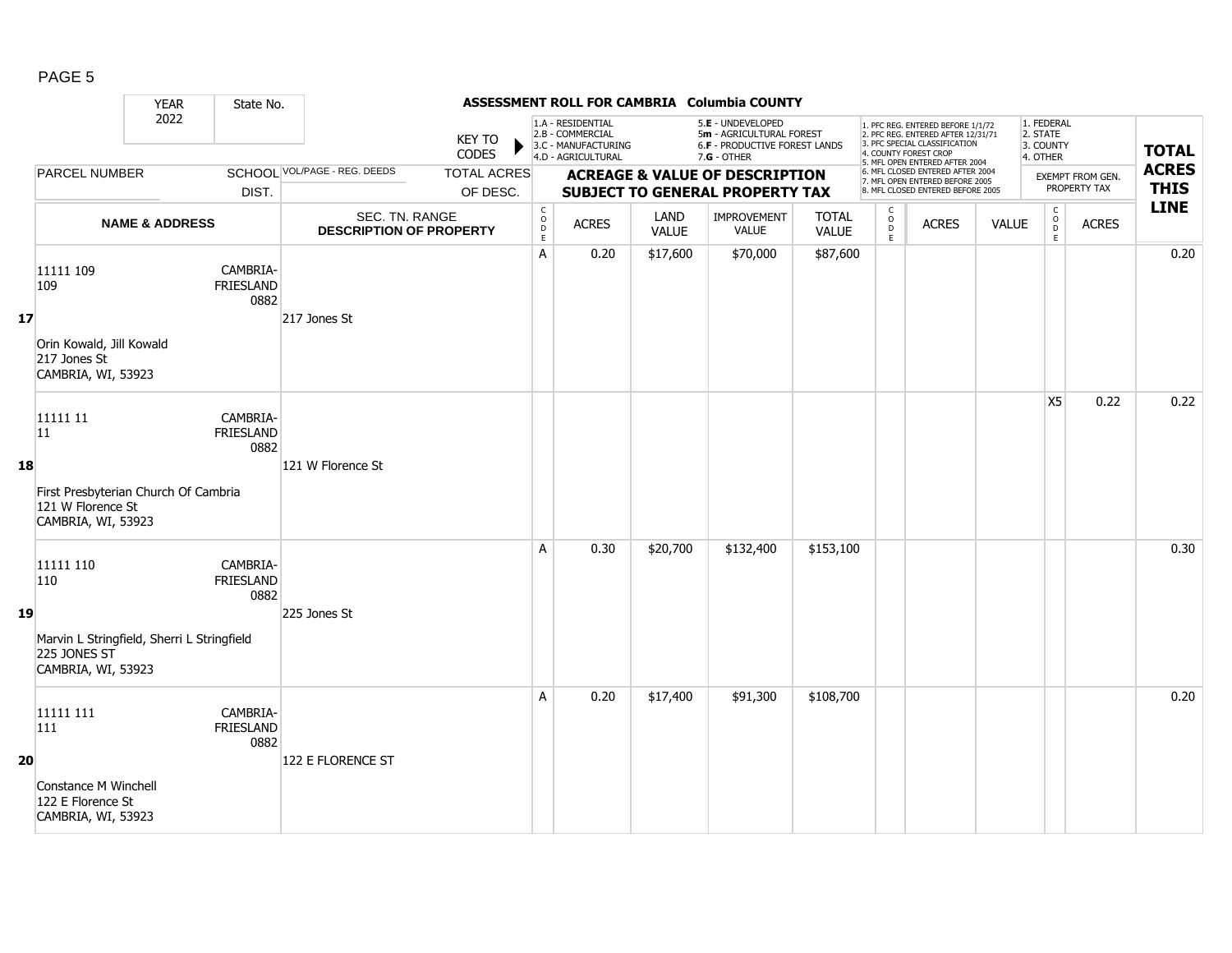**ASSESSMENT ROLL FOR CAMBRIA Columbia COUNTY**

| | YEAR 2022 | State No. | | KEY TO CODES | 1.A - RESIDENTIAL 2.B - COMMERCIAL 3.C - MANUFACTURING 4.D - AGRICULTURAL | | 5.E - UNDEVELOPED 5m - AGRICULTURAL FOREST 6.F - PRODUCTIVE FOREST LANDS 7.G - OTHER | | | 1. PFC REG. ENTERED BEFORE 1/1/72 2. PFC REG. ENTERED AFTER 12/31/71 3. PFC SPECIAL CLASSIFICATION 4. COUNTY FOREST CROP 5. MFL OPEN ENTERED AFTER 2004 6. MFL CLOSED ENTERED AFTER 2004 7. MFL OPEN ENTERED BEFORE 2005 8. MFL CLOSED ENTERED BEFORE 2005 | | | 1. FEDERAL 2. STATE 3. COUNTY 4. OTHER | | |
|---|---|---|---|---|---|---|---|---|---|---|---|---|---|---|---|
| | PARCEL NUMBER | SCHOOL DIST. | VOL/PAGE - REG. DEEDS | TOTAL ACRES OF DESC. | ACREAGE & VALUE OF DESCRIPTION SUBJECT TO GENERAL PROPERTY TAX | | | | | | | | EXEMPT FROM GEN. PROPERTY TAX | | TOTAL ACRES THIS LINE |
| | NAME & ADDRESS | | SEC. TN. RANGE DESCRIPTION OF PROPERTY | CODE | ACRES | LAND VALUE | IMPROVEMENT VALUE | TOTAL VALUE | CODE | ACRES | VALUE | | CODE | ACRES | |
| 17 | 11111 109<br>109<br>Orin Kowald, Jill Kowald<br>217 Jones St<br>CAMBRIA, WI, 53923 | CAMBRIA-FRIESLAND 0882 | 217 Jones St | A | 0.20 | $17,600 | $70,000 | $87,600 | | | | | | | 0.20 |
| 18 | 11111 11<br>11<br>First Presbyterian Church Of Cambria<br>121 W Florence St<br>CAMBRIA, WI, 53923 | CAMBRIA-FRIESLAND 0882 | 121 W Florence St | | | | | | | | | | X5 | 0.22 | 0.22 |
| 19 | 11111 110<br>110<br>Marvin L Stringfield, Sherri L Stringfield<br>225 JONES ST<br>CAMBRIA, WI, 53923 | CAMBRIA-FRIESLAND 0882 | 225 Jones St | A | 0.30 | $20,700 | $132,400 | $153,100 | | | | | | | 0.30 |
| 20 | 11111 111<br>111<br>Constance M Winchell<br>122 E Florence St<br>CAMBRIA, WI, 53923 | CAMBRIA-FRIESLAND 0882 | 122 E FLORENCE ST | A | 0.20 | $17,400 | $91,300 | $108,700 | | | | | | | 0.20 |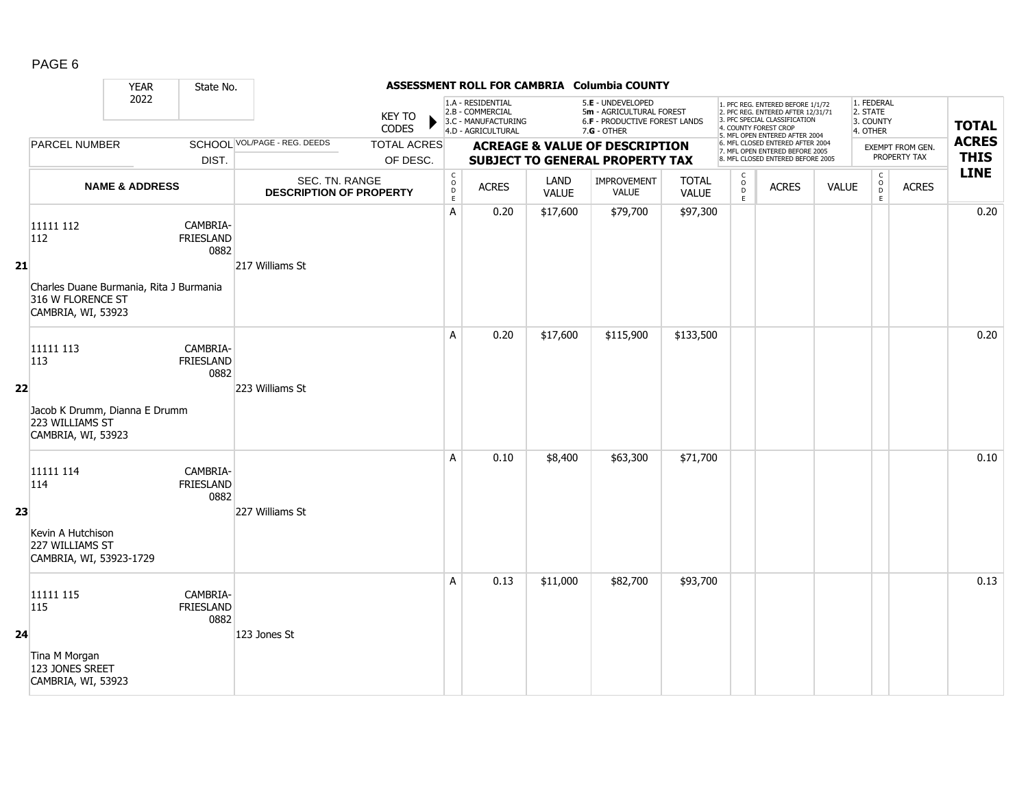## ASSESSMENT ROLL FOR CAMBRIA Columbia COUNTY

YEAR 2022 | State No.

KEY TO CODES:
- 1.A - RESIDENTIAL
- 2.B - COMMERCIAL
- 3.C - MANUFACTURING
- 4.D - AGRICULTURAL
- 5.E - UNDEVELOPED
- 5m - AGRICULTURAL FOREST
- 6.F - PRODUCTIVE FOREST LANDS
- 7.G - OTHER

- 1. PFC REG. ENTERED BEFORE 1/1/72
- 2. PFC REG. ENTERED AFTER 12/31/71
- 3. PFC SPECIAL CLASSIFICATION
- 4. COUNTY FOREST CROP
- 5. MFL OPEN ENTERED AFTER 2004
- 6. MFL CLOSED ENTERED AFTER 2004
- 7. MFL OPEN ENTERED BEFORE 2005
- 8. MFL CLOSED ENTERED BEFORE 2005

- 1. FEDERAL
- 2. STATE
- 3. COUNTY
- 4. OTHER

| LINE | PARCEL NUMBER / NAME & ADDRESS | SCHOOL DIST. | VOL/PAGE - REG. DEEDS / SEC. TN. RANGE / DESCRIPTION OF PROPERTY | TOTAL ACRES OF DESC. | CODE | ACRES | LAND VALUE | IMPROVEMENT VALUE | TOTAL VALUE | CODE | ACRES | VALUE | CODE | ACRES (EXEMPT FROM GEN. PROPERTY TAX) | TOTAL ACRES THIS LINE |
|---|---|---|---|---|---|---|---|---|---|---|---|---|---|---|---|
| 21 | 11111 112<br>112<br>Charles Duane Burmania, Rita J Burmania<br>316 W FLORENCE ST<br>CAMBRIA, WI, 53923 | CAMBRIA-FRIESLAND 0882 | 217 Williams St | | A | 0.20 | $17,600 | $79,700 | $97,300 | | | | | | 0.20 |
| 22 | 11111 113<br>113<br>Jacob K Drumm, Dianna E Drumm<br>223 WILLIAMS ST<br>CAMBRIA, WI, 53923 | CAMBRIA-FRIESLAND 0882 | 223 Williams St | | A | 0.20 | $17,600 | $115,900 | $133,500 | | | | | | 0.20 |
| 23 | 11111 114<br>114<br>Kevin A Hutchison<br>227 WILLIAMS ST<br>CAMBRIA, WI, 53923-1729 | CAMBRIA-FRIESLAND 0882 | 227 Williams St | | A | 0.10 | $8,400 | $63,300 | $71,700 | | | | | | 0.10 |
| 24 | 11111 115<br>115<br>Tina M Morgan<br>123 JONES SREET<br>CAMBRIA, WI, 53923 | CAMBRIA-FRIESLAND 0882 | 123 Jones St | | A | 0.13 | $11,000 | $82,700 | $93,700 | | | | | | 0.13 |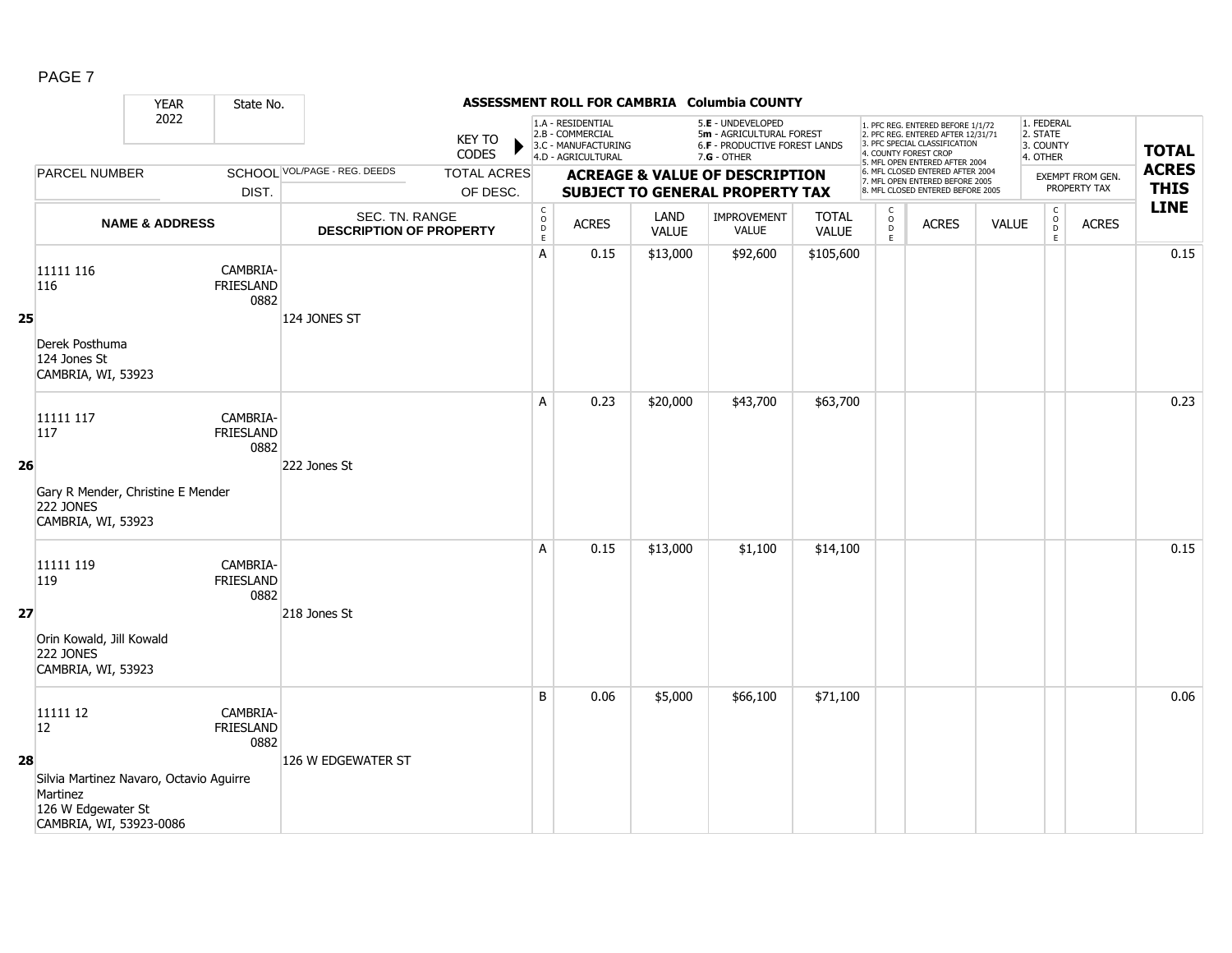PAGE 7

**ASSESSMENT ROLL FOR CAMBRIA Columbia COUNTY**

| YEAR 2022 | State No. | | KEY TO CODES | 1.A - RESIDENTIAL 2.B - COMMERCIAL 3.C - MANUFACTURING 4.D - AGRICULTURAL | | 5.E - UNDEVELOPED 5m - AGRICULTURAL FOREST 6.F - PRODUCTIVE FOREST LANDS 7.G - OTHER | | | 1. PFC REG. ENTERED BEFORE 1/1/72 2. PFC REG. ENTERED AFTER 12/31/71 3. PFC SPECIAL CLASSIFICATION 4. COUNTY FOREST CROP 5. MFL OPEN ENTERED AFTER 2004 6. MFL CLOSED ENTERED AFTER 2004 7. MFL OPEN ENTERED BEFORE 2005 8. MFL CLOSED ENTERED BEFORE 2005 | | | 1. FEDERAL 2. STATE 3. COUNTY 4. OTHER | | TOTAL ACRES THIS LINE |
|---|---|---|---|---|---|---|---|---|---|---|---|---|---|---|
| PARCEL NUMBER | SCHOOL DIST. | VOL/PAGE - REG. DEEDS | TOTAL ACRES OF DESC. | ACREAGE & VALUE OF DESCRIPTION SUBJECT TO GENERAL PROPERTY TAX | | | | | | | | EXEMPT FROM GEN. PROPERTY TAX | | |
| NAME & ADDRESS | | SEC. TN. RANGE DESCRIPTION OF PROPERTY | | CODE | ACRES | LAND VALUE | IMPROVEMENT VALUE | TOTAL VALUE | CODE | ACRES | VALUE | CODE | ACRES | |
| **25** 11111 116<br>116<br>Derek Posthuma<br>124 Jones St<br>CAMBRIA, WI, 53923 | CAMBRIA-FRIESLAND 0882 | 124 JONES ST | | A | 0.15 | $13,000 | $92,600 | $105,600 | | | | | | 0.15 |
| **26** 11111 117<br>117<br>Gary R Mender, Christine E Mender<br>222 JONES<br>CAMBRIA, WI, 53923 | CAMBRIA-FRIESLAND 0882 | 222 Jones St | | A | 0.23 | $20,000 | $43,700 | $63,700 | | | | | | 0.23 |
| **27** 11111 119<br>119<br>Orin Kowald, Jill Kowald<br>222 JONES<br>CAMBRIA, WI, 53923 | CAMBRIA-FRIESLAND 0882 | 218 Jones St | | A | 0.15 | $13,000 | $1,100 | $14,100 | | | | | | 0.15 |
| **28** 11111 12<br>12<br>Silvia Martinez Navaro, Octavio Aguirre Martinez<br>126 W Edgewater St<br>CAMBRIA, WI, 53923-0086 | CAMBRIA-FRIESLAND 0882 | 126 W EDGEWATER ST | | B | 0.06 | $5,000 | $66,100 | $71,100 | | | | | | 0.06 |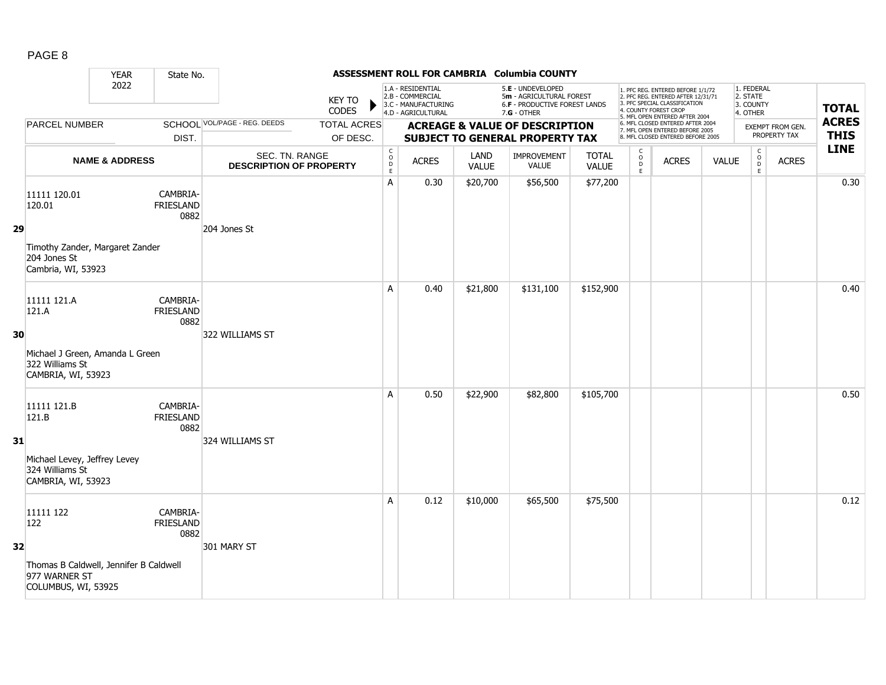## ASSESSMENT ROLL FOR CAMBRIA Columbia COUNTY

YEAR 2022 | State No.

KEY TO CODES:
1.A - RESIDENTIAL
2.B - COMMERCIAL
3.C - MANUFACTURING
4.D - AGRICULTURAL
5.E - UNDEVELOPED
5m - AGRICULTURAL FOREST
6.F - PRODUCTIVE FOREST LANDS
7.G - OTHER

1. PFC REG. ENTERED BEFORE 1/1/72
2. PFC REG. ENTERED AFTER 12/31/71
3. PFC SPECIAL CLASSIFICATION
4. COUNTY FOREST CROP
5. MFL OPEN ENTERED AFTER 2004
6. MFL CLOSED ENTERED AFTER 2004
7. MFL OPEN ENTERED BEFORE 2005
8. MFL CLOSED ENTERED BEFORE 2005

1. FEDERAL
2. STATE
3. COUNTY
4. OTHER

| LINE | PARCEL NUMBER / NAME & ADDRESS | SCHOOL DIST. | VOL/PAGE - REG. DEEDS / SEC. TN. RANGE / DESCRIPTION OF PROPERTY | TOTAL ACRES OF DESC. | CODE | ACRES | LAND VALUE | IMPROVEMENT VALUE | TOTAL VALUE | CODE | ACRES | VALUE | CODE | ACRES (EXEMPT FROM GEN. PROPERTY TAX) | TOTAL ACRES THIS LINE |
|---|---|---|---|---|---|---|---|---|---|---|---|---|---|---|---|
| 29 | 11111 120.01<br>120.01<br>Timothy Zander, Margaret Zander<br>204 Jones St<br>Cambria, WI, 53923 | CAMBRIA-FRIESLAND 0882 | 204 Jones St | | A | 0.30 | $20,700 | $56,500 | $77,200 | | | | | | 0.30 |
| 30 | 11111 121.A<br>121.A<br>Michael J Green, Amanda L Green<br>322 Williams St<br>CAMBRIA, WI, 53923 | CAMBRIA-FRIESLAND 0882 | 322 WILLIAMS ST | | A | 0.40 | $21,800 | $131,100 | $152,900 | | | | | | 0.40 |
| 31 | 11111 121.B<br>121.B<br>Michael Levey, Jeffrey Levey<br>324 Williams St<br>CAMBRIA, WI, 53923 | CAMBRIA-FRIESLAND 0882 | 324 WILLIAMS ST | | A | 0.50 | $22,900 | $82,800 | $105,700 | | | | | | 0.50 |
| 32 | 11111 122<br>122<br>Thomas B Caldwell, Jennifer B Caldwell<br>977 WARNER ST<br>COLUMBUS, WI, 53925 | CAMBRIA-FRIESLAND 0882 | 301 MARY ST | | A | 0.12 | $10,000 | $65,500 | $75,500 | | | | | | 0.12 |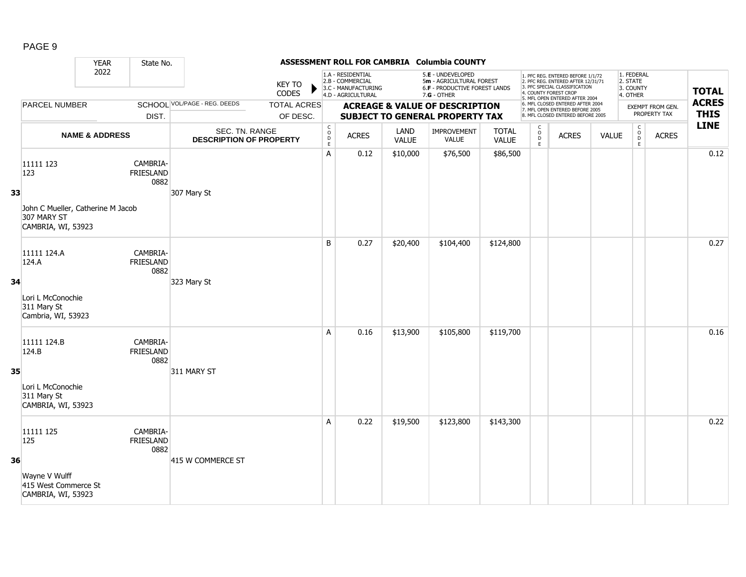## ASSESSMENT ROLL FOR CAMBRIA Columbia COUNTY

YEAR 2022 | State No.

KEY TO CODES: 1.A - RESIDENTIAL, 2.B - COMMERCIAL, 3.C - MANUFACTURING, 4.D - AGRICULTURAL, 5.E - UNDEVELOPED, 5m - AGRICULTURAL FOREST, 6.F - PRODUCTIVE FOREST LANDS, 7.G - OTHER

1. PFC REG. ENTERED BEFORE 1/1/72, 2. PFC REG. ENTERED AFTER 12/31/71, 3. PFC SPECIAL CLASSIFICATION, 4. COUNTY FOREST CROP, 5. MFL OPEN ENTERED AFTER 2004, 6. MFL CLOSED ENTERED AFTER 2004, 7. MFL OPEN ENTERED BEFORE 2005, 8. MFL CLOSED ENTERED BEFORE 2005

1. FEDERAL, 2. STATE, 3. COUNTY, 4. OTHER

| LINE | PARCEL NUMBER / NAME & ADDRESS | SCHOOL DIST. | VOL/PAGE - REG. DEEDS / SEC. TN. RANGE / DESCRIPTION OF PROPERTY | TOTAL ACRES OF DESC. | CODE | ACRES | LAND VALUE | IMPROVEMENT VALUE | TOTAL VALUE | CODE | ACRES | VALUE | CODE | ACRES (EXEMPT FROM GEN. PROPERTY TAX) | TOTAL ACRES THIS LINE |
|---|---|---|---|---|---|---|---|---|---|---|---|---|---|---|---|
| 33 | 11111 123<br>123<br>John C Mueller, Catherine M Jacob<br>307 MARY ST<br>CAMBRIA, WI, 53923 | CAMBRIA-FRIESLAND 0882 | 307 Mary St | | A | 0.12 | $10,000 | $76,500 | $86,500 | | | | | | 0.12 |
| 34 | 11111 124.A<br>124.A<br>Lori L McConochie<br>311 Mary St<br>Cambria, WI, 53923 | CAMBRIA-FRIESLAND 0882 | 323 Mary St | | B | 0.27 | $20,400 | $104,400 | $124,800 | | | | | | 0.27 |
| 35 | 11111 124.B<br>124.B<br>Lori L McConochie<br>311 Mary St<br>CAMBRIA, WI, 53923 | CAMBRIA-FRIESLAND 0882 | 311 MARY ST | | A | 0.16 | $13,900 | $105,800 | $119,700 | | | | | | 0.16 |
| 36 | 11111 125<br>125<br>Wayne V Wulff<br>415 West Commerce St<br>CAMBRIA, WI, 53923 | CAMBRIA-FRIESLAND 0882 | 415 W COMMERCE ST | | A | 0.22 | $19,500 | $123,800 | $143,300 | | | | | | 0.22 |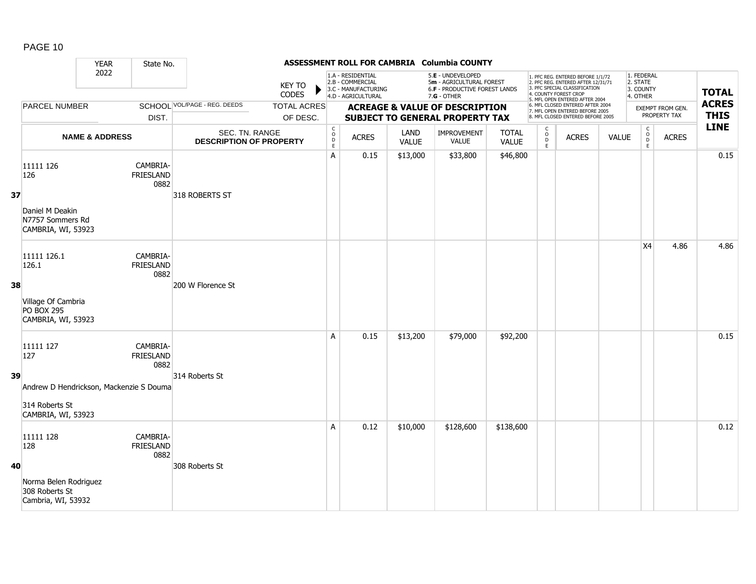## ASSESSMENT ROLL FOR CAMBRIA Columbia COUNTY

YEAR 2022 | State No.

KEY TO CODES:
- 1.A - RESIDENTIAL
- 2.B - COMMERCIAL
- 3.C - MANUFACTURING
- 4.D - AGRICULTURAL
- 5.E - UNDEVELOPED
- 5m - AGRICULTURAL FOREST
- 6.F - PRODUCTIVE FOREST LANDS
- 7.G - OTHER

1. PFC REG. ENTERED BEFORE 1/1/72
2. PFC REG. ENTERED AFTER 12/31/71
3. PFC SPECIAL CLASSIFICATION
4. COUNTY FOREST CROP
5. MFL OPEN ENTERED AFTER 2004
6. MFL CLOSED ENTERED AFTER 2004
7. MFL OPEN ENTERED BEFORE 2005
8. MFL CLOSED ENTERED BEFORE 2005

EXEMPT FROM GEN. PROPERTY TAX: 1. FEDERAL 2. STATE 3. COUNTY 4. OTHER

| LINE | PARCEL NUMBER / NAME & ADDRESS | SCHOOL DIST. | VOL/PAGE - REG. DEEDS / SEC. TN. RANGE / DESCRIPTION OF PROPERTY | CODE | ACRES | LAND VALUE | IMPROVEMENT VALUE | TOTAL VALUE | CODE | ACRES | VALUE | CODE | ACRES | TOTAL ACRES THIS LINE |
|---|---|---|---|---|---|---|---|---|---|---|---|---|---|---|
| 37 | 11111 126<br>126<br>Daniel M Deakin<br>N7757 Sommers Rd<br>CAMBRIA, WI, 53923 | CAMBRIA-FRIESLAND 0882 | 318 ROBERTS ST | A | 0.15 | $13,000 | $33,800 | $46,800 | | | | | | 0.15 |
| 38 | 11111 126.1<br>126.1<br>Village Of Cambria<br>PO BOX 295<br>CAMBRIA, WI, 53923 | CAMBRIA-FRIESLAND 0882 | 200 W Florence St | | | | | | | | | X4 | 4.86 | 4.86 |
| 39 | 11111 127<br>127<br>Andrew D Hendrickson, Mackenzie S Douma<br>314 Roberts St<br>CAMBRIA, WI, 53923 | CAMBRIA-FRIESLAND 0882 | 314 Roberts St | A | 0.15 | $13,200 | $79,000 | $92,200 | | | | | | 0.15 |
| 40 | 11111 128<br>128<br>Norma Belen Rodriguez<br>308 Roberts St<br>Cambria, WI, 53932 | CAMBRIA-FRIESLAND 0882 | 308 Roberts St | A | 0.12 | $10,000 | $128,600 | $138,600 | | | | | | 0.12 |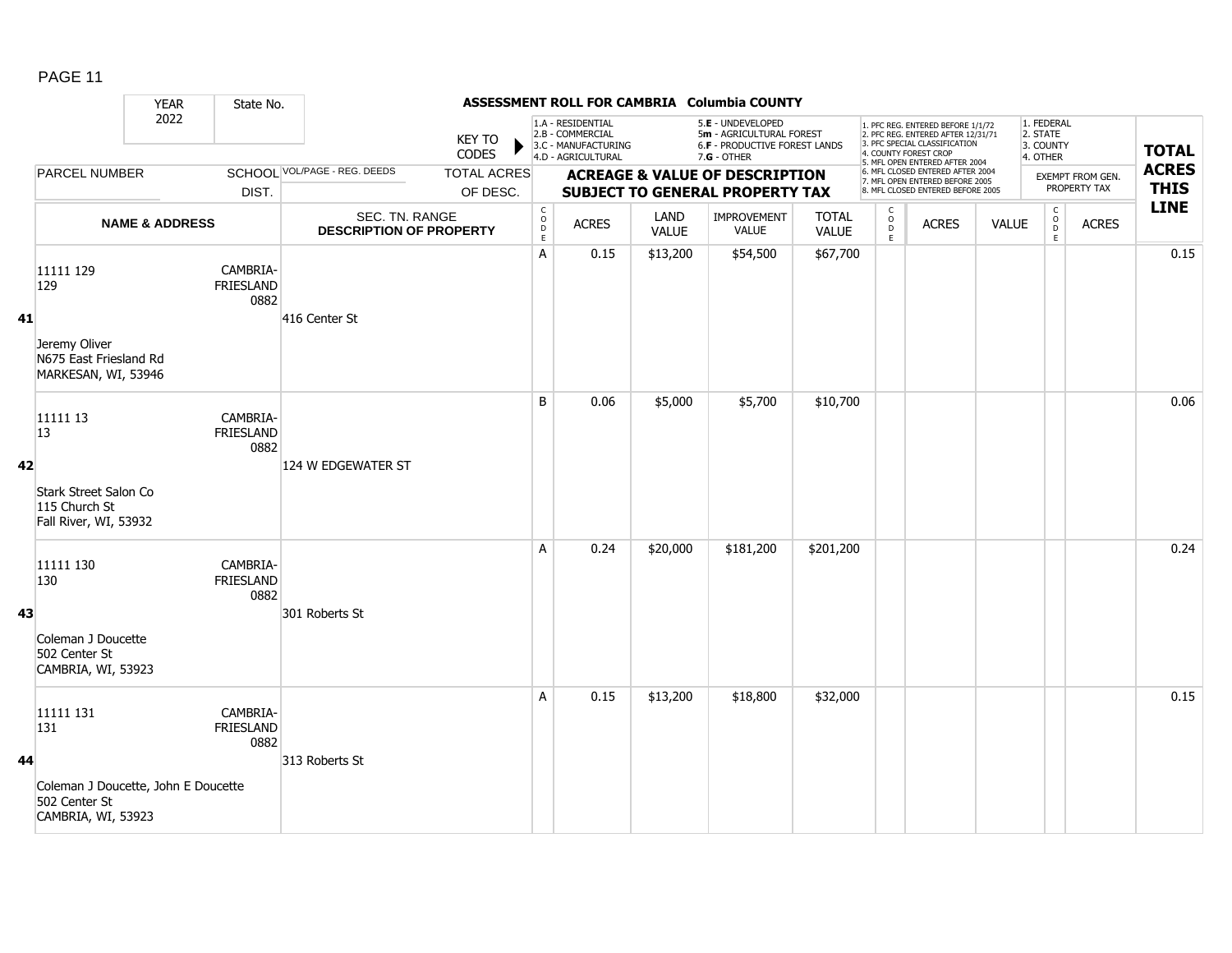**ASSESSMENT ROLL FOR CAMBRIA Columbia COUNTY**

YEAR 2022 | State No.

KEY TO CODES: 1.A - RESIDENTIAL, 2.B - COMMERCIAL, 3.C - MANUFACTURING, 4.D - AGRICULTURAL, 5.E - UNDEVELOPED, 5m - AGRICULTURAL FOREST, 6.F - PRODUCTIVE FOREST LANDS, 7.G - OTHER

1. PFC REG. ENTERED BEFORE 1/1/72, 2. PFC REG. ENTERED AFTER 12/31/71, 3. PFC SPECIAL CLASSIFICATION, 4. COUNTY FOREST CROP, 5. MFL OPEN ENTERED AFTER 2004, 6. MFL CLOSED ENTERED AFTER 2004, 7. MFL OPEN ENTERED BEFORE 2005, 8. MFL CLOSED ENTERED BEFORE 2005

EXEMPT FROM GEN. PROPERTY TAX: 1. FEDERAL, 2. STATE, 3. COUNTY, 4. OTHER

| LINE | PARCEL NUMBER / NAME & ADDRESS | SCHOOL DIST. | VOL/PAGE - REG. DEEDS / SEC. TN. RANGE / DESCRIPTION OF PROPERTY | CODE | ACRES | LAND VALUE | IMPROVEMENT VALUE | TOTAL VALUE | CODE | ACRES | VALUE | CODE | ACRES | TOTAL ACRES THIS LINE |
|---|---|---|---|---|---|---|---|---|---|---|---|---|---|---|
| 41 | 11111 129<br>129<br>Jeremy Oliver<br>N675 East Friesland Rd<br>MARKESAN, WI, 53946 | CAMBRIA-FRIESLAND 0882 | 416 Center St | A | 0.15 | $13,200 | $54,500 | $67,700 | | | | | | 0.15 |
| 42 | 11111 13<br>13<br>Stark Street Salon Co<br>115 Church St<br>Fall River, WI, 53932 | CAMBRIA-FRIESLAND 0882 | 124 W EDGEWATER ST | B | 0.06 | $5,000 | $5,700 | $10,700 | | | | | | 0.06 |
| 43 | 11111 130<br>130<br>Coleman J Doucette<br>502 Center St<br>CAMBRIA, WI, 53923 | CAMBRIA-FRIESLAND 0882 | 301 Roberts St | A | 0.24 | $20,000 | $181,200 | $201,200 | | | | | | 0.24 |
| 44 | 11111 131<br>131<br>Coleman J Doucette, John E Doucette<br>502 Center St<br>CAMBRIA, WI, 53923 | CAMBRIA-FRIESLAND 0882 | 313 Roberts St | A | 0.15 | $13,200 | $18,800 | $32,000 | | | | | | 0.15 |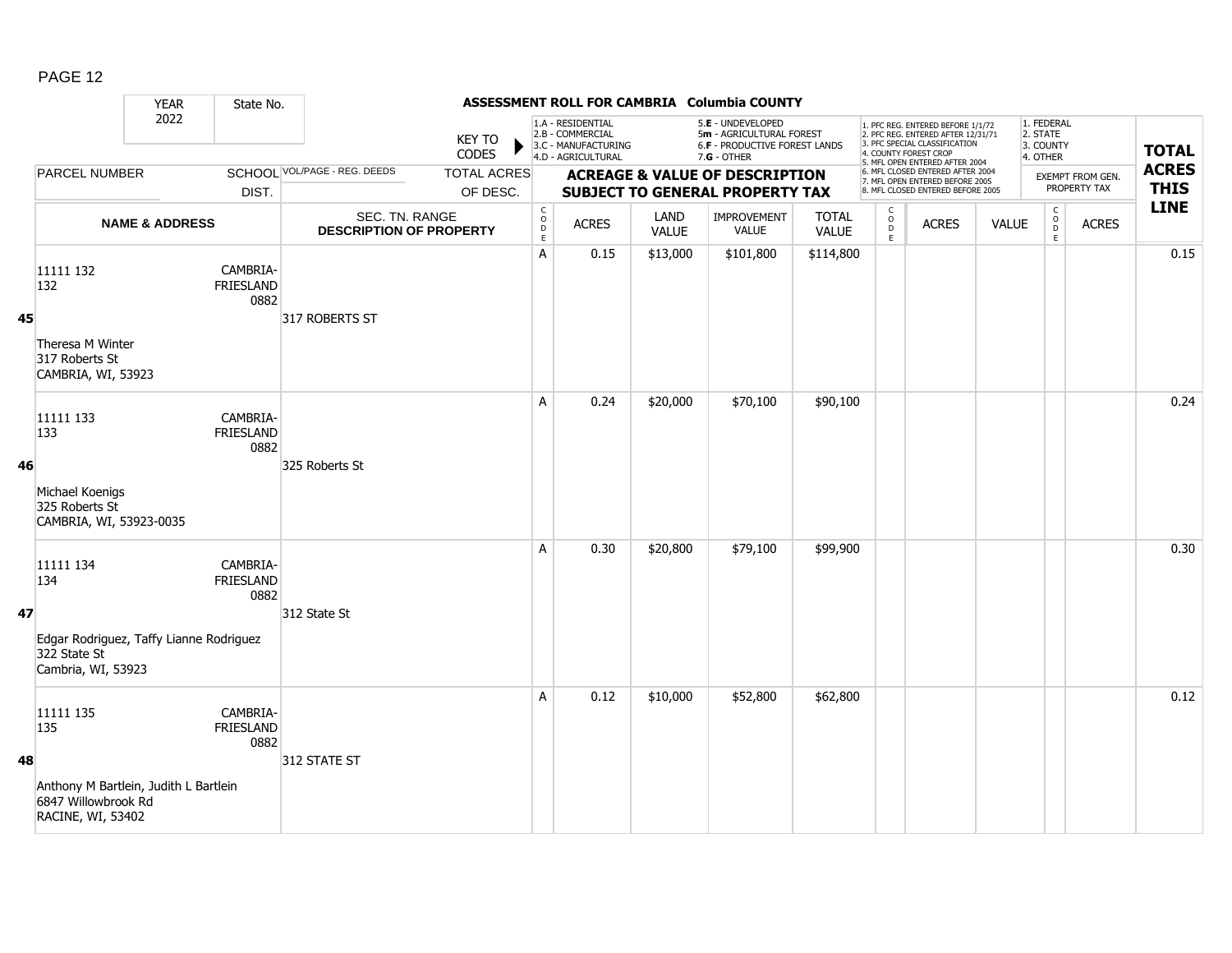## ASSESSMENT ROLL FOR CAMBRIA Columbia COUNTY

| YEAR 2022 | State No. | | KEY TO CODES | 1.A - RESIDENTIAL 2.B - COMMERCIAL 3.C - MANUFACTURING 4.D - AGRICULTURAL | | 5.E - UNDEVELOPED 5m - AGRICULTURAL FOREST 6.F - PRODUCTIVE FOREST LANDS 7.G - OTHER | | | 1. PFC REG. ENTERED BEFORE 1/1/72 2. PFC REG. ENTERED AFTER 12/31/71 3. PFC SPECIAL CLASSIFICATION 4. COUNTY FOREST CROP 5. MFL OPEN ENTERED AFTER 2004 6. MFL CLOSED ENTERED AFTER 2004 7. MFL OPEN ENTERED BEFORE 2005 8. MFL CLOSED ENTERED BEFORE 2005 | | | 1. FEDERAL 2. STATE 3. COUNTY 4. OTHER | | |
|---|---|---|---|---|---|---|---|---|---|---|---|---|---|---|
| PARCEL NUMBER | SCHOOL DIST. | VOL/PAGE - REG. DEEDS | TOTAL ACRES OF DESC. | ACREAGE & VALUE OF DESCRIPTION SUBJECT TO GENERAL PROPERTY TAX | | | | | | | | EXEMPT FROM GEN. PROPERTY TAX | | TOTAL ACRES THIS LINE |
| NAME & ADDRESS | | SEC. TN. RANGE DESCRIPTION OF PROPERTY | | CODE | ACRES | LAND VALUE | IMPROVEMENT VALUE | TOTAL VALUE | CODE | ACRES | VALUE | CODE | ACRES | |
| **45** 11111 132 132 Theresa M Winter 317 Roberts St CAMBRIA, WI, 53923 | CAMBRIA-FRIESLAND 0882 | 317 ROBERTS ST | | A | 0.15 | $13,000 | $101,800 | $114,800 | | | | | | 0.15 |
| **46** 11111 133 133 Michael Koenigs 325 Roberts St CAMBRIA, WI, 53923-0035 | CAMBRIA-FRIESLAND 0882 | 325 Roberts St | | A | 0.24 | $20,000 | $70,100 | $90,100 | | | | | | 0.24 |
| **47** 11111 134 134 Edgar Rodriguez, Taffy Lianne Rodriguez 322 State St Cambria, WI, 53923 | CAMBRIA-FRIESLAND 0882 | 312 State St | | A | 0.30 | $20,800 | $79,100 | $99,900 | | | | | | 0.30 |
| **48** 11111 135 135 Anthony M Bartlein, Judith L Bartlein 6847 Willowbrook Rd RACINE, WI, 53402 | CAMBRIA-FRIESLAND 0882 | 312 STATE ST | | A | 0.12 | $10,000 | $52,800 | $62,800 | | | | | | 0.12 |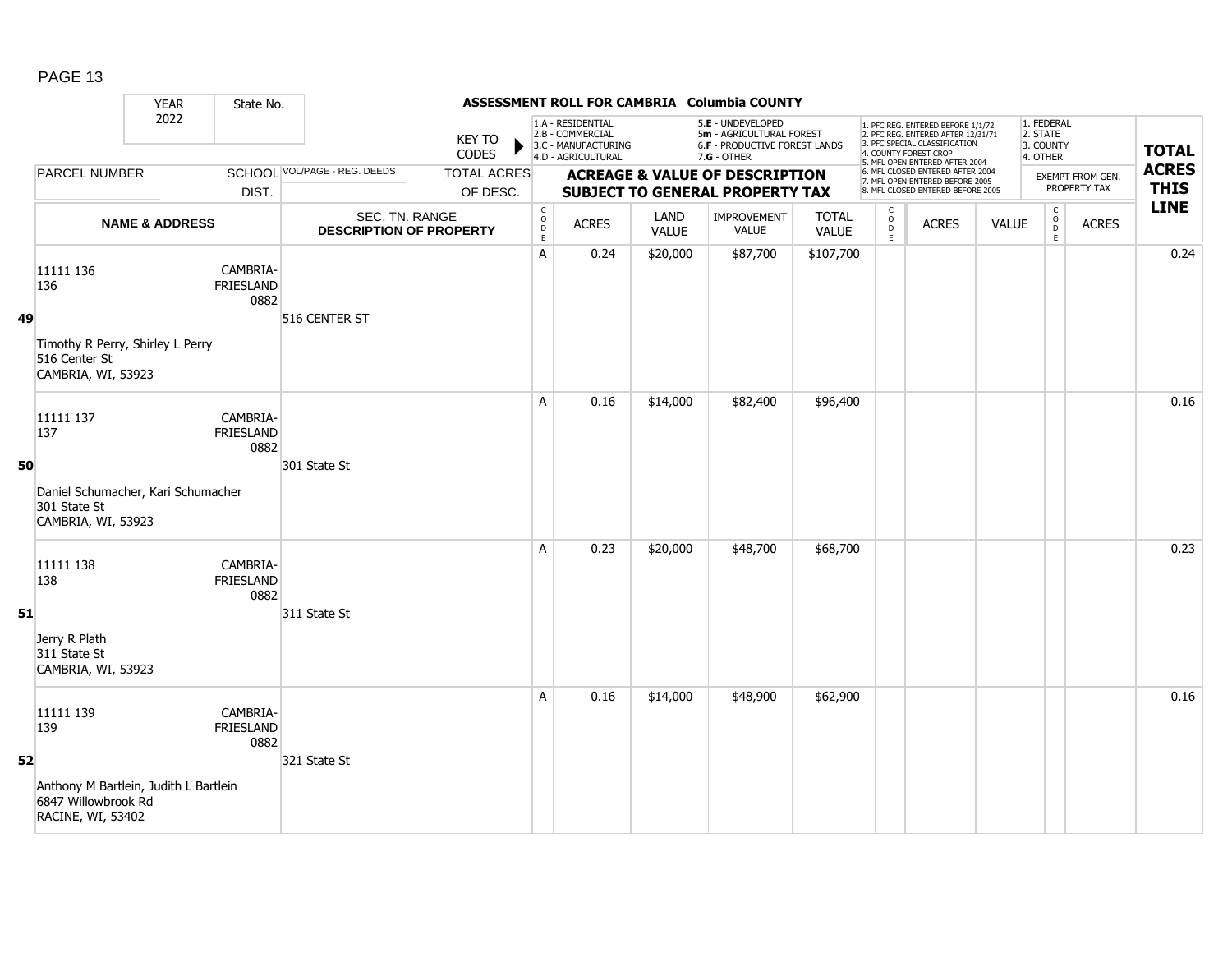# ASSESSMENT ROLL FOR CAMBRIA Columbia COUNTY

| YEAR 2022 | State No. | | KEY TO CODES: 1.A - RESIDENTIAL, 2.B - COMMERCIAL, 3.C - MANUFACTURING, 4.D - AGRICULTURAL, 5.E - UNDEVELOPED, 5m - AGRICULTURAL FOREST, 6.F - PRODUCTIVE FOREST LANDS, 7.G - OTHER | | | | | | 1. PFC REG. ENTERED BEFORE 1/1/72, 2. PFC REG. ENTERED AFTER 12/31/71, 3. PFC SPECIAL CLASSIFICATION, 4. COUNTY FOREST CROP, 5. MFL OPEN ENTERED AFTER 2004, 6. MFL CLOSED ENTERED AFTER 2004, 7. MFL OPEN ENTERED BEFORE 2005, 8. MFL CLOSED ENTERED BEFORE 2005 | | | 1. FEDERAL, 2. STATE, 3. COUNTY, 4. OTHER | | |
|---|---|---|---|---|---|---|---|---|---|---|---|---|---|---|
| PARCEL NUMBER | SCHOOL DIST. | VOL/PAGE - REG. DEEDS / TOTAL ACRES OF DESC. | ACREAGE & VALUE OF DESCRIPTION SUBJECT TO GENERAL PROPERTY TAX | | | | | | | | | EXEMPT FROM GEN. PROPERTY TAX | | TOTAL ACRES THIS LINE |
| NAME & ADDRESS | | SEC. TN. RANGE DESCRIPTION OF PROPERTY | CODE | ACRES | LAND VALUE | IMPROVEMENT VALUE | TOTAL VALUE | CODE | ACRES | VALUE | CODE | ACRES | | |
| **49** 11111 136<br>136<br>Timothy R Perry, Shirley L Perry<br>516 Center St<br>CAMBRIA, WI, 53923 | CAMBRIA-FRIESLAND 0882 | 516 CENTER ST | A | 0.24 | $20,000 | $87,700 | $107,700 | | | | | | | 0.24 |
| **50** 11111 137<br>137<br>Daniel Schumacher, Kari Schumacher<br>301 State St<br>CAMBRIA, WI, 53923 | CAMBRIA-FRIESLAND 0882 | 301 State St | A | 0.16 | $14,000 | $82,400 | $96,400 | | | | | | | 0.16 |
| **51** 11111 138<br>138<br>Jerry R Plath<br>311 State St<br>CAMBRIA, WI, 53923 | CAMBRIA-FRIESLAND 0882 | 311 State St | A | 0.23 | $20,000 | $48,700 | $68,700 | | | | | | | 0.23 |
| **52** 11111 139<br>139<br>Anthony M Bartlein, Judith L Bartlein<br>6847 Willowbrook Rd<br>RACINE, WI, 53402 | CAMBRIA-FRIESLAND 0882 | 321 State St | A | 0.16 | $14,000 | $48,900 | $62,900 | | | | | | | 0.16 |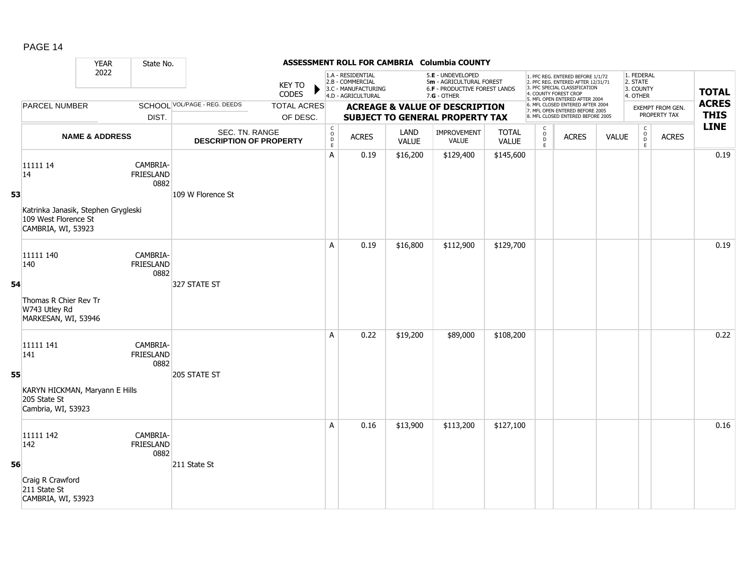**ASSESSMENT ROLL FOR CAMBRIA Columbia COUNTY**

| YEAR 2022 | State No. | KEY TO CODES | 1.A - RESIDENTIAL 2.B - COMMERCIAL 3.C - MANUFACTURING 4.D - AGRICULTURAL | | 5.E - UNDEVELOPED 5m - AGRICULTURAL FOREST 6.F - PRODUCTIVE FOREST LANDS 7.G - OTHER | | | 1. PFC REG. ENTERED BEFORE 1/1/72 2. PFC REG. ENTERED AFTER 12/31/71 3. PFC SPECIAL CLASSIFICATION 4. COUNTY FOREST CROP 5. MFL OPEN ENTERED AFTER 2004 6. MFL CLOSED ENTERED AFTER 2004 7. MFL OPEN ENTERED BEFORE 2005 8. MFL CLOSED ENTERED BEFORE 2005 | | | 1. FEDERAL 2. STATE 3. COUNTY 4. OTHER | | |
|---|---|---|---|---|---|---|---|---|---|---|---|---|---|
| PARCEL NUMBER | SCHOOL DIST. | VOL/PAGE - REG. DEEDS / TOTAL ACRES OF DESC. | ACREAGE & VALUE OF DESCRIPTION SUBJECT TO GENERAL PROPERTY TAX | | | | | | | | EXEMPT FROM GEN. PROPERTY TAX | | TOTAL ACRES THIS LINE |
| NAME & ADDRESS | | SEC. TN. RANGE DESCRIPTION OF PROPERTY | CODE | ACRES | LAND VALUE | IMPROVEMENT VALUE | TOTAL VALUE | CODE | ACRES | VALUE | CODE | ACRES | |
| **53** 11111 14 / 14 — Katrinka Janasik, Stephen Grygleski, 109 West Florence St, CAMBRIA, WI, 53923 | CAMBRIA-FRIESLAND 0882 | 109 W Florence St | A | 0.19 | $16,200 | $129,400 | $145,600 | | | | | | 0.19 |
| **54** 11111 140 / 140 — Thomas R Chier Rev Tr, W743 Utley Rd, MARKESAN, WI, 53946 | CAMBRIA-FRIESLAND 0882 | 327 STATE ST | A | 0.19 | $16,800 | $112,900 | $129,700 | | | | | | 0.19 |
| **55** 11111 141 / 141 — KARYN HICKMAN, Maryann E Hills, 205 State St, Cambria, WI, 53923 | CAMBRIA-FRIESLAND 0882 | 205 STATE ST | A | 0.22 | $19,200 | $89,000 | $108,200 | | | | | | 0.22 |
| **56** 11111 142 / 142 — Craig R Crawford, 211 State St, CAMBRIA, WI, 53923 | CAMBRIA-FRIESLAND 0882 | 211 State St | A | 0.16 | $13,900 | $113,200 | $127,100 | | | | | | 0.16 |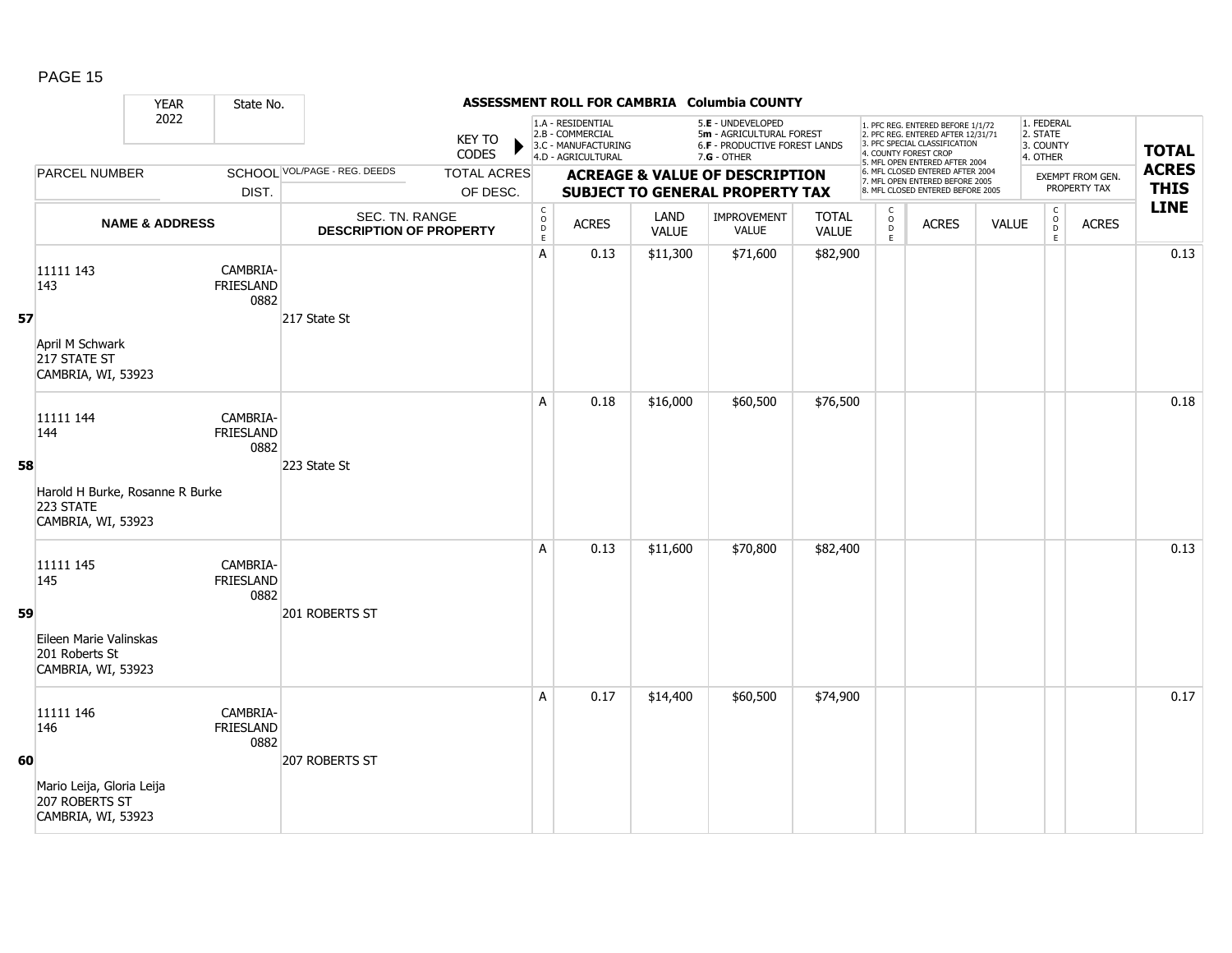## ASSESSMENT ROLL FOR CAMBRIA Columbia COUNTY

| YEAR 2022 | State No. | | KEY TO CODES: 1.A - RESIDENTIAL, 2.B - COMMERCIAL, 3.C - MANUFACTURING, 4.D - AGRICULTURAL, 5.E - UNDEVELOPED, 5m - AGRICULTURAL FOREST, 6.F - PRODUCTIVE FOREST LANDS, 7.G - OTHER | | | | | | 1. PFC REG. ENTERED BEFORE 1/1/72, 2. PFC REG. ENTERED AFTER 12/31/71, 3. PFC SPECIAL CLASSIFICATION, 4. COUNTY FOREST CROP, 5. MFL OPEN ENTERED AFTER 2004, 6. MFL CLOSED ENTERED AFTER 2004, 7. MFL OPEN ENTERED BEFORE 2005, 8. MFL CLOSED ENTERED BEFORE 2005 | | | 1. FEDERAL, 2. STATE, 3. COUNTY, 4. OTHER | | | |
|---|---|---|---|---|---|---|---|---|---|---|---|---|---|---|---|
| PARCEL NUMBER | SCHOOL DIST. | VOL/PAGE - REG. DEEDS | TOTAL ACRES OF DESC. | ACREAGE & VALUE OF DESCRIPTION SUBJECT TO GENERAL PROPERTY TAX | | | | | | | | | EXEMPT FROM GEN. PROPERTY TAX | | TOTAL ACRES THIS LINE |
| | NAME & ADDRESS | SEC. TN. RANGE DESCRIPTION OF PROPERTY | | CODE | ACRES | LAND VALUE | IMPROVEMENT VALUE | TOTAL VALUE | CODE | ACRES | VALUE | CODE | ACRES | | |
| **57** | 11111 143<br>143<br>April M Schwark<br>217 STATE ST<br>CAMBRIA, WI, 53923 | CAMBRIA-FRIESLAND 0882 | 217 State St | A | 0.13 | $11,300 | $71,600 | $82,900 | | | | | | | 0.13 |
| **58** | 11111 144<br>144<br>Harold H Burke, Rosanne R Burke<br>223 STATE<br>CAMBRIA, WI, 53923 | CAMBRIA-FRIESLAND 0882 | 223 State St | A | 0.18 | $16,000 | $60,500 | $76,500 | | | | | | | 0.18 |
| **59** | 11111 145<br>145<br>Eileen Marie Valinskas<br>201 Roberts St<br>CAMBRIA, WI, 53923 | CAMBRIA-FRIESLAND 0882 | 201 ROBERTS ST | A | 0.13 | $11,600 | $70,800 | $82,400 | | | | | | | 0.13 |
| **60** | 11111 146<br>146<br>Mario Leija, Gloria Leija<br>207 ROBERTS ST<br>CAMBRIA, WI, 53923 | CAMBRIA-FRIESLAND 0882 | 207 ROBERTS ST | A | 0.17 | $14,400 | $60,500 | $74,900 | | | | | | | 0.17 |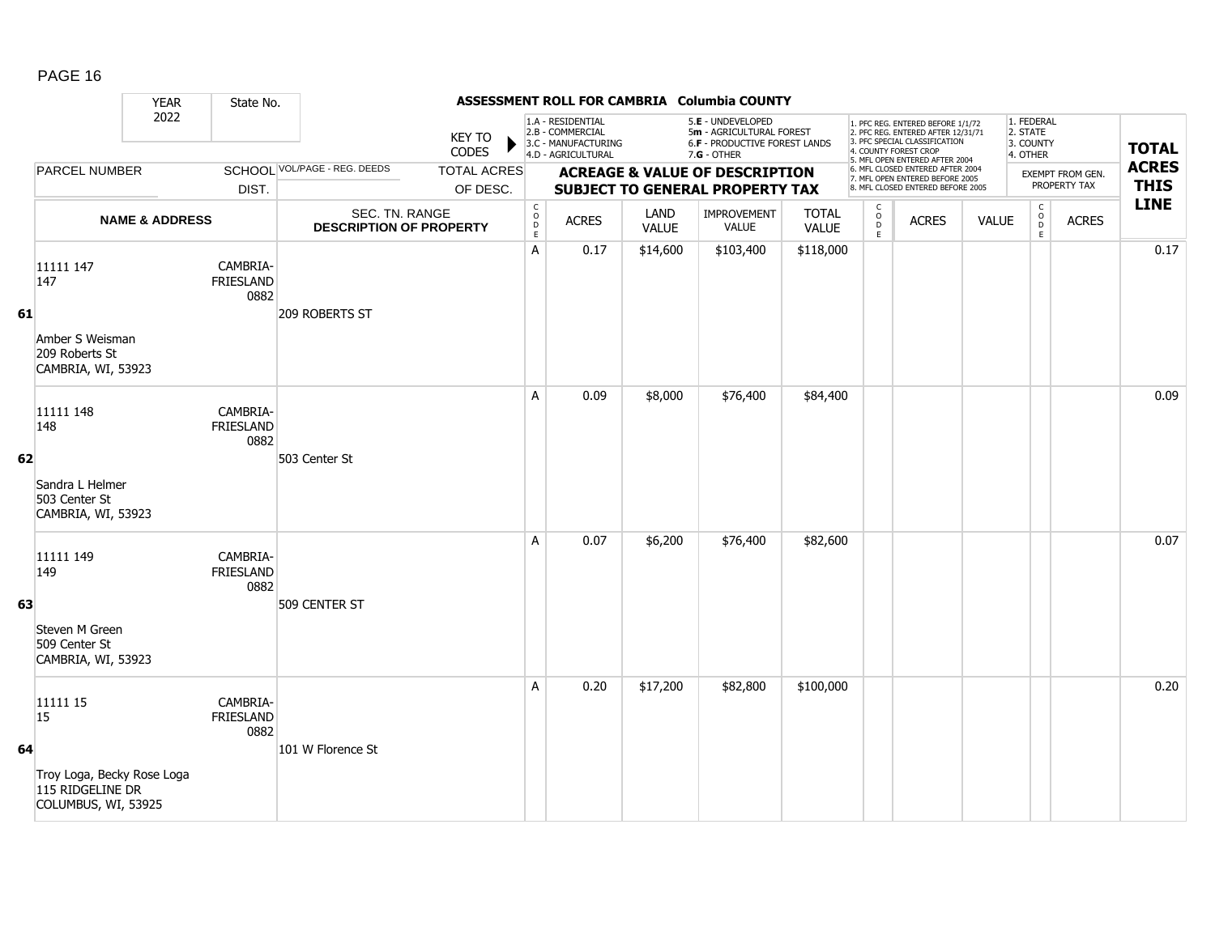**ASSESSMENT ROLL FOR CAMBRIA Columbia COUNTY**

| YEAR 2022 | State No. | | KEY TO CODES: 1.A - RESIDENTIAL, 2.B - COMMERCIAL, 3.C - MANUFACTURING, 4.D - AGRICULTURAL, 5.E - UNDEVELOPED, 5m - AGRICULTURAL FOREST, 6.F - PRODUCTIVE FOREST LANDS, 7.G - OTHER | | | | | 1. PFC REG. ENTERED BEFORE 1/1/72, 2. PFC REG. ENTERED AFTER 12/31/71, 3. PFC SPECIAL CLASSIFICATION, 4. COUNTY FOREST CROP, 5. MFL OPEN ENTERED AFTER 2004, 6. MFL CLOSED ENTERED AFTER 2004, 7. MFL OPEN ENTERED BEFORE 2005, 8. MFL CLOSED ENTERED BEFORE 2005 | | | 1. FEDERAL, 2. STATE, 3. COUNTY, 4. OTHER | | |
|---|---|---|---|---|---|---|---|---|---|---|---|---|---|
| PARCEL NUMBER | SCHOOL DIST. | VOL/PAGE - REG. DEEDS / TOTAL ACRES OF DESC. | ACREAGE & VALUE OF DESCRIPTION SUBJECT TO GENERAL PROPERTY TAX | | | | | | | | EXEMPT FROM GEN. PROPERTY TAX | | TOTAL ACRES THIS LINE |
| NAME & ADDRESS | | SEC. TN. RANGE / DESCRIPTION OF PROPERTY | CODE | ACRES | LAND VALUE | IMPROVEMENT VALUE | TOTAL VALUE | CODE | ACRES | VALUE | CODE | ACRES | |
| **61** 11111 147<br>147<br>Amber S Weisman<br>209 Roberts St<br>CAMBRIA, WI, 53923 | CAMBRIA-FRIESLAND 0882 | 209 ROBERTS ST | A | 0.17 | $14,600 | $103,400 | $118,000 | | | | | | 0.17 |
| **62** 11111 148<br>148<br>Sandra L Helmer<br>503 Center St<br>CAMBRIA, WI, 53923 | CAMBRIA-FRIESLAND 0882 | 503 Center St | A | 0.09 | $8,000 | $76,400 | $84,400 | | | | | | 0.09 |
| **63** 11111 149<br>149<br>Steven M Green<br>509 Center St<br>CAMBRIA, WI, 53923 | CAMBRIA-FRIESLAND 0882 | 509 CENTER ST | A | 0.07 | $6,200 | $76,400 | $82,600 | | | | | | 0.07 |
| **64** 11111 15<br>15<br>Troy Loga, Becky Rose Loga<br>115 RIDGELINE DR<br>COLUMBUS, WI, 53925 | CAMBRIA-FRIESLAND 0882 | 101 W Florence St | A | 0.20 | $17,200 | $82,800 | $100,000 | | | | | | 0.20 |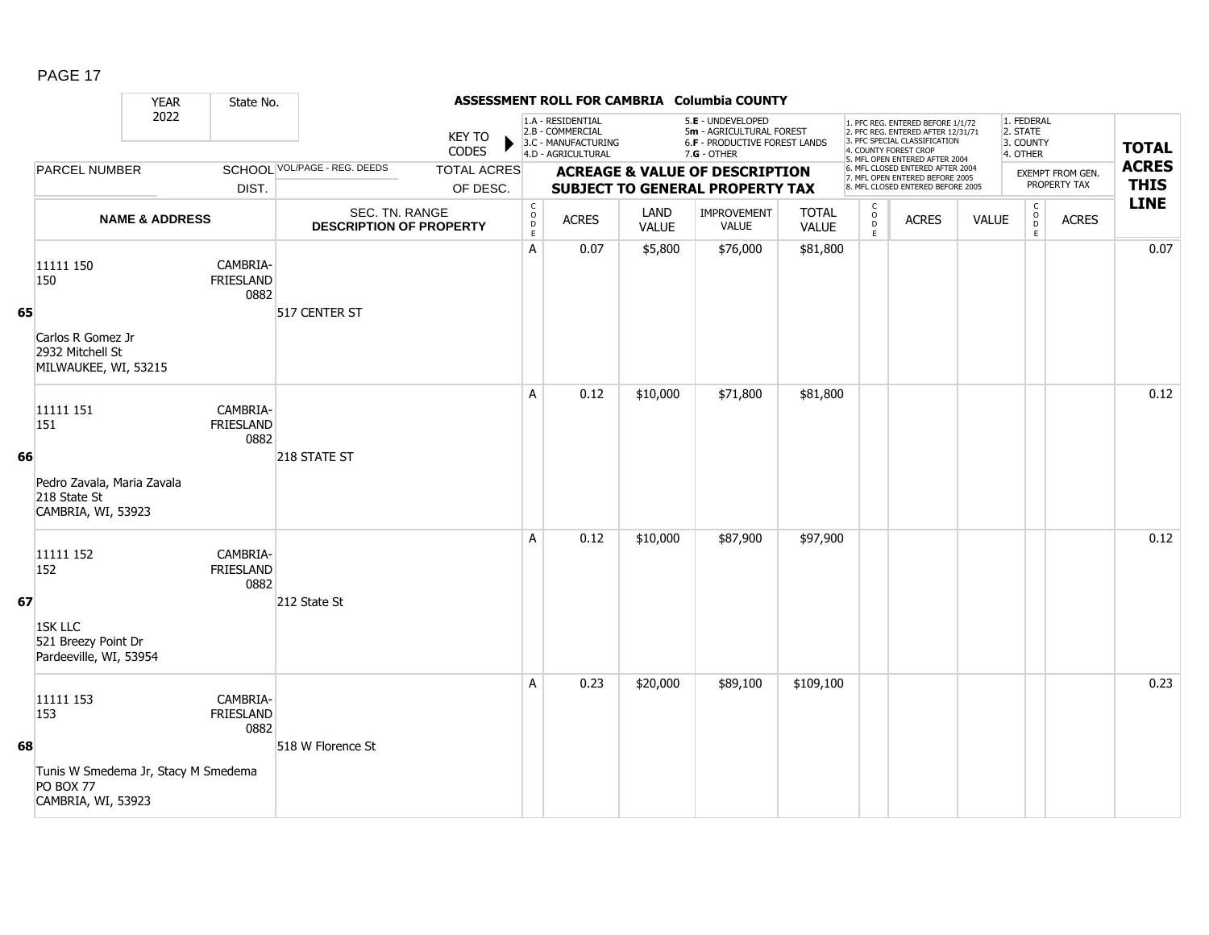## ASSESSMENT ROLL FOR CAMBRIA Columbia COUNTY

| YEAR 2022 | State No. | | KEY TO CODES | 1.A - RESIDENTIAL 2.B - COMMERCIAL 3.C - MANUFACTURING 4.D - AGRICULTURAL | | 5.E - UNDEVELOPED 5m - AGRICULTURAL FOREST 6.F - PRODUCTIVE FOREST LANDS 7.G - OTHER | | | 1. PFC REG. ENTERED BEFORE 1/1/72 2. PFC REG. ENTERED AFTER 12/31/71 3. PFC SPECIAL CLASSIFICATION 4. COUNTY FOREST CROP 5. MFL OPEN ENTERED AFTER 2004 6. MFL CLOSED ENTERED AFTER 2004 7. MFL OPEN ENTERED BEFORE 2005 8. MFL CLOSED ENTERED BEFORE 2005 | | | 1. FEDERAL 2. STATE 3. COUNTY 4. OTHER | | TOTAL ACRES THIS LINE |
|---|---|---|---|---|---|---|---|---|---|---|---|---|---|---|
| PARCEL NUMBER | SCHOOL DIST. | VOL/PAGE - REG. DEEDS | TOTAL ACRES OF DESC. | ACREAGE & VALUE OF DESCRIPTION SUBJECT TO GENERAL PROPERTY TAX | | | | | | | | EXEMPT FROM GEN. PROPERTY TAX | | |
| NAME & ADDRESS | | SEC. TN. RANGE DESCRIPTION OF PROPERTY | CODE | ACRES | LAND VALUE | IMPROVEMENT VALUE | TOTAL VALUE | CODE | ACRES | VALUE | CODE | ACRES | | |
| **65** 11111 150 150 Carlos R Gomez Jr 2932 Mitchell St MILWAUKEE, WI, 53215 | CAMBRIA-FRIESLAND 0882 | 517 CENTER ST | A | 0.07 | $5,800 | $76,000 | $81,800 | | | | | | | 0.07 |
| **66** 11111 151 151 Pedro Zavala, Maria Zavala 218 State St CAMBRIA, WI, 53923 | CAMBRIA-FRIESLAND 0882 | 218 STATE ST | A | 0.12 | $10,000 | $71,800 | $81,800 | | | | | | | 0.12 |
| **67** 11111 152 152 1SK LLC 521 Breezy Point Dr Pardeeville, WI, 53954 | CAMBRIA-FRIESLAND 0882 | 212 State St | A | 0.12 | $10,000 | $87,900 | $97,900 | | | | | | | 0.12 |
| **68** 11111 153 153 Tunis W Smedema Jr, Stacy M Smedema PO BOX 77 CAMBRIA, WI, 53923 | CAMBRIA-FRIESLAND 0882 | 518 W Florence St | A | 0.23 | $20,000 | $89,100 | $109,100 | | | | | | | 0.23 |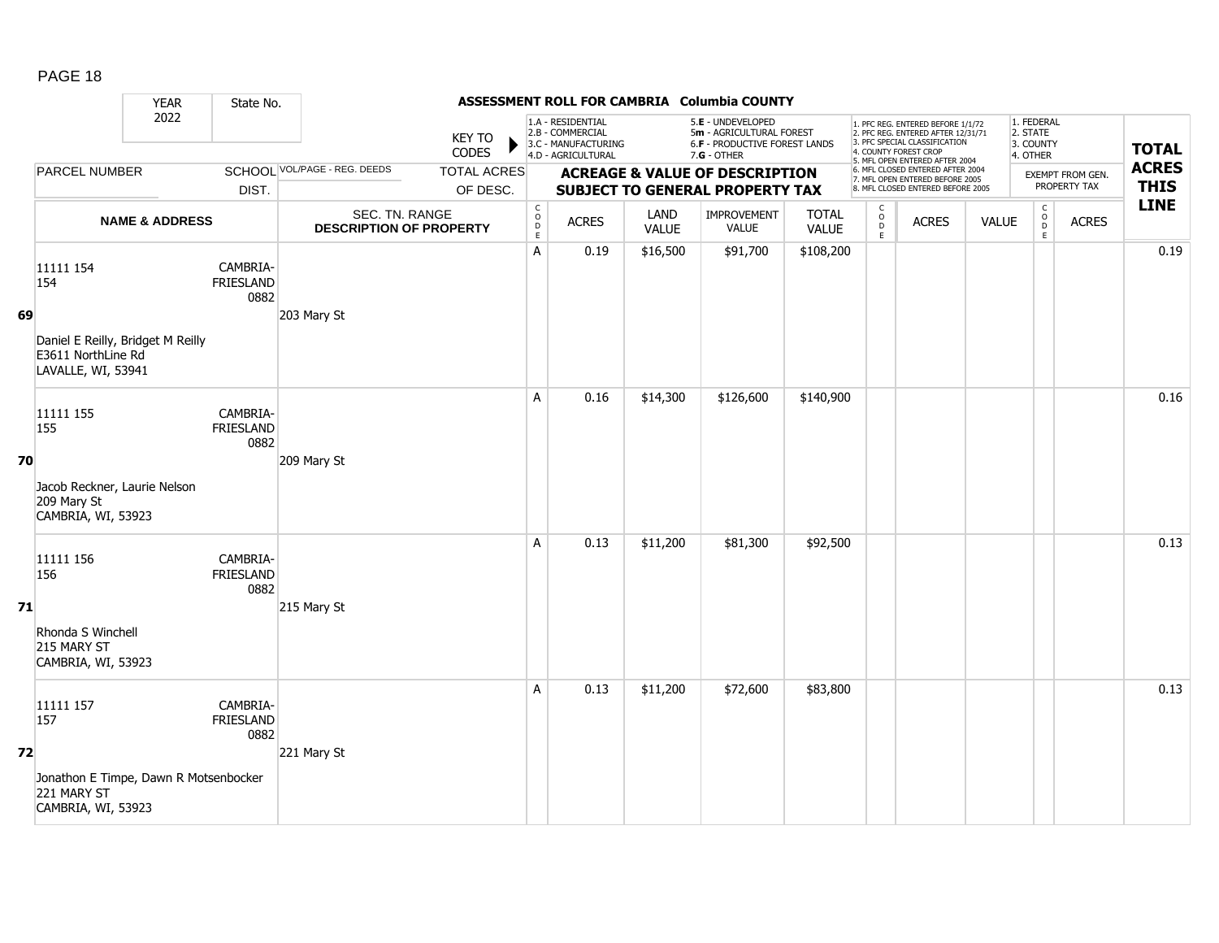## ASSESSMENT ROLL FOR CAMBRIA Columbia COUNTY

YEAR 2022 | State No.

KEY TO CODES: 1.A - RESIDENTIAL, 2.B - COMMERCIAL, 3.C - MANUFACTURING, 4.D - AGRICULTURAL, 5.E - UNDEVELOPED, 5m - AGRICULTURAL FOREST, 6.F - PRODUCTIVE FOREST LANDS, 7.G - OTHER

1. PFC REG. ENTERED BEFORE 1/1/72, 2. PFC REG. ENTERED AFTER 12/31/71, 3. PFC SPECIAL CLASSIFICATION, 4. COUNTY FOREST CROP, 5. MFL OPEN ENTERED AFTER 2004, 6. MFL CLOSED ENTERED AFTER 2004, 7. MFL OPEN ENTERED BEFORE 2005, 8. MFL CLOSED ENTERED BEFORE 2005

1. FEDERAL, 2. STATE, 3. COUNTY, 4. OTHER

| LINE | PARCEL NUMBER / NAME & ADDRESS | SCHOOL DIST. | VOL/PAGE - REG. DEEDS / SEC. TN. RANGE / DESCRIPTION OF PROPERTY | TOTAL ACRES OF DESC. | CODE | ACRES | LAND VALUE | IMPROVEMENT VALUE | TOTAL VALUE | CODE | ACRES | VALUE | CODE | EXEMPT ACRES | TOTAL ACRES THIS LINE |
|---|---|---|---|---|---|---|---|---|---|---|---|---|---|---|---|
| 69 | 11111 154<br>154<br>Daniel E Reilly, Bridget M Reilly<br>E3611 NorthLine Rd<br>LAVALLE, WI, 53941 | CAMBRIA-FRIESLAND 0882 | 203 Mary St | | A | 0.19 | $16,500 | $91,700 | $108,200 | | | | | | 0.19 |
| 70 | 11111 155<br>155<br>Jacob Reckner, Laurie Nelson<br>209 Mary St<br>CAMBRIA, WI, 53923 | CAMBRIA-FRIESLAND 0882 | 209 Mary St | | A | 0.16 | $14,300 | $126,600 | $140,900 | | | | | | 0.16 |
| 71 | 11111 156<br>156<br>Rhonda S Winchell<br>215 MARY ST<br>CAMBRIA, WI, 53923 | CAMBRIA-FRIESLAND 0882 | 215 Mary St | | A | 0.13 | $11,200 | $81,300 | $92,500 | | | | | | 0.13 |
| 72 | 11111 157<br>157<br>Jonathon E Timpe, Dawn R Motsenbocker<br>221 MARY ST<br>CAMBRIA, WI, 53923 | CAMBRIA-FRIESLAND 0882 | 221 Mary St | | A | 0.13 | $11,200 | $72,600 | $83,800 | | | | | | 0.13 |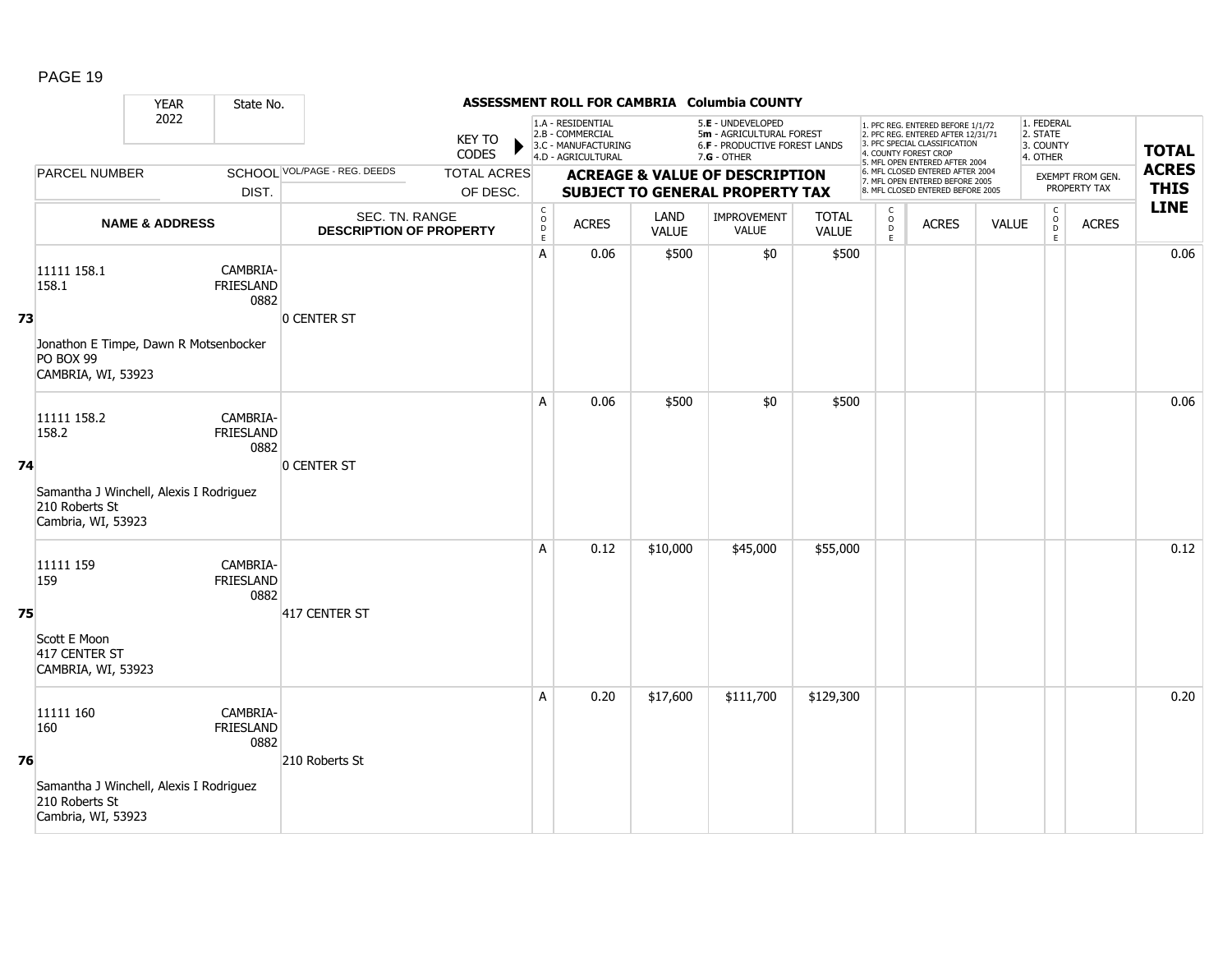## ASSESSMENT ROLL FOR CAMBRIA Columbia COUNTY

| YEAR 2022 | State No. | | KEY TO CODES | 1.A - RESIDENTIAL<br>2.B - COMMERCIAL<br>3.C - MANUFACTURING<br>4.D - AGRICULTURAL | | 5.E - UNDEVELOPED<br>5m - AGRICULTURAL FOREST<br>6.F - PRODUCTIVE FOREST LANDS<br>7.G - OTHER | | | 1. PFC REG. ENTERED BEFORE 1/1/72<br>2. PFC REG. ENTERED AFTER 12/31/71<br>3. PFC SPECIAL CLASSIFICATION<br>4. COUNTY FOREST CROP<br>5. MFL OPEN ENTERED AFTER 2004<br>6. MFL CLOSED ENTERED AFTER 2004<br>7. MFL OPEN ENTERED BEFORE 2005<br>8. MFL CLOSED ENTERED BEFORE 2005 | | | 1. FEDERAL<br>2. STATE<br>3. COUNTY<br>4. OTHER | | TOTAL ACRES THIS LINE |
|---|---|---|---|---|---|---|---|---|---|---|---|---|---|---|
| PARCEL NUMBER | SCHOOL DIST. | VOL/PAGE - REG. DEEDS | TOTAL ACRES OF DESC. | ACREAGE & VALUE OF DESCRIPTION SUBJECT TO GENERAL PROPERTY TAX | | | | | | | | EXEMPT FROM GEN. PROPERTY TAX | | |
| NAME & ADDRESS | | SEC. TN. RANGE DESCRIPTION OF PROPERTY | | CODE | ACRES | LAND VALUE | IMPROVEMENT VALUE | TOTAL VALUE | CODE | ACRES | VALUE | CODE | ACRES | |
| **73** 11111 158.1<br>158.1<br>Jonathon E Timpe, Dawn R Motsenbocker<br>PO BOX 99<br>CAMBRIA, WI, 53923 | CAMBRIA-FRIESLAND 0882 | 0 CENTER ST | | A | 0.06 | $500 | $0 | $500 | | | | | | 0.06 |
| **74** 11111 158.2<br>158.2<br>Samantha J Winchell, Alexis I Rodriguez<br>210 Roberts St<br>Cambria, WI, 53923 | CAMBRIA-FRIESLAND 0882 | 0 CENTER ST | | A | 0.06 | $500 | $0 | $500 | | | | | | 0.06 |
| **75** 11111 159<br>159<br>Scott E Moon<br>417 CENTER ST<br>CAMBRIA, WI, 53923 | CAMBRIA-FRIESLAND 0882 | 417 CENTER ST | | A | 0.12 | $10,000 | $45,000 | $55,000 | | | | | | 0.12 |
| **76** 11111 160<br>160<br>Samantha J Winchell, Alexis I Rodriguez<br>210 Roberts St<br>Cambria, WI, 53923 | CAMBRIA-FRIESLAND 0882 | 210 Roberts St | | A | 0.20 | $17,600 | $111,700 | $129,300 | | | | | | 0.20 |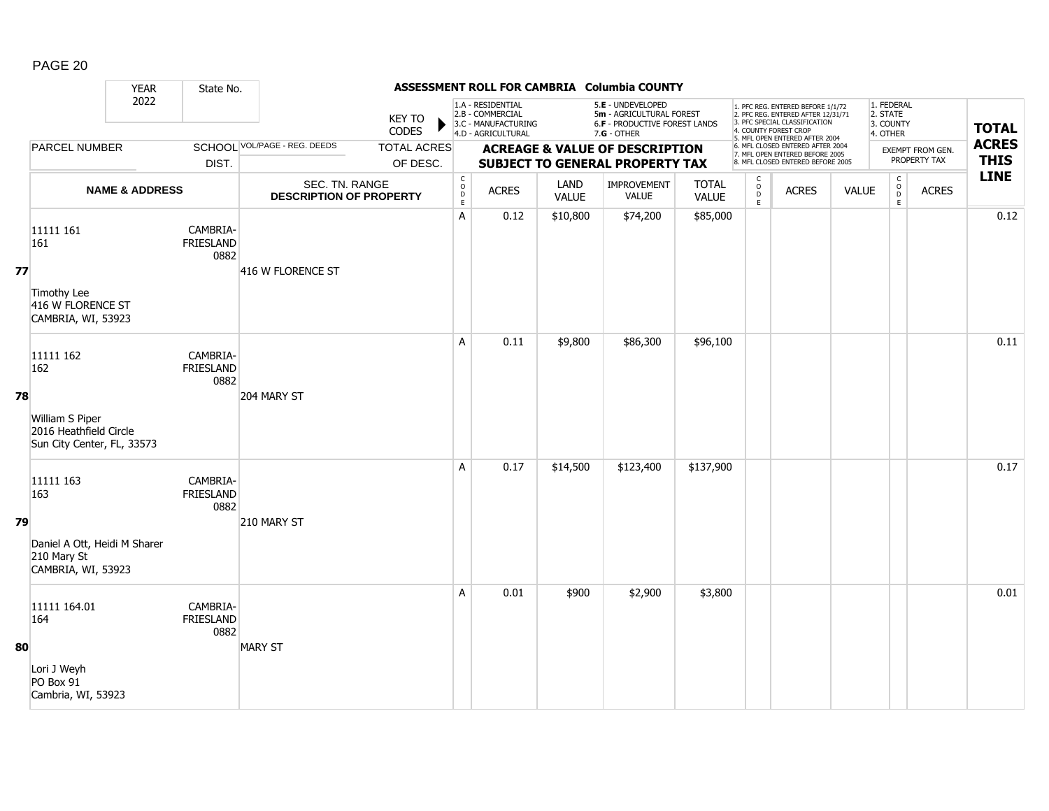# ASSESSMENT ROLL FOR CAMBRIA Columbia COUNTY

| YEAR 2022 | State No. | | | | | | | | | | | | | |
|---|---|---|---|---|---|---|---|---|---|---|---|---|---|---|

KEY TO CODES: 1.A - RESIDENTIAL, 2.B - COMMERCIAL, 3.C - MANUFACTURING, 4.D - AGRICULTURAL, 5.E - UNDEVELOPED, 5m - AGRICULTURAL FOREST, 6.F - PRODUCTIVE FOREST LANDS, 7.G - OTHER

1. PFC REG. ENTERED BEFORE 1/1/72
2. PFC REG. ENTERED AFTER 12/31/71
3. PFC SPECIAL CLASSIFICATION
4. COUNTY FOREST CROP
5. MFL OPEN ENTERED AFTER 2004
6. MFL CLOSED ENTERED AFTER 2004
7. MFL OPEN ENTERED BEFORE 2005
8. MFL CLOSED ENTERED BEFORE 2005

1. FEDERAL 2. STATE 3. COUNTY 4. OTHER — EXEMPT FROM GEN. PROPERTY TAX

ACREAGE & VALUE OF DESCRIPTION SUBJECT TO GENERAL PROPERTY TAX

| LINE | PARCEL NUMBER / NAME & ADDRESS | SCHOOL DIST. | VOL/PAGE - REG. DEEDS / SEC. TN. RANGE / DESCRIPTION OF PROPERTY | CODE | ACRES | LAND VALUE | IMPROVEMENT VALUE | TOTAL VALUE | CODE | ACRES | VALUE | CODE | ACRES | TOTAL ACRES THIS LINE |
|---|---|---|---|---|---|---|---|---|---|---|---|---|---|---|
| 77 | 11111 161<br>161<br>Timothy Lee<br>416 W FLORENCE ST<br>CAMBRIA, WI, 53923 | CAMBRIA-FRIESLAND 0882 | 416 W FLORENCE ST | A | 0.12 | $10,800 | $74,200 | $85,000 | | | | | | 0.12 |
| 78 | 11111 162<br>162<br>William S Piper<br>2016 Heathfield Circle<br>Sun City Center, FL, 33573 | CAMBRIA-FRIESLAND 0882 | 204 MARY ST | A | 0.11 | $9,800 | $86,300 | $96,100 | | | | | | 0.11 |
| 79 | 11111 163<br>163<br>Daniel A Ott, Heidi M Sharer<br>210 Mary St<br>CAMBRIA, WI, 53923 | CAMBRIA-FRIESLAND 0882 | 210 MARY ST | A | 0.17 | $14,500 | $123,400 | $137,900 | | | | | | 0.17 |
| 80 | 11111 164.01<br>164<br>Lori J Weyh<br>PO Box 91<br>Cambria, WI, 53923 | CAMBRIA-FRIESLAND 0882 | MARY ST | A | 0.01 | $900 | $2,900 | $3,800 | | | | | | 0.01 |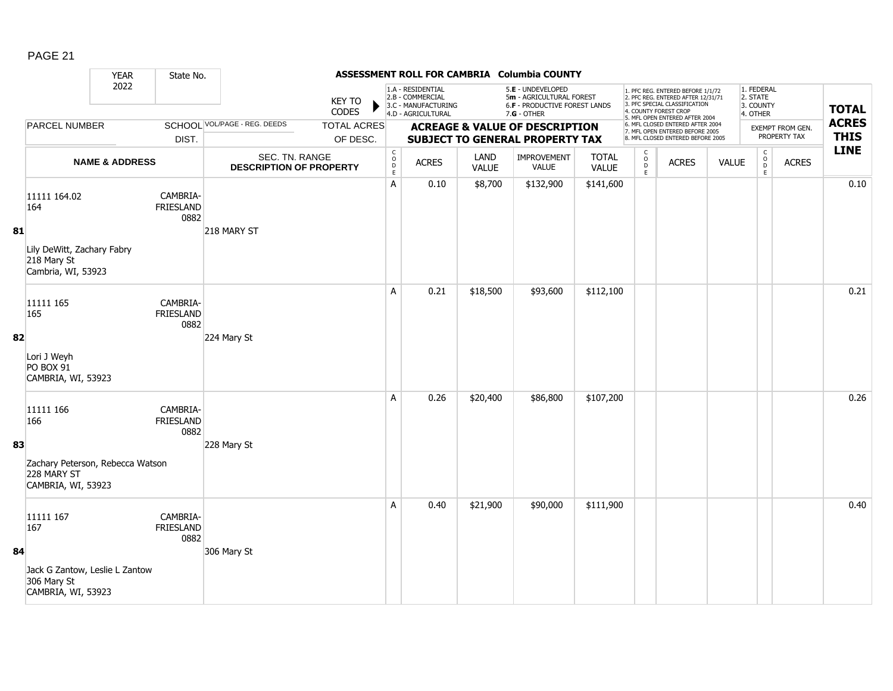| YEAR 2022 | State No. | | ASSESSMENT ROLL FOR CAMBRIA Columbia COUNTY | | | | | | | | | | | | |
|---|---|---|---|---|---|---|---|---|---|---|---|---|---|---|---|
| | | | KEY TO CODES | 1.A - RESIDENTIAL 2.B - COMMERCIAL 3.C - MANUFACTURING 4.D - AGRICULTURAL | | 5.E - UNDEVELOPED 5m - AGRICULTURAL FOREST 6.F - PRODUCTIVE FOREST LANDS 7.G - OTHER | | | 1. PFC REG. ENTERED BEFORE 1/1/72 2. PFC REG. ENTERED AFTER 12/31/71 3. PFC SPECIAL CLASSIFICATION 4. COUNTY FOREST CROP 5. MFL OPEN ENTERED AFTER 2004 6. MFL CLOSED ENTERED AFTER 2004 7. MFL OPEN ENTERED BEFORE 2005 8. MFL CLOSED ENTERED BEFORE 2005 | | | 1. FEDERAL 2. STATE 3. COUNTY 4. OTHER | | **TOTAL ACRES THIS LINE** | |
| PARCEL NUMBER | SCHOOL DIST. | VOL/PAGE - REG. DEEDS | TOTAL ACRES OF DESC. | **ACREAGE & VALUE OF DESCRIPTION SUBJECT TO GENERAL PROPERTY TAX** | | | | | | | | EXEMPT FROM GEN. PROPERTY TAX | | | |
| | **NAME & ADDRESS** | SEC. TN. RANGE **DESCRIPTION OF PROPERTY** | | CODE | ACRES | LAND VALUE | IMPROVEMENT VALUE | TOTAL VALUE | CODE | ACRES | VALUE | CODE | ACRES | | |
| **81** | 11111 164.02<br>164<br>Lily DeWitt, Zachary Fabry<br>218 Mary St<br>Cambria, WI, 53923 | CAMBRIA-FRIESLAND 0882 | 218 MARY ST | A | 0.10 | $8,700 | $132,900 | $141,600 | | | | | | 0.10 | |
| **82** | 11111 165<br>165<br>Lori J Weyh<br>PO BOX 91<br>CAMBRIA, WI, 53923 | CAMBRIA-FRIESLAND 0882 | 224 Mary St | A | 0.21 | $18,500 | $93,600 | $112,100 | | | | | | 0.21 | |
| **83** | 11111 166<br>166<br>Zachary Peterson, Rebecca Watson<br>228 MARY ST<br>CAMBRIA, WI, 53923 | CAMBRIA-FRIESLAND 0882 | 228 Mary St | A | 0.26 | $20,400 | $86,800 | $107,200 | | | | | | 0.26 | |
| **84** | 11111 167<br>167<br>Jack G Zantow, Leslie L Zantow<br>306 Mary St<br>CAMBRIA, WI, 53923 | CAMBRIA-FRIESLAND 0882 | 306 Mary St | A | 0.40 | $21,900 | $90,000 | $111,900 | | | | | | 0.40 | |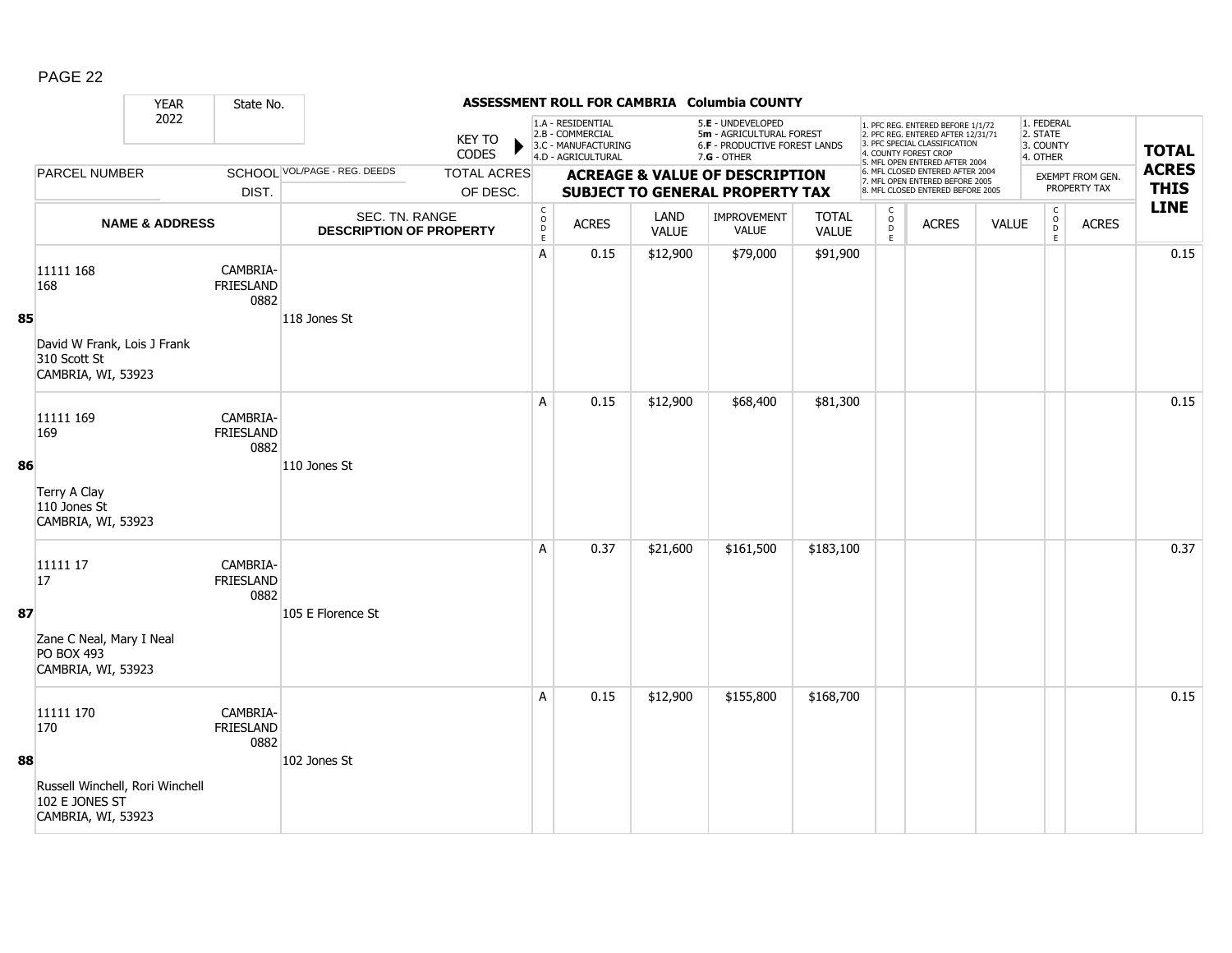| YEAR 2022 | State No. | | **ASSESSMENT ROLL FOR CAMBRIA Columbia COUNTY** | | | | | | | | | | | | |
|---|---|---|---|---|---|---|---|---|---|---|---|---|---|---|---|
| | | | KEY TO CODES | 1.A - RESIDENTIAL 2.B - COMMERCIAL 3.C - MANUFACTURING 4.D - AGRICULTURAL | | 5.E - UNDEVELOPED 5m - AGRICULTURAL FOREST 6.F - PRODUCTIVE FOREST LANDS 7.G - OTHER | | | 1. PFC REG. ENTERED BEFORE 1/1/72 2. PFC REG. ENTERED AFTER 12/31/71 3. PFC SPECIAL CLASSIFICATION 4. COUNTY FOREST CROP 5. MFL OPEN ENTERED AFTER 2004 6. MFL CLOSED ENTERED AFTER 2004 7. MFL OPEN ENTERED BEFORE 2005 8. MFL CLOSED ENTERED BEFORE 2005 | | | 1. FEDERAL 2. STATE 3. COUNTY 4. OTHER | | | **TOTAL ACRES THIS LINE** |
| PARCEL NUMBER | SCHOOL DIST. | VOL/PAGE - REG. DEEDS | TOTAL ACRES OF DESC. | **ACREAGE & VALUE OF DESCRIPTION SUBJECT TO GENERAL PROPERTY TAX** | | | | | | | | EXEMPT FROM GEN. PROPERTY TAX | | | |
| **NAME & ADDRESS** | | SEC. TN. RANGE **DESCRIPTION OF PROPERTY** | | CODE | ACRES | LAND VALUE | IMPROVEMENT VALUE | TOTAL VALUE | CODE | ACRES | VALUE | CODE | ACRES | | |
| **85** 11111 168 168 David W Frank, Lois J Frank 310 Scott St CAMBRIA, WI, 53923 | CAMBRIA-FRIESLAND 0882 | 118 Jones St | | A | 0.15 | $12,900 | $79,000 | $91,900 | | | | | | | 0.15 |
| **86** 11111 169 169 Terry A Clay 110 Jones St CAMBRIA, WI, 53923 | CAMBRIA-FRIESLAND 0882 | 110 Jones St | | A | 0.15 | $12,900 | $68,400 | $81,300 | | | | | | | 0.15 |
| **87** 11111 17 17 Zane C Neal, Mary I Neal PO BOX 493 CAMBRIA, WI, 53923 | CAMBRIA-FRIESLAND 0882 | 105 E Florence St | | A | 0.37 | $21,600 | $161,500 | $183,100 | | | | | | | 0.37 |
| **88** 11111 170 170 Russell Winchell, Rori Winchell 102 E JONES ST CAMBRIA, WI, 53923 | CAMBRIA-FRIESLAND 0882 | 102 Jones St | | A | 0.15 | $12,900 | $155,800 | $168,700 | | | | | | | 0.15 |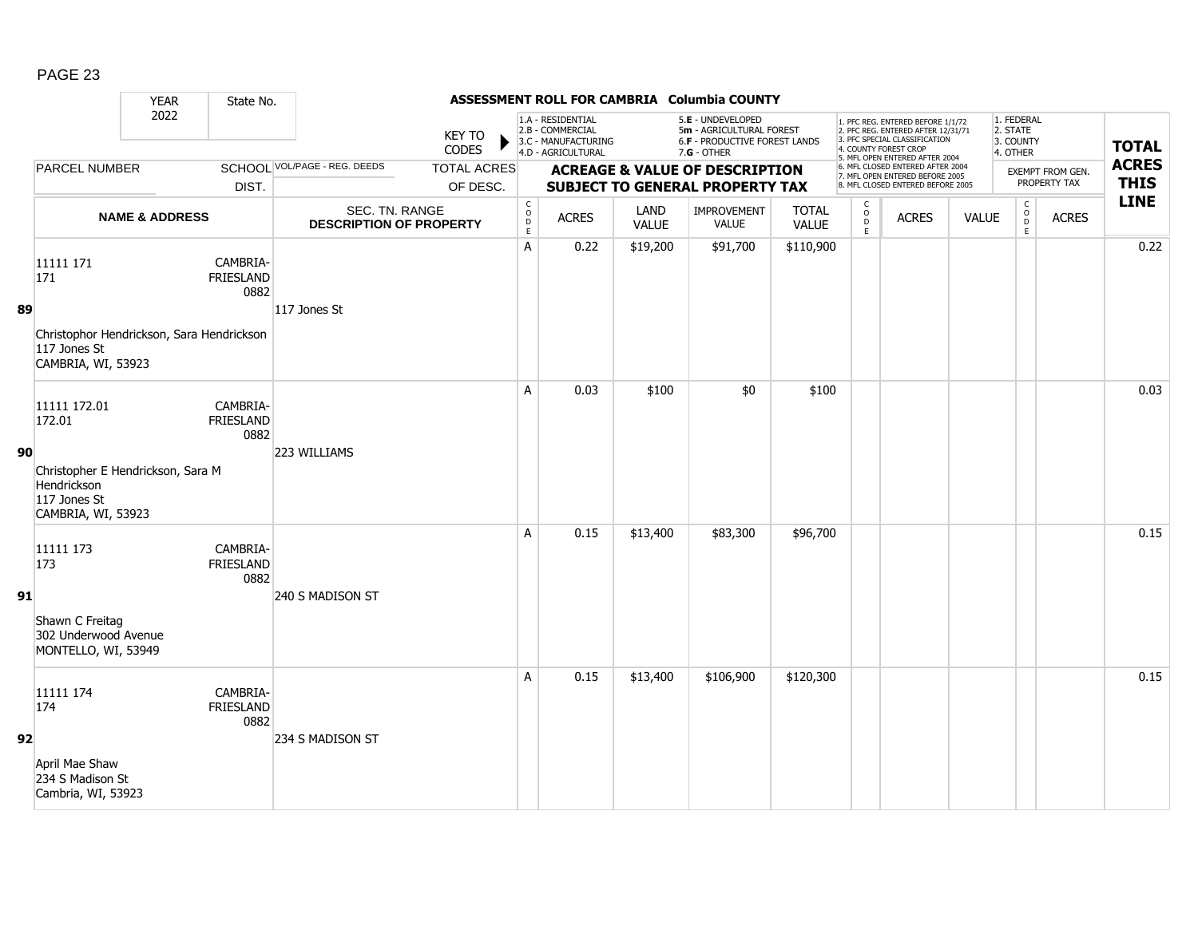# ASSESSMENT ROLL FOR CAMBRIA Columbia COUNTY

YEAR 2022 | State No.

KEY TO CODES: 1.A - RESIDENTIAL, 2.B - COMMERCIAL, 3.C - MANUFACTURING, 4.D - AGRICULTURAL, 5.E - UNDEVELOPED, 5m - AGRICULTURAL FOREST, 6.F - PRODUCTIVE FOREST LANDS, 7.G - OTHER

1. PFC REG. ENTERED BEFORE 1/1/72, 2. PFC REG. ENTERED AFTER 12/31/71, 3. PFC SPECIAL CLASSIFICATION, 4. COUNTY FOREST CROP, 5. MFL OPEN ENTERED AFTER 2004, 6. MFL CLOSED ENTERED AFTER 2004, 7. MFL OPEN ENTERED BEFORE 2005, 8. MFL CLOSED ENTERED BEFORE 2005

1. FEDERAL, 2. STATE, 3. COUNTY, 4. OTHER

| | PARCEL NUMBER / NAME & ADDRESS | SCHOOL DIST. | VOL/PAGE - REG. DEEDS / SEC. TN. RANGE / DESCRIPTION OF PROPERTY | CODE | ACRES | LAND VALUE | IMPROVEMENT VALUE | TOTAL VALUE | CODE | ACRES | VALUE | CODE | EXEMPT ACRES | TOTAL ACRES THIS LINE |
|---|---|---|---|---|---|---|---|---|---|---|---|---|---|---|
| 89 | 11111 171<br>171<br>Christophor Hendrickson, Sara Hendrickson<br>117 Jones St<br>CAMBRIA, WI, 53923 | CAMBRIA-FRIESLAND 0882 | 117 Jones St | A | 0.22 | $19,200 | $91,700 | $110,900 | | | | | | 0.22 |
| 90 | 11111 172.01<br>172.01<br>Christopher E Hendrickson, Sara M Hendrickson<br>117 Jones St<br>CAMBRIA, WI, 53923 | CAMBRIA-FRIESLAND 0882 | 223 WILLIAMS | A | 0.03 | $100 | $0 | $100 | | | | | | 0.03 |
| 91 | 11111 173<br>173<br>Shawn C Freitag<br>302 Underwood Avenue<br>MONTELLO, WI, 53949 | CAMBRIA-FRIESLAND 0882 | 240 S MADISON ST | A | 0.15 | $13,400 | $83,300 | $96,700 | | | | | | 0.15 |
| 92 | 11111 174<br>174<br>April Mae Shaw<br>234 S Madison St<br>Cambria, WI, 53923 | CAMBRIA-FRIESLAND 0882 | 234 S MADISON ST | A | 0.15 | $13,400 | $106,900 | $120,300 | | | | | | 0.15 |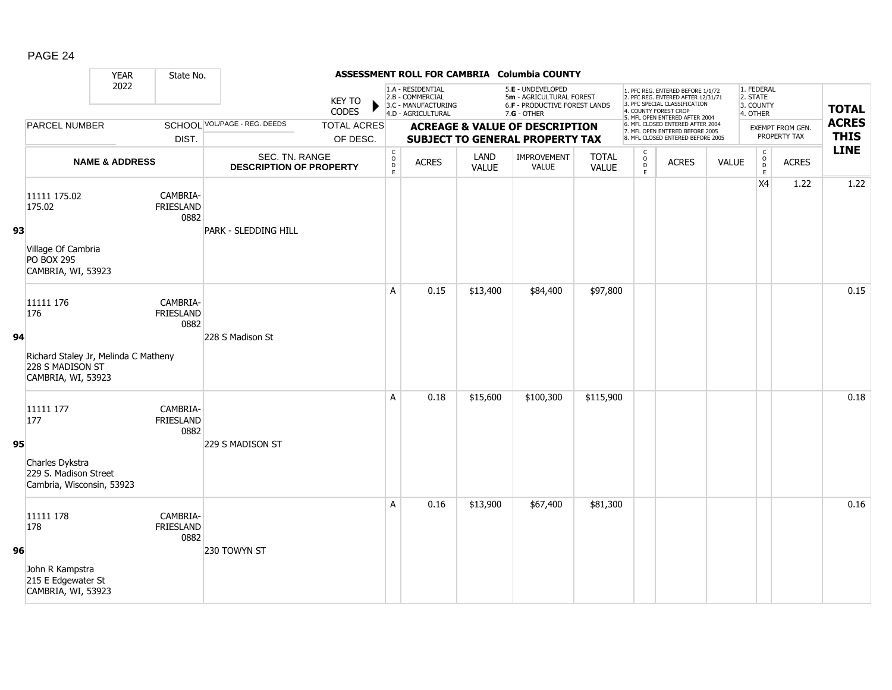# ASSESSMENT ROLL FOR CAMBRIA Columbia COUNTY

| YEAR 2022 | State No. | | KEY TO CODES: 1.A - RESIDENTIAL, 2.B - COMMERCIAL, 3.C - MANUFACTURING, 4.D - AGRICULTURAL, 5.E - UNDEVELOPED, 5m - AGRICULTURAL FOREST, 6.F - PRODUCTIVE FOREST LANDS, 7.G - OTHER | | | | | | 1. PFC REG. ENTERED BEFORE 1/1/72, 2. PFC REG. ENTERED AFTER 12/31/71, 3. PFC SPECIAL CLASSIFICATION, 4. COUNTY FOREST CROP, 5. MFL OPEN ENTERED AFTER 2004, 6. MFL CLOSED ENTERED AFTER 2004, 7. MFL OPEN ENTERED BEFORE 2005, 8. MFL CLOSED ENTERED BEFORE 2005 | | | 1. FEDERAL, 2. STATE, 3. COUNTY, 4. OTHER | | |
|---|---|---|---|---|---|---|---|---|---|---|---|---|---|---|---|
| PARCEL NUMBER | SCHOOL DIST. | VOL/PAGE - REG. DEEDS / TOTAL ACRES OF DESC. | ACREAGE & VALUE OF DESCRIPTION SUBJECT TO GENERAL PROPERTY TAX | | | | | | | | | | EXEMPT FROM GEN. PROPERTY TAX | | **TOTAL ACRES THIS LINE** |
| **NAME & ADDRESS** | | SEC. TN. RANGE DESCRIPTION OF PROPERTY | CODE | ACRES | LAND VALUE | IMPROVEMENT VALUE | TOTAL VALUE | | CODE | ACRES | VALUE | | CODE | ACRES | |
| **93** 11111 175.02<br>175.02<br>Village Of Cambria<br>PO BOX 295<br>CAMBRIA, WI, 53923 | CAMBRIA-FRIESLAND 0882 | PARK - SLEDDING HILL | | | | | | | | | | | X4 | 1.22 | 1.22 |
| **94** 11111 176<br>176<br>Richard Staley Jr, Melinda C Matheny<br>228 S MADISON ST<br>CAMBRIA, WI, 53923 | CAMBRIA-FRIESLAND 0882 | 228 S Madison St | A | 0.15 | $13,400 | $84,400 | $97,800 | | | | | | | | 0.15 |
| **95** 11111 177<br>177<br>Charles Dykstra<br>229 S. Madison Street<br>Cambria, Wisconsin, 53923 | CAMBRIA-FRIESLAND 0882 | 229 S MADISON ST | A | 0.18 | $15,600 | $100,300 | $115,900 | | | | | | | | 0.18 |
| **96** 11111 178<br>178<br>John R Kampstra<br>215 E Edgewater St<br>CAMBRIA, WI, 53923 | CAMBRIA-FRIESLAND 0882 | 230 TOWYN ST | A | 0.16 | $13,900 | $67,400 | $81,300 | | | | | | | | 0.16 |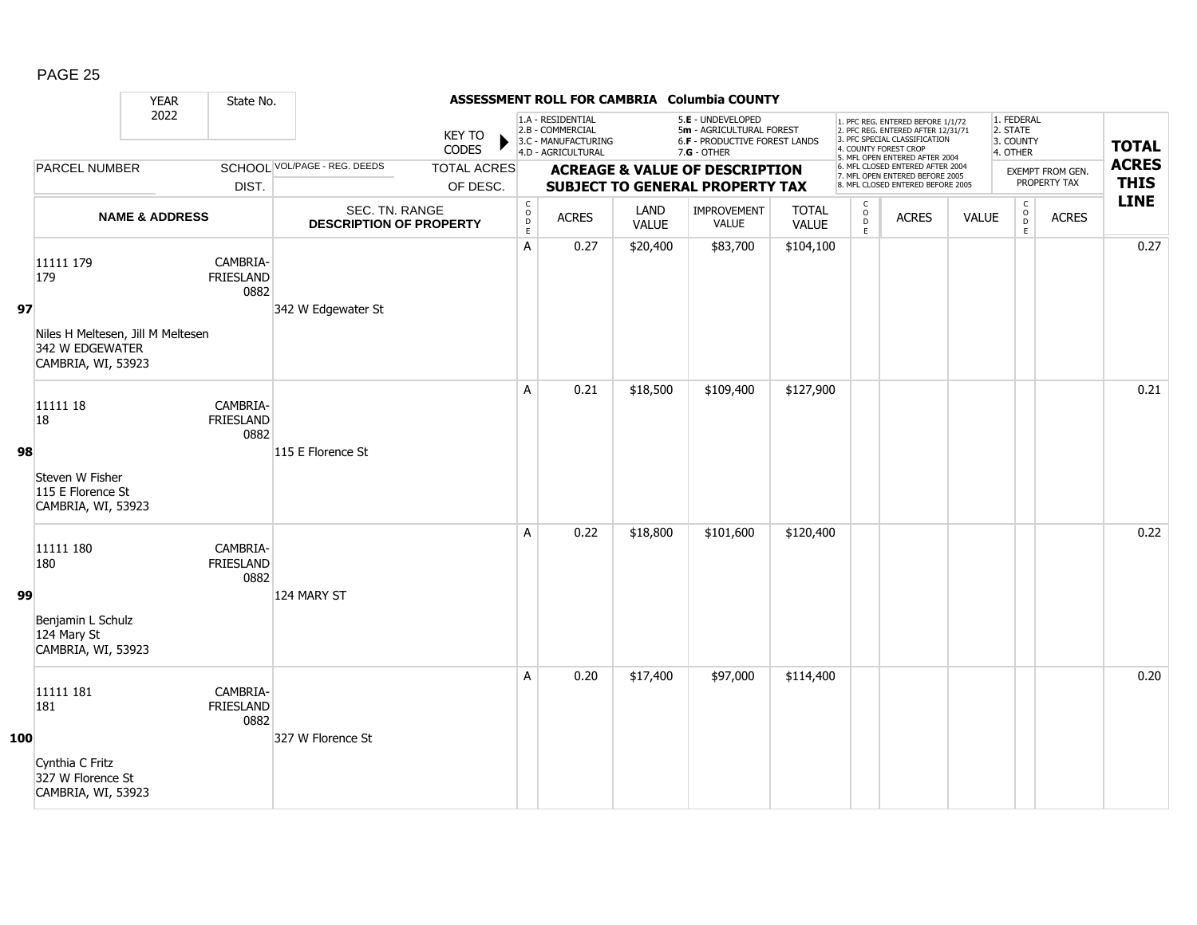## ASSESSMENT ROLL FOR CAMBRIA Columbia COUNTY

YEAR 2022 | State No.

KEY TO CODES: 1.A - RESIDENTIAL, 2.B - COMMERCIAL, 3.C - MANUFACTURING, 4.D - AGRICULTURAL, 5.E - UNDEVELOPED, 5m - AGRICULTURAL FOREST, 6.F - PRODUCTIVE FOREST LANDS, 7.G - OTHER

1. PFC REG. ENTERED BEFORE 1/1/72, 2. PFC REG. ENTERED AFTER 12/31/71, 3. PFC SPECIAL CLASSIFICATION, 4. COUNTY FOREST CROP, 5. MFL OPEN ENTERED AFTER 2004, 6. MFL CLOSED ENTERED AFTER 2004, 7. MFL OPEN ENTERED BEFORE 2005, 8. MFL CLOSED ENTERED BEFORE 2005

1. FEDERAL, 2. STATE, 3. COUNTY, 4. OTHER

| LINE | PARCEL NUMBER / NAME & ADDRESS | SCHOOL DIST. | VOL/PAGE - REG. DEEDS / SEC. TN. RANGE / DESCRIPTION OF PROPERTY | TOTAL ACRES OF DESC. | CODE | ACRES | LAND VALUE | IMPROVEMENT VALUE | TOTAL VALUE | CODE | ACRES | VALUE | CODE | ACRES (EXEMPT FROM GEN. PROPERTY TAX) | TOTAL ACRES THIS LINE |
|---|---|---|---|---|---|---|---|---|---|---|---|---|---|---|---|
| 97 | 11111 179<br>179<br><br>Niles H Meltesen, Jill M Meltesen<br>342 W EDGEWATER<br>CAMBRIA, WI, 53923 | CAMBRIA-FRIESLAND 0882 | 342 W Edgewater St | | A | 0.27 | $20,400 | $83,700 | $104,100 | | | | | | 0.27 |
| 98 | 11111 18<br>18<br><br>Steven W Fisher<br>115 E Florence St<br>CAMBRIA, WI, 53923 | CAMBRIA-FRIESLAND 0882 | 115 E Florence St | | A | 0.21 | $18,500 | $109,400 | $127,900 | | | | | | 0.21 |
| 99 | 11111 180<br>180<br><br>Benjamin L Schulz<br>124 Mary St<br>CAMBRIA, WI, 53923 | CAMBRIA-FRIESLAND 0882 | 124 MARY ST | | A | 0.22 | $18,800 | $101,600 | $120,400 | | | | | | 0.22 |
| 100 | 11111 181<br>181<br><br>Cynthia C Fritz<br>327 W Florence St<br>CAMBRIA, WI, 53923 | CAMBRIA-FRIESLAND 0882 | 327 W Florence St | | A | 0.20 | $17,400 | $97,000 | $114,400 | | | | | | 0.20 |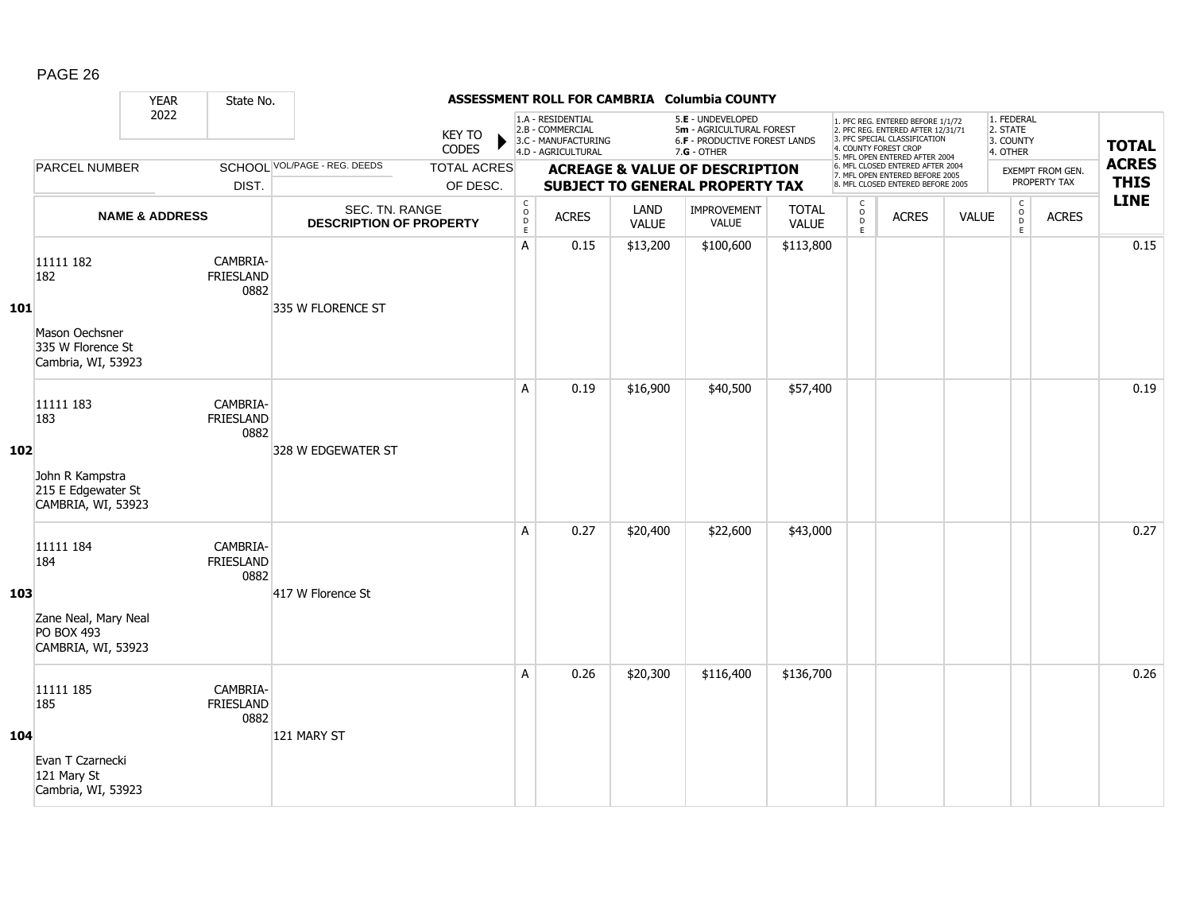PAGE 26

**ASSESSMENT ROLL FOR CAMBRIA Columbia COUNTY**

YEAR 2022 | State No.

KEY TO CODES: 1.A - RESIDENTIAL, 2.B - COMMERCIAL, 3.C - MANUFACTURING, 4.D - AGRICULTURAL, 5.E - UNDEVELOPED, 5m - AGRICULTURAL FOREST, 6.F - PRODUCTIVE FOREST LANDS, 7.G - OTHER

1. PFC REG. ENTERED BEFORE 1/1/72, 2. PFC REG. ENTERED AFTER 12/31/71, 3. PFC SPECIAL CLASSIFICATION, 4. COUNTY FOREST CROP, 5. MFL OPEN ENTERED AFTER 2004, 6. MFL CLOSED ENTERED AFTER 2004, 7. MFL OPEN ENTERED BEFORE 2005, 8. MFL CLOSED ENTERED BEFORE 2005

1. FEDERAL, 2. STATE, 3. COUNTY, 4. OTHER — EXEMPT FROM GEN. PROPERTY TAX

| LINE | PARCEL NUMBER / NAME & ADDRESS | SCHOOL DIST. | VOL/PAGE - REG. DEEDS / SEC. TN. RANGE / DESCRIPTION OF PROPERTY | TOTAL ACRES OF DESC. | CODE | ACRES | LAND VALUE | IMPROVEMENT VALUE | TOTAL VALUE | CODE | ACRES | VALUE | CODE | ACRES | TOTAL ACRES THIS LINE |
|---|---|---|---|---|---|---|---|---|---|---|---|---|---|---|---|
| 101 | 11111 182<br>182<br>Mason Oechsner<br>335 W Florence St<br>Cambria, WI, 53923 | CAMBRIA-FRIESLAND 0882 | 335 W FLORENCE ST | | A | 0.15 | $13,200 | $100,600 | $113,800 | | | | | | 0.15 |
| 102 | 11111 183<br>183<br>John R Kampstra<br>215 E Edgewater St<br>CAMBRIA, WI, 53923 | CAMBRIA-FRIESLAND 0882 | 328 W EDGEWATER ST | | A | 0.19 | $16,900 | $40,500 | $57,400 | | | | | | 0.19 |
| 103 | 11111 184<br>184<br>Zane Neal, Mary Neal<br>PO BOX 493<br>CAMBRIA, WI, 53923 | CAMBRIA-FRIESLAND 0882 | 417 W Florence St | | A | 0.27 | $20,400 | $22,600 | $43,000 | | | | | | 0.27 |
| 104 | 11111 185<br>185<br>Evan T Czarnecki<br>121 Mary St<br>Cambria, WI, 53923 | CAMBRIA-FRIESLAND 0882 | 121 MARY ST | | A | 0.26 | $20,300 | $116,400 | $136,700 | | | | | | 0.26 |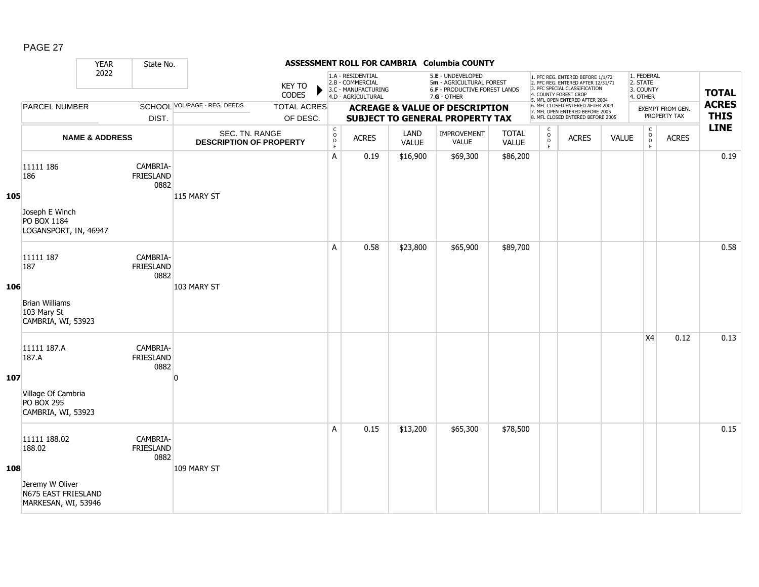## ASSESSMENT ROLL FOR CAMBRIA Columbia COUNTY

YEAR 2022 | State No.

KEY TO CODES:
1.A - RESIDENTIAL
2.B - COMMERCIAL
3.C - MANUFACTURING
4.D - AGRICULTURAL
5.E - UNDEVELOPED
5m - AGRICULTURAL FOREST
6.F - PRODUCTIVE FOREST LANDS
7.G - OTHER

1. PFC REG. ENTERED BEFORE 1/1/72
2. PFC REG. ENTERED AFTER 12/31/71
3. PFC SPECIAL CLASSIFICATION
4. COUNTY FOREST CROP
5. MFL OPEN ENTERED AFTER 2004
6. MFL CLOSED ENTERED AFTER 2004
7. MFL OPEN ENTERED BEFORE 2005
8. MFL CLOSED ENTERED BEFORE 2005

1. FEDERAL
2. STATE
3. COUNTY
4. OTHER

| LINE | PARCEL NUMBER / NAME & ADDRESS | SCHOOL DIST. | VOL/PAGE - REG. DEEDS / SEC. TN. RANGE / DESCRIPTION OF PROPERTY | CODE | ACRES | LAND VALUE | IMPROVEMENT VALUE | TOTAL VALUE | CODE | ACRES | VALUE | EXEMPT CODE | EXEMPT ACRES | TOTAL ACRES THIS LINE |
|---|---|---|---|---|---|---|---|---|---|---|---|---|---|---|
| 105 | 11111 186<br>186<br>Joseph E Winch<br>PO BOX 1184<br>LOGANSPORT, IN, 46947 | CAMBRIA-FRIESLAND 0882 | 115 MARY ST | A | 0.19 | $16,900 | $69,300 | $86,200 | | | | | | 0.19 |
| 106 | 11111 187<br>187<br>Brian Williams<br>103 Mary St<br>CAMBRIA, WI, 53923 | CAMBRIA-FRIESLAND 0882 | 103 MARY ST | A | 0.58 | $23,800 | $65,900 | $89,700 | | | | | | 0.58 |
| 107 | 11111 187.A<br>187.A<br>Village Of Cambria<br>PO BOX 295<br>CAMBRIA, WI, 53923 | CAMBRIA-FRIESLAND 0882 | 0 | | | | | | | | | X4 | 0.12 | 0.13 |
| 108 | 11111 188.02<br>188.02<br>Jeremy W Oliver<br>N675 EAST FRIESLAND<br>MARKESAN, WI, 53946 | CAMBRIA-FRIESLAND 0882 | 109 MARY ST | A | 0.15 | $13,200 | $65,300 | $78,500 | | | | | | 0.15 |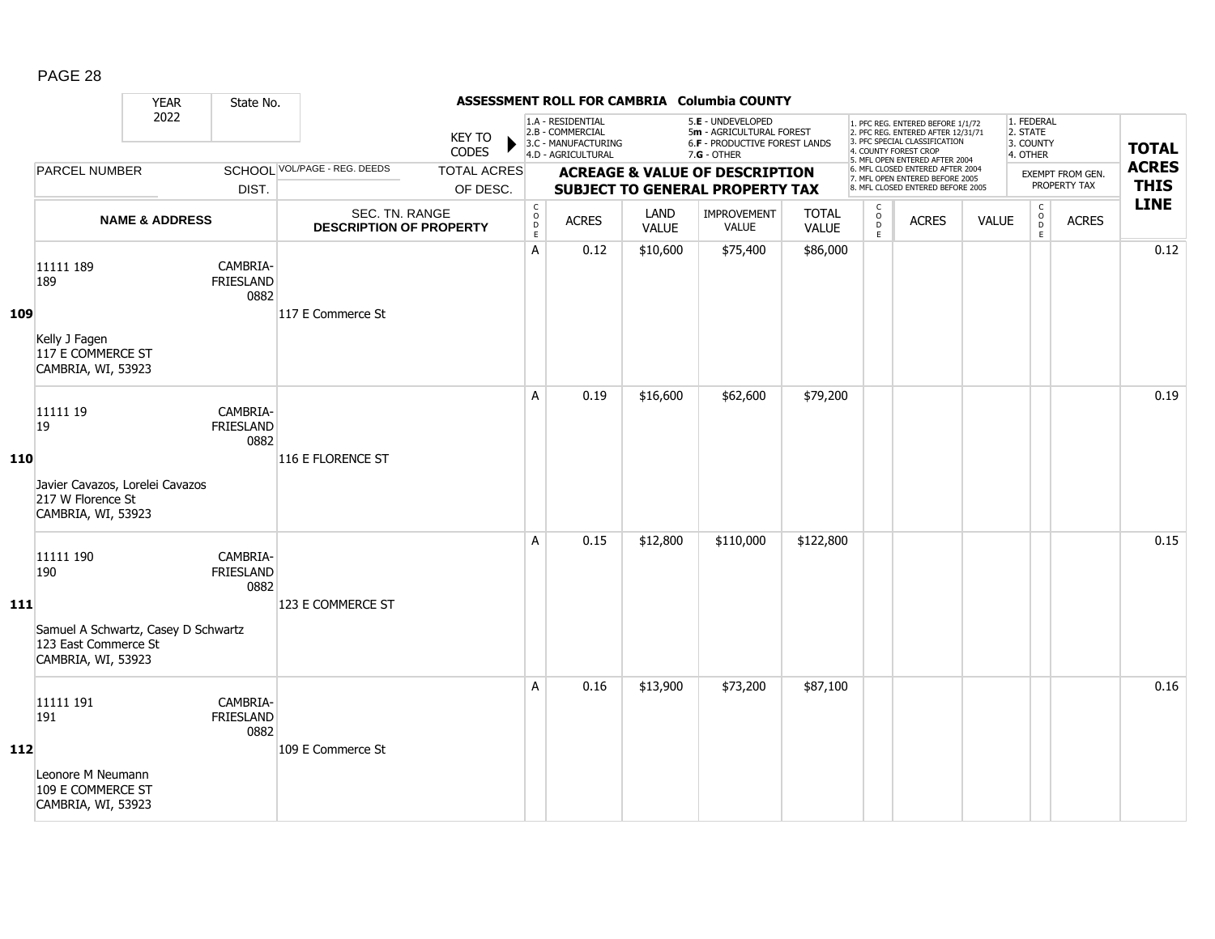## ASSESSMENT ROLL FOR CAMBRIA Columbia COUNTY

YEAR 2022 | State No.

KEY TO CODES: 1.A - RESIDENTIAL, 2.B - COMMERCIAL, 3.C - MANUFACTURING, 4.D - AGRICULTURAL, 5.E - UNDEVELOPED, 5m - AGRICULTURAL FOREST, 6.F - PRODUCTIVE FOREST LANDS, 7.G - OTHER

1. PFC REG. ENTERED BEFORE 1/1/72, 2. PFC REG. ENTERED AFTER 12/31/71, 3. PFC SPECIAL CLASSIFICATION, 4. COUNTY FOREST CROP, 5. MFL OPEN ENTERED AFTER 2004, 6. MFL CLOSED ENTERED AFTER 2004, 7. MFL OPEN ENTERED BEFORE 2005, 8. MFL CLOSED ENTERED BEFORE 2005

EXEMPT FROM GEN. PROPERTY TAX: 1. FEDERAL, 2. STATE, 3. COUNTY, 4. OTHER

| LINE | PARCEL NUMBER / NAME & ADDRESS | SCHOOL DIST. | VOL/PAGE - REG. DEEDS / SEC. TN. RANGE / DESCRIPTION OF PROPERTY | TOTAL ACRES OF DESC. | CODE | ACRES | LAND VALUE | IMPROVEMENT VALUE | TOTAL VALUE | CODE | ACRES | VALUE | CODE | ACRES | TOTAL ACRES THIS LINE |
|---|---|---|---|---|---|---|---|---|---|---|---|---|---|---|---|
| 109 | 11111 189<br>189<br>Kelly J Fagen<br>117 E COMMERCE ST<br>CAMBRIA, WI, 53923 | CAMBRIA-FRIESLAND 0882 | 117 E Commerce St | | A | 0.12 | $10,600 | $75,400 | $86,000 | | | | | | 0.12 |
| 110 | 11111 19<br>19<br>Javier Cavazos, Lorelei Cavazos<br>217 W Florence St<br>CAMBRIA, WI, 53923 | CAMBRIA-FRIESLAND 0882 | 116 E FLORENCE ST | | A | 0.19 | $16,600 | $62,600 | $79,200 | | | | | | 0.19 |
| 111 | 11111 190<br>190<br>Samuel A Schwartz, Casey D Schwartz<br>123 East Commerce St<br>CAMBRIA, WI, 53923 | CAMBRIA-FRIESLAND 0882 | 123 E COMMERCE ST | | A | 0.15 | $12,800 | $110,000 | $122,800 | | | | | | 0.15 |
| 112 | 11111 191<br>191<br>Leonore M Neumann<br>109 E COMMERCE ST<br>CAMBRIA, WI, 53923 | CAMBRIA-FRIESLAND 0882 | 109 E Commerce St | | A | 0.16 | $13,900 | $73,200 | $87,100 | | | | | | 0.16 |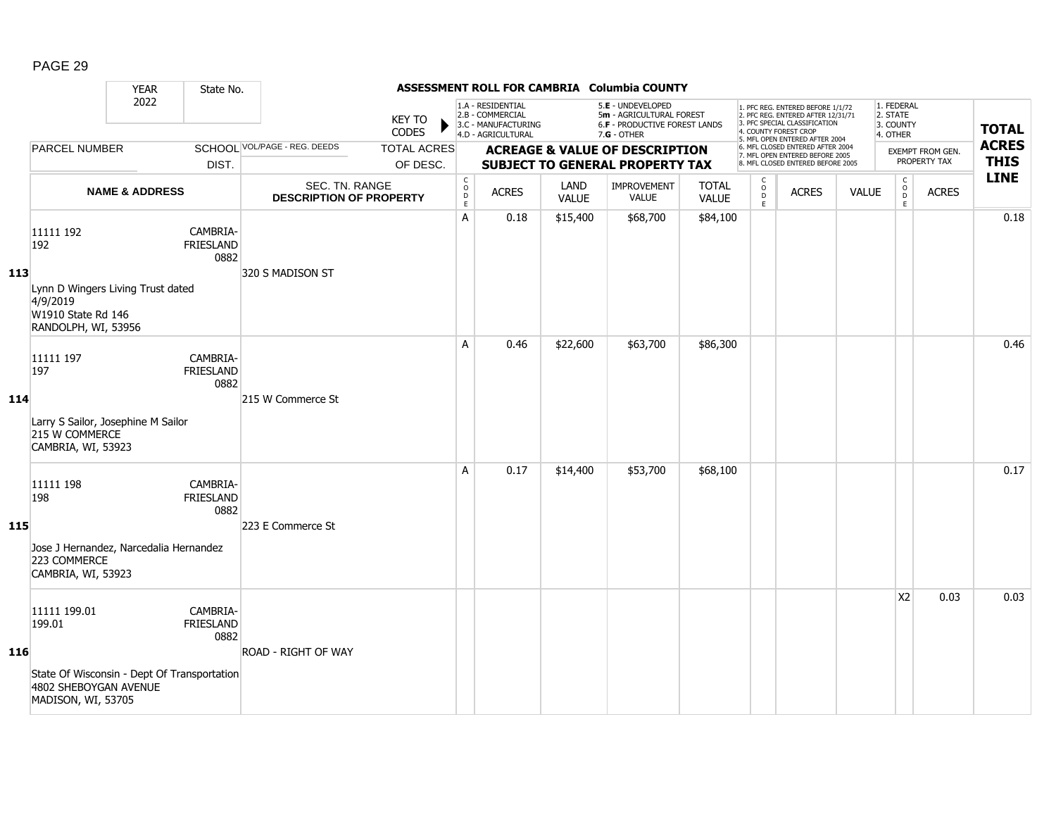**ASSESSMENT ROLL FOR CAMBRIA Columbia COUNTY**

| YEAR 2022 | State No. | | KEY TO CODES: 1.A - RESIDENTIAL, 2.B - COMMERCIAL, 3.C - MANUFACTURING, 4.D - AGRICULTURAL, 5.E - UNDEVELOPED, 5m - AGRICULTURAL FOREST, 6.F - PRODUCTIVE FOREST LANDS, 7.G - OTHER | | | | | 1. PFC REG. ENTERED BEFORE 1/1/72, 2. PFC REG. ENTERED AFTER 12/31/71, 3. PFC SPECIAL CLASSIFICATION, 4. COUNTY FOREST CROP, 5. MFL OPEN ENTERED AFTER 2004, 6. MFL CLOSED ENTERED AFTER 2004, 7. MFL OPEN ENTERED BEFORE 2005, 8. MFL CLOSED ENTERED BEFORE 2005 | | | 1. FEDERAL, 2. STATE, 3. COUNTY, 4. OTHER | | |
|---|---|---|---|---|---|---|---|---|---|---|---|---|---|
| PARCEL NUMBER | SCHOOL DIST. | VOL/PAGE - REG. DEEDS / TOTAL ACRES OF DESC. | **ACREAGE & VALUE OF DESCRIPTION SUBJECT TO GENERAL PROPERTY TAX** | | | | | | | | EXEMPT FROM GEN. PROPERTY TAX | | **TOTAL ACRES THIS LINE** |
| **NAME & ADDRESS** | | SEC. TN. RANGE **DESCRIPTION OF PROPERTY** | CODE | ACRES | LAND VALUE | IMPROVEMENT VALUE | TOTAL VALUE | CODE | ACRES | VALUE | CODE | ACRES | |
| **113** 11111 192 192 Lynn D Wingers Living Trust dated 4/9/2019 W1910 State Rd 146 RANDOLPH, WI, 53956 | CAMBRIA-FRIESLAND 0882 | 320 S MADISON ST | A | 0.18 | $15,400 | $68,700 | $84,100 | | | | | | 0.18 |
| **114** 11111 197 197 Larry S Sailor, Josephine M Sailor 215 W COMMERCE CAMBRIA, WI, 53923 | CAMBRIA-FRIESLAND 0882 | 215 W Commerce St | A | 0.46 | $22,600 | $63,700 | $86,300 | | | | | | 0.46 |
| **115** 11111 198 198 Jose J Hernandez, Narcedalia Hernandez 223 COMMERCE CAMBRIA, WI, 53923 | CAMBRIA-FRIESLAND 0882 | 223 E Commerce St | A | 0.17 | $14,400 | $53,700 | $68,100 | | | | | | 0.17 |
| **116** 11111 199.01 199.01 State Of Wisconsin - Dept Of Transportation 4802 SHEBOYGAN AVENUE MADISON, WI, 53705 | CAMBRIA-FRIESLAND 0882 | ROAD - RIGHT OF WAY | | | | | | | | | X2 | 0.03 | 0.03 |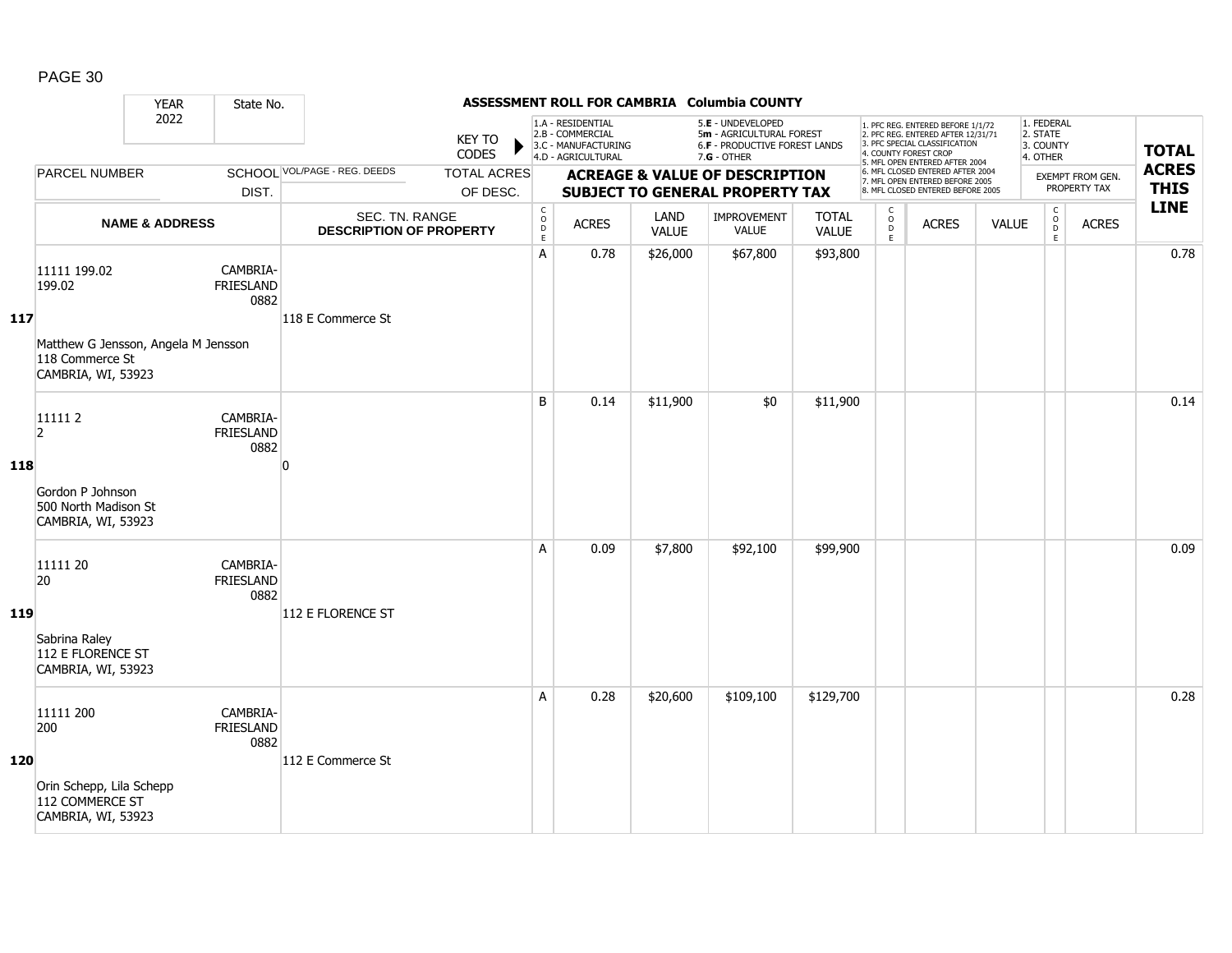## ASSESSMENT ROLL FOR CAMBRIA Columbia COUNTY

YEAR 2022 | State No.

KEY TO CODES:
1.A - RESIDENTIAL
2.B - COMMERCIAL
3.C - MANUFACTURING
4.D - AGRICULTURAL
5.E - UNDEVELOPED
5m - AGRICULTURAL FOREST
6.F - PRODUCTIVE FOREST LANDS
7.G - OTHER

1. PFC REG. ENTERED BEFORE 1/1/72
2. PFC REG. ENTERED AFTER 12/31/71
3. PFC SPECIAL CLASSIFICATION
4. COUNTY FOREST CROP
5. MFL OPEN ENTERED AFTER 2004
6. MFL CLOSED ENTERED AFTER 2004
7. MFL OPEN ENTERED BEFORE 2005
8. MFL CLOSED ENTERED BEFORE 2005

1. FEDERAL
2. STATE
3. COUNTY
4. OTHER

| LINE | PARCEL NUMBER / NAME & ADDRESS | SCHOOL DIST. | VOL/PAGE - REG. DEEDS / SEC. TN. RANGE / DESCRIPTION OF PROPERTY | TOTAL ACRES OF DESC. | CODE | ACRES | LAND VALUE | IMPROVEMENT VALUE | TOTAL VALUE | CODE | ACRES | VALUE | CODE | ACRES (EXEMPT FROM GEN. PROPERTY TAX) | TOTAL ACRES THIS LINE |
|---|---|---|---|---|---|---|---|---|---|---|---|---|---|---|---|
| 117 | 11111 199.02<br>199.02<br>Matthew G Jensson, Angela M Jensson<br>118 Commerce St<br>CAMBRIA, WI, 53923 | CAMBRIA-FRIESLAND 0882 | 118 E Commerce St | | A | 0.78 | $26,000 | $67,800 | $93,800 | | | | | | 0.78 |
| 118 | 11111 2<br>2<br>Gordon P Johnson<br>500 North Madison St<br>CAMBRIA, WI, 53923 | CAMBRIA-FRIESLAND 0882 | 0 | | B | 0.14 | $11,900 | $0 | $11,900 | | | | | | 0.14 |
| 119 | 11111 20<br>20<br>Sabrina Raley<br>112 E FLORENCE ST<br>CAMBRIA, WI, 53923 | CAMBRIA-FRIESLAND 0882 | 112 E FLORENCE ST | | A | 0.09 | $7,800 | $92,100 | $99,900 | | | | | | 0.09 |
| 120 | 11111 200<br>200<br>Orin Schepp, Lila Schepp<br>112 COMMERCE ST<br>CAMBRIA, WI, 53923 | CAMBRIA-FRIESLAND 0882 | 112 E Commerce St | | A | 0.28 | $20,600 | $109,100 | $129,700 | | | | | | 0.28 |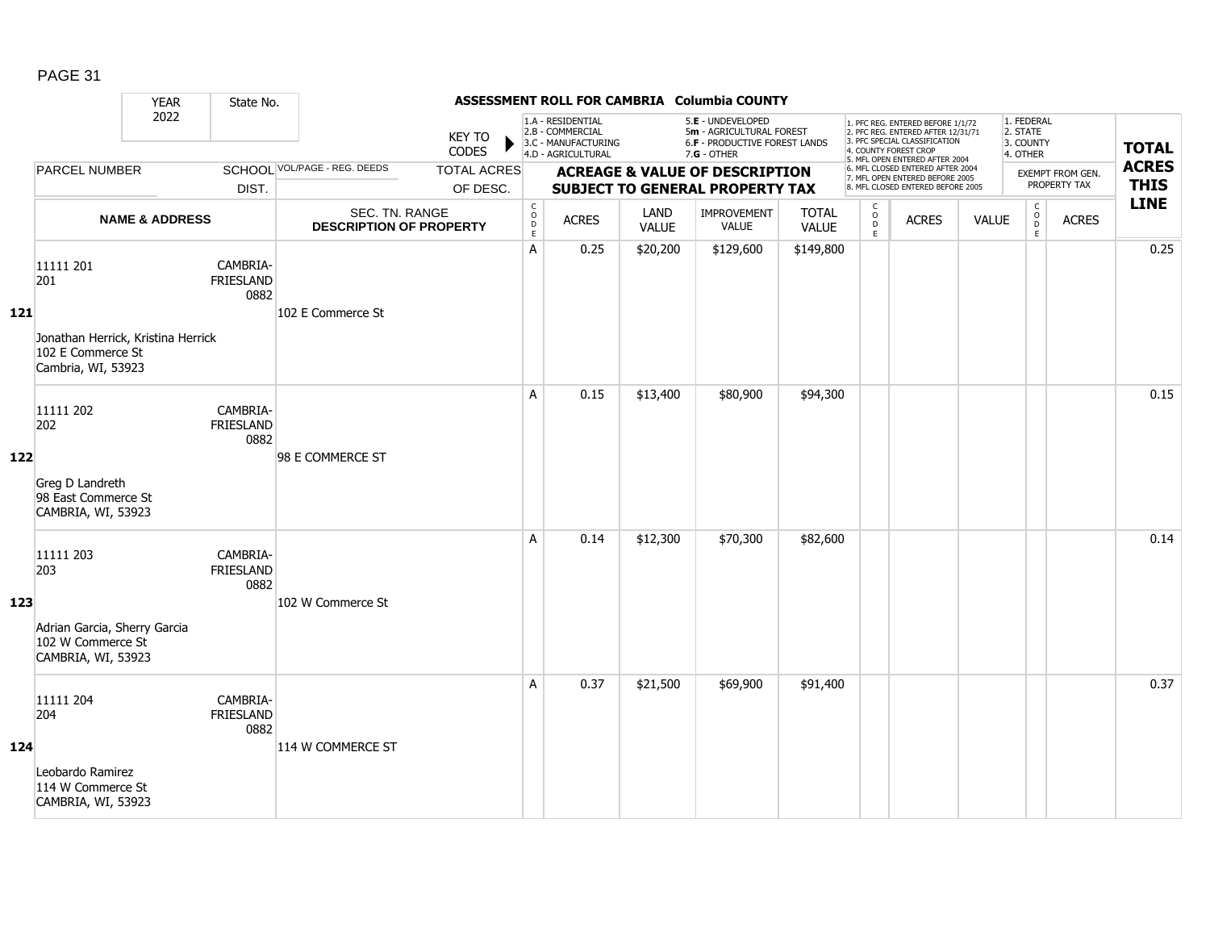# ASSESSMENT ROLL FOR CAMBRIA Columbia COUNTY

| YEAR 2022 | State No. | | KEY TO CODES | 1.A - RESIDENTIAL 2.B - COMMERCIAL 3.C - MANUFACTURING 4.D - AGRICULTURAL | | 5.E - UNDEVELOPED 5m - AGRICULTURAL FOREST 6.F - PRODUCTIVE FOREST LANDS 7.G - OTHER | | | 1. PFC REG. ENTERED BEFORE 1/1/72 2. PFC REG. ENTERED AFTER 12/31/71 3. PFC SPECIAL CLASSIFICATION 4. COUNTY FOREST CROP 5. MFL OPEN ENTERED AFTER 2004 6. MFL CLOSED ENTERED AFTER 2004 7. MFL OPEN ENTERED BEFORE 2005 8. MFL CLOSED ENTERED BEFORE 2005 | | | 1. FEDERAL 2. STATE 3. COUNTY 4. OTHER | | TOTAL ACRES THIS LINE |
|---|---|---|---|---|---|---|---|---|---|---|---|---|---|---|
| PARCEL NUMBER | SCHOOL DIST. | VOL/PAGE - REG. DEEDS | TOTAL ACRES OF DESC. | ACREAGE & VALUE OF DESCRIPTION SUBJECT TO GENERAL PROPERTY TAX | | | | | | | | EXEMPT FROM GEN. PROPERTY TAX | | |
| NAME & ADDRESS | | SEC. TN. RANGE DESCRIPTION OF PROPERTY | CODE | ACRES | LAND VALUE | IMPROVEMENT VALUE | TOTAL VALUE | CODE | ACRES | VALUE | CODE | ACRES | | |
| **121** 11111 201<br>201<br>Jonathan Herrick, Kristina Herrick<br>102 E Commerce St<br>Cambria, WI, 53923 | CAMBRIA-FRIESLAND 0882 | 102 E Commerce St | A | 0.25 | $20,200 | $129,600 | $149,800 | | | | | | | 0.25 |
| **122** 11111 202<br>202<br>Greg D Landreth<br>98 East Commerce St<br>CAMBRIA, WI, 53923 | CAMBRIA-FRIESLAND 0882 | 98 E COMMERCE ST | A | 0.15 | $13,400 | $80,900 | $94,300 | | | | | | | 0.15 |
| **123** 11111 203<br>203<br>Adrian Garcia, Sherry Garcia<br>102 W Commerce St<br>CAMBRIA, WI, 53923 | CAMBRIA-FRIESLAND 0882 | 102 W Commerce St | A | 0.14 | $12,300 | $70,300 | $82,600 | | | | | | | 0.14 |
| **124** 11111 204<br>204<br>Leobardo Ramirez<br>114 W Commerce St<br>CAMBRIA, WI, 53923 | CAMBRIA-FRIESLAND 0882 | 114 W COMMERCE ST | A | 0.37 | $21,500 | $69,900 | $91,400 | | | | | | | 0.37 |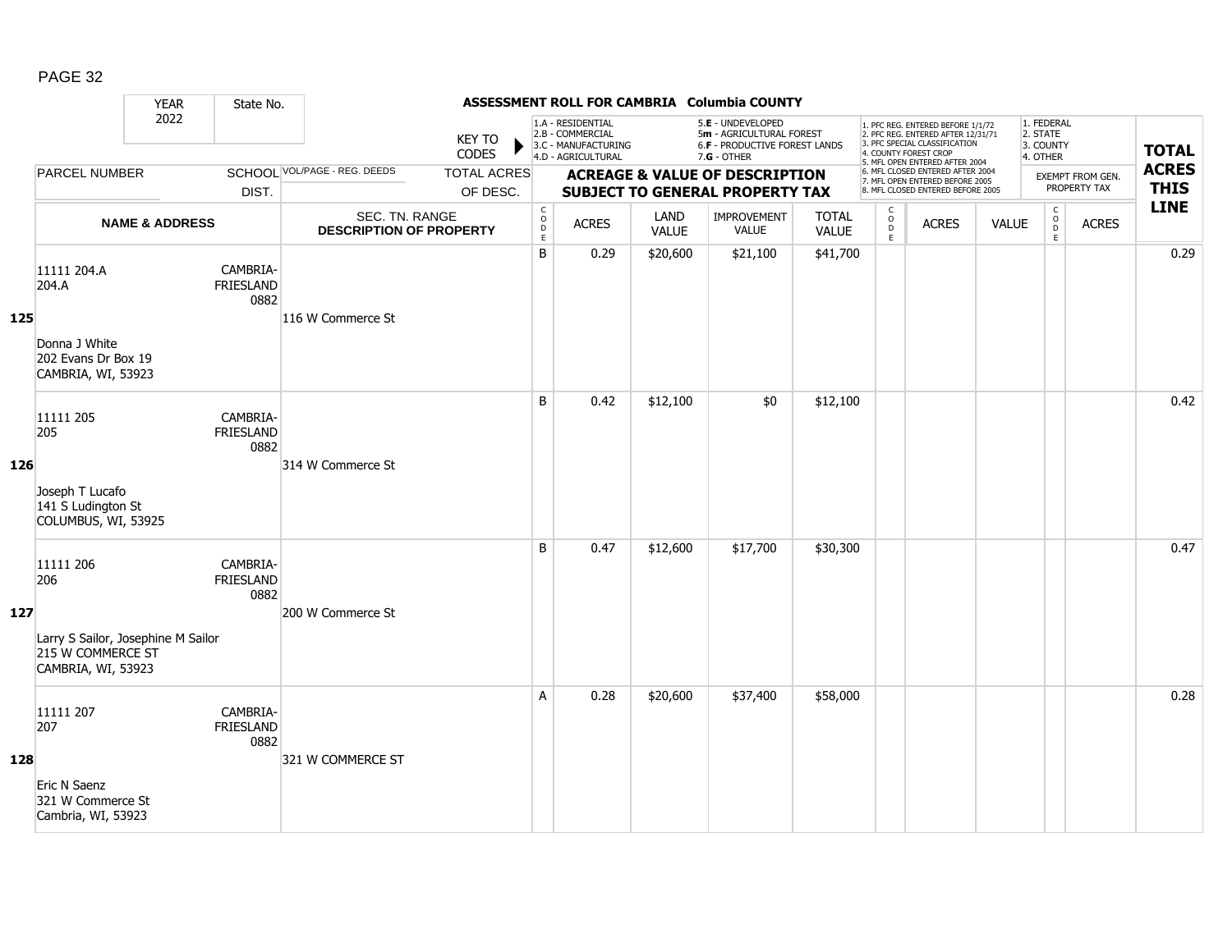# ASSESSMENT ROLL FOR CAMBRIA Columbia COUNTY

YEAR 2022 | State No.

KEY TO CODES:
- 1.A - RESIDENTIAL
- 2.B - COMMERCIAL
- 3.C - MANUFACTURING
- 4.D - AGRICULTURAL
- 5.E - UNDEVELOPED
- 5m - AGRICULTURAL FOREST
- 6.F - PRODUCTIVE FOREST LANDS
- 7.G - OTHER

1. PFC REG. ENTERED BEFORE 1/1/72
2. PFC REG. ENTERED AFTER 12/31/71
3. PFC SPECIAL CLASSIFICATION
4. COUNTY FOREST CROP
5. MFL OPEN ENTERED AFTER 2004
6. MFL CLOSED ENTERED AFTER 2004
7. MFL OPEN ENTERED BEFORE 2005
8. MFL CLOSED ENTERED BEFORE 2005

1. FEDERAL
2. STATE
3. COUNTY
4. OTHER

| LINE | PARCEL NUMBER / NAME & ADDRESS | SCHOOL DIST. | VOL/PAGE - REG. DEEDS / SEC. TN. RANGE / DESCRIPTION OF PROPERTY | TOTAL ACRES OF DESC. | CODE | ACRES | LAND VALUE | IMPROVEMENT VALUE | TOTAL VALUE | CODE | ACRES | VALUE | CODE | ACRES (EXEMPT FROM GEN. PROPERTY TAX) | TOTAL ACRES THIS LINE |
|---|---|---|---|---|---|---|---|---|---|---|---|---|---|---|---|
| 125 | 11111 204.A<br>204.A<br><br>Donna J White<br>202 Evans Dr Box 19<br>CAMBRIA, WI, 53923 | CAMBRIA-FRIESLAND 0882 | 116 W Commerce St | | B | 0.29 | $20,600 | $21,100 | $41,700 | | | | | | 0.29 |
| 126 | 11111 205<br>205<br><br>Joseph T Lucafo<br>141 S Ludington St<br>COLUMBUS, WI, 53925 | CAMBRIA-FRIESLAND 0882 | 314 W Commerce St | | B | 0.42 | $12,100 | $0 | $12,100 | | | | | | 0.42 |
| 127 | 11111 206<br>206<br><br>Larry S Sailor, Josephine M Sailor<br>215 W COMMERCE ST<br>CAMBRIA, WI, 53923 | CAMBRIA-FRIESLAND 0882 | 200 W Commerce St | | B | 0.47 | $12,600 | $17,700 | $30,300 | | | | | | 0.47 |
| 128 | 11111 207<br>207<br><br>Eric N Saenz<br>321 W Commerce St<br>Cambria, WI, 53923 | CAMBRIA-FRIESLAND 0882 | 321 W COMMERCE ST | | A | 0.28 | $20,600 | $37,400 | $58,000 | | | | | | 0.28 |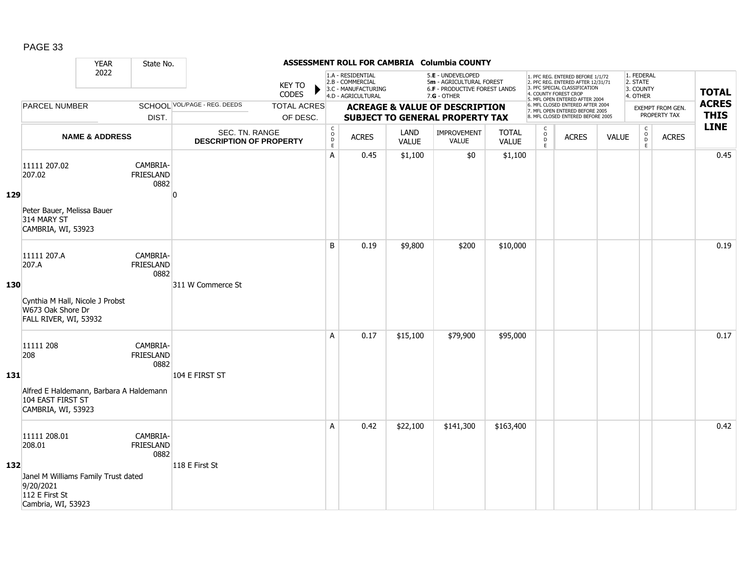# ASSESSMENT ROLL FOR CAMBRIA Columbia COUNTY

| YEAR 2022 | State No. | | KEY TO CODES | 1.A - RESIDENTIAL 2.B - COMMERCIAL 3.C - MANUFACTURING 4.D - AGRICULTURAL | | 5.E - UNDEVELOPED 5m - AGRICULTURAL FOREST 6.F - PRODUCTIVE FOREST LANDS 7.G - OTHER | | | 1. PFC REG. ENTERED BEFORE 1/1/72 2. PFC REG. ENTERED AFTER 12/31/71 3. PFC SPECIAL CLASSIFICATION 4. COUNTY FOREST CROP 5. MFL OPEN ENTERED AFTER 2004 6. MFL CLOSED ENTERED AFTER 2004 7. MFL OPEN ENTERED BEFORE 2005 8. MFL CLOSED ENTERED BEFORE 2005 | | | 1. FEDERAL 2. STATE 3. COUNTY 4. OTHER | | TOTAL ACRES THIS LINE |
|---|---|---|---|---|---|---|---|---|---|---|---|---|---|---|
| PARCEL NUMBER | SCHOOL DIST. | VOL/PAGE - REG. DEEDS | TOTAL ACRES OF DESC. | ACREAGE & VALUE OF DESCRIPTION SUBJECT TO GENERAL PROPERTY TAX | | | | | | | | EXEMPT FROM GEN. PROPERTY TAX | | |
| NAME & ADDRESS | | SEC. TN. RANGE DESCRIPTION OF PROPERTY | CODE | ACRES | LAND VALUE | IMPROVEMENT VALUE | TOTAL VALUE | CODE | ACRES | VALUE | CODE | ACRES | | |
| **129** 11111 207.02<br>207.02<br>Peter Bauer, Melissa Bauer<br>314 MARY ST<br>CAMBRIA, WI, 53923 | CAMBRIA-FRIESLAND 0882 | 0 | A | 0.45 | $1,100 | $0 | $1,100 | | | | | | | 0.45 |
| **130** 11111 207.A<br>207.A<br>Cynthia M Hall, Nicole J Probst<br>W673 Oak Shore Dr<br>FALL RIVER, WI, 53932 | CAMBRIA-FRIESLAND 0882 | 311 W Commerce St | B | 0.19 | $9,800 | $200 | $10,000 | | | | | | | 0.19 |
| **131** 11111 208<br>208<br>Alfred E Haldemann, Barbara A Haldemann<br>104 EAST FIRST ST<br>CAMBRIA, WI, 53923 | CAMBRIA-FRIESLAND 0882 | 104 E FIRST ST | A | 0.17 | $15,100 | $79,900 | $95,000 | | | | | | | 0.17 |
| **132** 11111 208.01<br>208.01<br>Janel M Williams Family Trust dated 9/20/2021<br>112 E First St<br>Cambria, WI, 53923 | CAMBRIA-FRIESLAND 0882 | 118 E First St | A | 0.42 | $22,100 | $141,300 | $163,400 | | | | | | | 0.42 |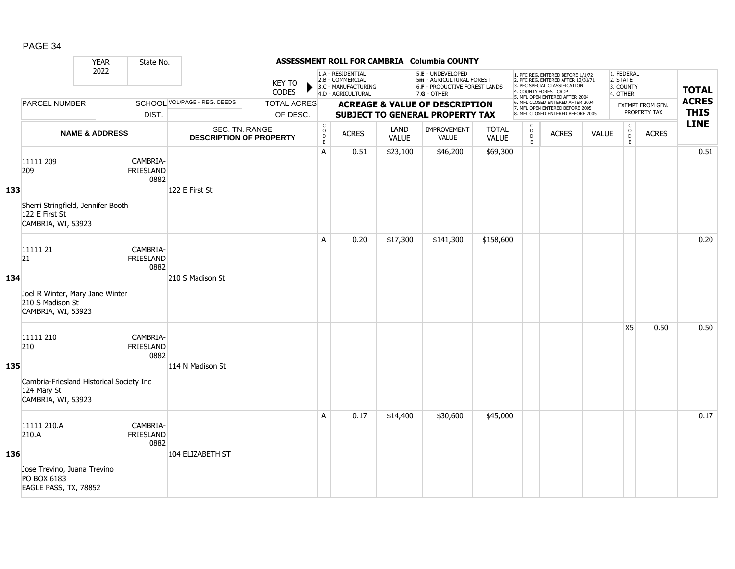**ASSESSMENT ROLL FOR CAMBRIA Columbia COUNTY**

| | YEAR 2022 | State No. | KEY TO CODES | 1.A - RESIDENTIAL 2.B - COMMERCIAL 3.C - MANUFACTURING 4.D - AGRICULTURAL | | 5.E - UNDEVELOPED 5m - AGRICULTURAL FOREST 6.F - PRODUCTIVE FOREST LANDS 7.G - OTHER | | | 1. PFC REG. ENTERED BEFORE 1/1/72 2. PFC REG. ENTERED AFTER 12/31/71 3. PFC SPECIAL CLASSIFICATION 4. COUNTY FOREST CROP 5. MFL OPEN ENTERED AFTER 2004 6. MFL CLOSED ENTERED AFTER 2004 7. MFL OPEN ENTERED BEFORE 2005 8. MFL CLOSED ENTERED BEFORE 2005 | | | 1. FEDERAL 2. STATE 3. COUNTY 4. OTHER | | TOTAL ACRES THIS LINE |
|---|---|---|---|---|---|---|---|---|---|---|---|---|---|---|
| | PARCEL NUMBER | SCHOOL DIST. | VOL/PAGE - REG. DEEDS / TOTAL ACRES OF DESC. | ACREAGE & VALUE OF DESCRIPTION SUBJECT TO GENERAL PROPERTY TAX | | | | | | | | EXEMPT FROM GEN. PROPERTY TAX | | |
| | NAME & ADDRESS | | SEC. TN. RANGE DESCRIPTION OF PROPERTY | CODE | ACRES | LAND VALUE | IMPROVEMENT VALUE | TOTAL VALUE | CODE | ACRES | VALUE | CODE | ACRES | |
| 133 | 11111 209<br>209<br><br>Sherri Stringfield, Jennifer Booth<br>122 E First St<br>CAMBRIA, WI, 53923 | CAMBRIA-FRIESLAND 0882 | 122 E First St | A | 0.51 | $23,100 | $46,200 | $69,300 | | | | | | 0.51 |
| 134 | 11111 21<br>21<br><br>Joel R Winter, Mary Jane Winter<br>210 S Madison St<br>CAMBRIA, WI, 53923 | CAMBRIA-FRIESLAND 0882 | 210 S Madison St | A | 0.20 | $17,300 | $141,300 | $158,600 | | | | | | 0.20 |
| 135 | 11111 210<br>210<br><br>Cambria-Friesland Historical Society Inc<br>124 Mary St<br>CAMBRIA, WI, 53923 | CAMBRIA-FRIESLAND 0882 | 114 N Madison St | | | | | | | | | X5 | 0.50 | 0.50 |
| 136 | 11111 210.A<br>210.A<br><br>Jose Trevino, Juana Trevino<br>PO BOX 6183<br>EAGLE PASS, TX, 78852 | CAMBRIA-FRIESLAND 0882 | 104 ELIZABETH ST | A | 0.17 | $14,400 | $30,600 | $45,000 | | | | | | 0.17 |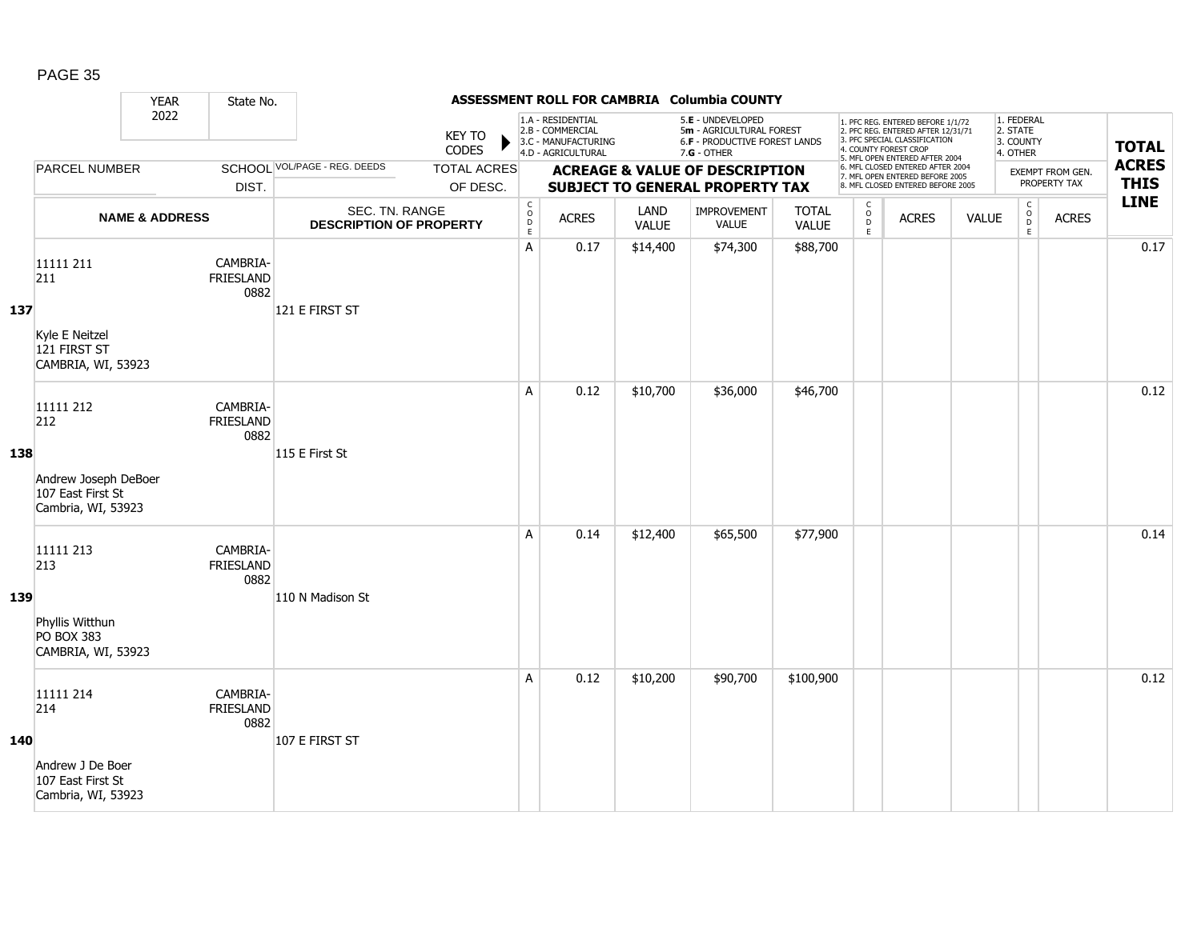# ASSESSMENT ROLL FOR CAMBRIA Columbia COUNTY

YEAR 2022 | State No.

KEY TO CODES:
1.A - RESIDENTIAL
2.B - COMMERCIAL
3.C - MANUFACTURING
4.D - AGRICULTURAL
5.E - UNDEVELOPED
5m - AGRICULTURAL FOREST
6.F - PRODUCTIVE FOREST LANDS
7.G - OTHER

1. PFC REG. ENTERED BEFORE 1/1/72
2. PFC REG. ENTERED AFTER 12/31/71
3. PFC SPECIAL CLASSIFICATION
4. COUNTY FOREST CROP
5. MFL OPEN ENTERED AFTER 2004
6. MFL CLOSED ENTERED AFTER 2004
7. MFL OPEN ENTERED BEFORE 2005
8. MFL CLOSED ENTERED BEFORE 2005

1. FEDERAL
2. STATE
3. COUNTY
4. OTHER

| LINE | PARCEL NUMBER / NAME & ADDRESS | SCHOOL DIST. | VOL/PAGE - REG. DEEDS / SEC. TN. RANGE / DESCRIPTION OF PROPERTY | CODE | ACRES | LAND VALUE | IMPROVEMENT VALUE | TOTAL VALUE | CODE | ACRES | VALUE | CODE | EXEMPT ACRES | TOTAL ACRES THIS LINE |
|---|---|---|---|---|---|---|---|---|---|---|---|---|---|---|
| 137 | 11111 211<br>211<br>Kyle E Neitzel<br>121 FIRST ST<br>CAMBRIA, WI, 53923 | CAMBRIA-FRIESLAND 0882 | 121 E FIRST ST | A | 0.17 | $14,400 | $74,300 | $88,700 | | | | | | 0.17 |
| 138 | 11111 212<br>212<br>Andrew Joseph DeBoer<br>107 East First St<br>Cambria, WI, 53923 | CAMBRIA-FRIESLAND 0882 | 115 E First St | A | 0.12 | $10,700 | $36,000 | $46,700 | | | | | | 0.12 |
| 139 | 11111 213<br>213<br>Phyllis Witthun<br>PO BOX 383<br>CAMBRIA, WI, 53923 | CAMBRIA-FRIESLAND 0882 | 110 N Madison St | A | 0.14 | $12,400 | $65,500 | $77,900 | | | | | | 0.14 |
| 140 | 11111 214<br>214<br>Andrew J De Boer<br>107 East First St<br>Cambria, WI, 53923 | CAMBRIA-FRIESLAND 0882 | 107 E FIRST ST | A | 0.12 | $10,200 | $90,700 | $100,900 | | | | | | 0.12 |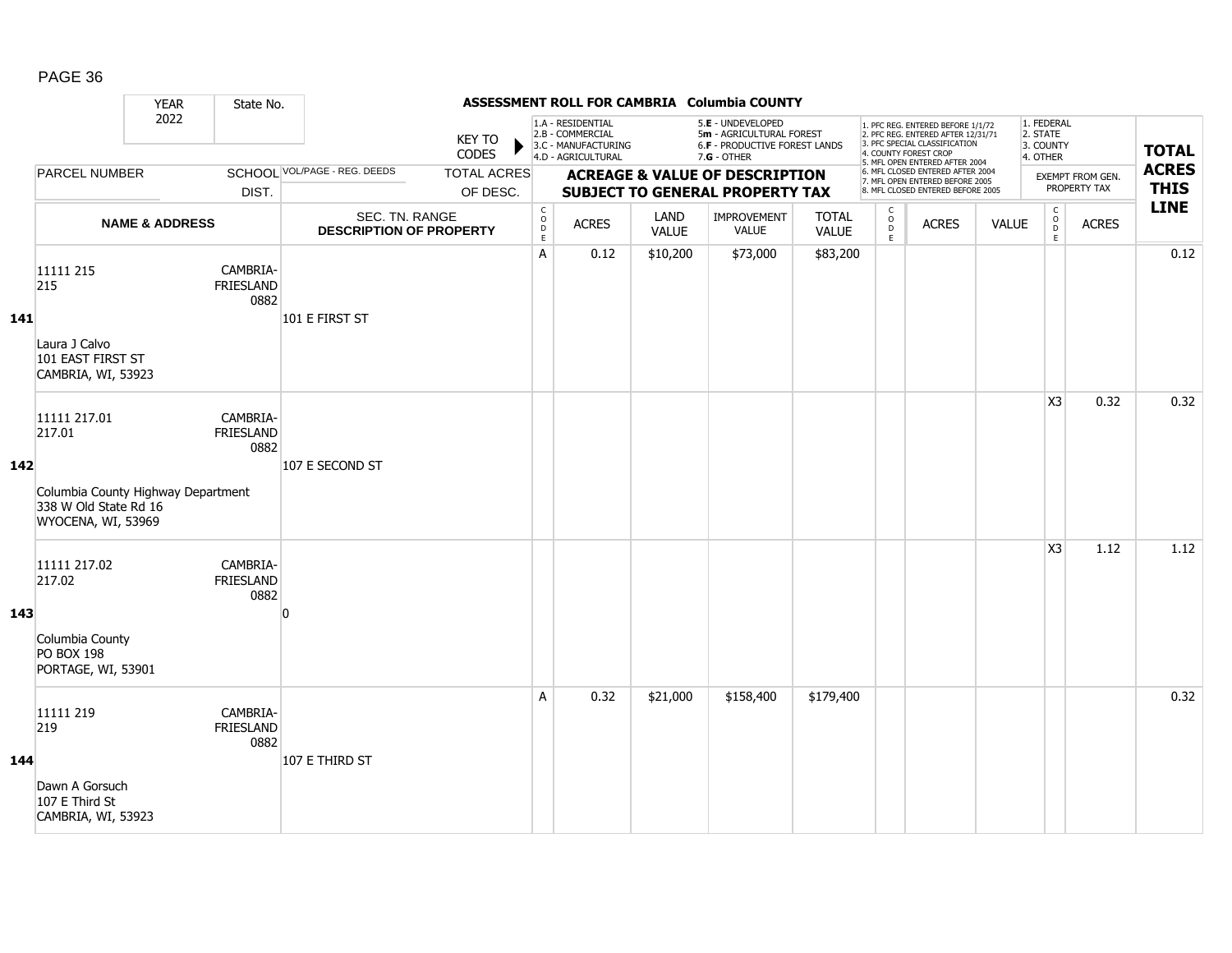**ASSESSMENT ROLL FOR CAMBRIA Columbia COUNTY**

| YEAR 2022 | State No. | | KEY TO CODES: 1.A - RESIDENTIAL, 2.B - COMMERCIAL, 3.C - MANUFACTURING, 4.D - AGRICULTURAL, 5.E - UNDEVELOPED, 5m - AGRICULTURAL FOREST, 6.F - PRODUCTIVE FOREST LANDS, 7.G - OTHER | | | | | | 1. PFC REG. ENTERED BEFORE 1/1/72, 2. PFC REG. ENTERED AFTER 12/31/71, 3. PFC SPECIAL CLASSIFICATION, 4. COUNTY FOREST CROP, 5. MFL OPEN ENTERED AFTER 2004, 6. MFL CLOSED ENTERED AFTER 2004, 7. MFL OPEN ENTERED BEFORE 2005, 8. MFL CLOSED ENTERED BEFORE 2005 | | | 1. FEDERAL, 2. STATE, 3. COUNTY, 4. OTHER | | |
|---|---|---|---|---|---|---|---|---|---|---|---|---|---|---|
| PARCEL NUMBER | SCHOOL DIST. | VOL/PAGE - REG. DEEDS / TOTAL ACRES OF DESC. | ACREAGE & VALUE OF DESCRIPTION SUBJECT TO GENERAL PROPERTY TAX | | | | | | | | | EXEMPT FROM GEN. PROPERTY TAX | | TOTAL ACRES THIS LINE |
| NAME & ADDRESS | | SEC. TN. RANGE DESCRIPTION OF PROPERTY | CODE | ACRES | LAND VALUE | IMPROVEMENT VALUE | TOTAL VALUE | CODE | ACRES | VALUE | CODE | ACRES | |
| **141** 11111 215<br>215<br>Laura J Calvo<br>101 EAST FIRST ST<br>CAMBRIA, WI, 53923 | CAMBRIA-FRIESLAND 0882 | 101 E FIRST ST | A | 0.12 | $10,200 | $73,000 | $83,200 | | | | | | 0.12 |
| **142** 11111 217.01<br>217.01<br>Columbia County Highway Department<br>338 W Old State Rd 16<br>WYOCENA, WI, 53969 | CAMBRIA-FRIESLAND 0882 | 107 E SECOND ST | | | | | | | | | X3 | 0.32 | 0.32 |
| **143** 11111 217.02<br>217.02<br>Columbia County<br>PO BOX 198<br>PORTAGE, WI, 53901 | CAMBRIA-FRIESLAND 0882 | 0 | | | | | | | | | X3 | 1.12 | 1.12 |
| **144** 11111 219<br>219<br>Dawn A Gorsuch<br>107 E Third St<br>CAMBRIA, WI, 53923 | CAMBRIA-FRIESLAND 0882 | 107 E THIRD ST | A | 0.32 | $21,000 | $158,400 | $179,400 | | | | | | 0.32 |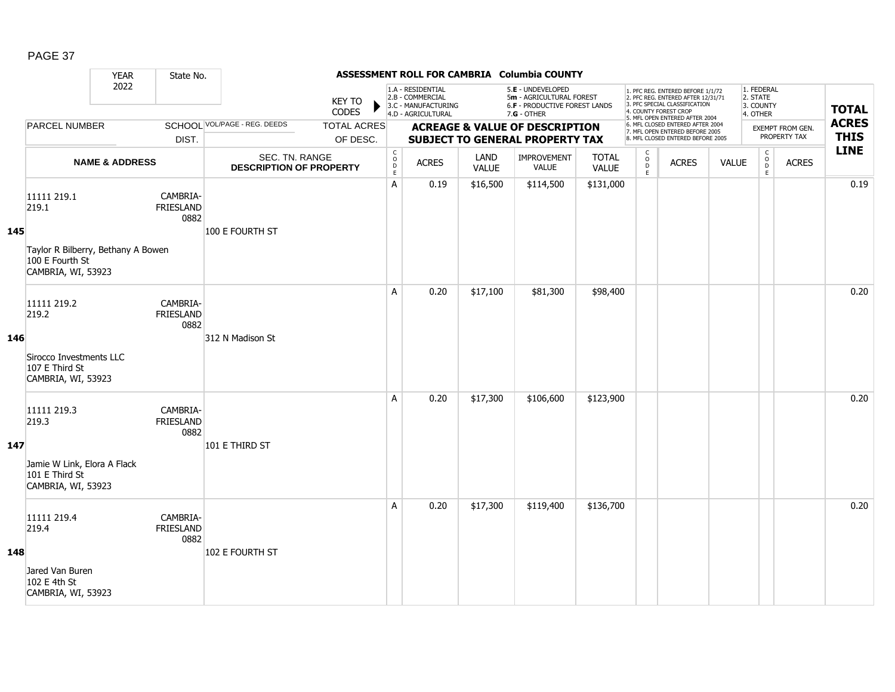# ASSESSMENT ROLL FOR CAMBRIA Columbia COUNTY

YEAR 2022 | State No.

KEY TO CODES: 1.A - RESIDENTIAL, 2.B - COMMERCIAL, 3.C - MANUFACTURING, 4.D - AGRICULTURAL, 5.E - UNDEVELOPED, 5m - AGRICULTURAL FOREST, 6.F - PRODUCTIVE FOREST LANDS, 7.G - OTHER

1. PFC REG. ENTERED BEFORE 1/1/72, 2. PFC REG. ENTERED AFTER 12/31/71, 3. PFC SPECIAL CLASSIFICATION, 4. COUNTY FOREST CROP, 5. MFL OPEN ENTERED AFTER 2004, 6. MFL CLOSED ENTERED AFTER 2004, 7. MFL OPEN ENTERED BEFORE 2005, 8. MFL CLOSED ENTERED BEFORE 2005

1. FEDERAL, 2. STATE, 3. COUNTY, 4. OTHER

| LINE | PARCEL NUMBER / NAME & ADDRESS | SCHOOL DIST. | VOL/PAGE - REG. DEEDS / SEC. TN. RANGE / DESCRIPTION OF PROPERTY | TOTAL ACRES OF DESC. | CODE | ACRES | LAND VALUE | IMPROVEMENT VALUE | TOTAL VALUE | CODE | ACRES | VALUE | CODE | ACRES (EXEMPT FROM GEN. PROPERTY TAX) | TOTAL ACRES THIS LINE |
|---|---|---|---|---|---|---|---|---|---|---|---|---|---|---|---|
| 145 | 11111 219.1<br>219.1<br><br>Taylor R Bilberry, Bethany A Bowen<br>100 E Fourth St<br>CAMBRIA, WI, 53923 | CAMBRIA-FRIESLAND 0882 | 100 E FOURTH ST | | A | 0.19 | $16,500 | $114,500 | $131,000 | | | | | | 0.19 |
| 146 | 11111 219.2<br>219.2<br><br>Sirocco Investments LLC<br>107 E Third St<br>CAMBRIA, WI, 53923 | CAMBRIA-FRIESLAND 0882 | 312 N Madison St | | A | 0.20 | $17,100 | $81,300 | $98,400 | | | | | | 0.20 |
| 147 | 11111 219.3<br>219.3<br><br>Jamie W Link, Elora A Flack<br>101 E Third St<br>CAMBRIA, WI, 53923 | CAMBRIA-FRIESLAND 0882 | 101 E THIRD ST | | A | 0.20 | $17,300 | $106,600 | $123,900 | | | | | | 0.20 |
| 148 | 11111 219.4<br>219.4<br><br>Jared Van Buren<br>102 E 4th St<br>CAMBRIA, WI, 53923 | CAMBRIA-FRIESLAND 0882 | 102 E FOURTH ST | | A | 0.20 | $17,300 | $119,400 | $136,700 | | | | | | 0.20 |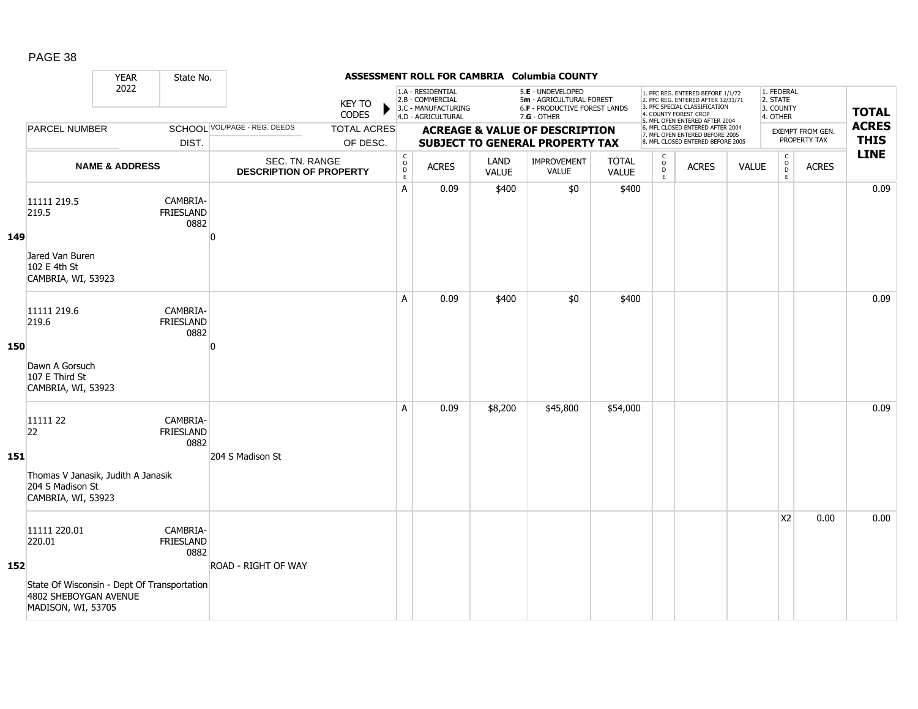## ASSESSMENT ROLL FOR CAMBRIA Columbia COUNTY

| | YEAR 2022 | State No. | | KEY TO CODES: 1.A - RESIDENTIAL, 2.B - COMMERCIAL, 3.C - MANUFACTURING, 4.D - AGRICULTURAL, 5.E - UNDEVELOPED, 5m - AGRICULTURAL FOREST, 6.F - PRODUCTIVE FOREST LANDS, 7.G - OTHER | | | | | 1. PFC REG. ENTERED BEFORE 1/1/72, 2. PFC REG. ENTERED AFTER 12/31/71, 3. PFC SPECIAL CLASSIFICATION, 4. COUNTY FOREST CROP, 5. MFL OPEN ENTERED AFTER 2004, 6. MFL CLOSED ENTERED AFTER 2004, 7. MFL OPEN ENTERED BEFORE 2005, 8. MFL CLOSED ENTERED BEFORE 2005 | | | 1. FEDERAL, 2. STATE, 3. COUNTY, 4. OTHER | | |
|---|---|---|---|---|---|---|---|---|---|---|---|---|---|---|
| | PARCEL NUMBER | SCHOOL DIST. | VOL/PAGE - REG. DEEDS / TOTAL ACRES OF DESC. | ACREAGE & VALUE OF DESCRIPTION SUBJECT TO GENERAL PROPERTY TAX | | | | | | | | EXEMPT FROM GEN. PROPERTY TAX | | TOTAL ACRES THIS LINE |
| | NAME & ADDRESS | | SEC. TN. RANGE DESCRIPTION OF PROPERTY | CODE | ACRES | LAND VALUE | IMPROVEMENT VALUE | TOTAL VALUE | CODE | ACRES | VALUE | CODE | ACRES | |
| 149 | 11111 219.5<br>219.5<br><br>Jared Van Buren<br>102 E 4th St<br>CAMBRIA, WI, 53923 | CAMBRIA-FRIESLAND 0882 | 0 | A | 0.09 | $400 | $0 | $400 | | | | | | 0.09 |
| 150 | 11111 219.6<br>219.6<br><br>Dawn A Gorsuch<br>107 E Third St<br>CAMBRIA, WI, 53923 | CAMBRIA-FRIESLAND 0882 | 0 | A | 0.09 | $400 | $0 | $400 | | | | | | 0.09 |
| 151 | 11111 22<br>22<br><br>Thomas V Janasik, Judith A Janasik<br>204 S Madison St<br>CAMBRIA, WI, 53923 | CAMBRIA-FRIESLAND 0882 | 204 S Madison St | A | 0.09 | $8,200 | $45,800 | $54,000 | | | | | | 0.09 |
| 152 | 11111 220.01<br>220.01<br><br>State Of Wisconsin - Dept Of Transportation<br>4802 SHEBOYGAN AVENUE<br>MADISON, WI, 53705 | CAMBRIA-FRIESLAND 0882 | ROAD - RIGHT OF WAY | | | | | | | | | X2 | 0.00 | 0.00 |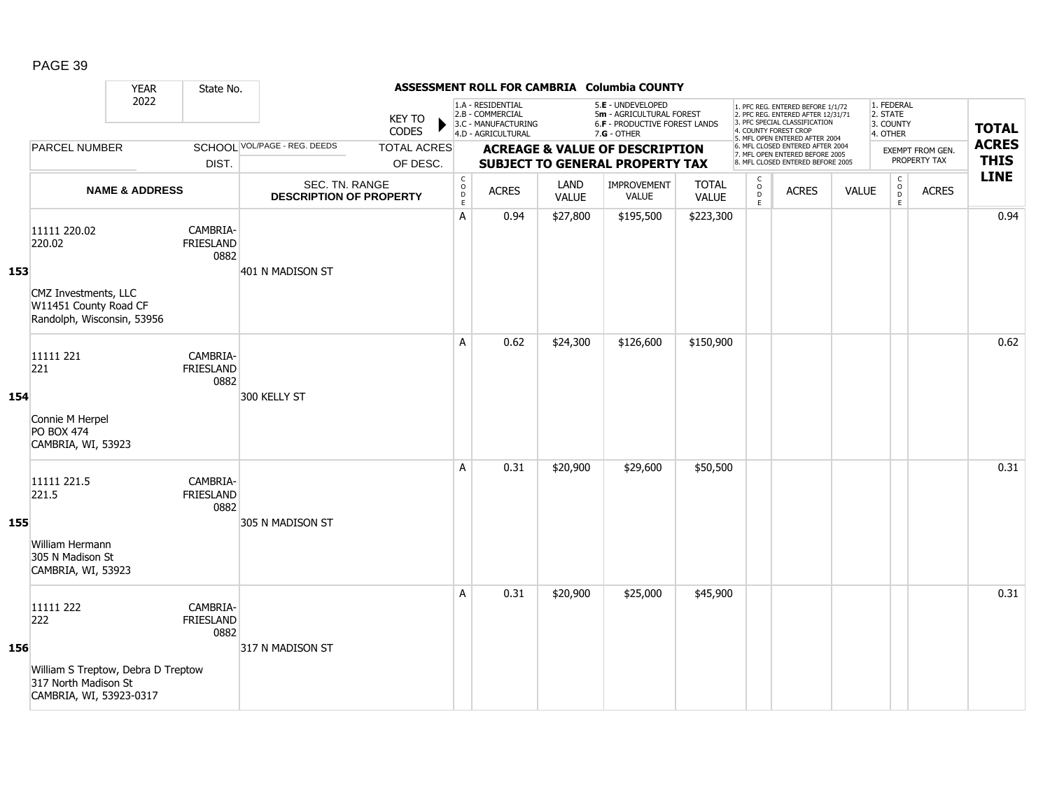**ASSESSMENT ROLL FOR CAMBRIA Columbia COUNTY**

YEAR 2022 | State No.

KEY TO CODES:
1.A - RESIDENTIAL, 2.B - COMMERCIAL, 3.C - MANUFACTURING, 4.D - AGRICULTURAL, 5.E - UNDEVELOPED, 5m - AGRICULTURAL FOREST, 6.F - PRODUCTIVE FOREST LANDS, 7.G - OTHER

1. PFC REG. ENTERED BEFORE 1/1/72, 2. PFC REG. ENTERED AFTER 12/31/71, 3. PFC SPECIAL CLASSIFICATION, 4. COUNTY FOREST CROP, 5. MFL OPEN ENTERED AFTER 2004, 6. MFL CLOSED ENTERED AFTER 2004, 7. MFL OPEN ENTERED BEFORE 2005, 8. MFL CLOSED ENTERED BEFORE 2005

1. FEDERAL, 2. STATE, 3. COUNTY, 4. OTHER

| LINE | PARCEL NUMBER / NAME & ADDRESS | SCHOOL DIST. | VOL/PAGE - REG. DEEDS / SEC. TN. RANGE / DESCRIPTION OF PROPERTY | CODE | ACRES | LAND VALUE | IMPROVEMENT VALUE | TOTAL VALUE | CODE | ACRES | VALUE | CODE | EXEMPT ACRES | TOTAL ACRES THIS LINE |
|---|---|---|---|---|---|---|---|---|---|---|---|---|---|---|
| 153 | 11111 220.02<br>220.02<br>CMZ Investments, LLC<br>W11451 County Road CF<br>Randolph, Wisconsin, 53956 | CAMBRIA-FRIESLAND 0882 | 401 N MADISON ST | A | 0.94 | $27,800 | $195,500 | $223,300 | | | | | | 0.94 |
| 154 | 11111 221<br>221<br>Connie M Herpel<br>PO BOX 474<br>CAMBRIA, WI, 53923 | CAMBRIA-FRIESLAND 0882 | 300 KELLY ST | A | 0.62 | $24,300 | $126,600 | $150,900 | | | | | | 0.62 |
| 155 | 11111 221.5<br>221.5<br>William Hermann<br>305 N Madison St<br>CAMBRIA, WI, 53923 | CAMBRIA-FRIESLAND 0882 | 305 N MADISON ST | A | 0.31 | $20,900 | $29,600 | $50,500 | | | | | | 0.31 |
| 156 | 11111 222<br>222<br>William S Treptow, Debra D Treptow<br>317 North Madison St<br>CAMBRIA, WI, 53923-0317 | CAMBRIA-FRIESLAND 0882 | 317 N MADISON ST | A | 0.31 | $20,900 | $25,000 | $45,900 | | | | | | 0.31 |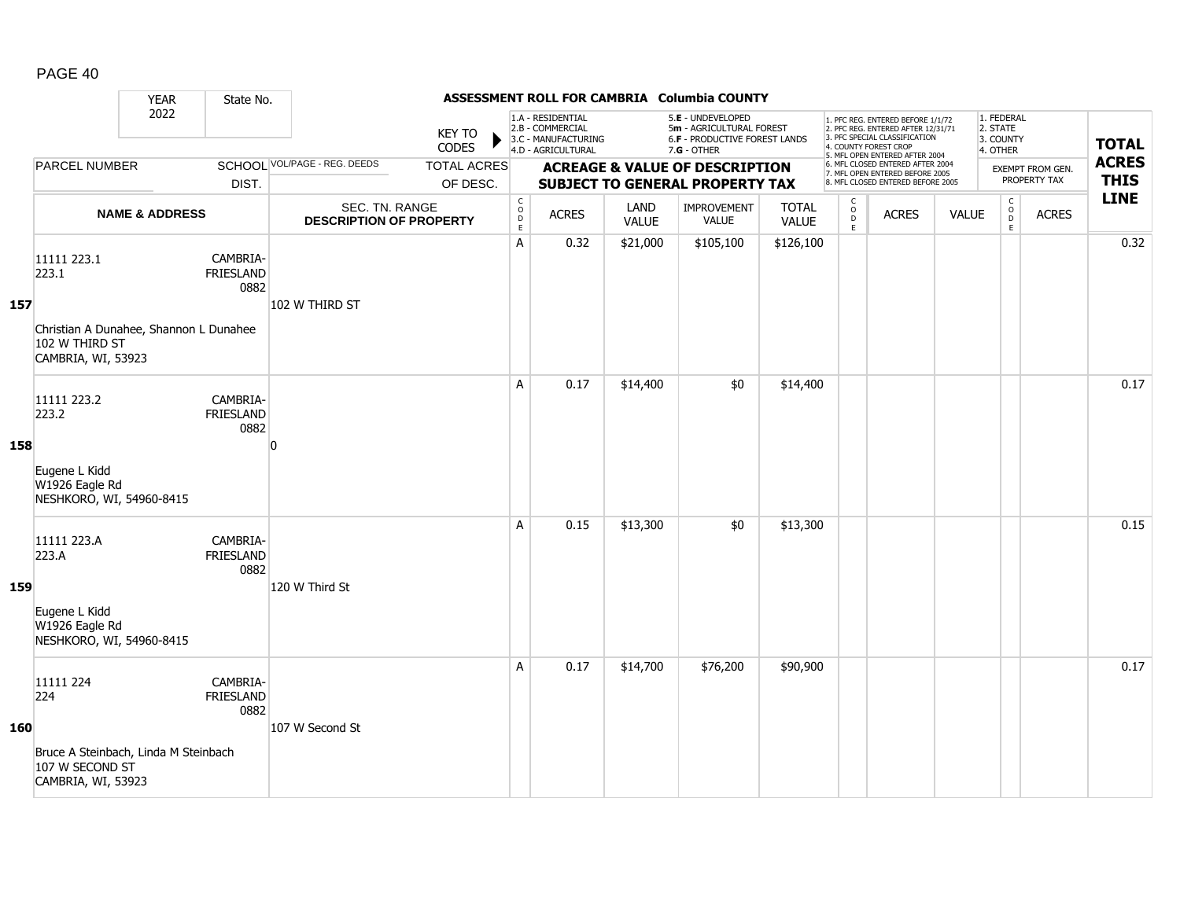## ASSESSMENT ROLL FOR CAMBRIA Columbia COUNTY

YEAR 2022 | State No.

KEY TO CODES:
- 1.A - RESIDENTIAL
- 2.B - COMMERCIAL
- 3.C - MANUFACTURING
- 4.D - AGRICULTURAL
- 5.E - UNDEVELOPED
- 5m - AGRICULTURAL FOREST
- 6.F - PRODUCTIVE FOREST LANDS
- 7.G - OTHER

- 1. PFC REG. ENTERED BEFORE 1/1/72
- 2. PFC REG. ENTERED AFTER 12/31/71
- 3. PFC SPECIAL CLASSIFICATION
- 4. COUNTY FOREST CROP
- 5. MFL OPEN ENTERED AFTER 2004
- 6. MFL CLOSED ENTERED AFTER 2004
- 7. MFL OPEN ENTERED BEFORE 2005
- 8. MFL CLOSED ENTERED BEFORE 2005

- 1. FEDERAL
- 2. STATE
- 3. COUNTY
- 4. OTHER

| | PARCEL NUMBER / NAME & ADDRESS | SCHOOL DIST. | VOL/PAGE - REG. DEEDS / SEC. TN. RANGE / DESCRIPTION OF PROPERTY | TOTAL ACRES OF DESC. | CODE | ACRES | LAND VALUE | IMPROVEMENT VALUE | TOTAL VALUE | CODE | ACRES | VALUE | CODE | EXEMPT FROM GEN. PROPERTY TAX ACRES | TOTAL ACRES THIS LINE |
|---|---|---|---|---|---|---|---|---|---|---|---|---|---|---|---|
| 157 | 11111 223.1<br>223.1<br>Christian A Dunahee, Shannon L Dunahee<br>102 W THIRD ST<br>CAMBRIA, WI, 53923 | CAMBRIA-FRIESLAND 0882 | 102 W THIRD ST | | A | 0.32 | $21,000 | $105,100 | $126,100 | | | | | | 0.32 |
| 158 | 11111 223.2<br>223.2<br>Eugene L Kidd<br>W1926 Eagle Rd<br>NESHKORO, WI, 54960-8415 | CAMBRIA-FRIESLAND 0882 | 0 | | A | 0.17 | $14,400 | $0 | $14,400 | | | | | | 0.17 |
| 159 | 11111 223.A<br>223.A<br>Eugene L Kidd<br>W1926 Eagle Rd<br>NESHKORO, WI, 54960-8415 | CAMBRIA-FRIESLAND 0882 | 120 W Third St | | A | 0.15 | $13,300 | $0 | $13,300 | | | | | | 0.15 |
| 160 | 11111 224<br>224<br>Bruce A Steinbach, Linda M Steinbach<br>107 W SECOND ST<br>CAMBRIA, WI, 53923 | CAMBRIA-FRIESLAND 0882 | 107 W Second St | | A | 0.17 | $14,700 | $76,200 | $90,900 | | | | | | 0.17 |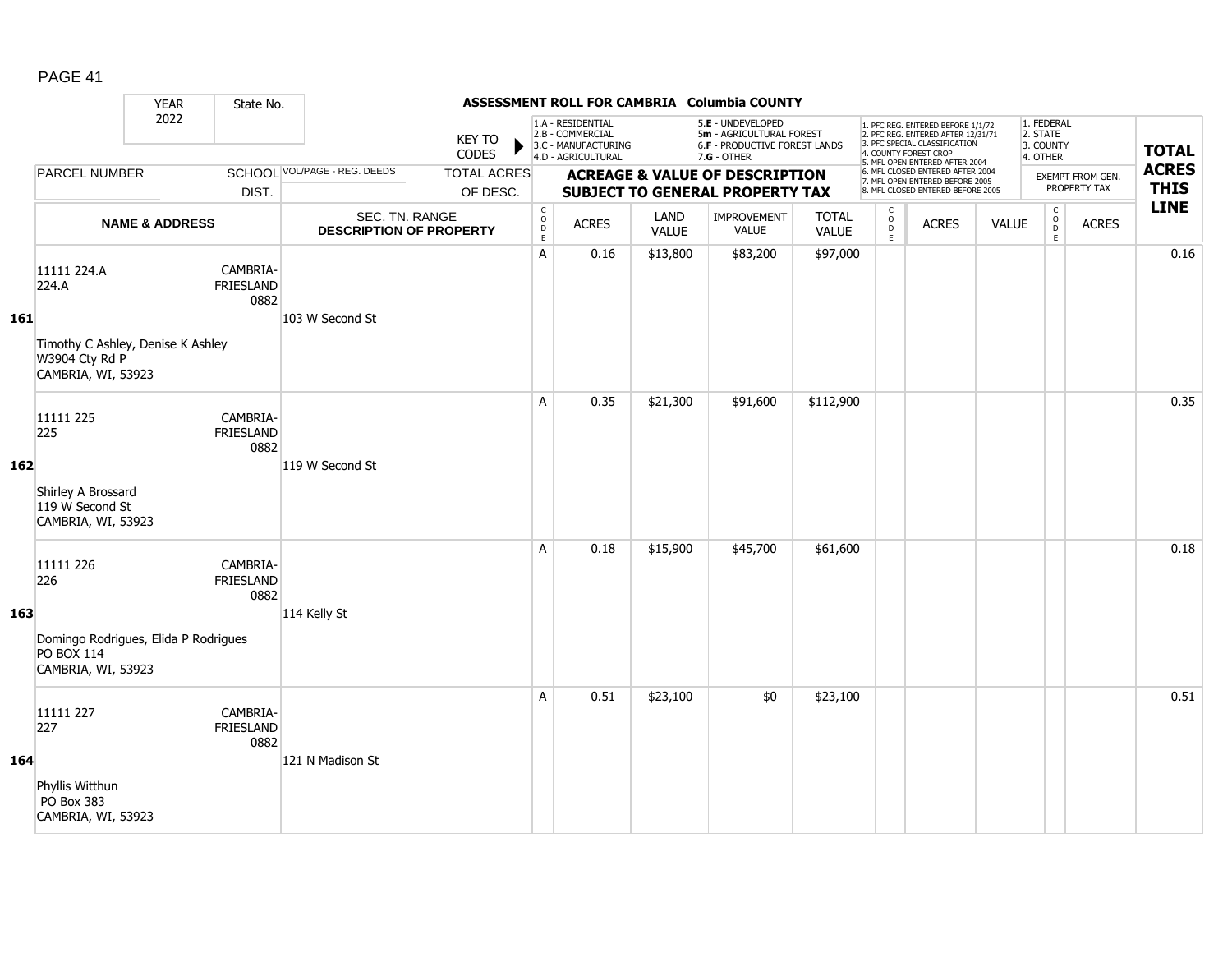| YEAR 2022 | State No. | | KEY TO CODES | 1.A - RESIDENTIAL 2.B - COMMERCIAL 3.C - MANUFACTURING 4.D - AGRICULTURAL | | 5.E - UNDEVELOPED 5m - AGRICULTURAL FOREST 6.F - PRODUCTIVE FOREST LANDS 7.G - OTHER | | | 1. PFC REG. ENTERED BEFORE 1/1/72 2. PFC REG. ENTERED AFTER 12/31/71 3. PFC SPECIAL CLASSIFICATION 4. COUNTY FOREST CROP 5. MFL OPEN ENTERED AFTER 2004 6. MFL CLOSED ENTERED AFTER 2004 7. MFL OPEN ENTERED BEFORE 2005 8. MFL CLOSED ENTERED BEFORE 2005 | | | 1. FEDERAL 2. STATE 3. COUNTY 4. OTHER | | |
|---|---|---|---|---|---|---|---|---|---|---|---|---|---|---|
| PARCEL NUMBER | SCHOOL DIST. | VOL/PAGE - REG. DEEDS | TOTAL ACRES OF DESC. | ACREAGE & VALUE OF DESCRIPTION SUBJECT TO GENERAL PROPERTY TAX | | | | | | | | EXEMPT FROM GEN. PROPERTY TAX | | TOTAL ACRES THIS LINE |
| NAME & ADDRESS | | SEC. TN. RANGE DESCRIPTION OF PROPERTY | | CODE | ACRES | LAND VALUE | IMPROVEMENT VALUE | TOTAL VALUE | CODE | ACRES | VALUE | CODE | ACRES | |
| **161** 11111 224.A<br>224.A<br>Timothy C Ashley, Denise K Ashley<br>W3904 Cty Rd P<br>CAMBRIA, WI, 53923 | CAMBRIA-FRIESLAND 0882 | 103 W Second St | | A | 0.16 | $13,800 | $83,200 | $97,000 | | | | | | 0.16 |
| **162** 11111 225<br>225<br>Shirley A Brossard<br>119 W Second St<br>CAMBRIA, WI, 53923 | CAMBRIA-FRIESLAND 0882 | 119 W Second St | | A | 0.35 | $21,300 | $91,600 | $112,900 | | | | | | 0.35 |
| **163** 11111 226<br>226<br>Domingo Rodrigues, Elida P Rodrigues<br>PO BOX 114<br>CAMBRIA, WI, 53923 | CAMBRIA-FRIESLAND 0882 | 114 Kelly St | | A | 0.18 | $15,900 | $45,700 | $61,600 | | | | | | 0.18 |
| **164** 11111 227<br>227<br>Phyllis Witthun<br>PO Box 383<br>CAMBRIA, WI, 53923 | CAMBRIA-FRIESLAND 0882 | 121 N Madison St | | A | 0.51 | $23,100 | $0 | $23,100 | | | | | | 0.51 |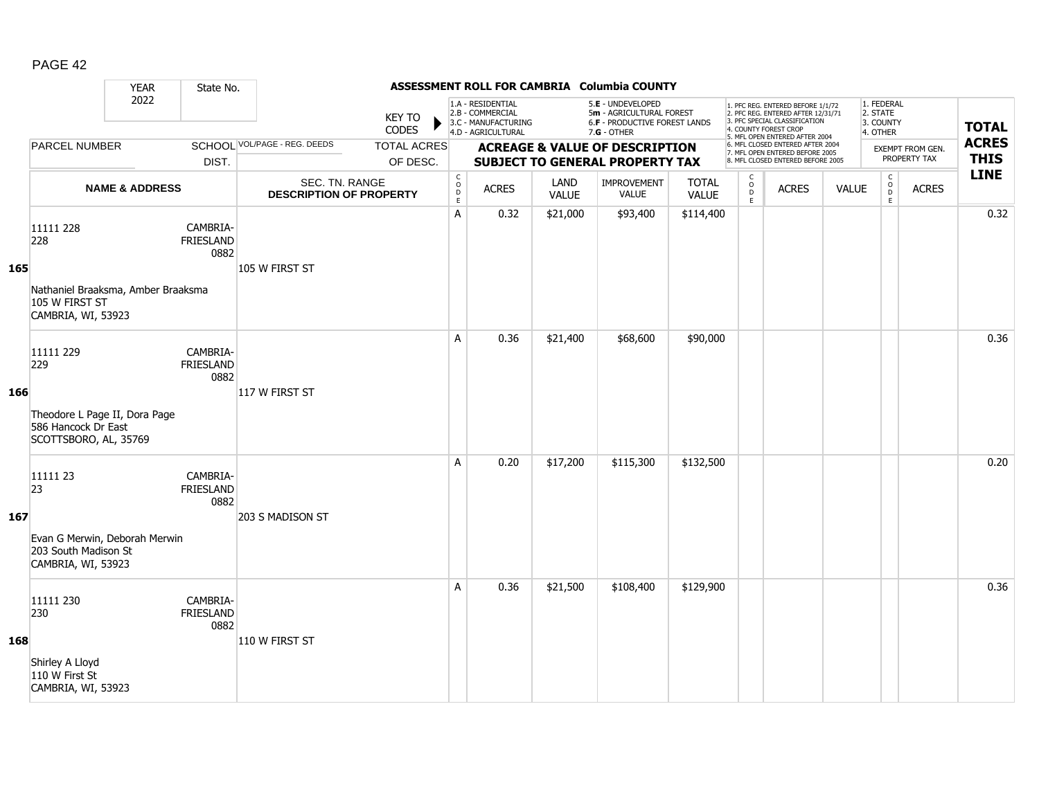## ASSESSMENT ROLL FOR CAMBRIA Columbia COUNTY

YEAR 2022 | State No.

KEY TO CODES: 1.A - RESIDENTIAL, 2.B - COMMERCIAL, 3.C - MANUFACTURING, 4.D - AGRICULTURAL, 5.E - UNDEVELOPED, 5m - AGRICULTURAL FOREST, 6.F - PRODUCTIVE FOREST LANDS, 7.G - OTHER

1. PFC REG. ENTERED BEFORE 1/1/72, 2. PFC REG. ENTERED AFTER 12/31/71, 3. PFC SPECIAL CLASSIFICATION, 4. COUNTY FOREST CROP, 5. MFL OPEN ENTERED AFTER 2004, 6. MFL CLOSED ENTERED AFTER 2004, 7. MFL OPEN ENTERED BEFORE 2005, 8. MFL CLOSED ENTERED BEFORE 2005

1. FEDERAL, 2. STATE, 3. COUNTY, 4. OTHER — EXEMPT FROM GEN. PROPERTY TAX

| LINE | PARCEL NUMBER / NAME & ADDRESS | SCHOOL DIST. | VOL/PAGE - REG. DEEDS / SEC. TN. RANGE / DESCRIPTION OF PROPERTY | TOTAL ACRES OF DESC. | CODE | ACRES | LAND VALUE | IMPROVEMENT VALUE | TOTAL VALUE | CODE | ACRES | VALUE | CODE | ACRES | TOTAL ACRES THIS LINE |
|---|---|---|---|---|---|---|---|---|---|---|---|---|---|---|---|
| 165 | 11111 228<br>228<br>Nathaniel Braaksma, Amber Braaksma<br>105 W FIRST ST<br>CAMBRIA, WI, 53923 | CAMBRIA-FRIESLAND 0882 | 105 W FIRST ST | | A | 0.32 | $21,000 | $93,400 | $114,400 | | | | | | 0.32 |
| 166 | 11111 229<br>229<br>Theodore L Page II, Dora Page<br>586 Hancock Dr East<br>SCOTTSBORO, AL, 35769 | CAMBRIA-FRIESLAND 0882 | 117 W FIRST ST | | A | 0.36 | $21,400 | $68,600 | $90,000 | | | | | | 0.36 |
| 167 | 11111 23<br>23<br>Evan G Merwin, Deborah Merwin<br>203 South Madison St<br>CAMBRIA, WI, 53923 | CAMBRIA-FRIESLAND 0882 | 203 S MADISON ST | | A | 0.20 | $17,200 | $115,300 | $132,500 | | | | | | 0.20 |
| 168 | 11111 230<br>230<br>Shirley A Lloyd<br>110 W First St<br>CAMBRIA, WI, 53923 | CAMBRIA-FRIESLAND 0882 | 110 W FIRST ST | | A | 0.36 | $21,500 | $108,400 | $129,900 | | | | | | 0.36 |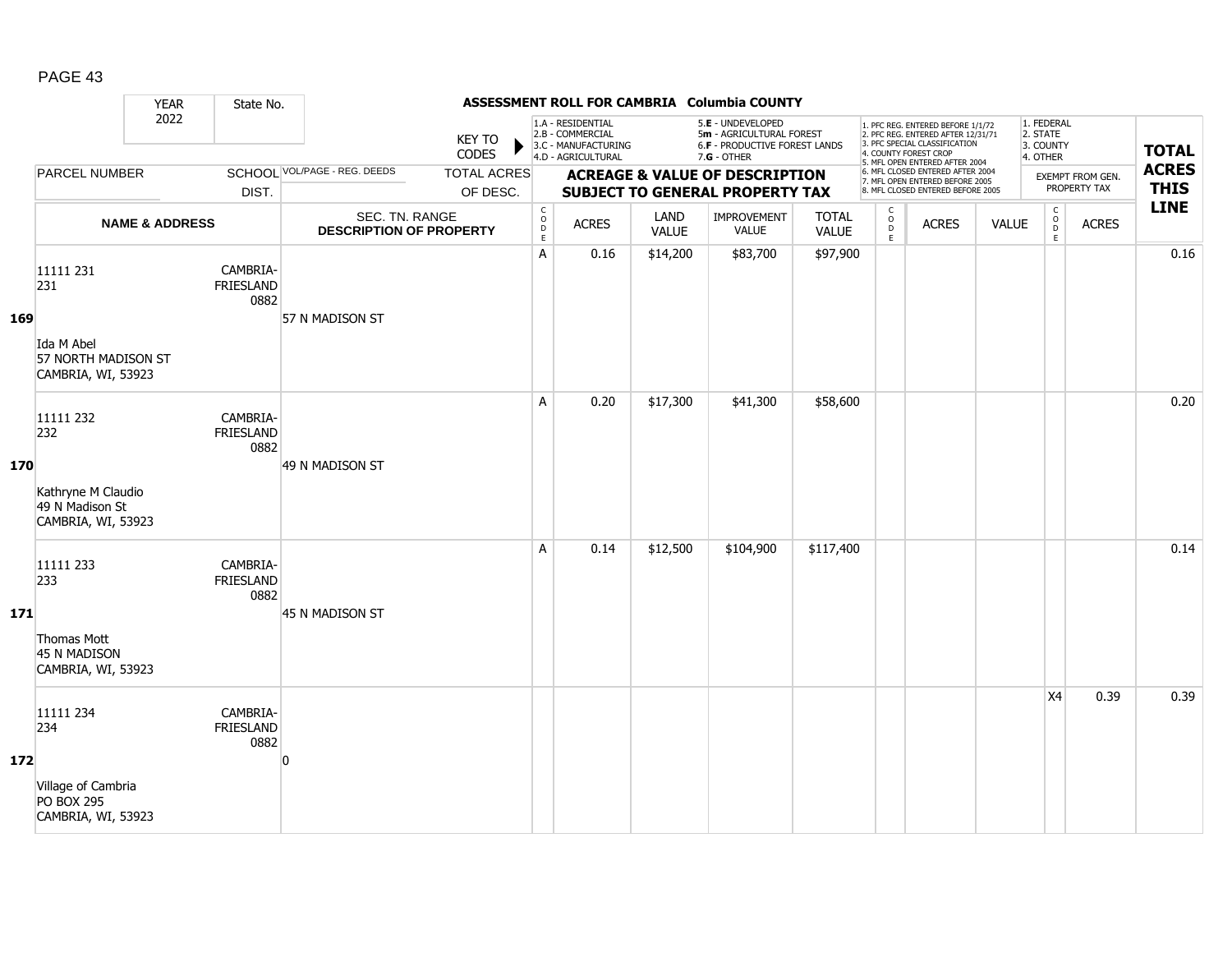# ASSESSMENT ROLL FOR CAMBRIA Columbia COUNTY

YEAR 2022 | State No.

KEY TO CODES:
- 1.A - RESIDENTIAL
- 2.B - COMMERCIAL
- 3.C - MANUFACTURING
- 4.D - AGRICULTURAL
- 5.E - UNDEVELOPED
- 5m - AGRICULTURAL FOREST
- 6.F - PRODUCTIVE FOREST LANDS
- 7.G - OTHER

- 1. PFC REG. ENTERED BEFORE 1/1/72
- 2. PFC REG. ENTERED AFTER 12/31/71
- 3. PFC SPECIAL CLASSIFICATION
- 4. COUNTY FOREST CROP
- 5. MFL OPEN ENTERED AFTER 2004
- 6. MFL CLOSED ENTERED AFTER 2004
- 7. MFL OPEN ENTERED BEFORE 2005
- 8. MFL CLOSED ENTERED BEFORE 2005

- 1. FEDERAL
- 2. STATE
- 3. COUNTY
- 4. OTHER

| LINE | PARCEL NUMBER / NAME & ADDRESS | SCHOOL DIST. | VOL/PAGE - REG. DEEDS / SEC. TN. RANGE / DESCRIPTION OF PROPERTY | CODE | ACRES | LAND VALUE | IMPROVEMENT VALUE | TOTAL VALUE | CODE | ACRES | VALUE | CODE (EXEMPT) | ACRES (EXEMPT FROM GEN. PROPERTY TAX) | TOTAL ACRES THIS LINE |
|---|---|---|---|---|---|---|---|---|---|---|---|---|---|---|
| 169 | 11111 231<br>231<br>Ida M Abel<br>57 NORTH MADISON ST<br>CAMBRIA, WI, 53923 | CAMBRIA-FRIESLAND 0882 | 57 N MADISON ST | A | 0.16 | $14,200 | $83,700 | $97,900 | | | | | | 0.16 |
| 170 | 11111 232<br>232<br>Kathryne M Claudio<br>49 N Madison St<br>CAMBRIA, WI, 53923 | CAMBRIA-FRIESLAND 0882 | 49 N MADISON ST | A | 0.20 | $17,300 | $41,300 | $58,600 | | | | | | 0.20 |
| 171 | 11111 233<br>233<br>Thomas Mott<br>45 N MADISON<br>CAMBRIA, WI, 53923 | CAMBRIA-FRIESLAND 0882 | 45 N MADISON ST | A | 0.14 | $12,500 | $104,900 | $117,400 | | | | | | 0.14 |
| 172 | 11111 234<br>234<br>Village of Cambria<br>PO BOX 295<br>CAMBRIA, WI, 53923 | CAMBRIA-FRIESLAND 0882 | 0 | | | | | | | | | X4 | 0.39 | 0.39 |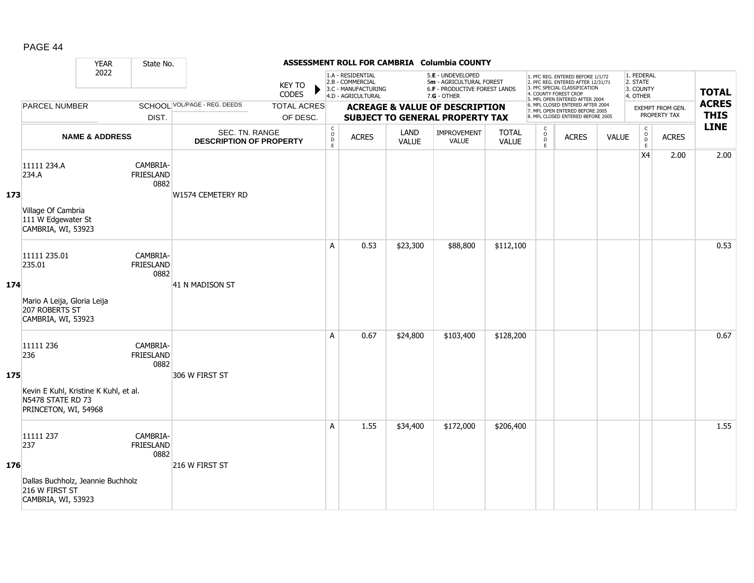**ASSESSMENT ROLL FOR CAMBRIA Columbia COUNTY**

| YEAR 2022 | State No. | | KEY TO CODES: 1.A - RESIDENTIAL, 2.B - COMMERCIAL, 3.C - MANUFACTURING, 4.D - AGRICULTURAL, 5.E - UNDEVELOPED, 5m - AGRICULTURAL FOREST, 6.F - PRODUCTIVE FOREST LANDS, 7.G - OTHER | | | | | | 1. PFC REG. ENTERED BEFORE 1/1/72, 2. PFC REG. ENTERED AFTER 12/31/71, 3. PFC SPECIAL CLASSIFICATION, 4. COUNTY FOREST CROP, 5. MFL OPEN ENTERED AFTER 2004, 6. MFL CLOSED ENTERED AFTER 2004, 7. MFL OPEN ENTERED BEFORE 2005, 8. MFL CLOSED ENTERED BEFORE 2005 | | | 1. FEDERAL, 2. STATE, 3. COUNTY, 4. OTHER | | |
|---|---|---|---|---|---|---|---|---|---|---|---|---|---|---|
| PARCEL NUMBER | SCHOOL DIST. | VOL/PAGE - REG. DEEDS | TOTAL ACRES OF DESC. | ACREAGE & VALUE OF DESCRIPTION SUBJECT TO GENERAL PROPERTY TAX | | | | | | | | EXEMPT FROM GEN. PROPERTY TAX | | TOTAL ACRES THIS LINE |
| NAME & ADDRESS | | SEC. TN. RANGE DESCRIPTION OF PROPERTY | CODE | ACRES | LAND VALUE | IMPROVEMENT VALUE | TOTAL VALUE | CODE | ACRES | VALUE | CODE | ACRES | |
| **173** 11111 234.A<br>234.A<br>Village Of Cambria<br>111 W Edgewater St<br>CAMBRIA, WI, 53923 | CAMBRIA-FRIESLAND 0882 | W1574 CEMETERY RD | | | | | | | | | X4 | 2.00 | 2.00 |
| **174** 11111 235.01<br>235.01<br>Mario A Leija, Gloria Leija<br>207 ROBERTS ST<br>CAMBRIA, WI, 53923 | CAMBRIA-FRIESLAND 0882 | 41 N MADISON ST | A | 0.53 | $23,300 | $88,800 | $112,100 | | | | | | 0.53 |
| **175** 11111 236<br>236<br>Kevin E Kuhl, Kristine K Kuhl, et al.<br>N5478 STATE RD 73<br>PRINCETON, WI, 54968 | CAMBRIA-FRIESLAND 0882 | 306 W FIRST ST | A | 0.67 | $24,800 | $103,400 | $128,200 | | | | | | 0.67 |
| **176** 11111 237<br>237<br>Dallas Buchholz, Jeannie Buchholz<br>216 W FIRST ST<br>CAMBRIA, WI, 53923 | CAMBRIA-FRIESLAND 0882 | 216 W FIRST ST | A | 1.55 | $34,400 | $172,000 | $206,400 | | | | | | 1.55 |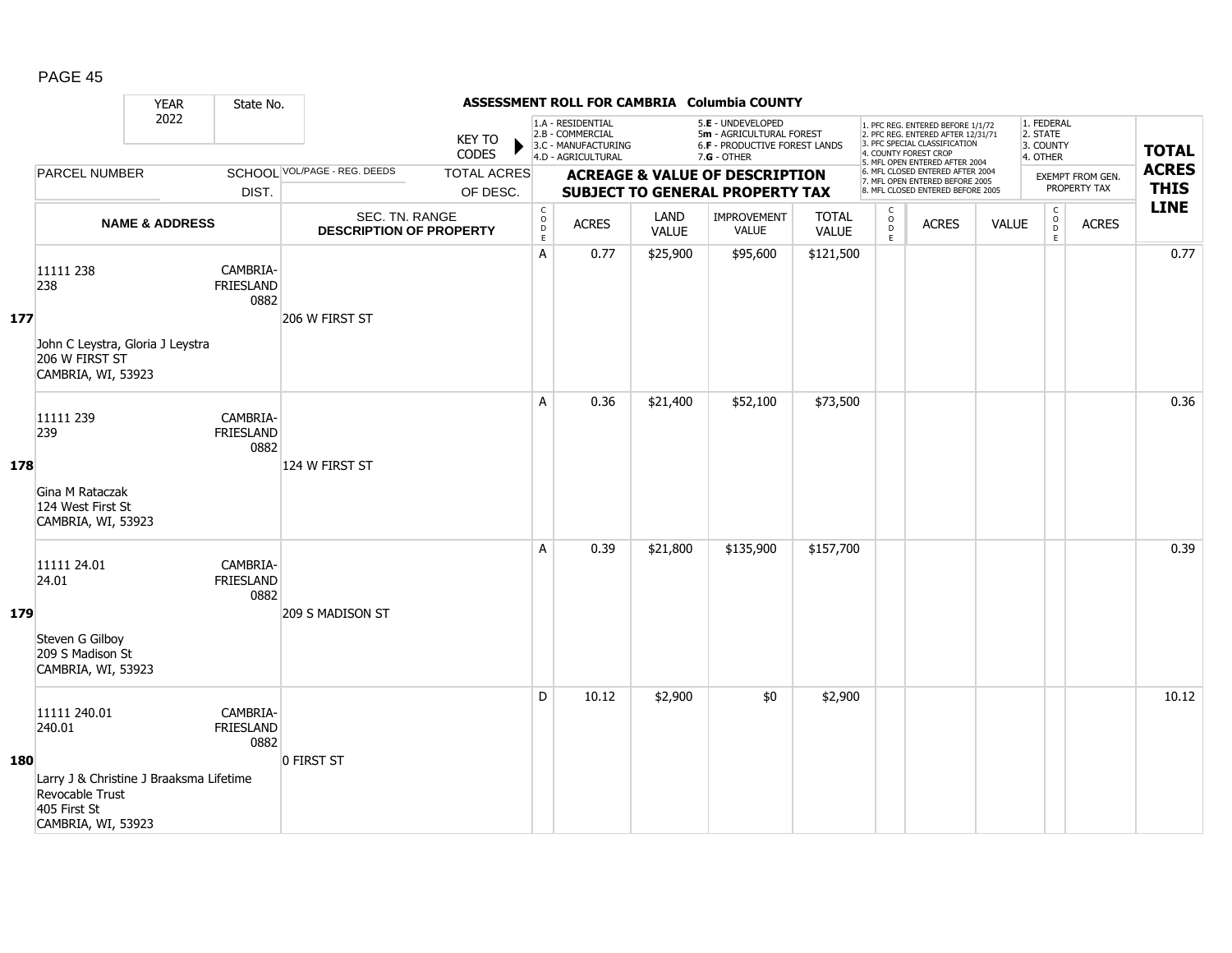PAGE 45

**ASSESSMENT ROLL FOR CAMBRIA Columbia COUNTY**

YEAR 2022 | State No.

KEY TO CODES: 1.A - RESIDENTIAL, 2.B - COMMERCIAL, 3.C - MANUFACTURING, 4.D - AGRICULTURAL, 5.E - UNDEVELOPED, 5m - AGRICULTURAL FOREST, 6.F - PRODUCTIVE FOREST LANDS, 7.G - OTHER

1. PFC REG. ENTERED BEFORE 1/1/72, 2. PFC REG. ENTERED AFTER 12/31/71, 3. PFC SPECIAL CLASSIFICATION, 4. COUNTY FOREST CROP, 5. MFL OPEN ENTERED AFTER 2004, 6. MFL CLOSED ENTERED AFTER 2004, 7. MFL OPEN ENTERED BEFORE 2005, 8. MFL CLOSED ENTERED BEFORE 2005

1. FEDERAL, 2. STATE, 3. COUNTY, 4. OTHER — EXEMPT FROM GEN. PROPERTY TAX

| LINE | PARCEL NUMBER / NAME & ADDRESS | SCHOOL DIST. | VOL/PAGE - REG. DEEDS / SEC. TN. RANGE / DESCRIPTION OF PROPERTY | CODE | ACRES | LAND VALUE | IMPROVEMENT VALUE | TOTAL VALUE | CODE | ACRES | VALUE | CODE | ACRES | TOTAL ACRES THIS LINE |
|---|---|---|---|---|---|---|---|---|---|---|---|---|---|---|
| 177 | 11111 238<br>238<br>John C Leystra, Gloria J Leystra<br>206 W FIRST ST<br>CAMBRIA, WI, 53923 | CAMBRIA-FRIESLAND 0882 | 206 W FIRST ST | A | 0.77 | $25,900 | $95,600 | $121,500 | | | | | | 0.77 |
| 178 | 11111 239<br>239<br>Gina M Rataczak<br>124 West First St<br>CAMBRIA, WI, 53923 | CAMBRIA-FRIESLAND 0882 | 124 W FIRST ST | A | 0.36 | $21,400 | $52,100 | $73,500 | | | | | | 0.36 |
| 179 | 11111 24.01<br>24.01<br>Steven G Gilboy<br>209 S Madison St<br>CAMBRIA, WI, 53923 | CAMBRIA-FRIESLAND 0882 | 209 S MADISON ST | A | 0.39 | $21,800 | $135,900 | $157,700 | | | | | | 0.39 |
| 180 | 11111 240.01<br>240.01<br>Larry J & Christine J Braaksma Lifetime Revocable Trust<br>405 First St<br>CAMBRIA, WI, 53923 | CAMBRIA-FRIESLAND 0882 | 0 FIRST ST | D | 10.12 | $2,900 | $0 | $2,900 | | | | | | 10.12 |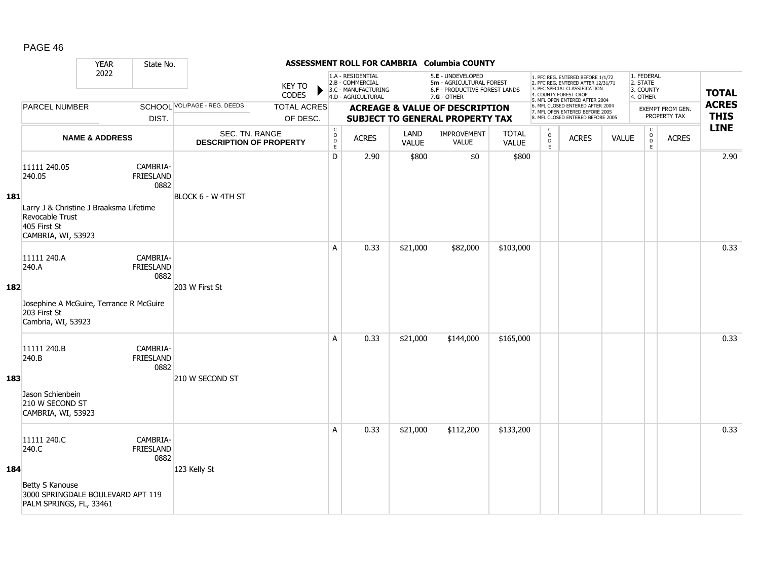**ASSESSMENT ROLL FOR CAMBRIA Columbia COUNTY**

YEAR 2022 | State No.

KEY TO CODES:
1.A - RESIDENTIAL
2.B - COMMERCIAL
3.C - MANUFACTURING
4.D - AGRICULTURAL
5.E - UNDEVELOPED
5m - AGRICULTURAL FOREST
6.F - PRODUCTIVE FOREST LANDS
7.G - OTHER

1. PFC REG. ENTERED BEFORE 1/1/72
2. PFC REG. ENTERED AFTER 12/31/71
3. PFC SPECIAL CLASSIFICATION
4. COUNTY FOREST CROP
5. MFL OPEN ENTERED AFTER 2004
6. MFL CLOSED ENTERED AFTER 2004
7. MFL OPEN ENTERED BEFORE 2005
8. MFL CLOSED ENTERED BEFORE 2005

1. FEDERAL
2. STATE
3. COUNTY
4. OTHER

| LINE | PARCEL NUMBER / NAME & ADDRESS | SCHOOL DIST. | VOL/PAGE - REG. DEEDS / SEC. TN. RANGE / DESCRIPTION OF PROPERTY | TOTAL ACRES OF DESC. | CODE | ACRES | LAND VALUE | IMPROVEMENT VALUE | TOTAL VALUE | CODE | ACRES | VALUE | CODE | EXEMPT FROM GEN. PROPERTY TAX ACRES | TOTAL ACRES THIS LINE |
|---|---|---|---|---|---|---|---|---|---|---|---|---|---|---|---|
| 181 | 11111 240.05<br>240.05<br>Larry J & Christine J Braaksma Lifetime Revocable Trust<br>405 First St<br>CAMBRIA, WI, 53923 | CAMBRIA-FRIESLAND 0882 | BLOCK 6 - W 4TH ST | | D | 2.90 | $800 | $0 | $800 | | | | | | 2.90 |
| 182 | 11111 240.A<br>240.A<br>Josephine A McGuire, Terrance R McGuire<br>203 First St<br>Cambria, WI, 53923 | CAMBRIA-FRIESLAND 0882 | 203 W First St | | A | 0.33 | $21,000 | $82,000 | $103,000 | | | | | | 0.33 |
| 183 | 11111 240.B<br>240.B<br>Jason Schienbein<br>210 W SECOND ST<br>CAMBRIA, WI, 53923 | CAMBRIA-FRIESLAND 0882 | 210 W SECOND ST | | A | 0.33 | $21,000 | $144,000 | $165,000 | | | | | | 0.33 |
| 184 | 11111 240.C<br>240.C<br>Betty S Kanouse<br>3000 SPRINGDALE BOULEVARD APT 119<br>PALM SPRINGS, FL, 33461 | CAMBRIA-FRIESLAND 0882 | 123 Kelly St | | A | 0.33 | $21,000 | $112,200 | $133,200 | | | | | | 0.33 |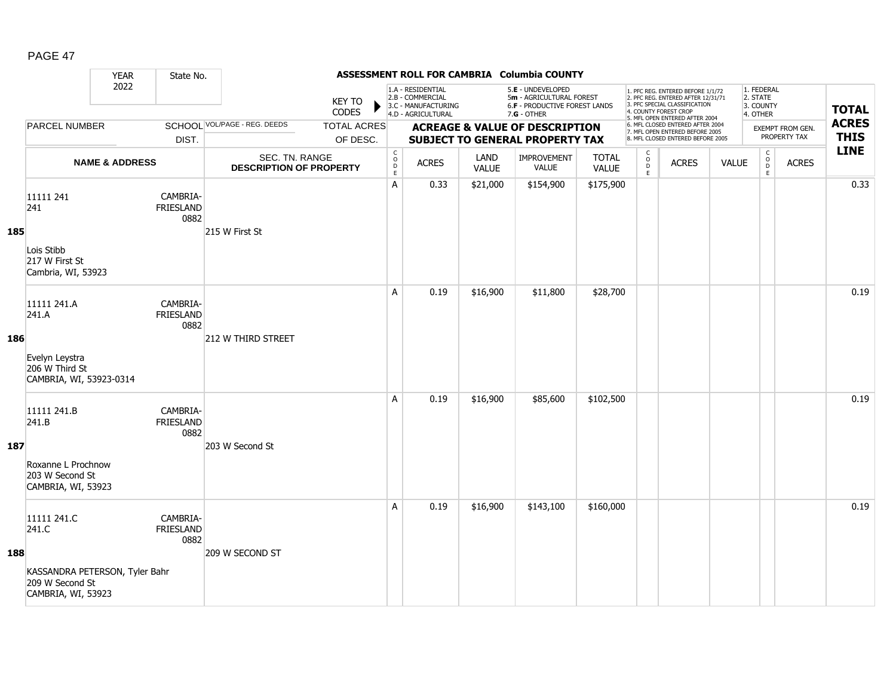## ASSESSMENT ROLL FOR CAMBRIA Columbia COUNTY

YEAR 2022 | State No.

KEY TO CODES:
- 1.A - RESIDENTIAL
- 2.B - COMMERCIAL
- 3.C - MANUFACTURING
- 4.D - AGRICULTURAL
- 5.E - UNDEVELOPED
- 5m - AGRICULTURAL FOREST
- 6.F - PRODUCTIVE FOREST LANDS
- 7.G - OTHER

- 1. PFC REG. ENTERED BEFORE 1/1/72
- 2. PFC REG. ENTERED AFTER 12/31/71
- 3. PFC SPECIAL CLASSIFICATION
- 4. COUNTY FOREST CROP
- 5. MFL OPEN ENTERED AFTER 2004
- 6. MFL CLOSED ENTERED AFTER 2004
- 7. MFL OPEN ENTERED BEFORE 2005
- 8. MFL CLOSED ENTERED BEFORE 2005

- 1. FEDERAL
- 2. STATE
- 3. COUNTY
- 4. OTHER

| LINE | PARCEL NUMBER / NAME & ADDRESS | SCHOOL DIST. | VOL/PAGE - REG. DEEDS / SEC. TN. RANGE / DESCRIPTION OF PROPERTY | CODE | ACRES | LAND VALUE | IMPROVEMENT VALUE | TOTAL VALUE | CODE | ACRES | VALUE | CODE | EXEMPT ACRES | TOTAL ACRES THIS LINE |
|---|---|---|---|---|---|---|---|---|---|---|---|---|---|---|
| 185 | 11111 241<br>241<br>Lois Stibb<br>217 W First St<br>Cambria, WI, 53923 | CAMBRIA-FRIESLAND 0882 | 215 W First St | A | 0.33 | $21,000 | $154,900 | $175,900 | | | | | | 0.33 |
| 186 | 11111 241.A<br>241.A<br>Evelyn Leystra<br>206 W Third St<br>CAMBRIA, WI, 53923-0314 | CAMBRIA-FRIESLAND 0882 | 212 W THIRD STREET | A | 0.19 | $16,900 | $11,800 | $28,700 | | | | | | 0.19 |
| 187 | 11111 241.B<br>241.B<br>Roxanne L Prochnow<br>203 W Second St<br>CAMBRIA, WI, 53923 | CAMBRIA-FRIESLAND 0882 | 203 W Second St | A | 0.19 | $16,900 | $85,600 | $102,500 | | | | | | 0.19 |
| 188 | 11111 241.C<br>241.C<br>KASSANDRA PETERSON, Tyler Bahr<br>209 W Second St<br>CAMBRIA, WI, 53923 | CAMBRIA-FRIESLAND 0882 | 209 W SECOND ST | A | 0.19 | $16,900 | $143,100 | $160,000 | | | | | | 0.19 |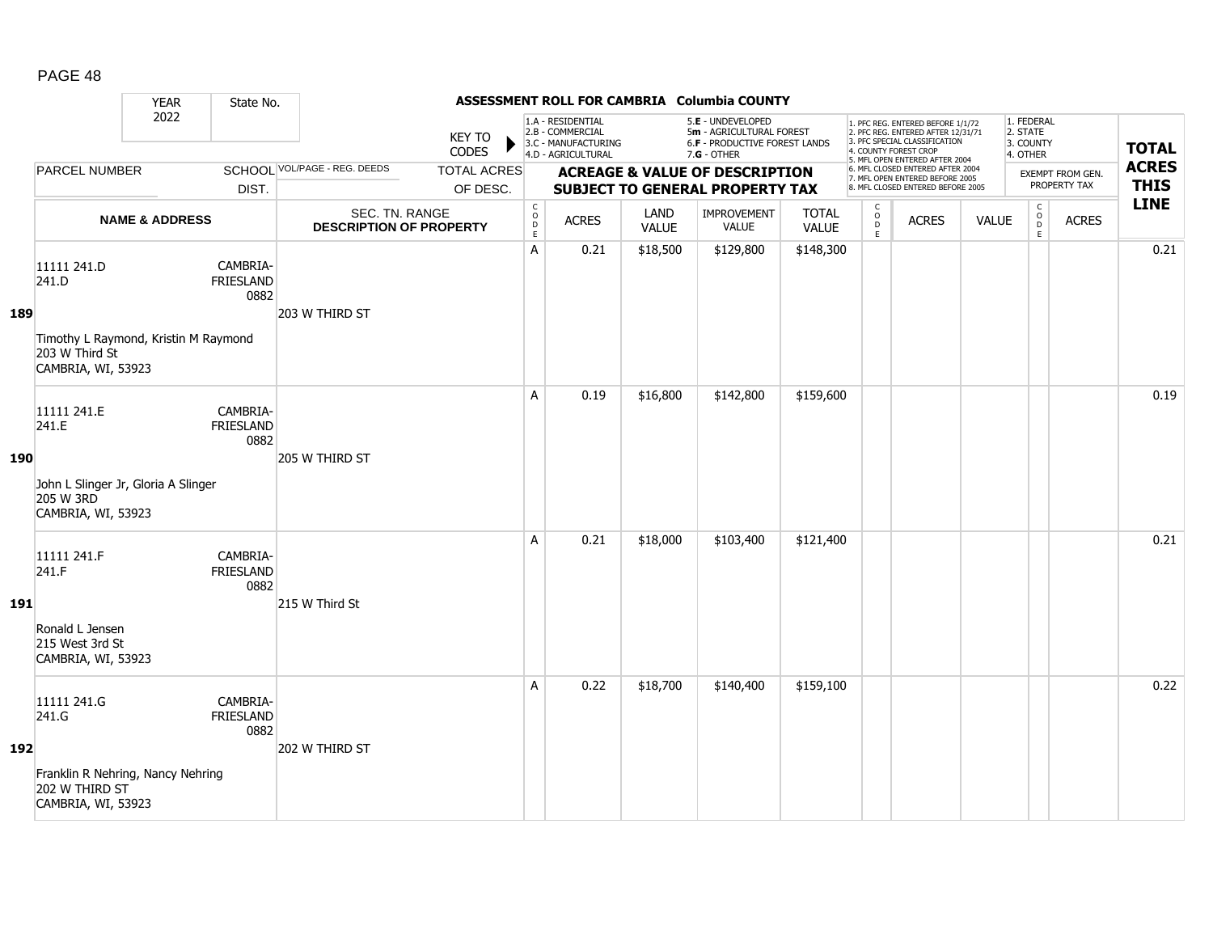# ASSESSMENT ROLL FOR CAMBRIA Columbia COUNTY

YEAR 2022 | State No.

KEY TO CODES: 1.A - RESIDENTIAL, 2.B - COMMERCIAL, 3.C - MANUFACTURING, 4.D - AGRICULTURAL, 5.E - UNDEVELOPED, 5m - AGRICULTURAL FOREST, 6.F - PRODUCTIVE FOREST LANDS, 7.G - OTHER

1. PFC REG. ENTERED BEFORE 1/1/72, 2. PFC REG. ENTERED AFTER 12/31/71, 3. PFC SPECIAL CLASSIFICATION, 4. COUNTY FOREST CROP, 5. MFL OPEN ENTERED AFTER 2004, 6. MFL CLOSED ENTERED AFTER 2004, 7. MFL OPEN ENTERED BEFORE 2005, 8. MFL CLOSED ENTERED BEFORE 2005

1. FEDERAL, 2. STATE, 3. COUNTY, 4. OTHER

| LINE | PARCEL NUMBER / NAME & ADDRESS | SCHOOL DIST. | VOL/PAGE - REG. DEEDS / SEC. TN. RANGE / DESCRIPTION OF PROPERTY | TOTAL ACRES OF DESC. | CODE | ACRES | LAND VALUE | IMPROVEMENT VALUE | TOTAL VALUE | CODE | ACRES | VALUE | CODE | EXEMPT FROM GEN. PROPERTY TAX ACRES | TOTAL ACRES THIS LINE |
|---|---|---|---|---|---|---|---|---|---|---|---|---|---|---|---|
| 189 | 11111 241.D<br>241.D<br>Timothy L Raymond, Kristin M Raymond<br>203 W Third St<br>CAMBRIA, WI, 53923 | CAMBRIA-FRIESLAND 0882 | 203 W THIRD ST | | A | 0.21 | $18,500 | $129,800 | $148,300 | | | | | | 0.21 |
| 190 | 11111 241.E<br>241.E<br>John L Slinger Jr, Gloria A Slinger<br>205 W 3RD<br>CAMBRIA, WI, 53923 | CAMBRIA-FRIESLAND 0882 | 205 W THIRD ST | | A | 0.19 | $16,800 | $142,800 | $159,600 | | | | | | 0.19 |
| 191 | 11111 241.F<br>241.F<br>Ronald L Jensen<br>215 West 3rd St<br>CAMBRIA, WI, 53923 | CAMBRIA-FRIESLAND 0882 | 215 W Third St | | A | 0.21 | $18,000 | $103,400 | $121,400 | | | | | | 0.21 |
| 192 | 11111 241.G<br>241.G<br>Franklin R Nehring, Nancy Nehring<br>202 W THIRD ST<br>CAMBRIA, WI, 53923 | CAMBRIA-FRIESLAND 0882 | 202 W THIRD ST | | A | 0.22 | $18,700 | $140,400 | $159,100 | | | | | | 0.22 |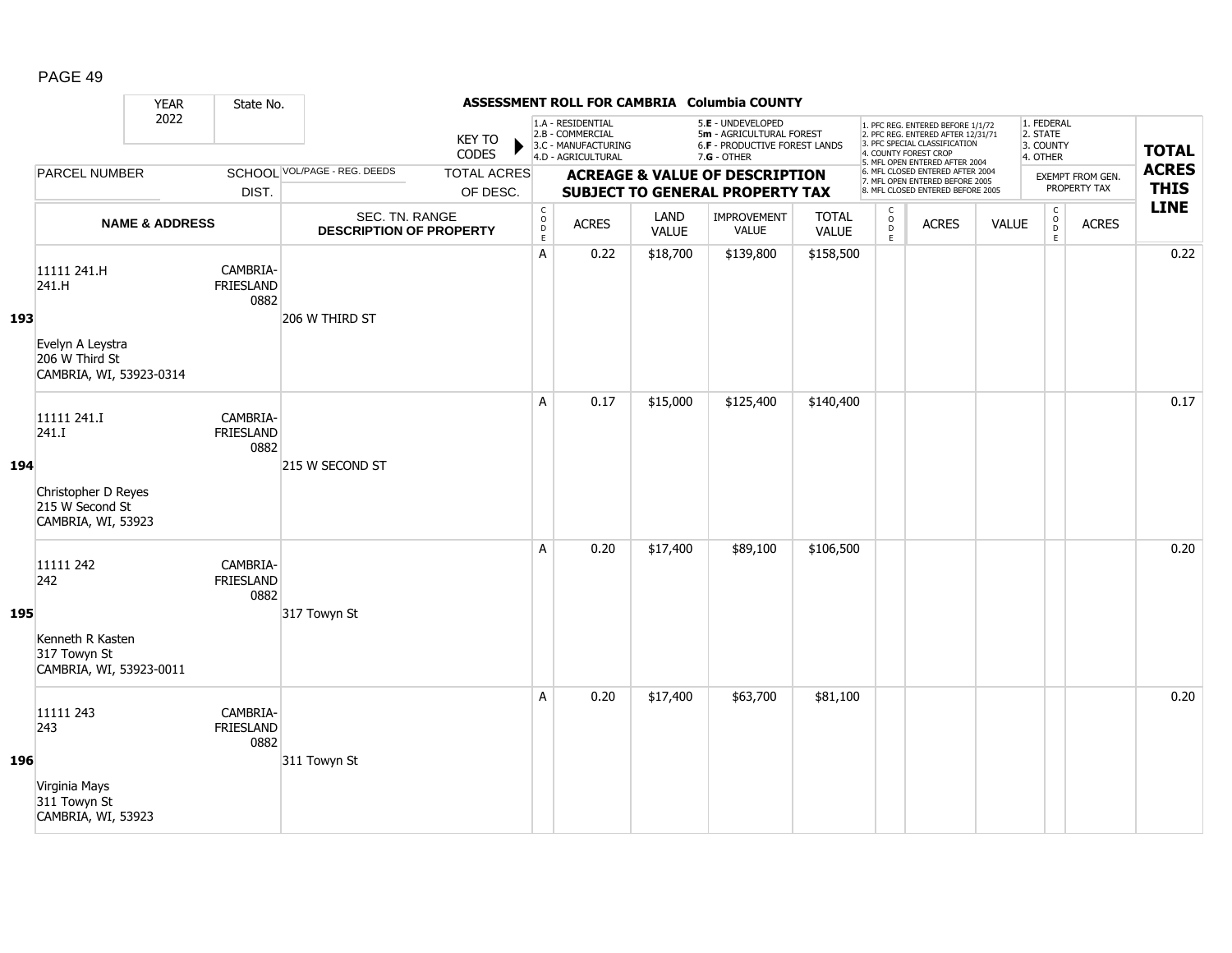## ASSESSMENT ROLL FOR CAMBRIA Columbia COUNTY

YEAR 2022 | State No.

KEY TO CODES:
1.A - RESIDENTIAL
2.B - COMMERCIAL
3.C - MANUFACTURING
4.D - AGRICULTURAL
5.E - UNDEVELOPED
5m - AGRICULTURAL FOREST
6.F - PRODUCTIVE FOREST LANDS
7.G - OTHER

1. PFC REG. ENTERED BEFORE 1/1/72
2. PFC REG. ENTERED AFTER 12/31/71
3. PFC SPECIAL CLASSIFICATION
4. COUNTY FOREST CROP
5. MFL OPEN ENTERED AFTER 2004
6. MFL CLOSED ENTERED AFTER 2004
7. MFL OPEN ENTERED BEFORE 2005
8. MFL CLOSED ENTERED BEFORE 2005

1. FEDERAL
2. STATE
3. COUNTY
4. OTHER

| LINE | PARCEL NUMBER / NAME & ADDRESS | SCHOOL DIST. | VOL/PAGE - REG. DEEDS / SEC. TN. RANGE / DESCRIPTION OF PROPERTY | TOTAL ACRES OF DESC. | CODE | ACRES | LAND VALUE | IMPROVEMENT VALUE | TOTAL VALUE | CODE | ACRES | VALUE | CODE | EXEMPT FROM GEN. PROPERTY TAX ACRES | TOTAL ACRES THIS LINE |
|---|---|---|---|---|---|---|---|---|---|---|---|---|---|---|---|
| 193 | 11111 241.H<br>241.H<br>Evelyn A Leystra<br>206 W Third St<br>CAMBRIA, WI, 53923-0314 | CAMBRIA-FRIESLAND 0882 | 206 W THIRD ST | | A | 0.22 | $18,700 | $139,800 | $158,500 | | | | | | 0.22 |
| 194 | 11111 241.I<br>241.I<br>Christopher D Reyes<br>215 W Second St<br>CAMBRIA, WI, 53923 | CAMBRIA-FRIESLAND 0882 | 215 W SECOND ST | | A | 0.17 | $15,000 | $125,400 | $140,400 | | | | | | 0.17 |
| 195 | 11111 242<br>242<br>Kenneth R Kasten<br>317 Towyn St<br>CAMBRIA, WI, 53923-0011 | CAMBRIA-FRIESLAND 0882 | 317 Towyn St | | A | 0.20 | $17,400 | $89,100 | $106,500 | | | | | | 0.20 |
| 196 | 11111 243<br>243<br>Virginia Mays<br>311 Towyn St<br>CAMBRIA, WI, 53923 | CAMBRIA-FRIESLAND 0882 | 311 Towyn St | | A | 0.20 | $17,400 | $63,700 | $81,100 | | | | | | 0.20 |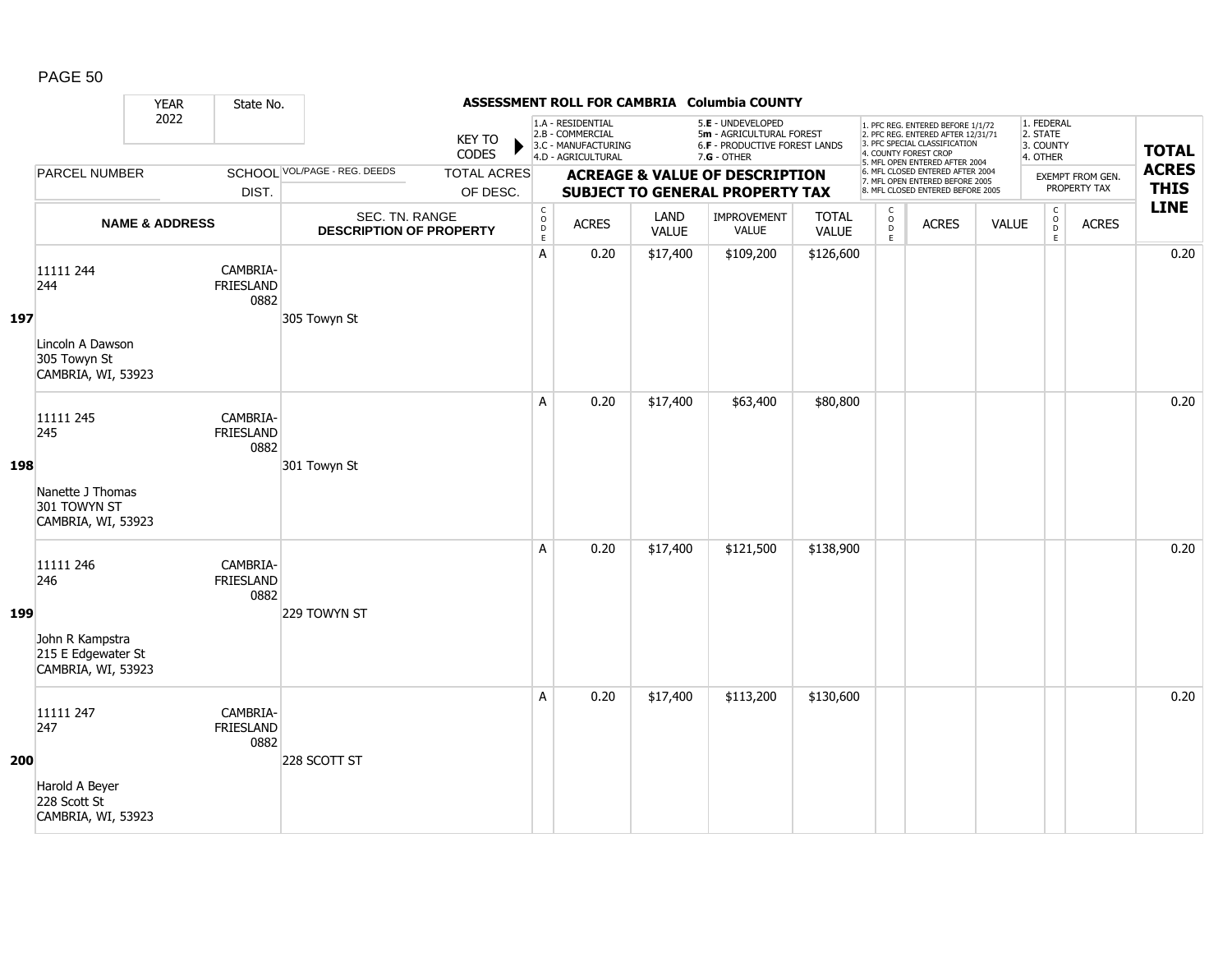## ASSESSMENT ROLL FOR CAMBRIA Columbia COUNTY

| YEAR 2022 | State No. | | KEY TO CODES | 1.A - RESIDENTIAL 2.B - COMMERCIAL 3.C - MANUFACTURING 4.D - AGRICULTURAL | | 5.E - UNDEVELOPED 5m - AGRICULTURAL FOREST 6.F - PRODUCTIVE FOREST LANDS 7.G - OTHER | | | 1. PFC REG. ENTERED BEFORE 1/1/72 2. PFC REG. ENTERED AFTER 12/31/71 3. PFC SPECIAL CLASSIFICATION 4. COUNTY FOREST CROP 5. MFL OPEN ENTERED AFTER 2004 6. MFL CLOSED ENTERED AFTER 2004 7. MFL OPEN ENTERED BEFORE 2005 8. MFL CLOSED ENTERED BEFORE 2005 | | | 1. FEDERAL 2. STATE 3. COUNTY 4. OTHER | | TOTAL ACRES THIS LINE |
|---|---|---|---|---|---|---|---|---|---|---|---|---|---|---|
| PARCEL NUMBER | SCHOOL DIST. | VOL/PAGE - REG. DEEDS | TOTAL ACRES OF DESC. | ACREAGE & VALUE OF DESCRIPTION SUBJECT TO GENERAL PROPERTY TAX | | | | | | | | EXEMPT FROM GEN. PROPERTY TAX | | |
| NAME & ADDRESS | | SEC. TN. RANGE DESCRIPTION OF PROPERTY | | CODE | ACRES | LAND VALUE | IMPROVEMENT VALUE | TOTAL VALUE | CODE | ACRES | VALUE | CODE | ACRES | |
| **197** 11111 244 244 Lincoln A Dawson 305 Towyn St CAMBRIA, WI, 53923 | CAMBRIA-FRIESLAND 0882 | 305 Towyn St | | A | 0.20 | $17,400 | $109,200 | $126,600 | | | | | | 0.20 |
| **198** 11111 245 245 Nanette J Thomas 301 TOWYN ST CAMBRIA, WI, 53923 | CAMBRIA-FRIESLAND 0882 | 301 Towyn St | | A | 0.20 | $17,400 | $63,400 | $80,800 | | | | | | 0.20 |
| **199** 11111 246 246 John R Kampstra 215 E Edgewater St CAMBRIA, WI, 53923 | CAMBRIA-FRIESLAND 0882 | 229 TOWYN ST | | A | 0.20 | $17,400 | $121,500 | $138,900 | | | | | | 0.20 |
| **200** 11111 247 247 Harold A Beyer 228 Scott St CAMBRIA, WI, 53923 | CAMBRIA-FRIESLAND 0882 | 228 SCOTT ST | | A | 0.20 | $17,400 | $113,200 | $130,600 | | | | | | 0.20 |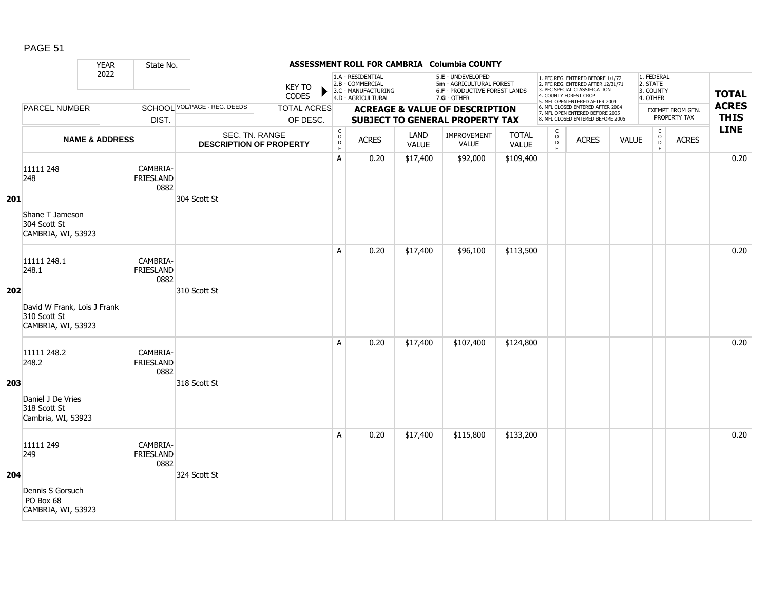# ASSESSMENT ROLL FOR CAMBRIA Columbia COUNTY

| YEAR 2022 | State No. | | KEY TO CODES: 1.A - RESIDENTIAL, 2.B - COMMERCIAL, 3.C - MANUFACTURING, 4.D - AGRICULTURAL, 5.E - UNDEVELOPED, 5m - AGRICULTURAL FOREST, 6.F - PRODUCTIVE FOREST LANDS, 7.G - OTHER | | | | | 1. PFC REG. ENTERED BEFORE 1/1/72, 2. PFC REG. ENTERED AFTER 12/31/71, 3. PFC SPECIAL CLASSIFICATION, 4. COUNTY FOREST CROP, 5. MFL OPEN ENTERED AFTER 2004, 6. MFL CLOSED ENTERED AFTER 2004, 7. MFL OPEN ENTERED BEFORE 2005, 8. MFL CLOSED ENTERED BEFORE 2005 | | | 1. FEDERAL, 2. STATE, 3. COUNTY, 4. OTHER | | |
|---|---|---|---|---|---|---|---|---|---|---|---|---|---|
| PARCEL NUMBER | SCHOOL DIST. | VOL/PAGE - REG. DEEDS / TOTAL ACRES OF DESC. | ACREAGE & VALUE OF DESCRIPTION SUBJECT TO GENERAL PROPERTY TAX | | | | | | | | EXEMPT FROM GEN. PROPERTY TAX | | TOTAL ACRES THIS LINE |
| NAME & ADDRESS | | SEC. TN. RANGE / DESCRIPTION OF PROPERTY | CODE | ACRES | LAND VALUE | IMPROVEMENT VALUE | TOTAL VALUE | CODE | ACRES | VALUE | CODE | ACRES | |
| **201** 11111 248<br>248<br><br>Shane T Jameson<br>304 Scott St<br>CAMBRIA, WI, 53923 | CAMBRIA-FRIESLAND 0882 | 304 Scott St | A | 0.20 | $17,400 | $92,000 | $109,400 | | | | | | 0.20 |
| **202** 11111 248.1<br>248.1<br><br>David W Frank, Lois J Frank<br>310 Scott St<br>CAMBRIA, WI, 53923 | CAMBRIA-FRIESLAND 0882 | 310 Scott St | A | 0.20 | $17,400 | $96,100 | $113,500 | | | | | | 0.20 |
| **203** 11111 248.2<br>248.2<br><br>Daniel J De Vries<br>318 Scott St<br>Cambria, WI, 53923 | CAMBRIA-FRIESLAND 0882 | 318 Scott St | A | 0.20 | $17,400 | $107,400 | $124,800 | | | | | | 0.20 |
| **204** 11111 249<br>249<br><br>Dennis S Gorsuch<br>PO Box 68<br>CAMBRIA, WI, 53923 | CAMBRIA-FRIESLAND 0882 | 324 Scott St | A | 0.20 | $17,400 | $115,800 | $133,200 | | | | | | 0.20 |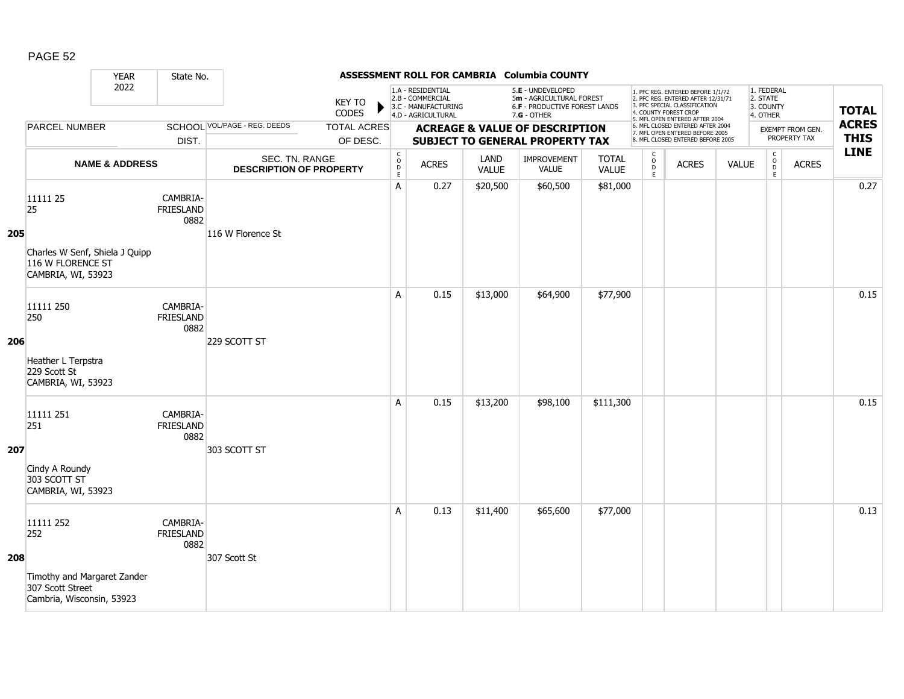# ASSESSMENT ROLL FOR CAMBRIA Columbia COUNTY

YEAR 2022 | State No.

KEY TO CODES: 1.A - RESIDENTIAL, 2.B - COMMERCIAL, 3.C - MANUFACTURING, 4.D - AGRICULTURAL, 5.E - UNDEVELOPED, 5m - AGRICULTURAL FOREST, 6.F - PRODUCTIVE FOREST LANDS, 7.G - OTHER

1. PFC REG. ENTERED BEFORE 1/1/72, 2. PFC REG. ENTERED AFTER 12/31/71, 3. PFC SPECIAL CLASSIFICATION, 4. COUNTY FOREST CROP, 5. MFL OPEN ENTERED AFTER 2004, 6. MFL CLOSED ENTERED AFTER 2004, 7. MFL OPEN ENTERED BEFORE 2005, 8. MFL CLOSED ENTERED BEFORE 2005

1. FEDERAL, 2. STATE, 3. COUNTY, 4. OTHER — EXEMPT FROM GEN. PROPERTY TAX

| LINE | PARCEL NUMBER / NAME & ADDRESS | SCHOOL DIST. | VOL/PAGE - REG. DEEDS / SEC. TN. RANGE / DESCRIPTION OF PROPERTY | CODE | ACRES | LAND VALUE | IMPROVEMENT VALUE | TOTAL VALUE | CODE | ACRES | VALUE | CODE | ACRES | TOTAL ACRES THIS LINE |
|---|---|---|---|---|---|---|---|---|---|---|---|---|---|---|
| 205 | 11111 25<br>25<br>Charles W Senf, Shiela J Quipp<br>116 W FLORENCE ST<br>CAMBRIA, WI, 53923 | CAMBRIA-FRIESLAND 0882 | 116 W Florence St | A | 0.27 | $20,500 | $60,500 | $81,000 | | | | | | 0.27 |
| 206 | 11111 250<br>250<br>Heather L Terpstra<br>229 Scott St<br>CAMBRIA, WI, 53923 | CAMBRIA-FRIESLAND 0882 | 229 SCOTT ST | A | 0.15 | $13,000 | $64,900 | $77,900 | | | | | | 0.15 |
| 207 | 11111 251<br>251<br>Cindy A Roundy<br>303 SCOTT ST<br>CAMBRIA, WI, 53923 | CAMBRIA-FRIESLAND 0882 | 303 SCOTT ST | A | 0.15 | $13,200 | $98,100 | $111,300 | | | | | | 0.15 |
| 208 | 11111 252<br>252<br>Timothy and Margaret Zander<br>307 Scott Street<br>Cambria, Wisconsin, 53923 | CAMBRIA-FRIESLAND 0882 | 307 Scott St | A | 0.13 | $11,400 | $65,600 | $77,000 | | | | | | 0.13 |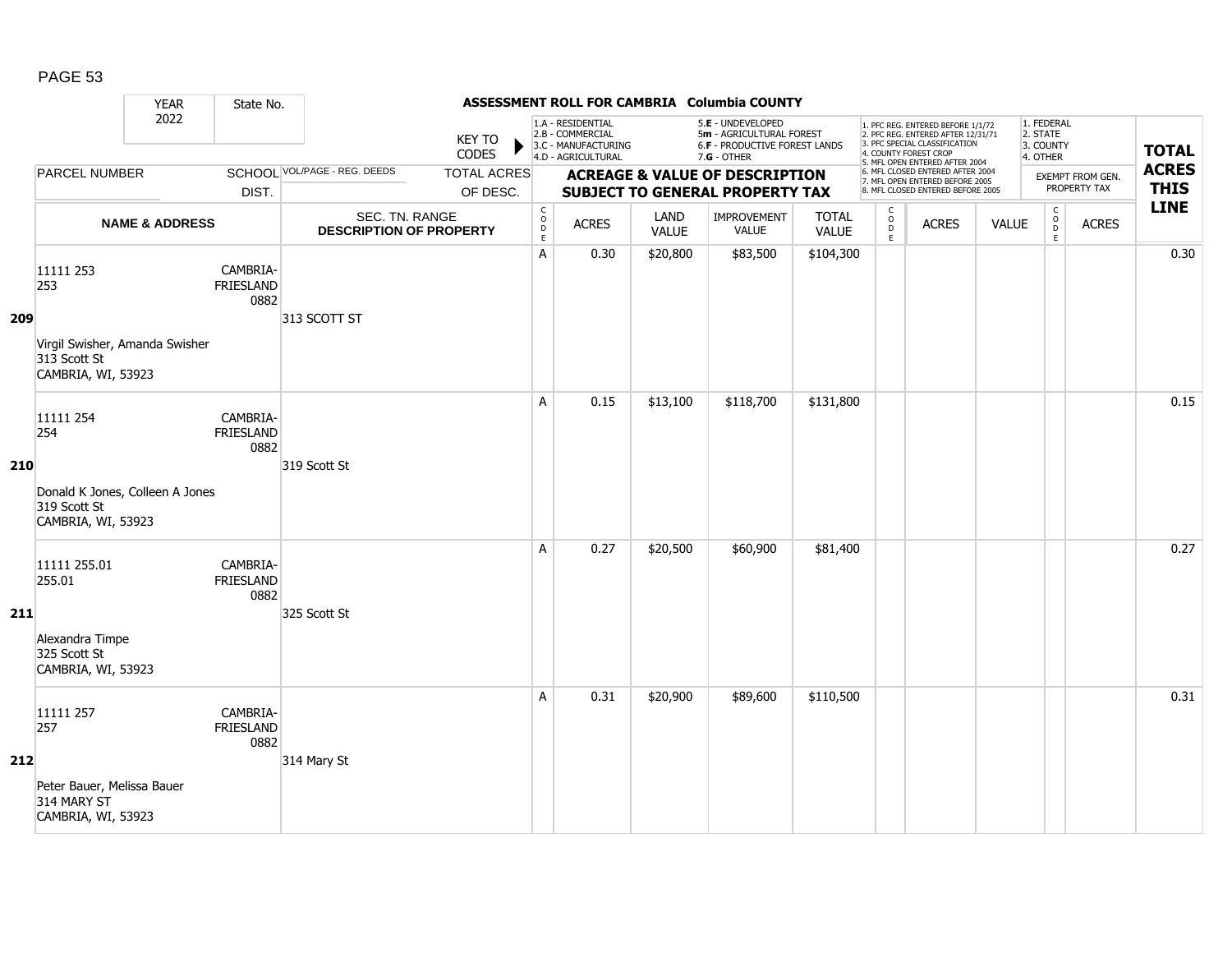# ASSESSMENT ROLL FOR CAMBRIA Columbia COUNTY

YEAR 2022 | State No.

KEY TO CODES: 1.A - RESIDENTIAL, 2.B - COMMERCIAL, 3.C - MANUFACTURING, 4.D - AGRICULTURAL, 5.E - UNDEVELOPED, 5m - AGRICULTURAL FOREST, 6.F - PRODUCTIVE FOREST LANDS, 7.G - OTHER

1. PFC REG. ENTERED BEFORE 1/1/72, 2. PFC REG. ENTERED AFTER 12/31/71, 3. PFC SPECIAL CLASSIFICATION, 4. COUNTY FOREST CROP, 5. MFL OPEN ENTERED AFTER 2004, 6. MFL CLOSED ENTERED AFTER 2004, 7. MFL OPEN ENTERED BEFORE 2005, 8. MFL CLOSED ENTERED BEFORE 2005

1. FEDERAL, 2. STATE, 3. COUNTY, 4. OTHER

| LINE | PARCEL NUMBER / NAME & ADDRESS | SCHOOL DIST. | VOL/PAGE - REG. DEEDS / SEC. TN. RANGE / DESCRIPTION OF PROPERTY | TOTAL ACRES OF DESC. | CODE | ACRES | LAND VALUE | IMPROVEMENT VALUE | TOTAL VALUE | CODE | ACRES | VALUE | CODE | ACRES (EXEMPT FROM GEN. PROPERTY TAX) | TOTAL ACRES THIS LINE |
|---|---|---|---|---|---|---|---|---|---|---|---|---|---|---|---|
| 209 | 11111 253<br>253<br>Virgil Swisher, Amanda Swisher<br>313 Scott St<br>CAMBRIA, WI, 53923 | CAMBRIA-FRIESLAND 0882 | 313 SCOTT ST | | A | 0.30 | $20,800 | $83,500 | $104,300 | | | | | | 0.30 |
| 210 | 11111 254<br>254<br>Donald K Jones, Colleen A Jones<br>319 Scott St<br>CAMBRIA, WI, 53923 | CAMBRIA-FRIESLAND 0882 | 319 Scott St | | A | 0.15 | $13,100 | $118,700 | $131,800 | | | | | | 0.15 |
| 211 | 11111 255.01<br>255.01<br>Alexandra Timpe<br>325 Scott St<br>CAMBRIA, WI, 53923 | CAMBRIA-FRIESLAND 0882 | 325 Scott St | | A | 0.27 | $20,500 | $60,900 | $81,400 | | | | | | 0.27 |
| 212 | 11111 257<br>257<br>Peter Bauer, Melissa Bauer<br>314 MARY ST<br>CAMBRIA, WI, 53923 | CAMBRIA-FRIESLAND 0882 | 314 Mary St | | A | 0.31 | $20,900 | $89,600 | $110,500 | | | | | | 0.31 |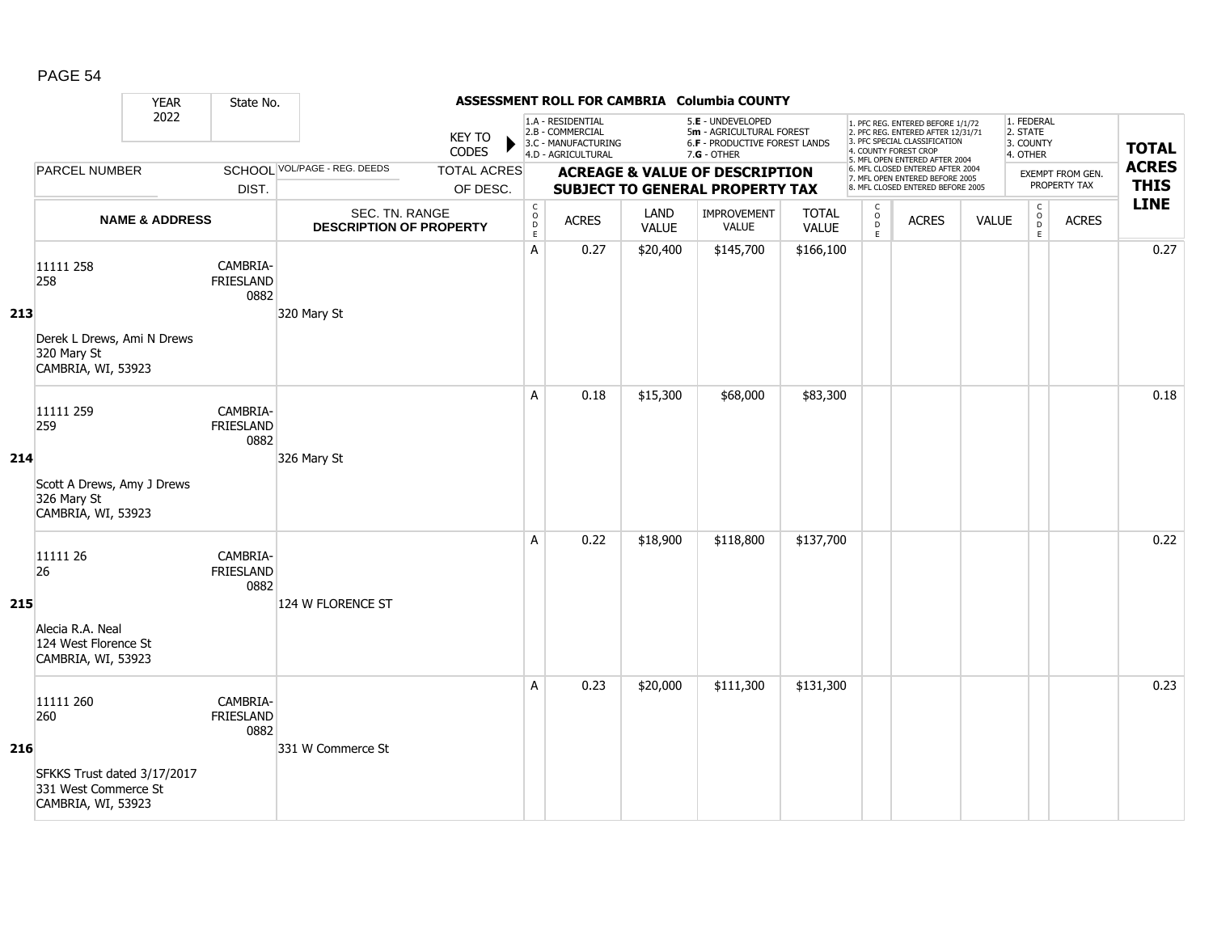## ASSESSMENT ROLL FOR CAMBRIA Columbia COUNTY

YEAR 2022 | State No.

KEY TO CODES: 1.A - RESIDENTIAL, 2.B - COMMERCIAL, 3.C - MANUFACTURING, 4.D - AGRICULTURAL, 5.E - UNDEVELOPED, 5m - AGRICULTURAL FOREST, 6.F - PRODUCTIVE FOREST LANDS, 7.G - OTHER

1. PFC REG. ENTERED BEFORE 1/1/72, 2. PFC REG. ENTERED AFTER 12/31/71, 3. PFC SPECIAL CLASSIFICATION, 4. COUNTY FOREST CROP, 5. MFL OPEN ENTERED AFTER 2004, 6. MFL CLOSED ENTERED AFTER 2004, 7. MFL OPEN ENTERED BEFORE 2005, 8. MFL CLOSED ENTERED BEFORE 2005

1. FEDERAL, 2. STATE, 3. COUNTY, 4. OTHER

| | PARCEL NUMBER / NAME & ADDRESS | SCHOOL DIST. | VOL/PAGE - REG. DEEDS / SEC. TN. RANGE / DESCRIPTION OF PROPERTY | CODE | ACRES | LAND VALUE | IMPROVEMENT VALUE | TOTAL VALUE | CODE | ACRES | VALUE | CODE | EXEMPT ACRES | TOTAL ACRES THIS LINE |
|---|---|---|---|---|---|---|---|---|---|---|---|---|---|---|
| 213 | 11111 258<br>258<br>Derek L Drews, Ami N Drews<br>320 Mary St<br>CAMBRIA, WI, 53923 | CAMBRIA-FRIESLAND 0882 | 320 Mary St | A | 0.27 | $20,400 | $145,700 | $166,100 | | | | | | 0.27 |
| 214 | 11111 259<br>259<br>Scott A Drews, Amy J Drews<br>326 Mary St<br>CAMBRIA, WI, 53923 | CAMBRIA-FRIESLAND 0882 | 326 Mary St | A | 0.18 | $15,300 | $68,000 | $83,300 | | | | | | 0.18 |
| 215 | 11111 26<br>26<br>Alecia R.A. Neal<br>124 West Florence St<br>CAMBRIA, WI, 53923 | CAMBRIA-FRIESLAND 0882 | 124 W FLORENCE ST | A | 0.22 | $18,900 | $118,800 | $137,700 | | | | | | 0.22 |
| 216 | 11111 260<br>260<br>SFKKS Trust dated 3/17/2017<br>331 West Commerce St<br>CAMBRIA, WI, 53923 | CAMBRIA-FRIESLAND 0882 | 331 W Commerce St | A | 0.23 | $20,000 | $111,300 | $131,300 | | | | | | 0.23 |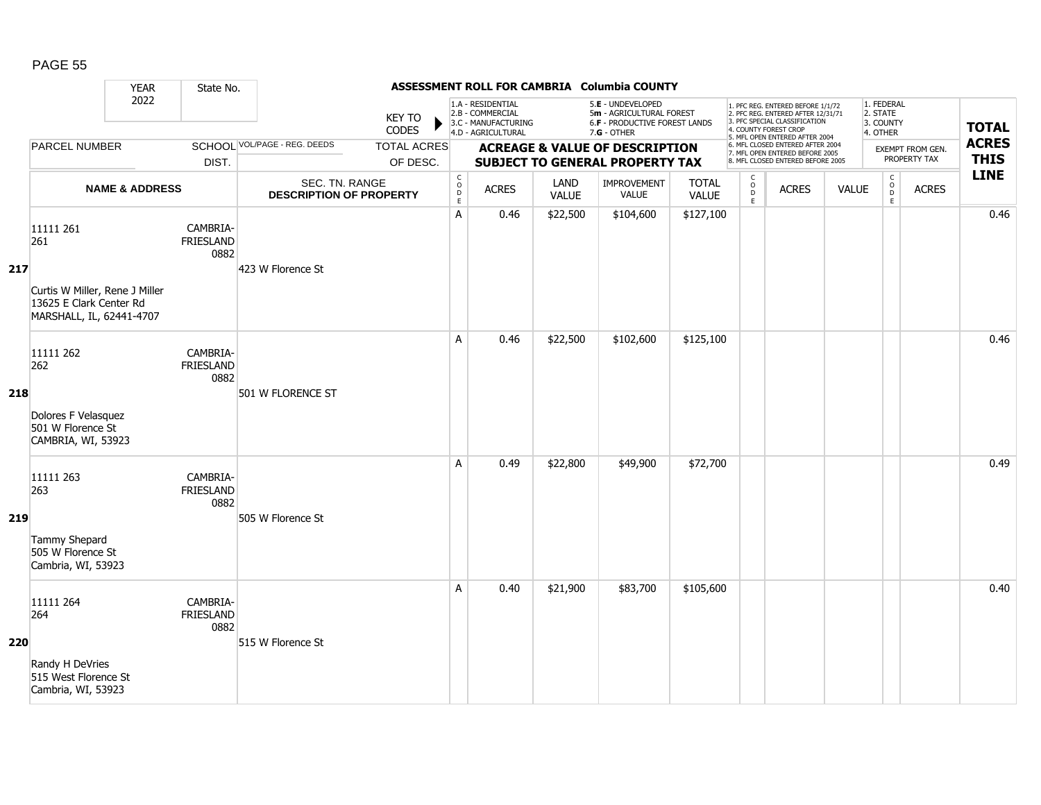# ASSESSMENT ROLL FOR CAMBRIA Columbia COUNTY

| YEAR 2022 | State No. | | KEY TO CODES | 1.A - RESIDENTIAL 2.B - COMMERCIAL 3.C - MANUFACTURING 4.D - AGRICULTURAL | | 5.E - UNDEVELOPED 5m - AGRICULTURAL FOREST 6.F - PRODUCTIVE FOREST LANDS 7.G - OTHER | | | 1. PFC REG. ENTERED BEFORE 1/1/72 2. PFC REG. ENTERED AFTER 12/31/71 3. PFC SPECIAL CLASSIFICATION 4. COUNTY FOREST CROP 5. MFL OPEN ENTERED AFTER 2004 6. MFL CLOSED ENTERED AFTER 2004 7. MFL OPEN ENTERED BEFORE 2005 8. MFL CLOSED ENTERED BEFORE 2005 | | | 1. FEDERAL 2. STATE 3. COUNTY 4. OTHER | | |
|---|---|---|---|---|---|---|---|---|---|---|---|---|---|---|
| PARCEL NUMBER | SCHOOL DIST. | VOL/PAGE - REG. DEEDS | TOTAL ACRES OF DESC. | ACREAGE & VALUE OF DESCRIPTION SUBJECT TO GENERAL PROPERTY TAX | | | | | | | | EXEMPT FROM GEN. PROPERTY TAX | | TOTAL ACRES THIS LINE |
| NAME & ADDRESS | | SEC. TN. RANGE DESCRIPTION OF PROPERTY | | CODE | ACRES | LAND VALUE | IMPROVEMENT VALUE | TOTAL VALUE | CODE | ACRES | VALUE | CODE | ACRES | |
| **217** 11111 261<br>261<br>Curtis W Miller, Rene J Miller<br>13625 E Clark Center Rd<br>MARSHALL, IL, 62441-4707 | CAMBRIA-FRIESLAND 0882 | 423 W Florence St | | A | 0.46 | $22,500 | $104,600 | $127,100 | | | | | | 0.46 |
| **218** 11111 262<br>262<br>Dolores F Velasquez<br>501 W Florence St<br>CAMBRIA, WI, 53923 | CAMBRIA-FRIESLAND 0882 | 501 W FLORENCE ST | | A | 0.46 | $22,500 | $102,600 | $125,100 | | | | | | 0.46 |
| **219** 11111 263<br>263<br>Tammy Shepard<br>505 W Florence St<br>Cambria, WI, 53923 | CAMBRIA-FRIESLAND 0882 | 505 W Florence St | | A | 0.49 | $22,800 | $49,900 | $72,700 | | | | | | 0.49 |
| **220** 11111 264<br>264<br>Randy H DeVries<br>515 West Florence St<br>Cambria, WI, 53923 | CAMBRIA-FRIESLAND 0882 | 515 W Florence St | | A | 0.40 | $21,900 | $83,700 | $105,600 | | | | | | 0.40 |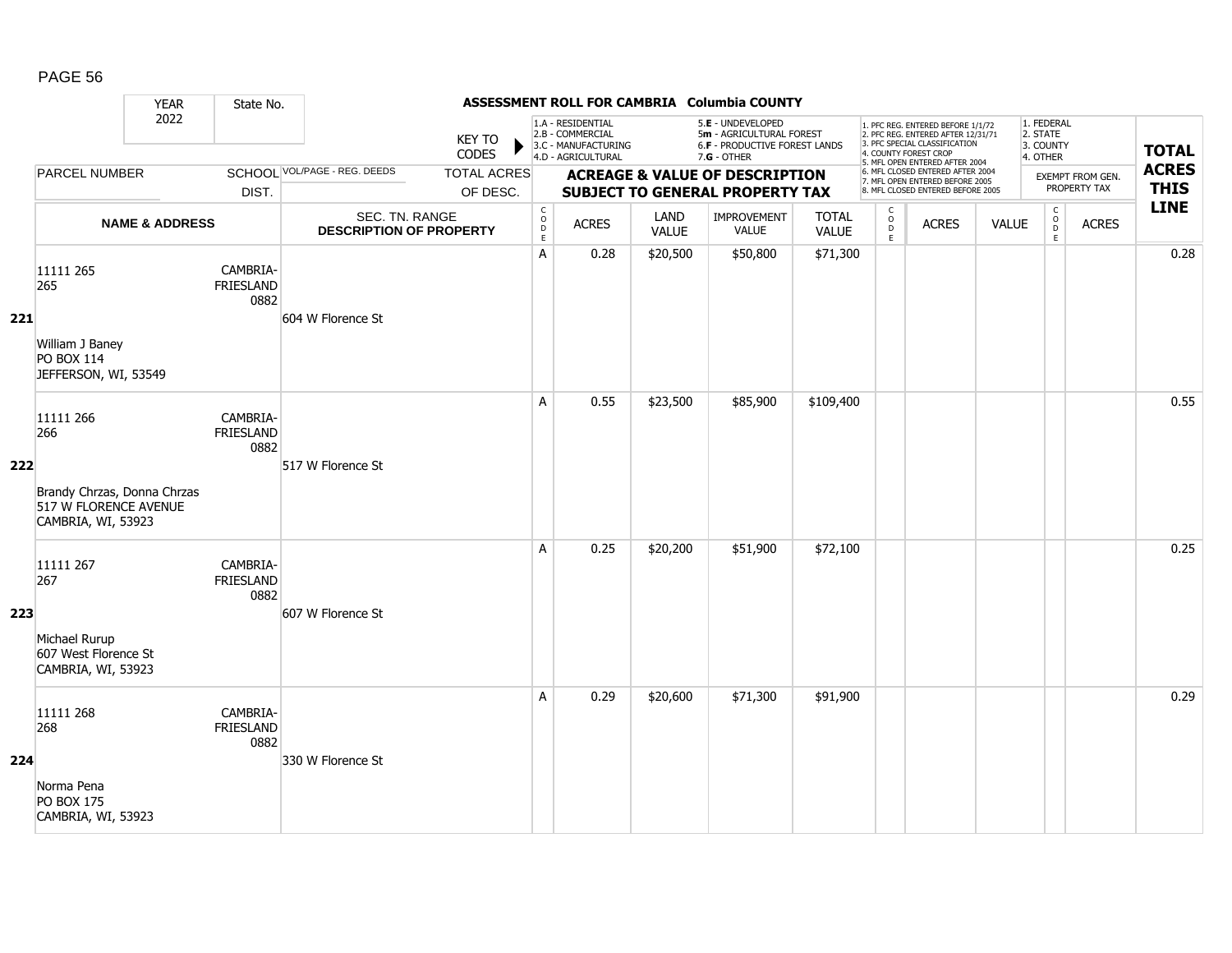# ASSESSMENT ROLL FOR CAMBRIA Columbia COUNTY

YEAR 2022 | State No.

KEY TO CODES:
- 1.A - RESIDENTIAL
- 2.B - COMMERCIAL
- 3.C - MANUFACTURING
- 4.D - AGRICULTURAL
- 5.E - UNDEVELOPED
- 5m - AGRICULTURAL FOREST
- 6.F - PRODUCTIVE FOREST LANDS
- 7.G - OTHER

1. PFC REG. ENTERED BEFORE 1/1/72
2. PFC REG. ENTERED AFTER 12/31/71
3. PFC SPECIAL CLASSIFICATION
4. COUNTY FOREST CROP
5. MFL OPEN ENTERED AFTER 2004
6. MFL CLOSED ENTERED AFTER 2004
7. MFL OPEN ENTERED BEFORE 2005
8. MFL CLOSED ENTERED BEFORE 2005

1. FEDERAL
2. STATE
3. COUNTY
4. OTHER

| LINE | PARCEL NUMBER / NAME & ADDRESS | SCHOOL DIST. | VOL/PAGE - REG. DEEDS / SEC. TN. RANGE / DESCRIPTION OF PROPERTY | TOTAL ACRES OF DESC. | CODE | ACRES | LAND VALUE | IMPROVEMENT VALUE | TOTAL VALUE | CODE | ACRES | VALUE | CODE | EXEMPT ACRES | TOTAL ACRES THIS LINE |
|---|---|---|---|---|---|---|---|---|---|---|---|---|---|---|---|
| 221 | 11111 265<br>265<br>William J Baney<br>PO BOX 114<br>JEFFERSON, WI, 53549 | CAMBRIA-FRIESLAND 0882 | 604 W Florence St | | A | 0.28 | $20,500 | $50,800 | $71,300 | | | | | | 0.28 |
| 222 | 11111 266<br>266<br>Brandy Chrzas, Donna Chrzas<br>517 W FLORENCE AVENUE<br>CAMBRIA, WI, 53923 | CAMBRIA-FRIESLAND 0882 | 517 W Florence St | | A | 0.55 | $23,500 | $85,900 | $109,400 | | | | | | 0.55 |
| 223 | 11111 267<br>267<br>Michael Rurup<br>607 West Florence St<br>CAMBRIA, WI, 53923 | CAMBRIA-FRIESLAND 0882 | 607 W Florence St | | A | 0.25 | $20,200 | $51,900 | $72,100 | | | | | | 0.25 |
| 224 | 11111 268<br>268<br>Norma Pena<br>PO BOX 175<br>CAMBRIA, WI, 53923 | CAMBRIA-FRIESLAND 0882 | 330 W Florence St | | A | 0.29 | $20,600 | $71,300 | $91,900 | | | | | | 0.29 |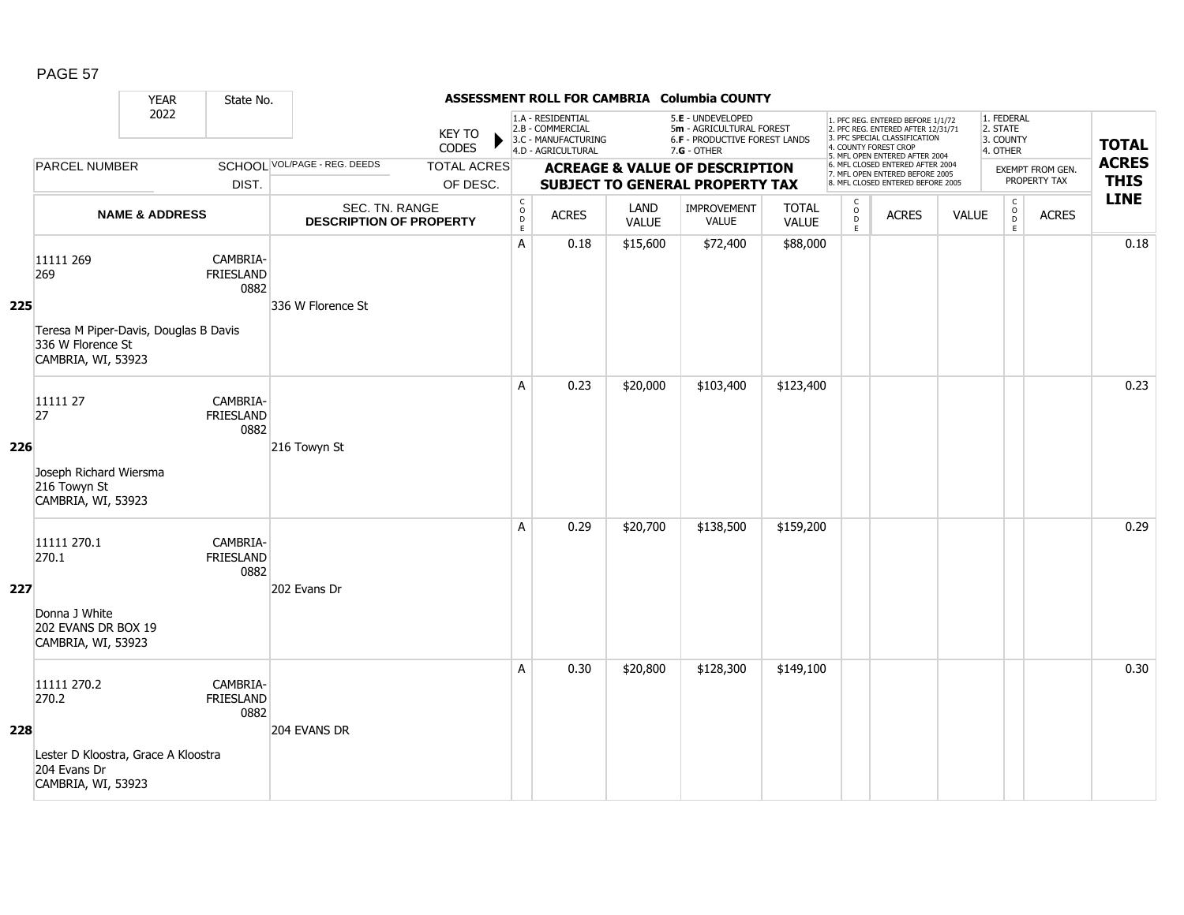## ASSESSMENT ROLL FOR CAMBRIA Columbia COUNTY

YEAR 2022 | State No.

KEY TO CODES: 1.A - RESIDENTIAL, 2.B - COMMERCIAL, 3.C - MANUFACTURING, 4.D - AGRICULTURAL, 5.E - UNDEVELOPED, 5m - AGRICULTURAL FOREST, 6.F - PRODUCTIVE FOREST LANDS, 7.G - OTHER

1. PFC REG. ENTERED BEFORE 1/1/72, 2. PFC REG. ENTERED AFTER 12/31/71, 3. PFC SPECIAL CLASSIFICATION, 4. COUNTY FOREST CROP, 5. MFL OPEN ENTERED AFTER 2004, 6. MFL CLOSED ENTERED AFTER 2004, 7. MFL OPEN ENTERED BEFORE 2005, 8. MFL CLOSED ENTERED BEFORE 2005

1. FEDERAL, 2. STATE, 3. COUNTY, 4. OTHER

| LINE | PARCEL NUMBER / NAME & ADDRESS | SCHOOL DIST. | VOL/PAGE - REG. DEEDS / SEC. TN. RANGE / DESCRIPTION OF PROPERTY | TOTAL ACRES OF DESC. | CODE | ACRES | LAND VALUE | IMPROVEMENT VALUE | TOTAL VALUE | CODE | ACRES | VALUE | CODE | EXEMPT ACRES | TOTAL ACRES THIS LINE |
|---|---|---|---|---|---|---|---|---|---|---|---|---|---|---|---|
| 225 | 11111 269<br>269<br>Teresa M Piper-Davis, Douglas B Davis<br>336 W Florence St<br>CAMBRIA, WI, 53923 | CAMBRIA-FRIESLAND 0882 | 336 W Florence St | | A | 0.18 | $15,600 | $72,400 | $88,000 | | | | | | 0.18 |
| 226 | 11111 27<br>27<br>Joseph Richard Wiersma<br>216 Towyn St<br>CAMBRIA, WI, 53923 | CAMBRIA-FRIESLAND 0882 | 216 Towyn St | | A | 0.23 | $20,000 | $103,400 | $123,400 | | | | | | 0.23 |
| 227 | 11111 270.1<br>270.1<br>Donna J White<br>202 EVANS DR BOX 19<br>CAMBRIA, WI, 53923 | CAMBRIA-FRIESLAND 0882 | 202 Evans Dr | | A | 0.29 | $20,700 | $138,500 | $159,200 | | | | | | 0.29 |
| 228 | 11111 270.2<br>270.2<br>Lester D Kloostra, Grace A Kloostra<br>204 Evans Dr<br>CAMBRIA, WI, 53923 | CAMBRIA-FRIESLAND 0882 | 204 EVANS DR | | A | 0.30 | $20,800 | $128,300 | $149,100 | | | | | | 0.30 |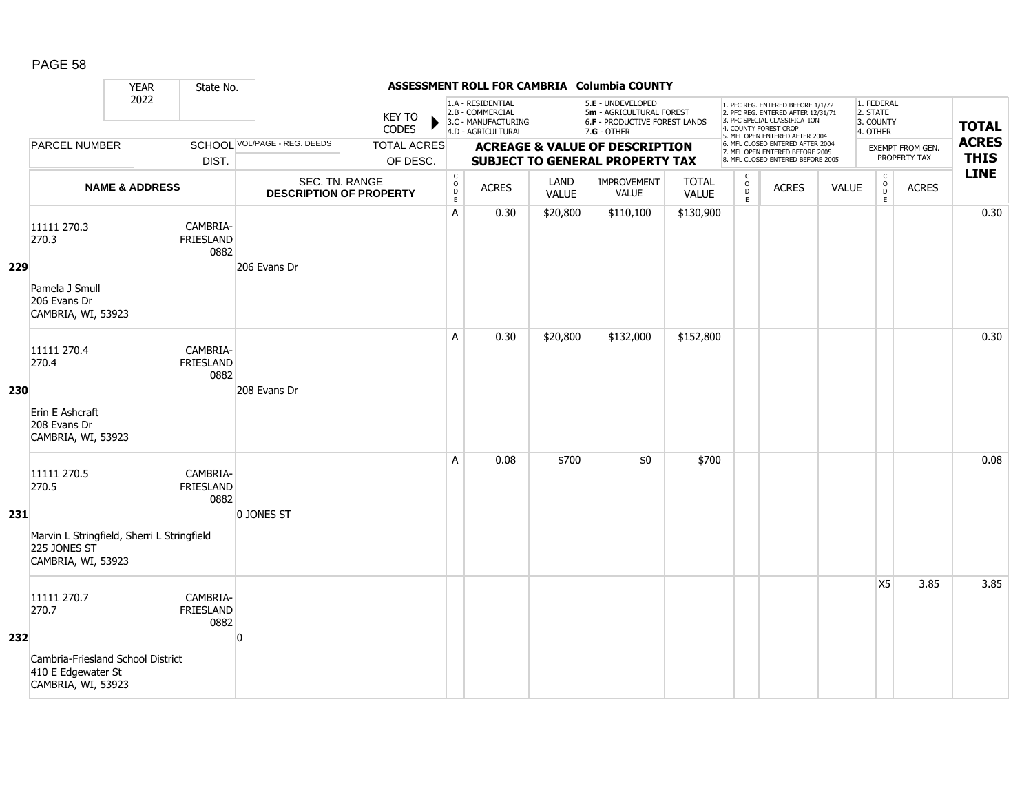## ASSESSMENT ROLL FOR CAMBRIA Columbia COUNTY

YEAR 2022 | State No.

KEY TO CODES: 1.A - RESIDENTIAL, 2.B - COMMERCIAL, 3.C - MANUFACTURING, 4.D - AGRICULTURAL, 5.E - UNDEVELOPED, 5m - AGRICULTURAL FOREST, 6.F - PRODUCTIVE FOREST LANDS, 7.G - OTHER

1. PFC REG. ENTERED BEFORE 1/1/72, 2. PFC REG. ENTERED AFTER 12/31/71, 3. PFC SPECIAL CLASSIFICATION, 4. COUNTY FOREST CROP, 5. MFL OPEN ENTERED AFTER 2004, 6. MFL CLOSED ENTERED AFTER 2004, 7. MFL OPEN ENTERED BEFORE 2005, 8. MFL CLOSED ENTERED BEFORE 2005

1. FEDERAL, 2. STATE, 3. COUNTY, 4. OTHER

| | PARCEL NUMBER / NAME & ADDRESS | SCHOOL DIST. | VOL/PAGE - REG. DEEDS / SEC. TN. RANGE / DESCRIPTION OF PROPERTY | CODE | ACRES | LAND VALUE | IMPROVEMENT VALUE | TOTAL VALUE | CODE | ACRES | VALUE | CODE | EXEMPT ACRES | TOTAL ACRES THIS LINE |
|---|---|---|---|---|---|---|---|---|---|---|---|---|---|---|
| 229 | 11111 270.3<br>270.3<br>Pamela J Smull<br>206 Evans Dr<br>CAMBRIA, WI, 53923 | CAMBRIA-FRIESLAND 0882 | 206 Evans Dr | A | 0.30 | $20,800 | $110,100 | $130,900 | | | | | | 0.30 |
| 230 | 11111 270.4<br>270.4<br>Erin E Ashcraft<br>208 Evans Dr<br>CAMBRIA, WI, 53923 | CAMBRIA-FRIESLAND 0882 | 208 Evans Dr | A | 0.30 | $20,800 | $132,000 | $152,800 | | | | | | 0.30 |
| 231 | 11111 270.5<br>270.5<br>Marvin L Stringfield, Sherri L Stringfield<br>225 JONES ST<br>CAMBRIA, WI, 53923 | CAMBRIA-FRIESLAND 0882 | 0 JONES ST | A | 0.08 | $700 | $0 | $700 | | | | | | 0.08 |
| 232 | 11111 270.7<br>270.7<br>Cambria-Friesland School District<br>410 E Edgewater St<br>CAMBRIA, WI, 53923 | CAMBRIA-FRIESLAND 0882 | 0 | | | | | | | | | X5 | 3.85 | 3.85 |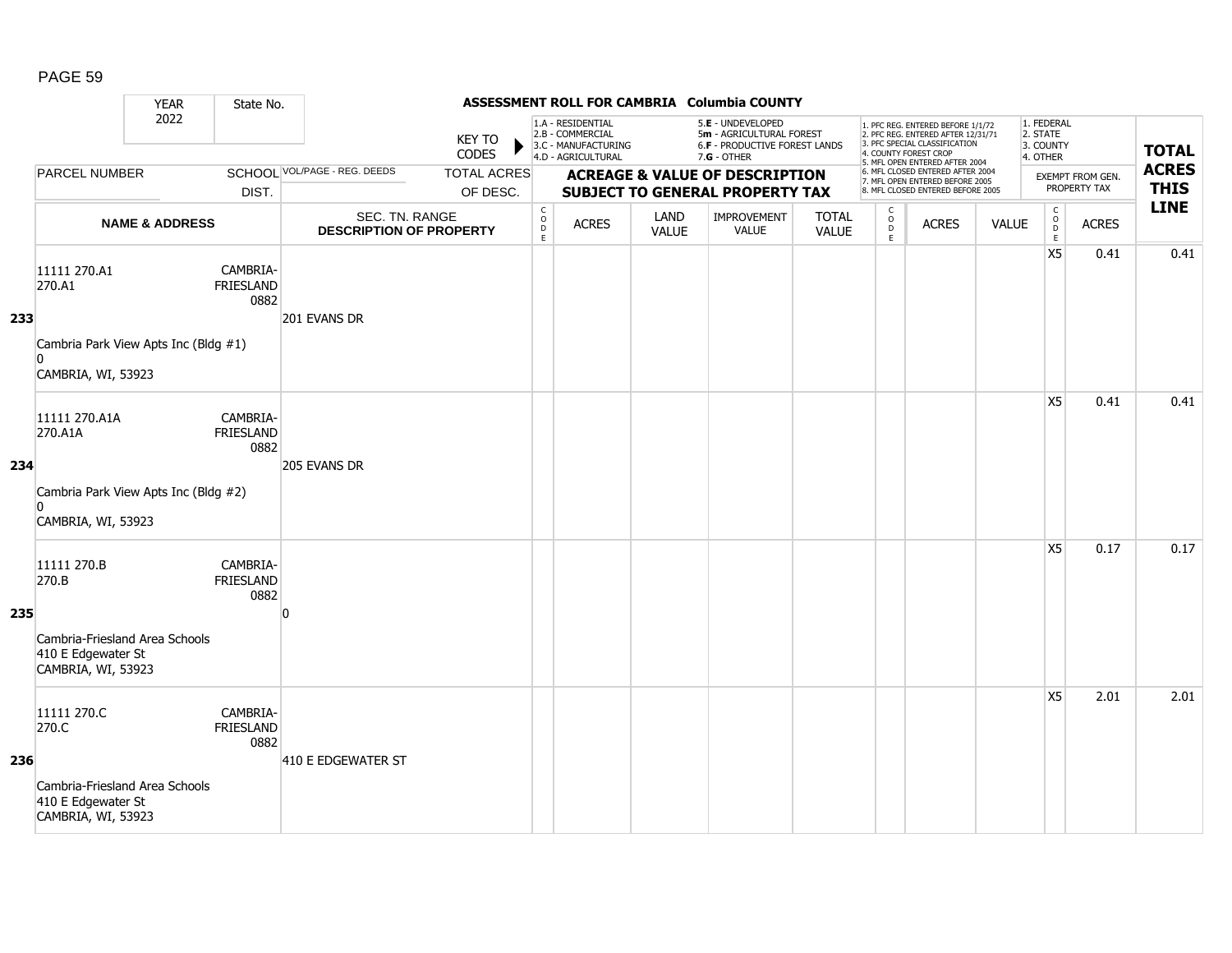## ASSESSMENT ROLL FOR CAMBRIA Columbia COUNTY

YEAR 2022 | State No.

KEY TO CODES: 1.A - RESIDENTIAL, 2.B - COMMERCIAL, 3.C - MANUFACTURING, 4.D - AGRICULTURAL, 5.E - UNDEVELOPED, 5m - AGRICULTURAL FOREST, 6.F - PRODUCTIVE FOREST LANDS, 7.G - OTHER

1. PFC REG. ENTERED BEFORE 1/1/72, 2. PFC REG. ENTERED AFTER 12/31/71, 3. PFC SPECIAL CLASSIFICATION, 4. COUNTY FOREST CROP, 5. MFL OPEN ENTERED AFTER 2004, 6. MFL CLOSED ENTERED AFTER 2004, 7. MFL OPEN ENTERED BEFORE 2005, 8. MFL CLOSED ENTERED BEFORE 2005

1. FEDERAL, 2. STATE, 3. COUNTY, 4. OTHER

| | PARCEL NUMBER / NAME & ADDRESS | SCHOOL DIST. | VOL/PAGE - REG. DEEDS / SEC. TN. RANGE / DESCRIPTION OF PROPERTY | TOTAL ACRES OF DESC. | CODE | ACRES | LAND VALUE | IMPROVEMENT VALUE | TOTAL VALUE | CODE | ACRES | VALUE | CODE | EXEMPT FROM GEN. PROPERTY TAX ACRES | TOTAL ACRES THIS LINE |
|---|---|---|---|---|---|---|---|---|---|---|---|---|---|---|---|
| 233 | 11111 270.A1<br>270.A1<br>Cambria Park View Apts Inc (Bldg #1)<br>0<br>CAMBRIA, WI, 53923 | CAMBRIA-FRIESLAND 0882 | 201 EVANS DR | | | | | | | | | | X5 | 0.41 | 0.41 |
| 234 | 11111 270.A1A<br>270.A1A<br>Cambria Park View Apts Inc (Bldg #2)<br>0<br>CAMBRIA, WI, 53923 | CAMBRIA-FRIESLAND 0882 | 205 EVANS DR | | | | | | | | | | X5 | 0.41 | 0.41 |
| 235 | 11111 270.B<br>270.B<br>Cambria-Friesland Area Schools<br>410 E Edgewater St<br>CAMBRIA, WI, 53923 | CAMBRIA-FRIESLAND 0882 | 0 | | | | | | | | | | X5 | 0.17 | 0.17 |
| 236 | 11111 270.C<br>270.C<br>Cambria-Friesland Area Schools<br>410 E Edgewater St<br>CAMBRIA, WI, 53923 | CAMBRIA-FRIESLAND 0882 | 410 E EDGEWATER ST | | | | | | | | | | X5 | 2.01 | 2.01 |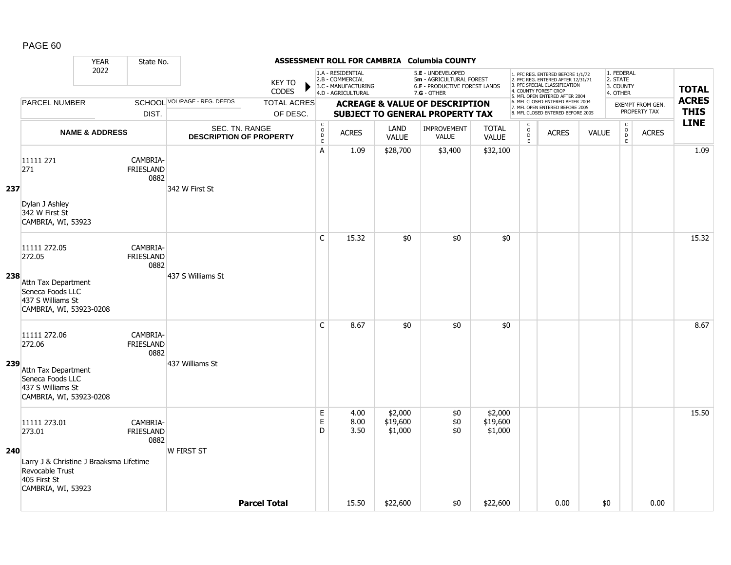# ASSESSMENT ROLL FOR CAMBRIA Columbia COUNTY

YEAR 2022 | State No.

KEY TO CODES:
1.A - RESIDENTIAL
2.B - COMMERCIAL
3.C - MANUFACTURING
4.D - AGRICULTURAL
5.E - UNDEVELOPED
5m - AGRICULTURAL FOREST
6.F - PRODUCTIVE FOREST LANDS
7.G - OTHER

1. PFC REG. ENTERED BEFORE 1/1/72
2. PFC REG. ENTERED AFTER 12/31/71
3. PFC SPECIAL CLASSIFICATION
4. COUNTY FOREST CROP
5. MFL OPEN ENTERED AFTER 2004
6. MFL CLOSED ENTERED AFTER 2004
7. MFL OPEN ENTERED BEFORE 2005
8. MFL CLOSED ENTERED BEFORE 2005

1. FEDERAL
2. STATE
3. COUNTY
4. OTHER

| LINE | PARCEL NUMBER / NAME & ADDRESS | SCHOOL DIST. | VOL/PAGE - REG. DEEDS / SEC. TN. RANGE / DESCRIPTION OF PROPERTY | CODE | ACRES | LAND VALUE | IMPROVEMENT VALUE | TOTAL VALUE | CODE | ACRES | VALUE | CODE | EXEMPT ACRES | TOTAL ACRES THIS LINE |
|---|---|---|---|---|---|---|---|---|---|---|---|---|---|---|
| 237 | 11111 271<br>271<br>Dylan J Ashley<br>342 W First St<br>CAMBRIA, WI, 53923 | CAMBRIA-FRIESLAND 0882 | 342 W First St | A | 1.09 | $28,700 | $3,400 | $32,100 | | | | | | 1.09 |
| 238 | 11111 272.05<br>272.05<br>Attn Tax Department<br>Seneca Foods LLC<br>437 S Williams St<br>CAMBRIA, WI, 53923-0208 | CAMBRIA-FRIESLAND 0882 | 437 S Williams St | C | 15.32 | $0 | $0 | $0 | | | | | | 15.32 |
| 239 | 11111 272.06<br>272.06<br>Attn Tax Department<br>Seneca Foods LLC<br>437 S Williams St<br>CAMBRIA, WI, 53923-0208 | CAMBRIA-FRIESLAND 0882 | 437 Williams St | C | 8.67 | $0 | $0 | $0 | | | | | | 8.67 |
| 240 | 11111 273.01<br>273.01<br>Larry J & Christine J Braaksma Lifetime Revocable Trust<br>405 First St<br>CAMBRIA, WI, 53923 | CAMBRIA-FRIESLAND 0882 | W FIRST ST | E<br>E<br>D | 4.00<br>8.00<br>3.50 | $2,000<br>$19,600<br>$1,000 | $0<br>$0<br>$0 | $2,000<br>$19,600<br>$1,000 | | | | | | 15.50 |
| | | | **Parcel Total** | | 15.50 | $22,600 | $0 | $22,600 | | 0.00 | $0 | | 0.00 | |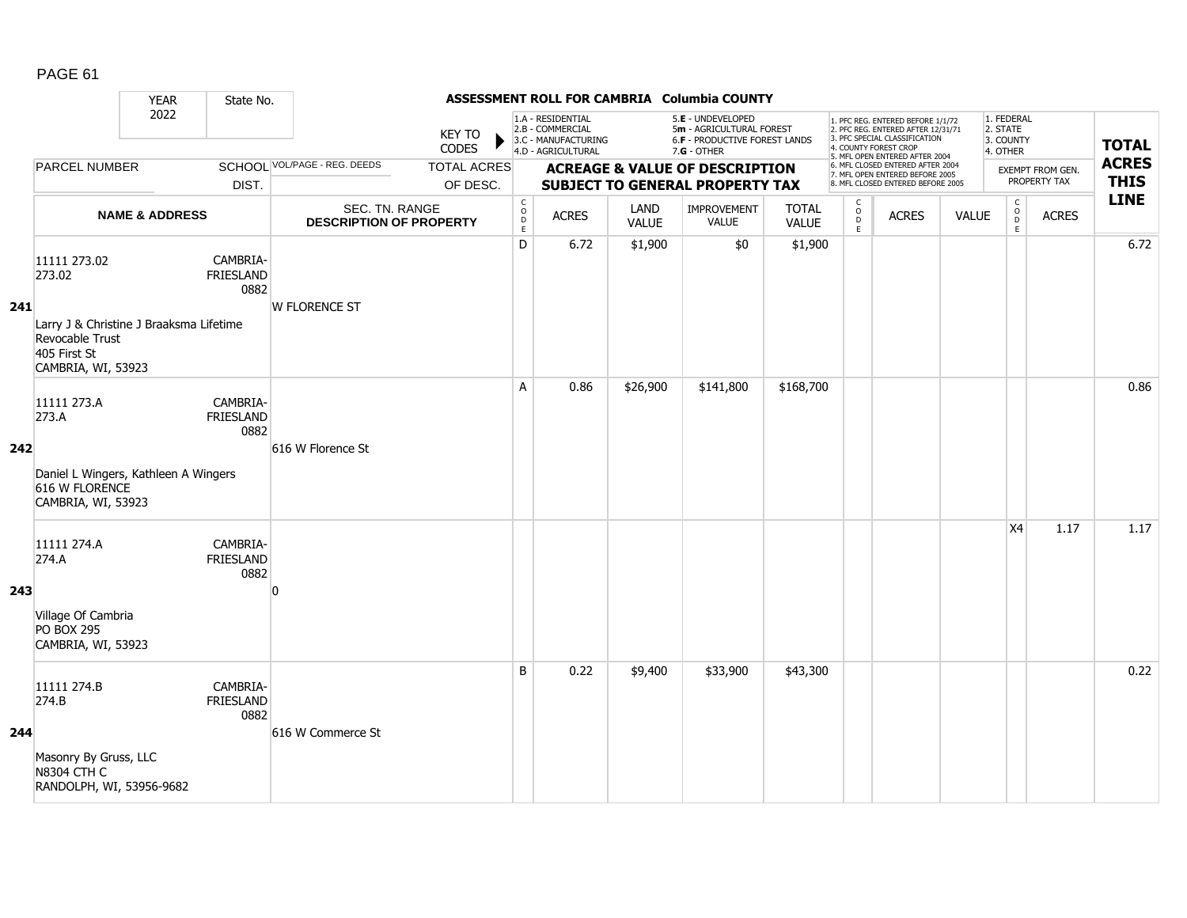## ASSESSMENT ROLL FOR CAMBRIA Columbia COUNTY

| | YEAR 2022 | State No. | | KEY TO CODES | 1.A - RESIDENTIAL 2.B - COMMERCIAL 3.C - MANUFACTURING 4.D - AGRICULTURAL | | 5.E - UNDEVELOPED 5m - AGRICULTURAL FOREST 6.F - PRODUCTIVE FOREST LANDS 7.G - OTHER | | | 1. PFC REG. ENTERED BEFORE 1/1/72 2. PFC REG. ENTERED AFTER 12/31/71 3. PFC SPECIAL CLASSIFICATION 4. COUNTY FOREST CROP 5. MFL OPEN ENTERED AFTER 2004 6. MFL CLOSED ENTERED AFTER 2004 7. MFL OPEN ENTERED BEFORE 2005 8. MFL CLOSED ENTERED BEFORE 2005 | | | 1. FEDERAL 2. STATE 3. COUNTY 4. OTHER | | TOTAL ACRES THIS LINE |
|---|---|---|---|---|---|---|---|---|---|---|---|---|---|---|---|
| | PARCEL NUMBER | SCHOOL DIST. | VOL/PAGE - REG. DEEDS | TOTAL ACRES OF DESC. | ACREAGE & VALUE OF DESCRIPTION SUBJECT TO GENERAL PROPERTY TAX | | | | | | | | EXEMPT FROM GEN. PROPERTY TAX | | |
| | NAME & ADDRESS | | SEC. TN. RANGE DESCRIPTION OF PROPERTY | CODE | ACRES | LAND VALUE | IMPROVEMENT VALUE | TOTAL VALUE | CODE | ACRES | VALUE | | CODE | ACRES | |
| 241 | 11111 273.02<br>273.02<br>Larry J & Christine J Braaksma Lifetime Revocable Trust<br>405 First St<br>CAMBRIA, WI, 53923 | CAMBRIA-FRIESLAND 0882 | W FLORENCE ST | D | 6.72 | $1,900 | $0 | $1,900 | | | | | | | 6.72 |
| 242 | 11111 273.A<br>273.A<br>Daniel L Wingers, Kathleen A Wingers<br>616 W FLORENCE<br>CAMBRIA, WI, 53923 | CAMBRIA-FRIESLAND 0882 | 616 W Florence St | A | 0.86 | $26,900 | $141,800 | $168,700 | | | | | | | 0.86 |
| 243 | 11111 274.A<br>274.A<br>Village Of Cambria<br>PO BOX 295<br>CAMBRIA, WI, 53923 | CAMBRIA-FRIESLAND 0882 | 0 | | | | | | | | | | X4 | 1.17 | 1.17 |
| 244 | 11111 274.B<br>274.B<br>Masonry By Gruss, LLC<br>N8304 CTH C<br>RANDOLPH, WI, 53956-9682 | CAMBRIA-FRIESLAND 0882 | 616 W Commerce St | B | 0.22 | $9,400 | $33,900 | $43,300 | | | | | | | 0.22 |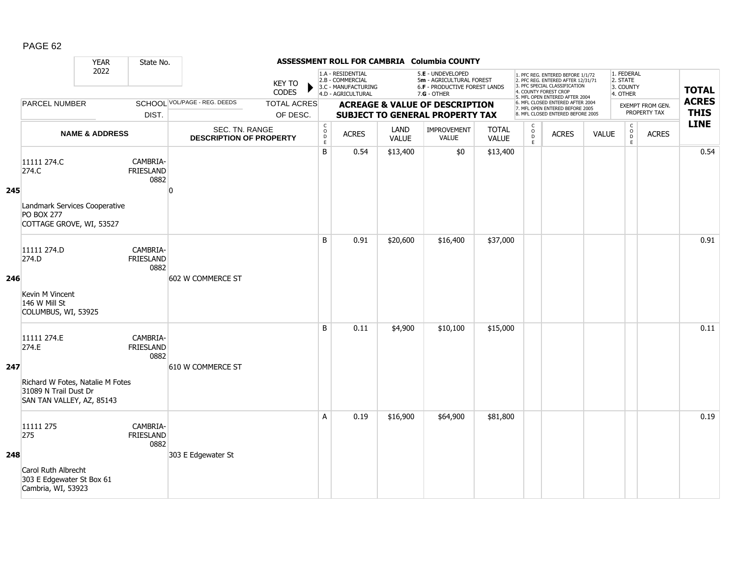# ASSESSMENT ROLL FOR CAMBRIA Columbia COUNTY

YEAR 2022 | State No.

KEY TO CODES:
1.A - RESIDENTIAL
2.B - COMMERCIAL
3.C - MANUFACTURING
4.D - AGRICULTURAL
5.E - UNDEVELOPED
5m - AGRICULTURAL FOREST
6.F - PRODUCTIVE FOREST LANDS
7.G - OTHER

1. PFC REG. ENTERED BEFORE 1/1/72
2. PFC REG. ENTERED AFTER 12/31/71
3. PFC SPECIAL CLASSIFICATION
4. COUNTY FOREST CROP
5. MFL OPEN ENTERED AFTER 2004
6. MFL CLOSED ENTERED AFTER 2004
7. MFL OPEN ENTERED BEFORE 2005
8. MFL CLOSED ENTERED BEFORE 2005

1. FEDERAL
2. STATE
3. COUNTY
4. OTHER

| LINE | PARCEL NUMBER / NAME & ADDRESS | SCHOOL DIST. | VOL/PAGE - REG. DEEDS / SEC. TN. RANGE / DESCRIPTION OF PROPERTY | TOTAL ACRES OF DESC. | CODE | ACRES | LAND VALUE | IMPROVEMENT VALUE | TOTAL VALUE | CODE | ACRES | VALUE | CODE | EXEMPT FROM GEN. PROPERTY TAX ACRES | TOTAL ACRES THIS LINE |
|---|---|---|---|---|---|---|---|---|---|---|---|---|---|---|---|
| 245 | 11111 274.C<br>274.C<br>Landmark Services Cooperative<br>PO BOX 277<br>COTTAGE GROVE, WI, 53527 | CAMBRIA-FRIESLAND 0882 | 0 | | B | 0.54 | $13,400 | $0 | $13,400 | | | | | | 0.54 |
| 246 | 11111 274.D<br>274.D<br>Kevin M Vincent<br>146 W Mill St<br>COLUMBUS, WI, 53925 | CAMBRIA-FRIESLAND 0882 | 602 W COMMERCE ST | | B | 0.91 | $20,600 | $16,400 | $37,000 | | | | | | 0.91 |
| 247 | 11111 274.E<br>274.E<br>Richard W Fotes, Natalie M Fotes<br>31089 N Trail Dust Dr<br>SAN TAN VALLEY, AZ, 85143 | CAMBRIA-FRIESLAND 0882 | 610 W COMMERCE ST | | B | 0.11 | $4,900 | $10,100 | $15,000 | | | | | | 0.11 |
| 248 | 11111 275<br>275<br>Carol Ruth Albrecht<br>303 E Edgewater St Box 61<br>Cambria, WI, 53923 | CAMBRIA-FRIESLAND 0882 | 303 E Edgewater St | | A | 0.19 | $16,900 | $64,900 | $81,800 | | | | | | 0.19 |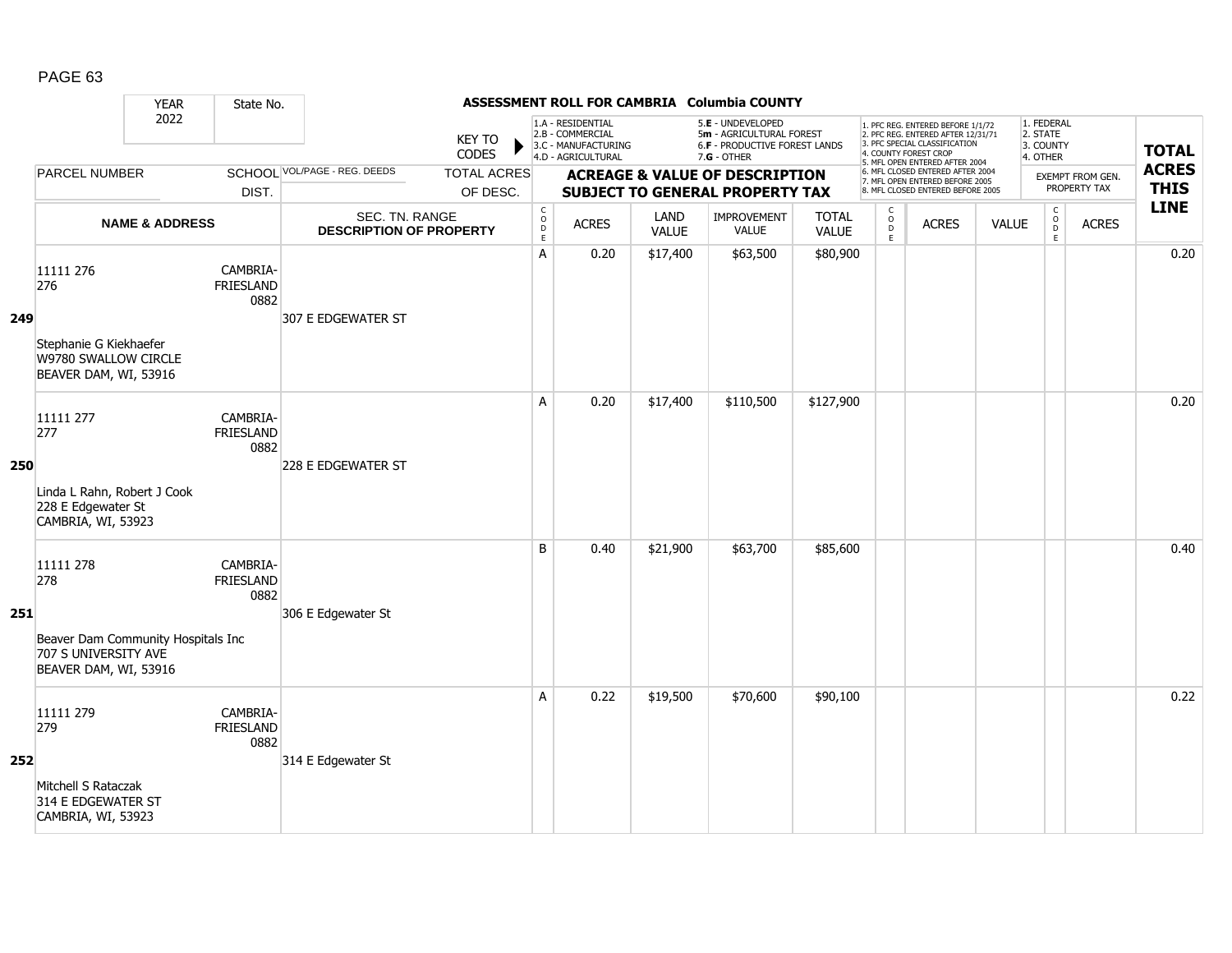## ASSESSMENT ROLL FOR CAMBRIA Columbia COUNTY

YEAR 2022 | State No.

KEY TO CODES: 1.A - RESIDENTIAL, 2.B - COMMERCIAL, 3.C - MANUFACTURING, 4.D - AGRICULTURAL, 5.E - UNDEVELOPED, 5m - AGRICULTURAL FOREST, 6.F - PRODUCTIVE FOREST LANDS, 7.G - OTHER

1. PFC REG. ENTERED BEFORE 1/1/72, 2. PFC REG. ENTERED AFTER 12/31/71, 3. PFC SPECIAL CLASSIFICATION, 4. COUNTY FOREST CROP, 5. MFL OPEN ENTERED AFTER 2004, 6. MFL CLOSED ENTERED AFTER 2004, 7. MFL OPEN ENTERED BEFORE 2005, 8. MFL CLOSED ENTERED BEFORE 2005

1. FEDERAL, 2. STATE, 3. COUNTY, 4. OTHER

| LINE | PARCEL NUMBER / NAME & ADDRESS | SCHOOL DIST. | VOL/PAGE - REG. DEEDS / SEC. TN. RANGE / DESCRIPTION OF PROPERTY | TOTAL ACRES OF DESC. | CODE | ACRES | LAND VALUE | IMPROVEMENT VALUE | TOTAL VALUE | CODE | ACRES | VALUE | CODE | EXEMPT ACRES | TOTAL ACRES THIS LINE |
|---|---|---|---|---|---|---|---|---|---|---|---|---|---|---|---|
| 249 | 11111 276<br>276<br>Stephanie G Kiekhaefer<br>W9780 SWALLOW CIRCLE<br>BEAVER DAM, WI, 53916 | CAMBRIA-FRIESLAND 0882 | 307 E EDGEWATER ST | | A | 0.20 | $17,400 | $63,500 | $80,900 | | | | | | 0.20 |
| 250 | 11111 277<br>277<br>Linda L Rahn, Robert J Cook<br>228 E Edgewater St<br>CAMBRIA, WI, 53923 | CAMBRIA-FRIESLAND 0882 | 228 E EDGEWATER ST | | A | 0.20 | $17,400 | $110,500 | $127,900 | | | | | | 0.20 |
| 251 | 11111 278<br>278<br>Beaver Dam Community Hospitals Inc<br>707 S UNIVERSITY AVE<br>BEAVER DAM, WI, 53916 | CAMBRIA-FRIESLAND 0882 | 306 E Edgewater St | | B | 0.40 | $21,900 | $63,700 | $85,600 | | | | | | 0.40 |
| 252 | 11111 279<br>279<br>Mitchell S Rataczak<br>314 E EDGEWATER ST<br>CAMBRIA, WI, 53923 | CAMBRIA-FRIESLAND 0882 | 314 E Edgewater St | | A | 0.22 | $19,500 | $70,600 | $90,100 | | | | | | 0.22 |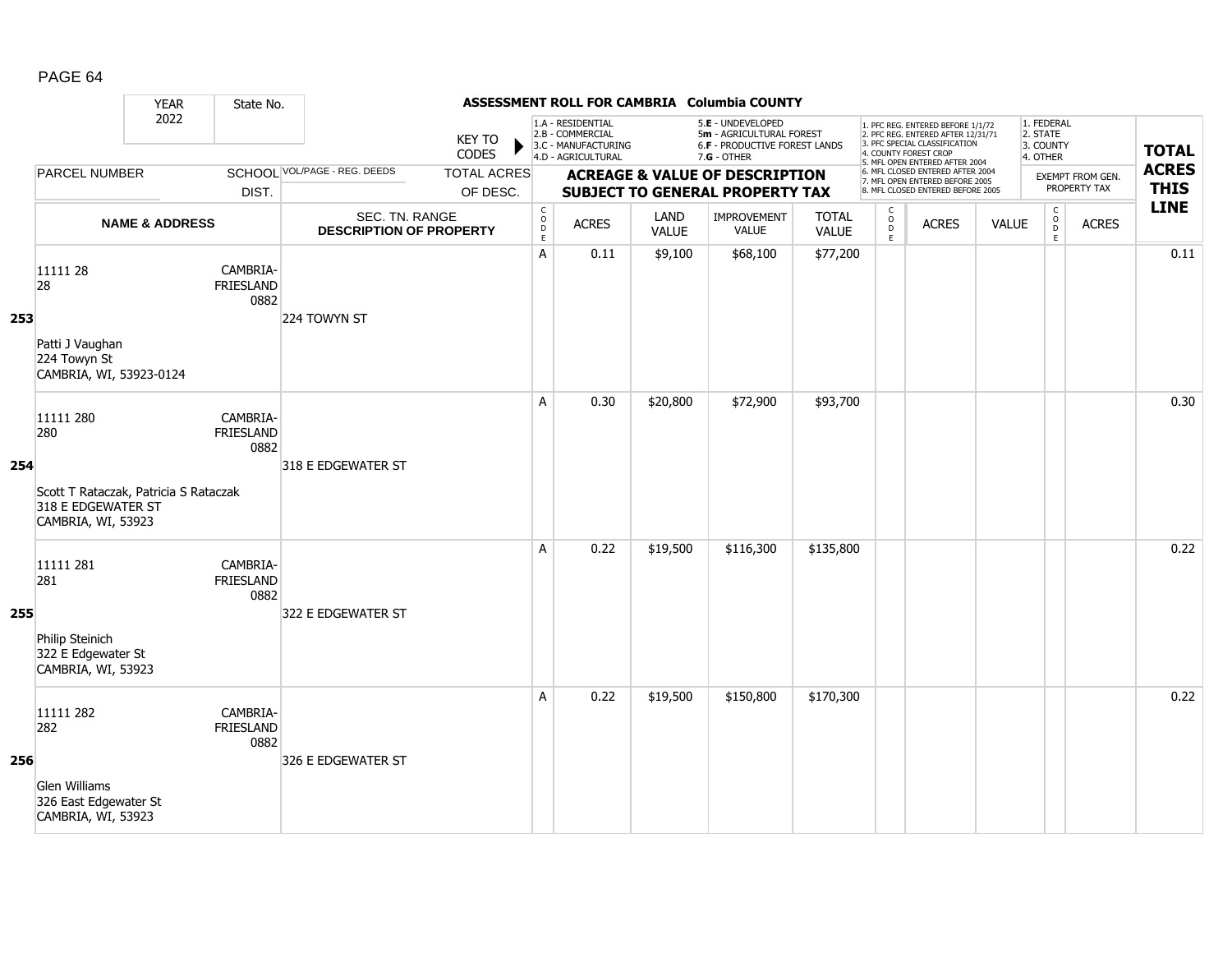# ASSESSMENT ROLL FOR CAMBRIA Columbia COUNTY

YEAR 2022 | State No.

KEY TO CODES: 1.A - RESIDENTIAL, 2.B - COMMERCIAL, 3.C - MANUFACTURING, 4.D - AGRICULTURAL, 5.E - UNDEVELOPED, 5m - AGRICULTURAL FOREST, 6.F - PRODUCTIVE FOREST LANDS, 7.G - OTHER

1. PFC REG. ENTERED BEFORE 1/1/72, 2. PFC REG. ENTERED AFTER 12/31/71, 3. PFC SPECIAL CLASSIFICATION, 4. COUNTY FOREST CROP, 5. MFL OPEN ENTERED AFTER 2004, 6. MFL CLOSED ENTERED AFTER 2004, 7. MFL OPEN ENTERED BEFORE 2005, 8. MFL CLOSED ENTERED BEFORE 2005

1. FEDERAL, 2. STATE, 3. COUNTY, 4. OTHER

| LINE | PARCEL NUMBER / NAME & ADDRESS | SCHOOL DIST. | VOL/PAGE - REG. DEEDS / SEC. TN. RANGE / DESCRIPTION OF PROPERTY | TOTAL ACRES OF DESC. | CODE | ACRES | LAND VALUE | IMPROVEMENT VALUE | TOTAL VALUE | CODE | ACRES | VALUE | CODE | EXEMPT FROM GEN. PROPERTY TAX ACRES | TOTAL ACRES THIS LINE |
|---|---|---|---|---|---|---|---|---|---|---|---|---|---|---|---|
| 253 | 11111 28<br>28<br>Patti J Vaughan<br>224 Towyn St<br>CAMBRIA, WI, 53923-0124 | CAMBRIA-FRIESLAND 0882 | 224 TOWYN ST | | A | 0.11 | $9,100 | $68,100 | $77,200 | | | | | | 0.11 |
| 254 | 11111 280<br>280<br>Scott T Rataczak, Patricia S Rataczak<br>318 E EDGEWATER ST<br>CAMBRIA, WI, 53923 | CAMBRIA-FRIESLAND 0882 | 318 E EDGEWATER ST | | A | 0.30 | $20,800 | $72,900 | $93,700 | | | | | | 0.30 |
| 255 | 11111 281<br>281<br>Philip Steinich<br>322 E Edgewater St<br>CAMBRIA, WI, 53923 | CAMBRIA-FRIESLAND 0882 | 322 E EDGEWATER ST | | A | 0.22 | $19,500 | $116,300 | $135,800 | | | | | | 0.22 |
| 256 | 11111 282<br>282<br>Glen Williams<br>326 East Edgewater St<br>CAMBRIA, WI, 53923 | CAMBRIA-FRIESLAND 0882 | 326 E EDGEWATER ST | | A | 0.22 | $19,500 | $150,800 | $170,300 | | | | | | 0.22 |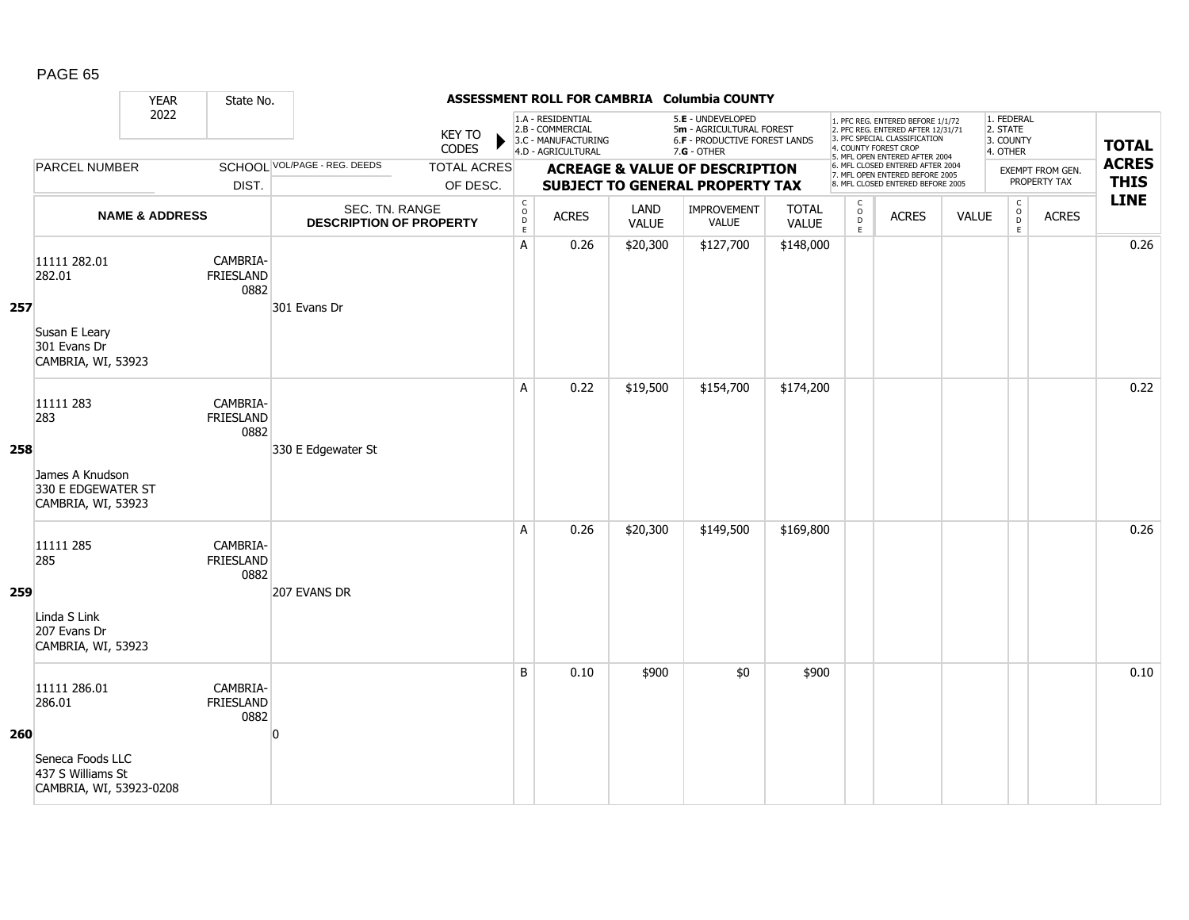## ASSESSMENT ROLL FOR CAMBRIA Columbia COUNTY

| YEAR 2022 | State No. | | | KEY TO CODES: 1.A - RESIDENTIAL, 2.B - COMMERCIAL, 3.C - MANUFACTURING, 4.D - AGRICULTURAL, 5.E - UNDEVELOPED, 5m - AGRICULTURAL FOREST, 6.F - PRODUCTIVE FOREST LANDS, 7.G - OTHER | | | | | 1. PFC REG. ENTERED BEFORE 1/1/72, 2. PFC REG. ENTERED AFTER 12/31/71, 3. PFC SPECIAL CLASSIFICATION, 4. COUNTY FOREST CROP, 5. MFL OPEN ENTERED AFTER 2004, 6. MFL CLOSED ENTERED AFTER 2004, 7. MFL OPEN ENTERED BEFORE 2005, 8. MFL CLOSED ENTERED BEFORE 2005 | | | 1. FEDERAL, 2. STATE, 3. COUNTY, 4. OTHER | | |
|---|---|---|---|---|---|---|---|---|---|---|---|---|---|---|
| PARCEL NUMBER | SCHOOL DIST. | VOL/PAGE - REG. DEEDS | TOTAL ACRES OF DESC. | ACREAGE & VALUE OF DESCRIPTION SUBJECT TO GENERAL PROPERTY TAX | | | | | | | | EXEMPT FROM GEN. PROPERTY TAX | | TOTAL ACRES THIS LINE |
| NAME & ADDRESS | | SEC. TN. RANGE DESCRIPTION OF PROPERTY | | CODE | ACRES | LAND VALUE | IMPROVEMENT VALUE | TOTAL VALUE | CODE | ACRES | VALUE | CODE | ACRES | |
| **257** 11111 282.01<br>282.01<br>Susan E Leary<br>301 Evans Dr<br>CAMBRIA, WI, 53923 | CAMBRIA-FRIESLAND 0882 | 301 Evans Dr | | A | 0.26 | $20,300 | $127,700 | $148,000 | | | | | | 0.26 |
| **258** 11111 283<br>283<br>James A Knudson<br>330 E EDGEWATER ST<br>CAMBRIA, WI, 53923 | CAMBRIA-FRIESLAND 0882 | 330 E Edgewater St | | A | 0.22 | $19,500 | $154,700 | $174,200 | | | | | | 0.22 |
| **259** 11111 285<br>285<br>Linda S Link<br>207 Evans Dr<br>CAMBRIA, WI, 53923 | CAMBRIA-FRIESLAND 0882 | 207 EVANS DR | | A | 0.26 | $20,300 | $149,500 | $169,800 | | | | | | 0.26 |
| **260** 11111 286.01<br>286.01<br>Seneca Foods LLC<br>437 S Williams St<br>CAMBRIA, WI, 53923-0208 | CAMBRIA-FRIESLAND 0882 | 0 | | B | 0.10 | $900 | $0 | $900 | | | | | | 0.10 |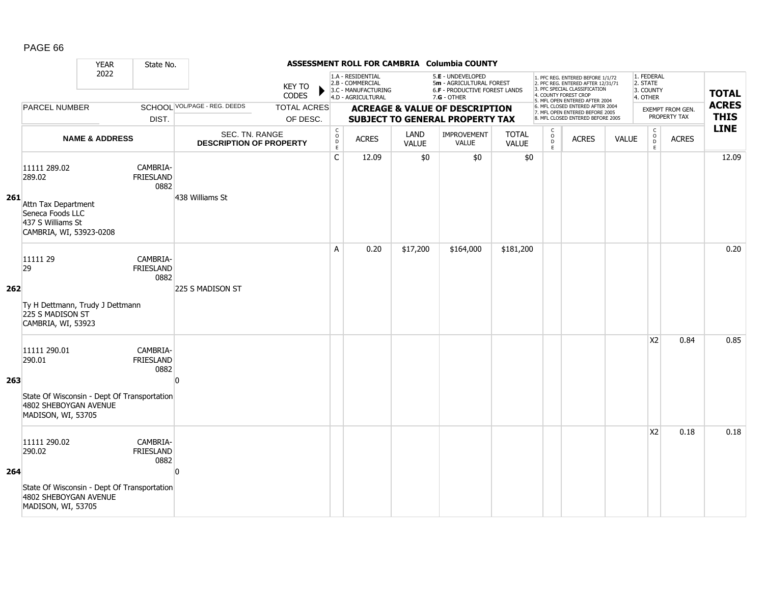## ASSESSMENT ROLL FOR CAMBRIA Columbia COUNTY

YEAR 2022 | State No.

KEY TO CODES:
- 1.A - RESIDENTIAL
- 2.B - COMMERCIAL
- 3.C - MANUFACTURING
- 4.D - AGRICULTURAL
- 5.E - UNDEVELOPED
- 5m - AGRICULTURAL FOREST
- 6.F - PRODUCTIVE FOREST LANDS
- 7.G - OTHER

1. PFC REG. ENTERED BEFORE 1/1/72
2. PFC REG. ENTERED AFTER 12/31/71
3. PFC SPECIAL CLASSIFICATION
4. COUNTY FOREST CROP
5. MFL OPEN ENTERED AFTER 2004
6. MFL CLOSED ENTERED AFTER 2004
7. MFL OPEN ENTERED BEFORE 2005
8. MFL CLOSED ENTERED BEFORE 2005

1. FEDERAL
2. STATE
3. COUNTY
4. OTHER

| LINE | PARCEL NUMBER / NAME & ADDRESS | SCHOOL DIST. | VOL/PAGE - REG. DEEDS / SEC. TN. RANGE / DESCRIPTION OF PROPERTY | CODE | ACRES | LAND VALUE | IMPROVEMENT VALUE | TOTAL VALUE | CODE | ACRES | VALUE | CODE | EXEMPT ACRES | TOTAL ACRES THIS LINE |
|---|---|---|---|---|---|---|---|---|---|---|---|---|---|---|
| 261 | 11111 289.02<br>289.02<br>Attn Tax Department<br>Seneca Foods LLC<br>437 S Williams St<br>CAMBRIA, WI, 53923-0208 | CAMBRIA-FRIESLAND 0882 | 438 Williams St | C | 12.09 | $0 | $0 | $0 | | | | | | 12.09 |
| 262 | 11111 29<br>29<br>Ty H Dettmann, Trudy J Dettmann<br>225 S MADISON ST<br>CAMBRIA, WI, 53923 | CAMBRIA-FRIESLAND 0882 | 225 S MADISON ST | A | 0.20 | $17,200 | $164,000 | $181,200 | | | | | | 0.20 |
| 263 | 11111 290.01<br>290.01<br>State Of Wisconsin - Dept Of Transportation<br>4802 SHEBOYGAN AVENUE<br>MADISON, WI, 53705 | CAMBRIA-FRIESLAND 0882 | 0 | | | | | | | | | X2 | 0.84 | 0.85 |
| 264 | 11111 290.02<br>290.02<br>State Of Wisconsin - Dept Of Transportation<br>4802 SHEBOYGAN AVENUE<br>MADISON, WI, 53705 | CAMBRIA-FRIESLAND 0882 | 0 | | | | | | | | | X2 | 0.18 | 0.18 |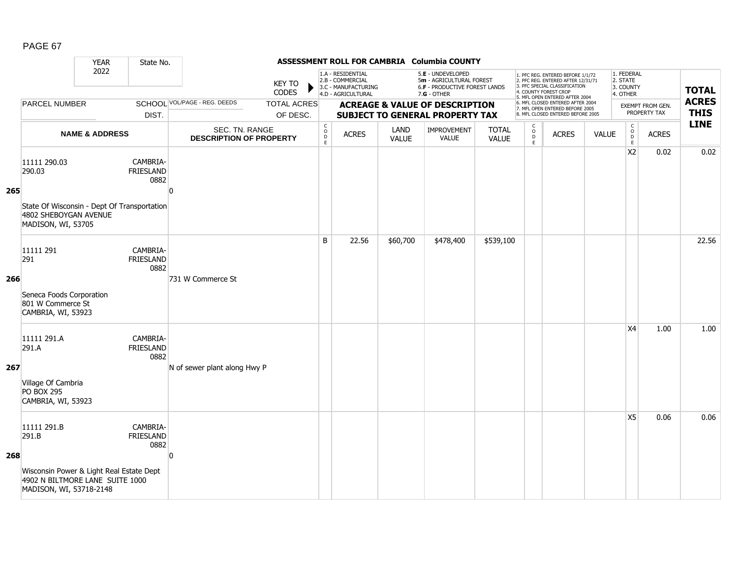# ASSESSMENT ROLL FOR CAMBRIA Columbia COUNTY

YEAR 2022 | State No.

KEY TO CODES: 1.A - RESIDENTIAL, 2.B - COMMERCIAL, 3.C - MANUFACTURING, 4.D - AGRICULTURAL, 5.E - UNDEVELOPED, 5m - AGRICULTURAL FOREST, 6.F - PRODUCTIVE FOREST LANDS, 7.G - OTHER

1. PFC REG. ENTERED BEFORE 1/1/72, 2. PFC REG. ENTERED AFTER 12/31/71, 3. PFC SPECIAL CLASSIFICATION, 4. COUNTY FOREST CROP, 5. MFL OPEN ENTERED AFTER 2004, 6. MFL CLOSED ENTERED AFTER 2004, 7. MFL OPEN ENTERED BEFORE 2005, 8. MFL CLOSED ENTERED BEFORE 2005

1. FEDERAL, 2. STATE, 3. COUNTY, 4. OTHER

| LINE | PARCEL NUMBER / NAME & ADDRESS | SCHOOL DIST. | VOL/PAGE - REG. DEEDS / SEC. TN. RANGE / DESCRIPTION OF PROPERTY | CODE | ACRES | LAND VALUE | IMPROVEMENT VALUE | TOTAL VALUE | CODE | ACRES | VALUE | CODE | EXEMPT ACRES | TOTAL ACRES THIS LINE |
|---|---|---|---|---|---|---|---|---|---|---|---|---|---|---|
| 265 | 11111 290.03<br>290.03<br>State Of Wisconsin - Dept Of Transportation<br>4802 SHEBOYGAN AVENUE<br>MADISON, WI, 53705 | CAMBRIA-FRIESLAND 0882 | 0 | | | | | | | | | X2 | 0.02 | 0.02 |
| 266 | 11111 291<br>291<br>Seneca Foods Corporation<br>801 W Commerce St<br>CAMBRIA, WI, 53923 | CAMBRIA-FRIESLAND 0882 | 731 W Commerce St | B | 22.56 | $60,700 | $478,400 | $539,100 | | | | | | 22.56 |
| 267 | 11111 291.A<br>291.A<br>Village Of Cambria<br>PO BOX 295<br>CAMBRIA, WI, 53923 | CAMBRIA-FRIESLAND 0882 | N of sewer plant along Hwy P | | | | | | | | | X4 | 1.00 | 1.00 |
| 268 | 11111 291.B<br>291.B<br>Wisconsin Power & Light Real Estate Dept<br>4902 N BILTMORE LANE SUITE 1000<br>MADISON, WI, 53718-2148 | CAMBRIA-FRIESLAND 0882 | 0 | | | | | | | | | X5 | 0.06 | 0.06 |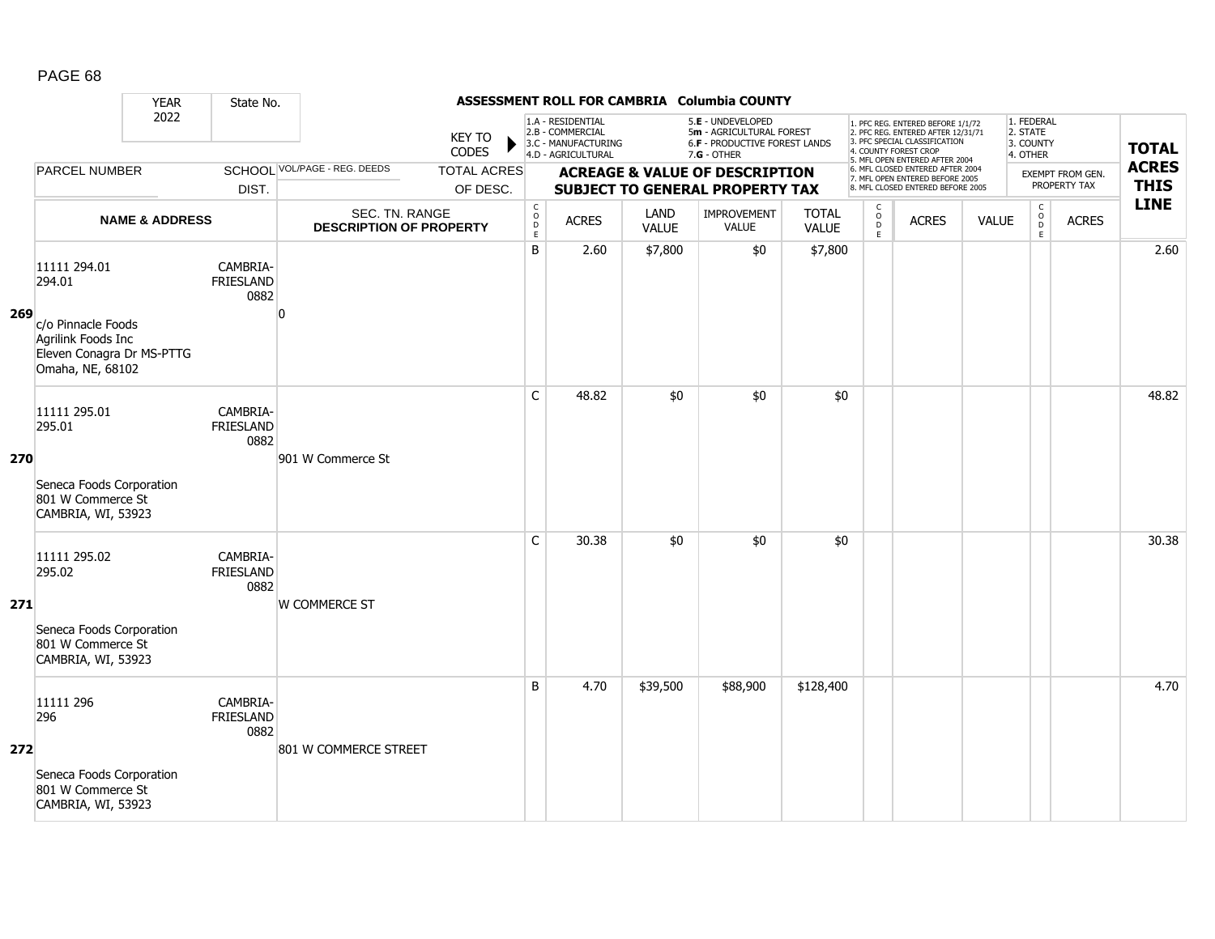## ASSESSMENT ROLL FOR CAMBRIA Columbia COUNTY

| YEAR 2022 | State No. | KEY TO CODES: 1.A - RESIDENTIAL, 2.B - COMMERCIAL, 3.C - MANUFACTURING, 4.D - AGRICULTURAL, 5.E - UNDEVELOPED, 5m - AGRICULTURAL FOREST, 6.F - PRODUCTIVE FOREST LANDS, 7.G - OTHER | | | | | | | 1. PFC REG. ENTERED BEFORE 1/1/72, 2. PFC REG. ENTERED AFTER 12/31/71, 3. PFC SPECIAL CLASSIFICATION, 4. COUNTY FOREST CROP, 5. MFL OPEN ENTERED AFTER 2004, 6. MFL CLOSED ENTERED AFTER 2004, 7. MFL OPEN ENTERED BEFORE 2005, 8. MFL CLOSED ENTERED BEFORE 2005 | | | 1. FEDERAL, 2. STATE, 3. COUNTY, 4. OTHER | | |
|---|---|---|---|---|---|---|---|---|---|---|---|---|---|---|
| PARCEL NUMBER | SCHOOL DIST. | VOL/PAGE - REG. DEEDS / TOTAL ACRES OF DESC. | ACREAGE & VALUE OF DESCRIPTION SUBJECT TO GENERAL PROPERTY TAX | | | | | | | | | EXEMPT FROM GEN. PROPERTY TAX | | TOTAL ACRES THIS LINE |
| NAME & ADDRESS | | SEC. TN. RANGE DESCRIPTION OF PROPERTY | CODE | ACRES | LAND VALUE | IMPROVEMENT VALUE | TOTAL VALUE | CODE | ACRES | VALUE | CODE | | ACRES | |
| **269** 11111 294.01<br>294.01<br>c/o Pinnacle Foods<br>Agrilink Foods Inc<br>Eleven Conagra Dr MS-PTTG<br>Omaha, NE, 68102 | CAMBRIA-FRIESLAND 0882 | 0 | B | 2.60 | $7,800 | $0 | $7,800 | | | | | | | 2.60 |
| **270** 11111 295.01<br>295.01<br>Seneca Foods Corporation<br>801 W Commerce St<br>CAMBRIA, WI, 53923 | CAMBRIA-FRIESLAND 0882 | 901 W Commerce St | C | 48.82 | $0 | $0 | $0 | | | | | | | 48.82 |
| **271** 11111 295.02<br>295.02<br>Seneca Foods Corporation<br>801 W Commerce St<br>CAMBRIA, WI, 53923 | CAMBRIA-FRIESLAND 0882 | W COMMERCE ST | C | 30.38 | $0 | $0 | $0 | | | | | | | 30.38 |
| **272** 11111 296<br>296<br>Seneca Foods Corporation<br>801 W Commerce St<br>CAMBRIA, WI, 53923 | CAMBRIA-FRIESLAND 0882 | 801 W COMMERCE STREET | B | 4.70 | $39,500 | $88,900 | $128,400 | | | | | | | 4.70 |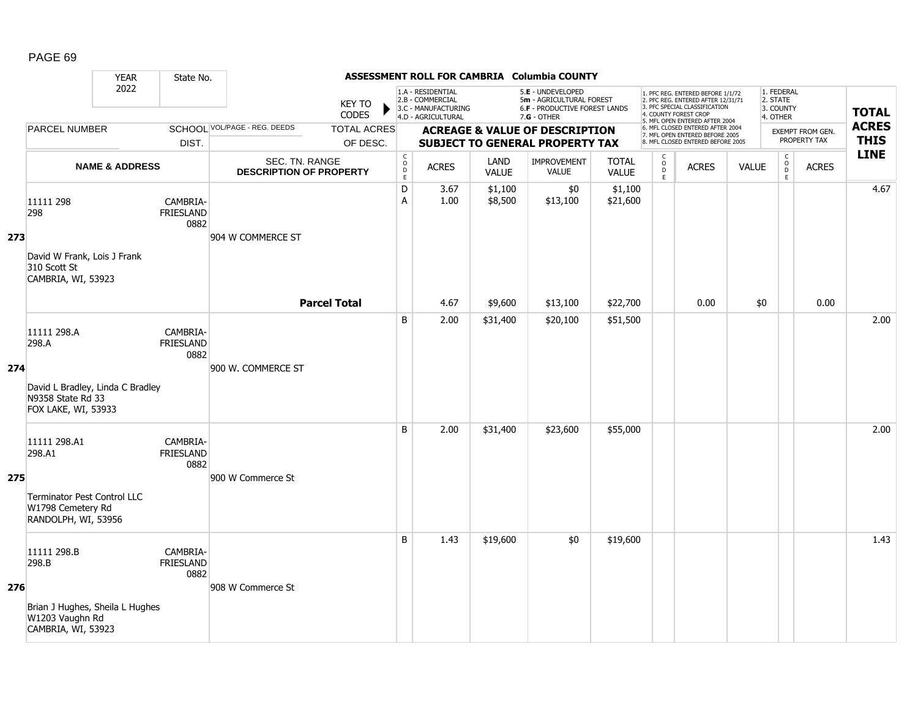## ASSESSMENT ROLL FOR CAMBRIA Columbia COUNTY

YEAR 2022 | State No.

KEY TO CODES: 1.A - RESIDENTIAL, 2.B - COMMERCIAL, 3.C - MANUFACTURING, 4.D - AGRICULTURAL, 5.E - UNDEVELOPED, 5m - AGRICULTURAL FOREST, 6.F - PRODUCTIVE FOREST LANDS, 7.G - OTHER

1. PFC REG. ENTERED BEFORE 1/1/72, 2. PFC REG. ENTERED AFTER 12/31/71, 3. PFC SPECIAL CLASSIFICATION, 4. COUNTY FOREST CROP, 5. MFL OPEN ENTERED AFTER 2004, 6. MFL CLOSED ENTERED AFTER 2004, 7. MFL OPEN ENTERED BEFORE 2005, 8. MFL CLOSED ENTERED BEFORE 2005

1. FEDERAL, 2. STATE, 3. COUNTY, 4. OTHER

| LINE | PARCEL NUMBER / NAME & ADDRESS | SCHOOL DIST. | VOL/PAGE - REG. DEEDS / SEC. TN. RANGE / DESCRIPTION OF PROPERTY | TOTAL ACRES OF DESC. | CODE | ACRES | LAND VALUE | IMPROVEMENT VALUE | TOTAL VALUE | CODE | ACRES | VALUE | CODE | EXEMPT ACRES | TOTAL ACRES THIS LINE |
|---|---|---|---|---|---|---|---|---|---|---|---|---|---|---|---|
| 273 | 11111 298<br>298<br>David W Frank, Lois J Frank<br>310 Scott St<br>CAMBRIA, WI, 53923 | CAMBRIA-FRIESLAND 0882 | 904 W COMMERCE ST | | D<br>A | 3.67<br>1.00 | $1,100<br>$8,500 | $0<br>$13,100 | $1,100<br>$21,600 | | | | | | 4.67 |
| | | | | Parcel Total | | 4.67 | $9,600 | $13,100 | $22,700 | | 0.00 | $0 | | 0.00 | |
| 274 | 11111 298.A<br>298.A<br>David L Bradley, Linda C Bradley<br>N9358 State Rd 33<br>FOX LAKE, WI, 53933 | CAMBRIA-FRIESLAND 0882 | 900 W. COMMERCE ST | | B | 2.00 | $31,400 | $20,100 | $51,500 | | | | | | 2.00 |
| 275 | 11111 298.A1<br>298.A1<br>Terminator Pest Control LLC<br>W1798 Cemetery Rd<br>RANDOLPH, WI, 53956 | CAMBRIA-FRIESLAND 0882 | 900 W Commerce St | | B | 2.00 | $31,400 | $23,600 | $55,000 | | | | | | 2.00 |
| 276 | 11111 298.B<br>298.B<br>Brian J Hughes, Sheila L Hughes<br>W1203 Vaughn Rd<br>CAMBRIA, WI, 53923 | CAMBRIA-FRIESLAND 0882 | 908 W Commerce St | | B | 1.43 | $19,600 | $0 | $19,600 | | | | | | 1.43 |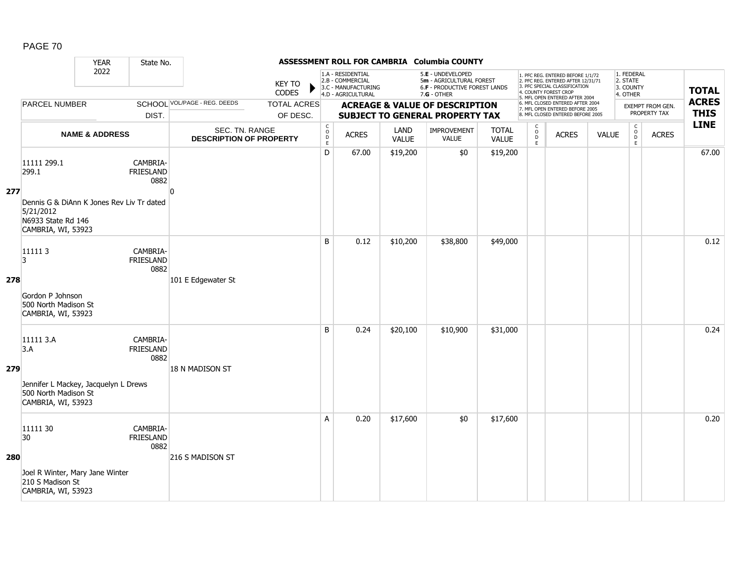# ASSESSMENT ROLL FOR CAMBRIA Columbia COUNTY

YEAR 2022 | State No.

KEY TO CODES:
- 1.A - RESIDENTIAL
- 2.B - COMMERCIAL
- 3.C - MANUFACTURING
- 4.D - AGRICULTURAL
- 5.E - UNDEVELOPED
- 5m - AGRICULTURAL FOREST
- 6.F - PRODUCTIVE FOREST LANDS
- 7.G - OTHER

- 1. PFC REG. ENTERED BEFORE 1/1/72
- 2. PFC REG. ENTERED AFTER 12/31/71
- 3. PFC SPECIAL CLASSIFICATION
- 4. COUNTY FOREST CROP
- 5. MFL OPEN ENTERED AFTER 2004
- 6. MFL CLOSED ENTERED AFTER 2004
- 7. MFL OPEN ENTERED BEFORE 2005
- 8. MFL CLOSED ENTERED BEFORE 2005

- 1. FEDERAL
- 2. STATE
- 3. COUNTY
- 4. OTHER

| LINE | PARCEL NUMBER / NAME & ADDRESS | SCHOOL DIST. | VOL/PAGE - REG. DEEDS / SEC. TN. RANGE / DESCRIPTION OF PROPERTY | TOTAL ACRES OF DESC. | CODE | ACRES | LAND VALUE | IMPROVEMENT VALUE | TOTAL VALUE | CODE | ACRES | VALUE | CODE | EXEMPT FROM GEN. PROPERTY TAX ACRES | TOTAL ACRES THIS LINE |
|---|---|---|---|---|---|---|---|---|---|---|---|---|---|---|---|
| 277 | 11111 299.1<br>299.1<br>Dennis G & DiAnn K Jones Rev Liv Tr dated 5/21/2012<br>N6933 State Rd 146<br>CAMBRIA, WI, 53923 | CAMBRIA-FRIESLAND 0882 | 0 | | D | 67.00 | $19,200 | $0 | $19,200 | | | | | | 67.00 |
| 278 | 11111 3<br>3<br>Gordon P Johnson<br>500 North Madison St<br>CAMBRIA, WI, 53923 | CAMBRIA-FRIESLAND 0882 | 101 E Edgewater St | | B | 0.12 | $10,200 | $38,800 | $49,000 | | | | | | 0.12 |
| 279 | 11111 3.A<br>3.A<br>Jennifer L Mackey, Jacquelyn L Drews<br>500 North Madison St<br>CAMBRIA, WI, 53923 | CAMBRIA-FRIESLAND 0882 | 18 N MADISON ST | | B | 0.24 | $20,100 | $10,900 | $31,000 | | | | | | 0.24 |
| 280 | 11111 30<br>30<br>Joel R Winter, Mary Jane Winter<br>210 S Madison St<br>CAMBRIA, WI, 53923 | CAMBRIA-FRIESLAND 0882 | 216 S MADISON ST | | A | 0.20 | $17,600 | $0 | $17,600 | | | | | | 0.20 |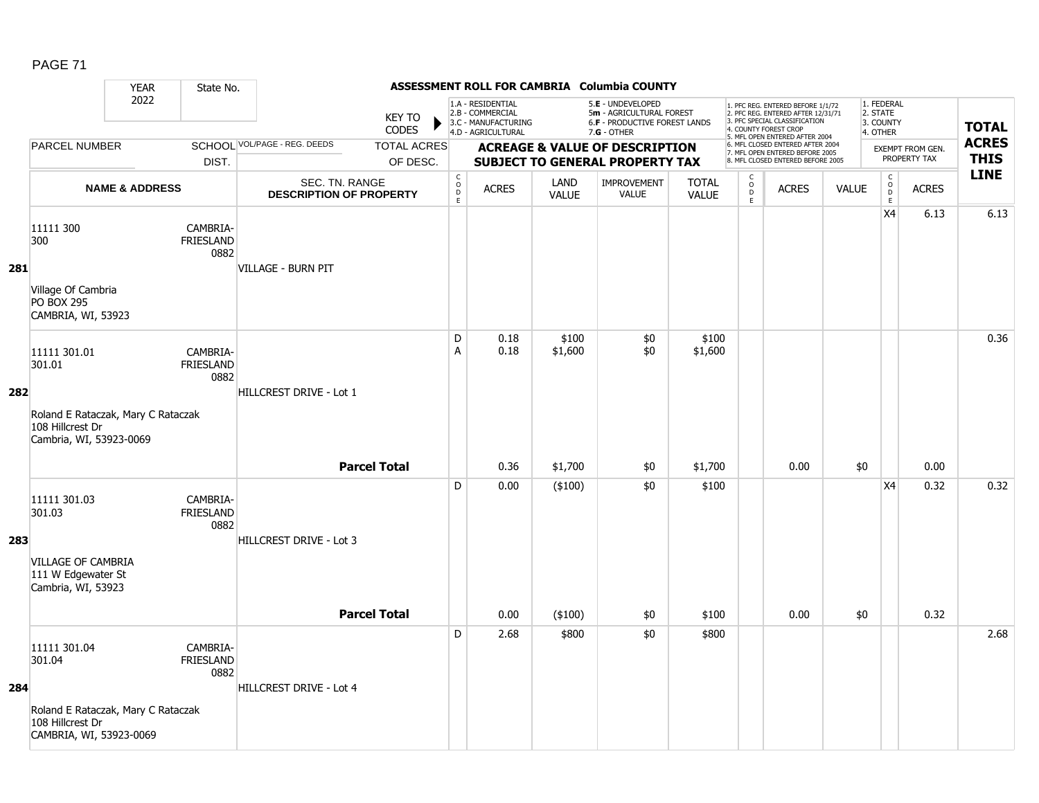# ASSESSMENT ROLL FOR CAMBRIA Columbia COUNTY

YEAR 2022 | State No.

KEY TO CODES:
1.A - RESIDENTIAL
2.B - COMMERCIAL
3.C - MANUFACTURING
4.D - AGRICULTURAL
5.E - UNDEVELOPED
5m - AGRICULTURAL FOREST
6.F - PRODUCTIVE FOREST LANDS
7.G - OTHER

1. PFC REG. ENTERED BEFORE 1/1/72
2. PFC REG. ENTERED AFTER 12/31/71
3. PFC SPECIAL CLASSIFICATION
4. COUNTY FOREST CROP
5. MFL OPEN ENTERED AFTER 2004
6. MFL CLOSED ENTERED AFTER 2004
7. MFL OPEN ENTERED BEFORE 2005
8. MFL CLOSED ENTERED BEFORE 2005

1. FEDERAL
2. STATE
3. COUNTY
4. OTHER

| LINE | PARCEL NUMBER / NAME & ADDRESS | SCHOOL DIST. | VOL/PAGE - REG. DEEDS / SEC. TN. RANGE / DESCRIPTION OF PROPERTY | CODE | ACRES | LAND VALUE | IMPROVEMENT VALUE | TOTAL VALUE | CODE | ACRES | VALUE | CODE | EXEMPT ACRES | TOTAL ACRES THIS LINE |
|---|---|---|---|---|---|---|---|---|---|---|---|---|---|---|
| 281 | 11111 300<br>300<br>Village Of Cambria<br>PO BOX 295<br>CAMBRIA, WI, 53923 | CAMBRIA-FRIESLAND 0882 | VILLAGE - BURN PIT | | | | | | | | | X4 | 6.13 | 6.13 |
| 282 | 11111 301.01<br>301.01<br>Roland E Rataczak, Mary C Rataczak<br>108 Hillcrest Dr<br>Cambria, WI, 53923-0069 | CAMBRIA-FRIESLAND 0882 | HILLCREST DRIVE - Lot 1 | D<br>A | 0.18<br>0.18 | $100<br>$1,600 | $0<br>$0 | $100<br>$1,600 | | | | | | 0.36 |
| | | | **Parcel Total** | | 0.36 | $1,700 | $0 | $1,700 | | 0.00 | $0 | | 0.00 | |
| 283 | 11111 301.03<br>301.03<br>VILLAGE OF CAMBRIA<br>111 W Edgewater St<br>Cambria, WI, 53923 | CAMBRIA-FRIESLAND 0882 | HILLCREST DRIVE - Lot 3 | D | 0.00 | ($100) | $0 | $100 | | | | X4 | 0.32 | 0.32 |
| | | | **Parcel Total** | | 0.00 | ($100) | $0 | $100 | | 0.00 | $0 | | 0.32 | |
| 284 | 11111 301.04<br>301.04<br>Roland E Rataczak, Mary C Rataczak<br>108 Hillcrest Dr<br>CAMBRIA, WI, 53923-0069 | CAMBRIA-FRIESLAND 0882 | HILLCREST DRIVE - Lot 4 | D | 2.68 | $800 | $0 | $800 | | | | | | 2.68 |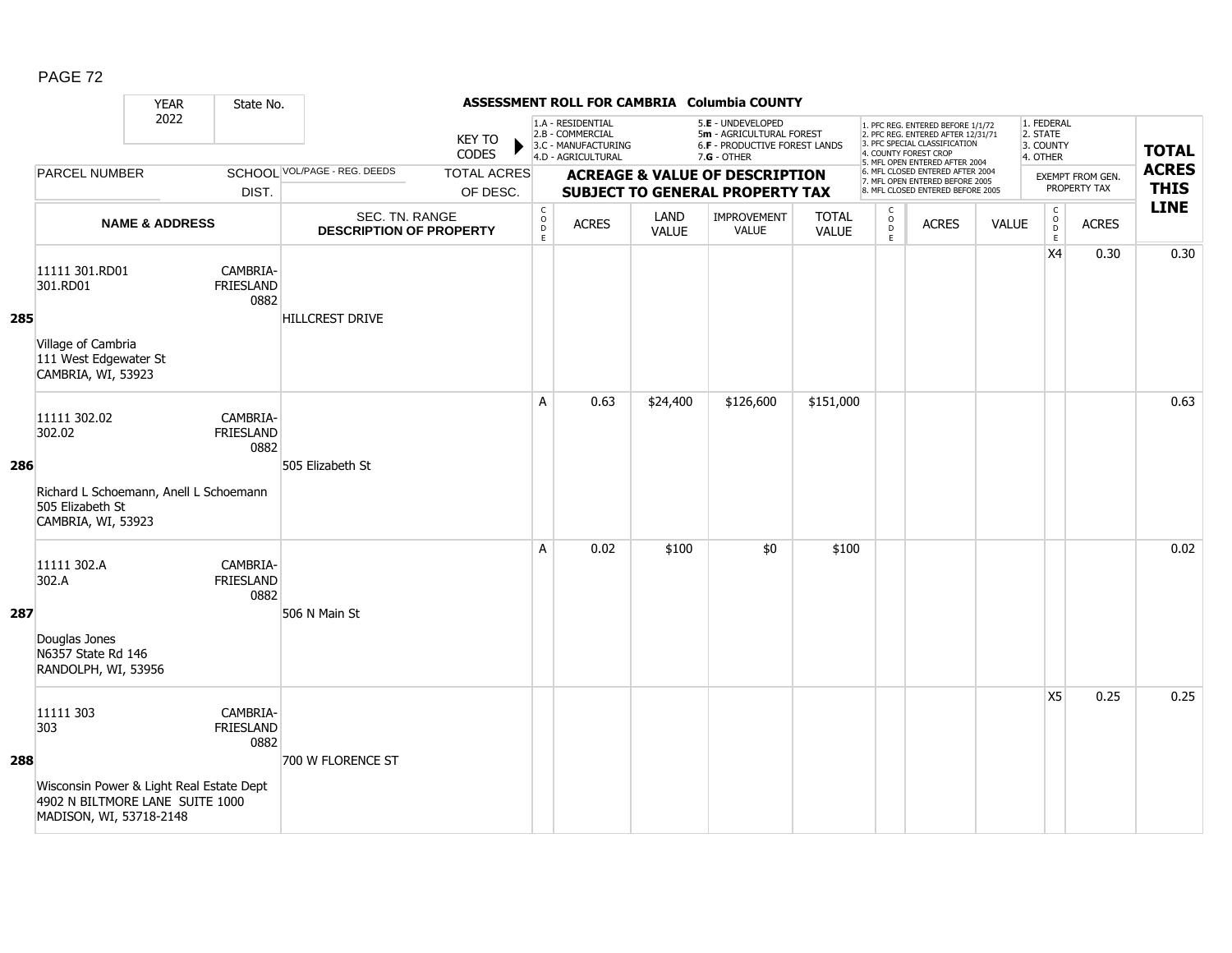PAGE 72

**ASSESSMENT ROLL FOR CAMBRIA Columbia COUNTY**

| YEAR | State No. | | KEY TO CODES: 1.A - RESIDENTIAL, 2.B - COMMERCIAL, 3.C - MANUFACTURING, 4.D - AGRICULTURAL, 5.E - UNDEVELOPED, 5m - AGRICULTURAL FOREST, 6.F - PRODUCTIVE FOREST LANDS, 7.G - OTHER | | | | | 1. PFC REG. ENTERED BEFORE 1/1/72, 2. PFC REG. ENTERED AFTER 12/31/71, 3. PFC SPECIAL CLASSIFICATION, 4. COUNTY FOREST CROP, 5. MFL OPEN ENTERED AFTER 2004, 6. MFL CLOSED ENTERED AFTER 2004, 7. MFL OPEN ENTERED BEFORE 2005, 8. MFL CLOSED ENTERED BEFORE 2005 | | | 1. FEDERAL, 2. STATE, 3. COUNTY, 4. OTHER | | TOTAL ACRES THIS LINE |
|---|---|---|---|---|---|---|---|---|---|---|---|---|---|
| 2022 | | | | | | | | | | | | | |
| PARCEL NUMBER / NAME & ADDRESS | SCHOOL DIST. | VOL/PAGE - REG. DEEDS / SEC. TN. RANGE / DESCRIPTION OF PROPERTY | CODE | ACRES | LAND VALUE | IMPROVEMENT VALUE | TOTAL VALUE | CODE | ACRES | VALUE | CODE | ACRES (EXEMPT FROM GEN. PROPERTY TAX) | |
| **285** 11111 301.RD01<br>301.RD01<br>Village of Cambria<br>111 West Edgewater St<br>CAMBRIA, WI, 53923 | CAMBRIA-FRIESLAND 0882 | HILLCREST DRIVE | | | | | | | | | X4 | 0.30 | 0.30 |
| **286** 11111 302.02<br>302.02<br>Richard L Schoemann, Anell L Schoemann<br>505 Elizabeth St<br>CAMBRIA, WI, 53923 | CAMBRIA-FRIESLAND 0882 | 505 Elizabeth St | A | 0.63 | $24,400 | $126,600 | $151,000 | | | | | | 0.63 |
| **287** 11111 302.A<br>302.A<br>Douglas Jones<br>N6357 State Rd 146<br>RANDOLPH, WI, 53956 | CAMBRIA-FRIESLAND 0882 | 506 N Main St | A | 0.02 | $100 | $0 | $100 | | | | | | 0.02 |
| **288** 11111 303<br>303<br>Wisconsin Power & Light Real Estate Dept<br>4902 N BILTMORE LANE SUITE 1000<br>MADISON, WI, 53718-2148 | CAMBRIA-FRIESLAND 0882 | 700 W FLORENCE ST | | | | | | | | | X5 | 0.25 | 0.25 |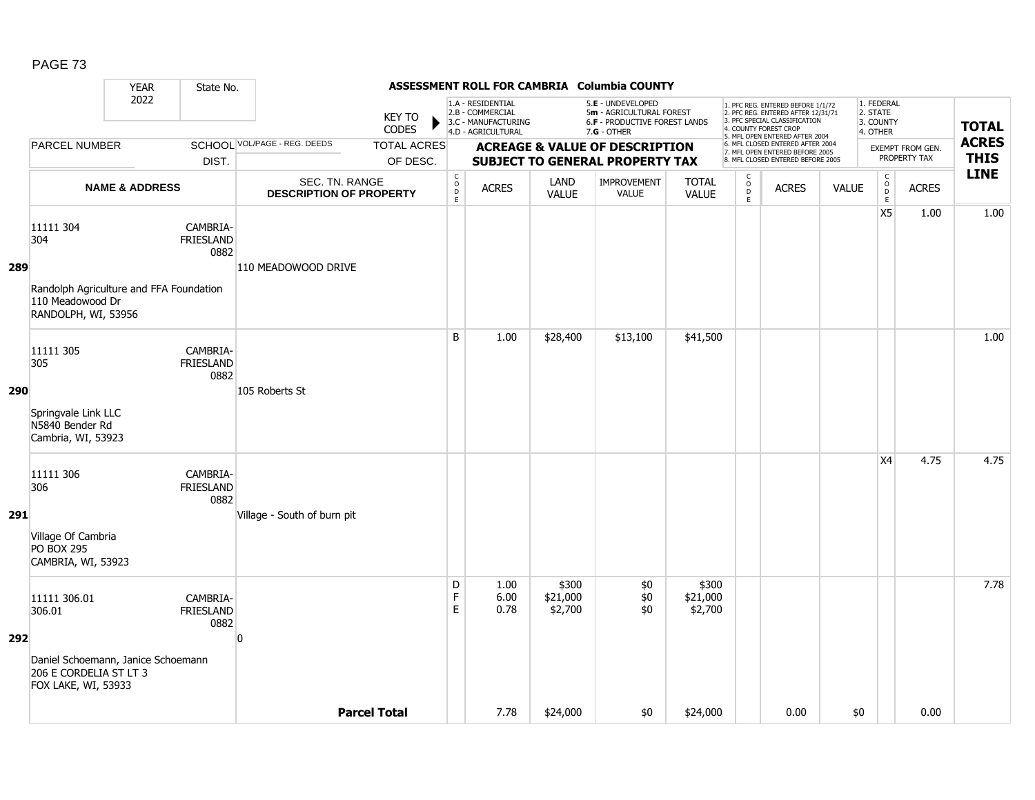# ASSESSMENT ROLL FOR CAMBRIA Columbia COUNTY

YEAR 2022 | State No.

KEY TO CODES: 1.A - RESIDENTIAL, 2.B - COMMERCIAL, 3.C - MANUFACTURING, 4.D - AGRICULTURAL, 5.E - UNDEVELOPED, 5m - AGRICULTURAL FOREST, 6.F - PRODUCTIVE FOREST LANDS, 7.G - OTHER

1. PFC REG. ENTERED BEFORE 1/1/72, 2. PFC REG. ENTERED AFTER 12/31/71, 3. PFC SPECIAL CLASSIFICATION, 4. COUNTY FOREST CROP, 5. MFL OPEN ENTERED AFTER 2004, 6. MFL CLOSED ENTERED AFTER 2004, 7. MFL OPEN ENTERED BEFORE 2005, 8. MFL CLOSED ENTERED BEFORE 2005

1. FEDERAL, 2. STATE, 3. COUNTY, 4. OTHER

| LINE | PARCEL NUMBER / NAME & ADDRESS | SCHOOL DIST. | VOL/PAGE - REG. DEEDS / SEC. TN. RANGE / DESCRIPTION OF PROPERTY | CODE | ACRES | LAND VALUE | IMPROVEMENT VALUE | TOTAL VALUE | CODE | ACRES | VALUE | EXEMPT CODE | EXEMPT ACRES | TOTAL ACRES THIS LINE |
|---|---|---|---|---|---|---|---|---|---|---|---|---|---|---|
| 289 | 11111 304<br>304<br>Randolph Agriculture and FFA Foundation<br>110 Meadowood Dr<br>RANDOLPH, WI, 53956 | CAMBRIA-FRIESLAND 0882 | 110 MEADOWOOD DRIVE | | | | | | | | | X5 | 1.00 | 1.00 |
| 290 | 11111 305<br>305<br>Springvale Link LLC<br>N5840 Bender Rd<br>Cambria, WI, 53923 | CAMBRIA-FRIESLAND 0882 | 105 Roberts St | B | 1.00 | $28,400 | $13,100 | $41,500 | | | | | | 1.00 |
| 291 | 11111 306<br>306<br>Village Of Cambria<br>PO BOX 295<br>CAMBRIA, WI, 53923 | CAMBRIA-FRIESLAND 0882 | Village - South of burn pit | | | | | | | | | X4 | 4.75 | 4.75 |
| 292 | 11111 306.01<br>306.01<br>Daniel Schoemann, Janice Schoemann<br>206 E CORDELIA ST LT 3<br>FOX LAKE, WI, 53933 | CAMBRIA-FRIESLAND 0882 | 0 | D<br>F<br>E | 1.00<br>6.00<br>0.78 | $300<br>$21,000<br>$2,700 | $0<br>$0<br>$0 | $300<br>$21,000<br>$2,700 | | | | | | 7.78 |
| | | | **Parcel Total** | | 7.78 | $24,000 | $0 | $24,000 | | 0.00 | $0 | | 0.00 | |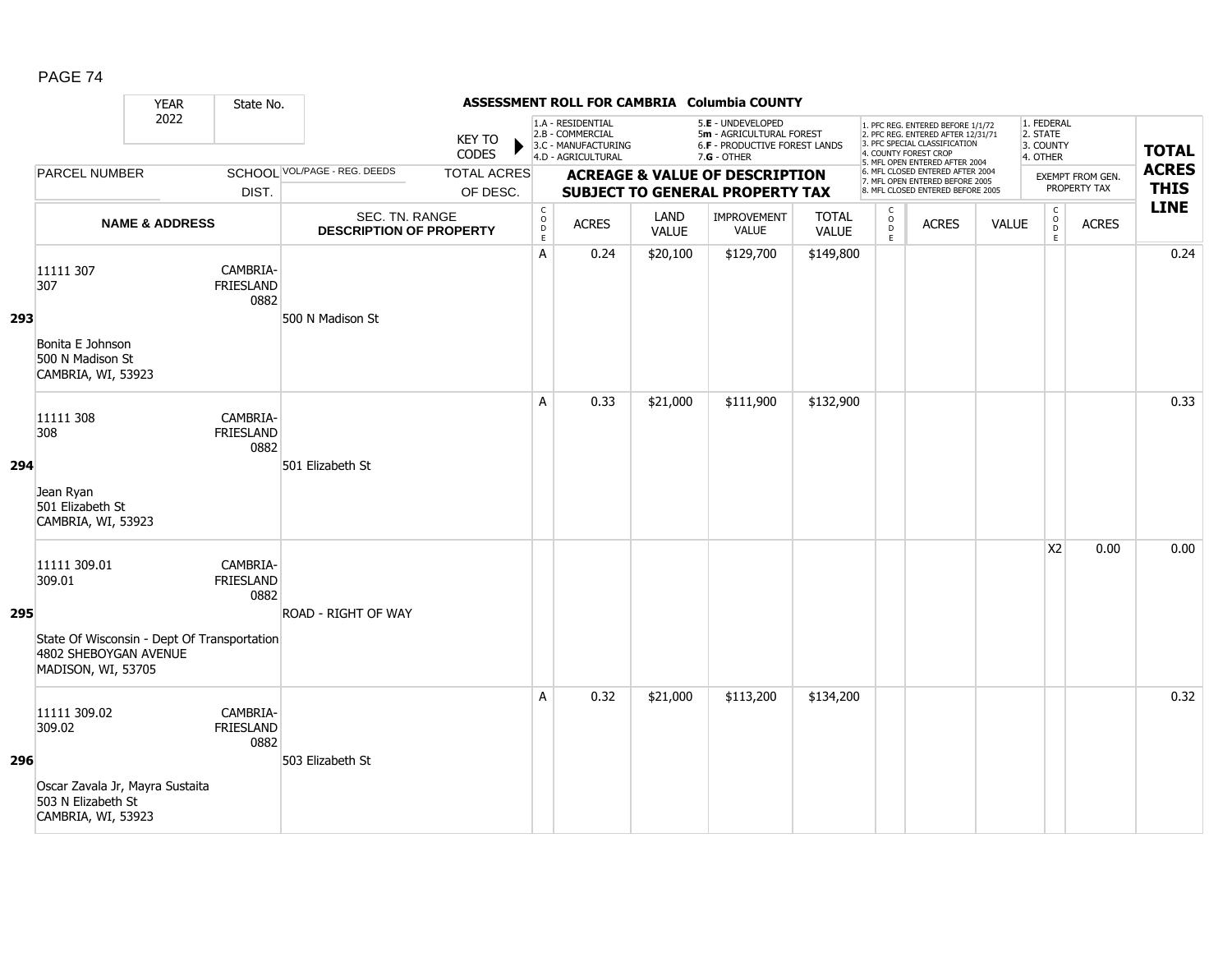# ASSESSMENT ROLL FOR CAMBRIA Columbia COUNTY

YEAR 2022 | State No.

KEY TO CODES:
- 1.A - RESIDENTIAL
- 2.B - COMMERCIAL
- 3.C - MANUFACTURING
- 4.D - AGRICULTURAL
- 5.E - UNDEVELOPED
- 5m - AGRICULTURAL FOREST
- 6.F - PRODUCTIVE FOREST LANDS
- 7.G - OTHER

- 1. PFC REG. ENTERED BEFORE 1/1/72
- 2. PFC REG. ENTERED AFTER 12/31/71
- 3. PFC SPECIAL CLASSIFICATION
- 4. COUNTY FOREST CROP
- 5. MFL OPEN ENTERED AFTER 2004
- 6. MFL CLOSED ENTERED AFTER 2004
- 7. MFL OPEN ENTERED BEFORE 2005
- 8. MFL CLOSED ENTERED BEFORE 2005

- 1. FEDERAL
- 2. STATE
- 3. COUNTY
- 4. OTHER

| LINE | PARCEL NUMBER / NAME & ADDRESS | SCHOOL DIST. | VOL/PAGE - REG. DEEDS / SEC. TN. RANGE / DESCRIPTION OF PROPERTY | TOTAL ACRES OF DESC. | CODE | ACRES | LAND VALUE | IMPROVEMENT VALUE | TOTAL VALUE | CODE | ACRES | VALUE | CODE | EXEMPT FROM GEN. PROPERTY TAX ACRES | TOTAL ACRES THIS LINE |
|---|---|---|---|---|---|---|---|---|---|---|---|---|---|---|---|
| 293 | 11111 307<br>307<br>Bonita E Johnson<br>500 N Madison St<br>CAMBRIA, WI, 53923 | CAMBRIA-FRIESLAND 0882 | 500 N Madison St | | A | 0.24 | $20,100 | $129,700 | $149,800 | | | | | | 0.24 |
| 294 | 11111 308<br>308<br>Jean Ryan<br>501 Elizabeth St<br>CAMBRIA, WI, 53923 | CAMBRIA-FRIESLAND 0882 | 501 Elizabeth St | | A | 0.33 | $21,000 | $111,900 | $132,900 | | | | | | 0.33 |
| 295 | 11111 309.01<br>309.01<br>State Of Wisconsin - Dept Of Transportation<br>4802 SHEBOYGAN AVENUE<br>MADISON, WI, 53705 | CAMBRIA-FRIESLAND 0882 | ROAD - RIGHT OF WAY | | | | | | | | | | X2 | 0.00 | 0.00 |
| 296 | 11111 309.02<br>309.02<br>Oscar Zavala Jr, Mayra Sustaita<br>503 N Elizabeth St<br>CAMBRIA, WI, 53923 | CAMBRIA-FRIESLAND 0882 | 503 Elizabeth St | | A | 0.32 | $21,000 | $113,200 | $134,200 | | | | | | 0.32 |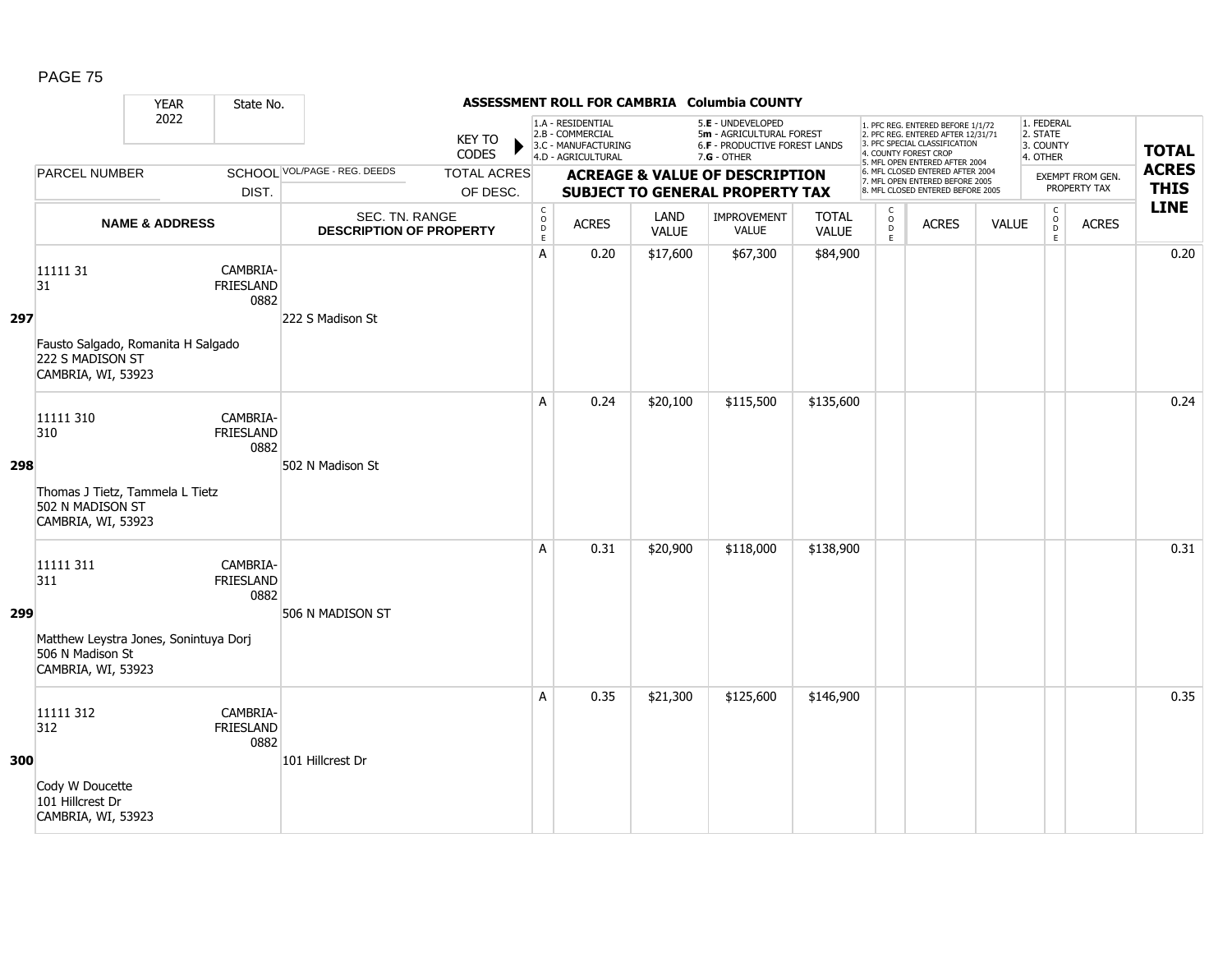## ASSESSMENT ROLL FOR CAMBRIA Columbia COUNTY

YEAR 2022 | State No.

KEY TO CODES: 1.A - RESIDENTIAL, 2.B - COMMERCIAL, 3.C - MANUFACTURING, 4.D - AGRICULTURAL, 5.E - UNDEVELOPED, 5m - AGRICULTURAL FOREST, 6.F - PRODUCTIVE FOREST LANDS, 7.G - OTHER

1. PFC REG. ENTERED BEFORE 1/1/72, 2. PFC REG. ENTERED AFTER 12/31/71, 3. PFC SPECIAL CLASSIFICATION, 4. COUNTY FOREST CROP, 5. MFL OPEN ENTERED AFTER 2004, 6. MFL CLOSED ENTERED AFTER 2004, 7. MFL OPEN ENTERED BEFORE 2005, 8. MFL CLOSED ENTERED BEFORE 2005

1. FEDERAL, 2. STATE, 3. COUNTY, 4. OTHER — EXEMPT FROM GEN. PROPERTY TAX

| LINE | PARCEL NUMBER / NAME & ADDRESS | SCHOOL DIST. | VOL/PAGE - REG. DEEDS / SEC. TN. RANGE / DESCRIPTION OF PROPERTY | CODE | ACRES | LAND VALUE | IMPROVEMENT VALUE | TOTAL VALUE | CODE | ACRES | VALUE | CODE | ACRES | TOTAL ACRES THIS LINE |
|---|---|---|---|---|---|---|---|---|---|---|---|---|---|---|
| 297 | 11111 31<br>31<br>Fausto Salgado, Romanita H Salgado<br>222 S MADISON ST<br>CAMBRIA, WI, 53923 | CAMBRIA-FRIESLAND 0882 | 222 S Madison St | A | 0.20 | $17,600 | $67,300 | $84,900 | | | | | | 0.20 |
| 298 | 11111 310<br>310<br>Thomas J Tietz, Tammela L Tietz<br>502 N MADISON ST<br>CAMBRIA, WI, 53923 | CAMBRIA-FRIESLAND 0882 | 502 N Madison St | A | 0.24 | $20,100 | $115,500 | $135,600 | | | | | | 0.24 |
| 299 | 11111 311<br>311<br>Matthew Leystra Jones, Sonintuya Dorj<br>506 N Madison St<br>CAMBRIA, WI, 53923 | CAMBRIA-FRIESLAND 0882 | 506 N MADISON ST | A | 0.31 | $20,900 | $118,000 | $138,900 | | | | | | 0.31 |
| 300 | 11111 312<br>312<br>Cody W Doucette<br>101 Hillcrest Dr<br>CAMBRIA, WI, 53923 | CAMBRIA-FRIESLAND 0882 | 101 Hillcrest Dr | A | 0.35 | $21,300 | $125,600 | $146,900 | | | | | | 0.35 |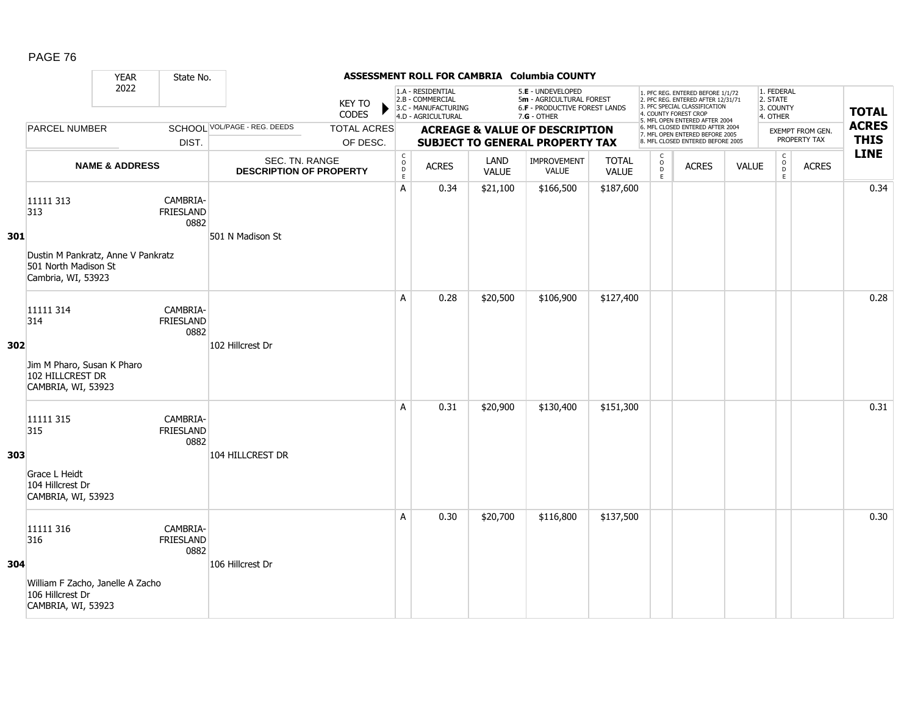# ASSESSMENT ROLL FOR CAMBRIA Columbia COUNTY

YEAR 2022 | State No.

KEY TO CODES:
1.A - RESIDENTIAL
2.B - COMMERCIAL
3.C - MANUFACTURING
4.D - AGRICULTURAL
5.E - UNDEVELOPED
5m - AGRICULTURAL FOREST
6.F - PRODUCTIVE FOREST LANDS
7.G - OTHER

1. PFC REG. ENTERED BEFORE 1/1/72
2. PFC REG. ENTERED AFTER 12/31/71
3. PFC SPECIAL CLASSIFICATION
4. COUNTY FOREST CROP
5. MFL OPEN ENTERED AFTER 2004
6. MFL CLOSED ENTERED AFTER 2004
7. MFL OPEN ENTERED BEFORE 2005
8. MFL CLOSED ENTERED BEFORE 2005

1. FEDERAL
2. STATE
3. COUNTY
4. OTHER

| LINE | PARCEL NUMBER / NAME & ADDRESS | SCHOOL DIST. | VOL/PAGE - REG. DEEDS / SEC. TN. RANGE / DESCRIPTION OF PROPERTY | TOTAL ACRES OF DESC. | CODE | ACRES | LAND VALUE | IMPROVEMENT VALUE | TOTAL VALUE | CODE | ACRES | VALUE | CODE | EXEMPT ACRES | TOTAL ACRES THIS LINE |
|---|---|---|---|---|---|---|---|---|---|---|---|---|---|---|---|
| 301 | 11111 313<br>313<br>Dustin M Pankratz, Anne V Pankratz<br>501 North Madison St<br>Cambria, WI, 53923 | CAMBRIA-FRIESLAND 0882 | 501 N Madison St | | A | 0.34 | $21,100 | $166,500 | $187,600 | | | | | | 0.34 |
| 302 | 11111 314<br>314<br>Jim M Pharo, Susan K Pharo<br>102 HILLCREST DR<br>CAMBRIA, WI, 53923 | CAMBRIA-FRIESLAND 0882 | 102 Hillcrest Dr | | A | 0.28 | $20,500 | $106,900 | $127,400 | | | | | | 0.28 |
| 303 | 11111 315<br>315<br>Grace L Heidt<br>104 Hillcrest Dr<br>CAMBRIA, WI, 53923 | CAMBRIA-FRIESLAND 0882 | 104 HILLCREST DR | | A | 0.31 | $20,900 | $130,400 | $151,300 | | | | | | 0.31 |
| 304 | 11111 316<br>316<br>William F Zacho, Janelle A Zacho<br>106 Hillcrest Dr<br>CAMBRIA, WI, 53923 | CAMBRIA-FRIESLAND 0882 | 106 Hillcrest Dr | | A | 0.30 | $20,700 | $116,800 | $137,500 | | | | | | 0.30 |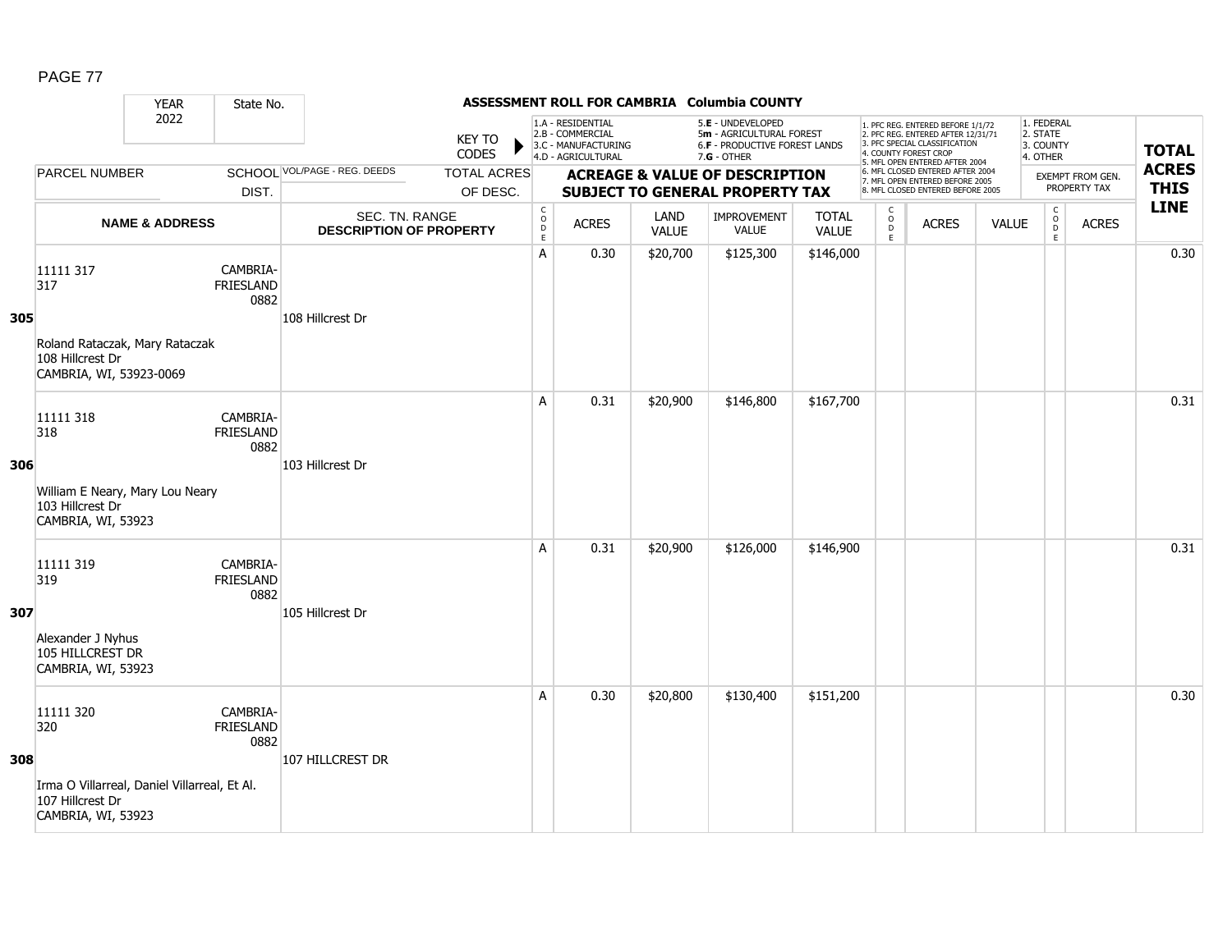## ASSESSMENT ROLL FOR CAMBRIA Columbia COUNTY

YEAR 2022 | State No.

KEY TO CODES:
1.A - RESIDENTIAL
2.B - COMMERCIAL
3.C - MANUFACTURING
4.D - AGRICULTURAL
5.E - UNDEVELOPED
5m - AGRICULTURAL FOREST
6.F - PRODUCTIVE FOREST LANDS
7.G - OTHER

1. PFC REG. ENTERED BEFORE 1/1/72
2. PFC REG. ENTERED AFTER 12/31/71
3. PFC SPECIAL CLASSIFICATION
4. COUNTY FOREST CROP
5. MFL OPEN ENTERED AFTER 2004
6. MFL CLOSED ENTERED AFTER 2004
7. MFL OPEN ENTERED BEFORE 2005
8. MFL CLOSED ENTERED BEFORE 2005

1. FEDERAL
2. STATE
3. COUNTY
4. OTHER

| LINE | PARCEL NUMBER / NAME & ADDRESS | SCHOOL DIST. | VOL/PAGE - REG. DEEDS / SEC. TN. RANGE / DESCRIPTION OF PROPERTY | CODE | ACRES | LAND VALUE | IMPROVEMENT VALUE | TOTAL VALUE | CODE | ACRES | VALUE | CODE | EXEMPT ACRES | TOTAL ACRES THIS LINE |
|---|---|---|---|---|---|---|---|---|---|---|---|---|---|---|
| 305 | 11111 317<br>317<br>Roland Rataczak, Mary Rataczak<br>108 Hillcrest Dr<br>CAMBRIA, WI, 53923-0069 | CAMBRIA-FRIESLAND 0882 | 108 Hillcrest Dr | A | 0.30 | $20,700 | $125,300 | $146,000 | | | | | | 0.30 |
| 306 | 11111 318<br>318<br>William E Neary, Mary Lou Neary<br>103 Hillcrest Dr<br>CAMBRIA, WI, 53923 | CAMBRIA-FRIESLAND 0882 | 103 Hillcrest Dr | A | 0.31 | $20,900 | $146,800 | $167,700 | | | | | | 0.31 |
| 307 | 11111 319<br>319<br>Alexander J Nyhus<br>105 HILLCREST DR<br>CAMBRIA, WI, 53923 | CAMBRIA-FRIESLAND 0882 | 105 Hillcrest Dr | A | 0.31 | $20,900 | $126,000 | $146,900 | | | | | | 0.31 |
| 308 | 11111 320<br>320<br>Irma O Villarreal, Daniel Villarreal, Et Al.<br>107 Hillcrest Dr<br>CAMBRIA, WI, 53923 | CAMBRIA-FRIESLAND 0882 | 107 HILLCREST DR | A | 0.30 | $20,800 | $130,400 | $151,200 | | | | | | 0.30 |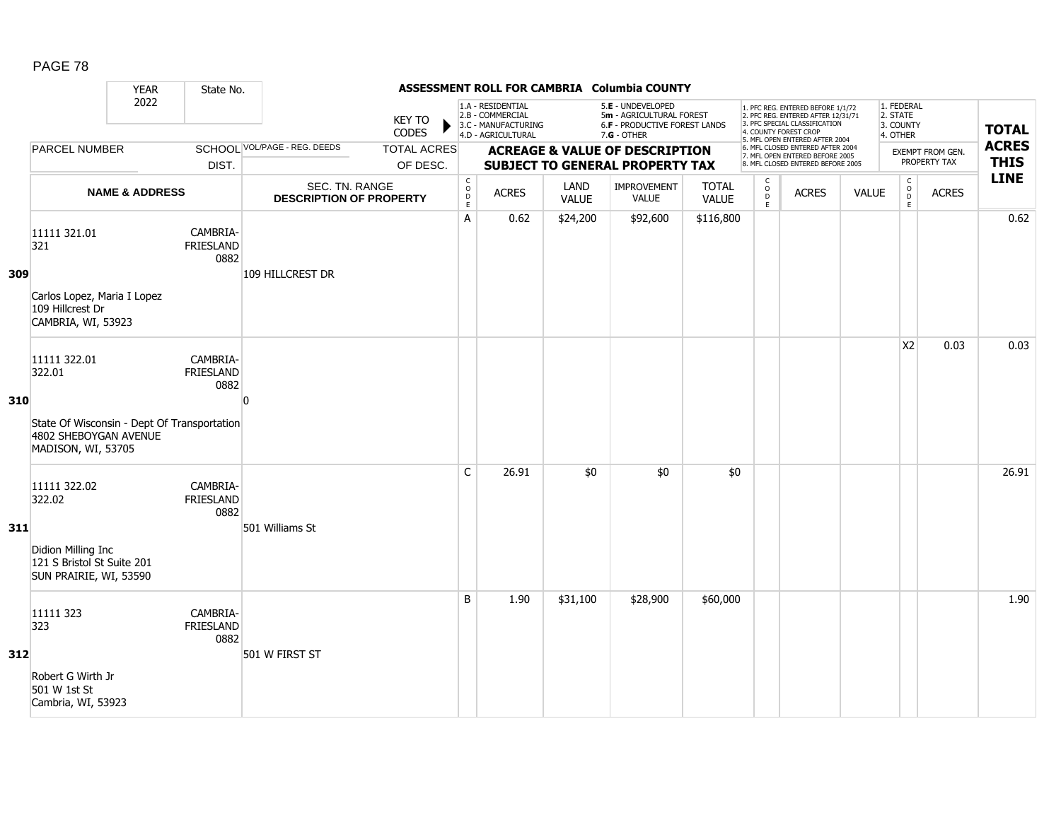## ASSESSMENT ROLL FOR CAMBRIA Columbia COUNTY

| YEAR 2022 | State No. | | KEY TO CODES: 1.A - RESIDENTIAL, 2.B - COMMERCIAL, 3.C - MANUFACTURING, 4.D - AGRICULTURAL, 5.E - UNDEVELOPED, 5m - AGRICULTURAL FOREST, 6.F - PRODUCTIVE FOREST LANDS, 7.G - OTHER | | | | | 1. PFC REG. ENTERED BEFORE 1/1/72, 2. PFC REG. ENTERED AFTER 12/31/71, 3. PFC SPECIAL CLASSIFICATION, 4. COUNTY FOREST CROP, 5. MFL OPEN ENTERED AFTER 2004, 6. MFL CLOSED ENTERED AFTER 2004, 7. MFL OPEN ENTERED BEFORE 2005, 8. MFL CLOSED ENTERED BEFORE 2005 | | | 1. FEDERAL, 2. STATE, 3. COUNTY, 4. OTHER | | |
|---|---|---|---|---|---|---|---|---|---|---|---|---|---|
| PARCEL NUMBER | SCHOOL DIST. | VOL/PAGE - REG. DEEDS / TOTAL ACRES OF DESC. | ACREAGE & VALUE OF DESCRIPTION SUBJECT TO GENERAL PROPERTY TAX | | | | | | | | EXEMPT FROM GEN. PROPERTY TAX | | TOTAL ACRES THIS LINE |
| NAME & ADDRESS | | SEC. TN. RANGE DESCRIPTION OF PROPERTY | CODE | ACRES | LAND VALUE | IMPROVEMENT VALUE | TOTAL VALUE | CODE | ACRES | VALUE | CODE | ACRES | |
| **309** 11111 321.01 321 Carlos Lopez, Maria I Lopez 109 Hillcrest Dr CAMBRIA, WI, 53923 | CAMBRIA-FRIESLAND 0882 | 109 HILLCREST DR | A | 0.62 | $24,200 | $92,600 | $116,800 | | | | | | 0.62 |
| **310** 11111 322.01 322.01 State Of Wisconsin - Dept Of Transportation 4802 SHEBOYGAN AVENUE MADISON, WI, 53705 | CAMBRIA-FRIESLAND 0882 | 0 | | | | | | | | | X2 | 0.03 | 0.03 |
| **311** 11111 322.02 322.02 Didion Milling Inc 121 S Bristol St Suite 201 SUN PRAIRIE, WI, 53590 | CAMBRIA-FRIESLAND 0882 | 501 Williams St | C | 26.91 | $0 | $0 | $0 | | | | | | 26.91 |
| **312** 11111 323 323 Robert G Wirth Jr 501 W 1st St Cambria, WI, 53923 | CAMBRIA-FRIESLAND 0882 | 501 W FIRST ST | B | 1.90 | $31,100 | $28,900 | $60,000 | | | | | | 1.90 |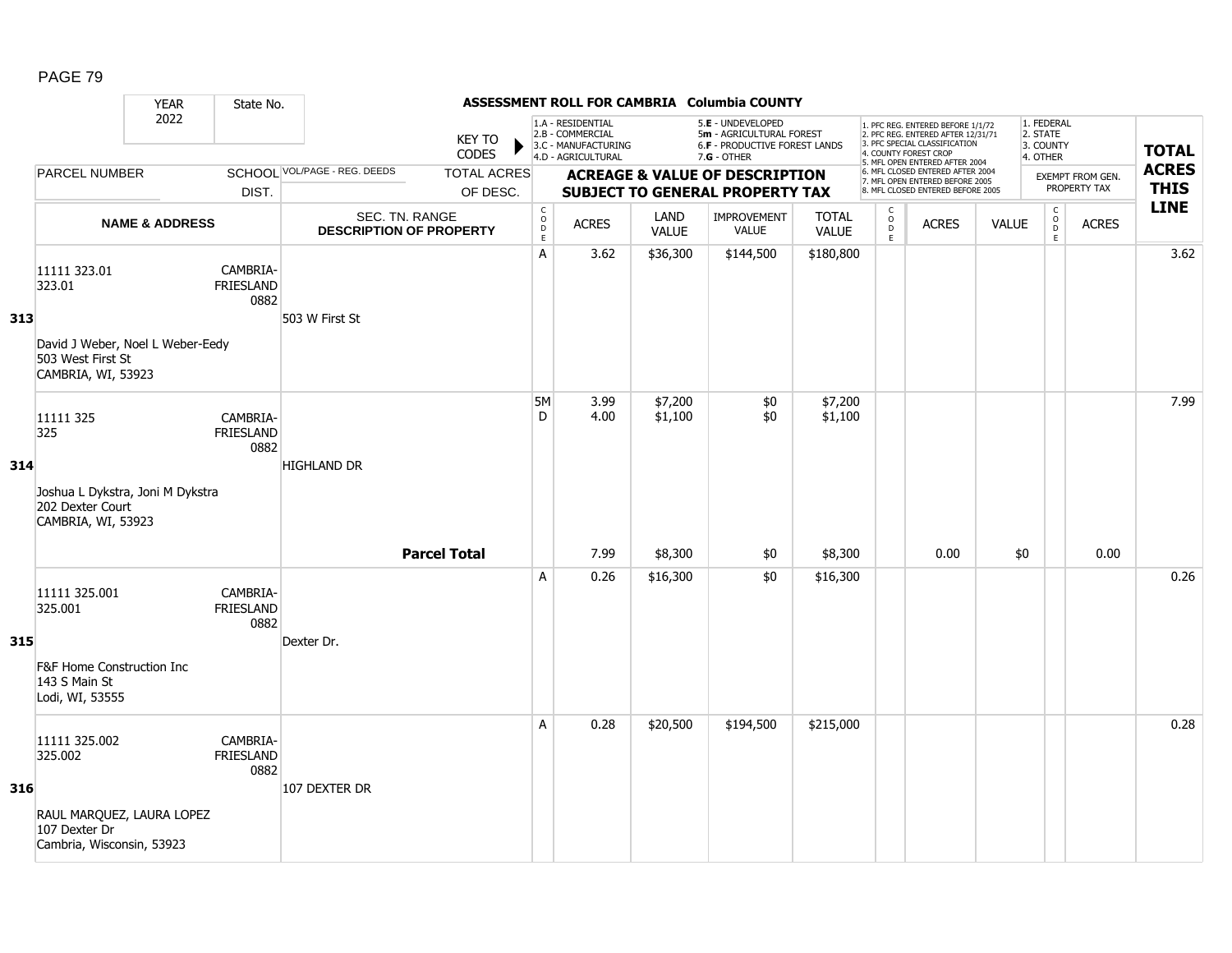# ASSESSMENT ROLL FOR CAMBRIA Columbia COUNTY

YEAR 2022 | State No.

KEY TO CODES: 1.A - RESIDENTIAL, 2.B - COMMERCIAL, 3.C - MANUFACTURING, 4.D - AGRICULTURAL, 5.E - UNDEVELOPED, 5m - AGRICULTURAL FOREST, 6.F - PRODUCTIVE FOREST LANDS, 7.G - OTHER

1. PFC REG. ENTERED BEFORE 1/1/72, 2. PFC REG. ENTERED AFTER 12/31/71, 3. PFC SPECIAL CLASSIFICATION, 4. COUNTY FOREST CROP, 5. MFL OPEN ENTERED AFTER 2004, 6. MFL CLOSED ENTERED AFTER 2004, 7. MFL OPEN ENTERED BEFORE 2005, 8. MFL CLOSED ENTERED BEFORE 2005

1. FEDERAL, 2. STATE, 3. COUNTY, 4. OTHER — EXEMPT FROM GEN. PROPERTY TAX

| LINE | PARCEL NUMBER / NAME & ADDRESS | SCHOOL DIST. | VOL/PAGE - REG. DEEDS / SEC. TN. RANGE / DESCRIPTION OF PROPERTY | TOTAL ACRES OF DESC. | CODE | ACRES | LAND VALUE | IMPROVEMENT VALUE | TOTAL VALUE | CODE | ACRES | VALUE | CODE | ACRES | TOTAL ACRES THIS LINE |
|---|---|---|---|---|---|---|---|---|---|---|---|---|---|---|---|
| 313 | 11111 323.01<br>323.01<br>David J Weber, Noel L Weber-Eedy<br>503 West First St<br>CAMBRIA, WI, 53923 | CAMBRIA-FRIESLAND 0882 | 503 W First St | | A | 3.62 | $36,300 | $144,500 | $180,800 | | | | | | 3.62 |
| 314 | 11111 325<br>325<br>Joshua L Dykstra, Joni M Dykstra<br>202 Dexter Court<br>CAMBRIA, WI, 53923 | CAMBRIA-FRIESLAND 0882 | HIGHLAND DR | | 5M<br>D | 3.99<br>4.00 | $7,200<br>$1,100 | $0<br>$0 | $7,200<br>$1,100 | | | | | | 7.99 |
| | | | | **Parcel Total** | | 7.99 | $8,300 | $0 | $8,300 | | 0.00 | $0 | | 0.00 | |
| 315 | 11111 325.001<br>325.001<br>F&F Home Construction Inc<br>143 S Main St<br>Lodi, WI, 53555 | CAMBRIA-FRIESLAND 0882 | Dexter Dr. | | A | 0.26 | $16,300 | $0 | $16,300 | | | | | | 0.26 |
| 316 | 11111 325.002<br>325.002<br>RAUL MARQUEZ, LAURA LOPEZ<br>107 Dexter Dr<br>Cambria, Wisconsin, 53923 | CAMBRIA-FRIESLAND 0882 | 107 DEXTER DR | | A | 0.28 | $20,500 | $194,500 | $215,000 | | | | | | 0.28 |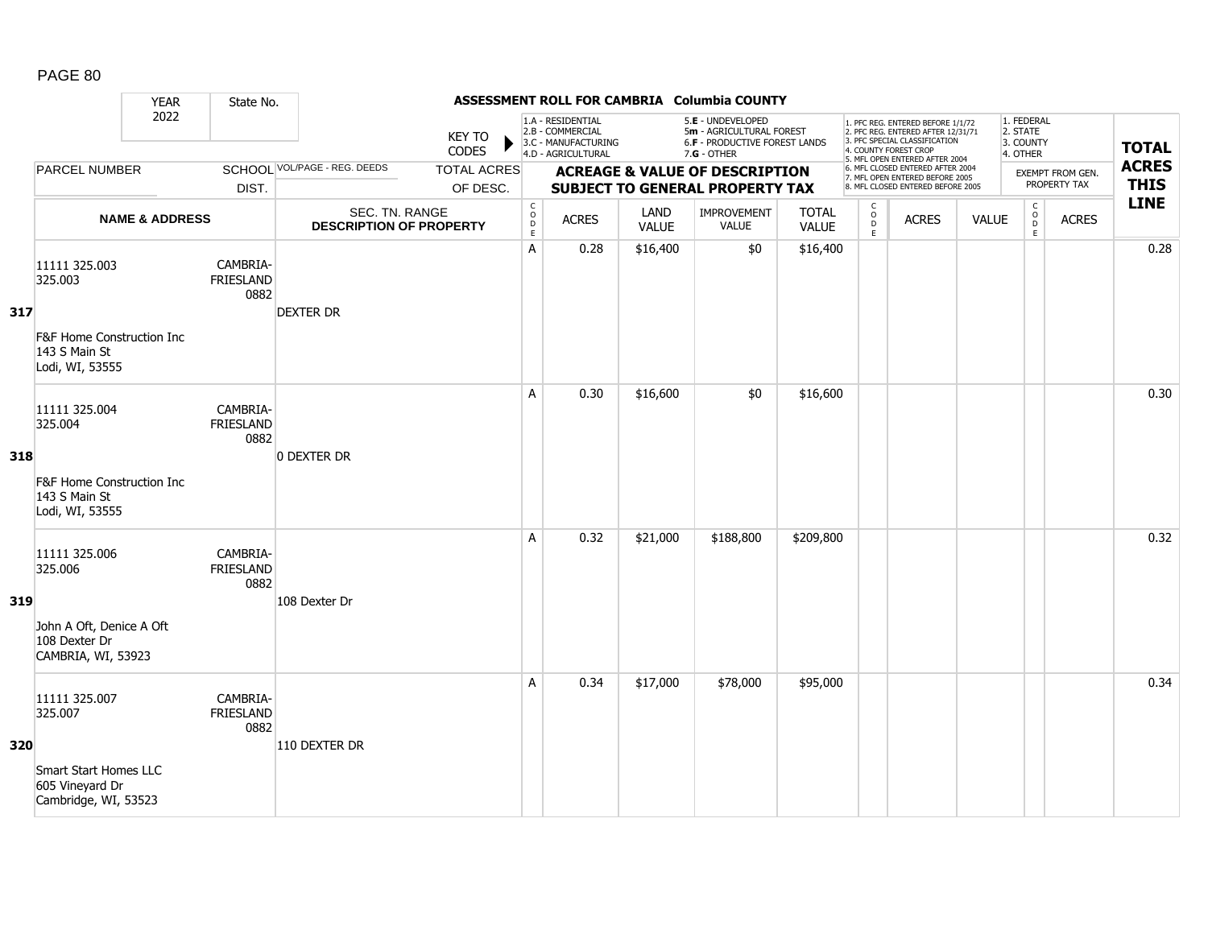**ASSESSMENT ROLL FOR CAMBRIA Columbia COUNTY**

| YEAR 2022 | State No. | | KEY TO CODES: 1.A - RESIDENTIAL, 2.B - COMMERCIAL, 3.C - MANUFACTURING, 4.D - AGRICULTURAL, 5.E - UNDEVELOPED, 5m - AGRICULTURAL FOREST, 6.F - PRODUCTIVE FOREST LANDS, 7.G - OTHER | | | | | | 1. PFC REG. ENTERED BEFORE 1/1/72, 2. PFC REG. ENTERED AFTER 12/31/71, 3. PFC SPECIAL CLASSIFICATION, 4. COUNTY FOREST CROP, 5. MFL OPEN ENTERED AFTER 2004, 6. MFL CLOSED ENTERED AFTER 2004, 7. MFL OPEN ENTERED BEFORE 2005, 8. MFL CLOSED ENTERED BEFORE 2005 | | | 1. FEDERAL, 2. STATE, 3. COUNTY, 4. OTHER | | |
|---|---|---|---|---|---|---|---|---|---|---|---|---|---|---|
| PARCEL NUMBER | SCHOOL DIST. | VOL/PAGE - REG. DEEDS | TOTAL ACRES OF DESC. | ACREAGE & VALUE OF DESCRIPTION SUBJECT TO GENERAL PROPERTY TAX | | | | | | | | EXEMPT FROM GEN. PROPERTY TAX | | TOTAL ACRES THIS LINE |
| NAME & ADDRESS | | SEC. TN. RANGE DESCRIPTION OF PROPERTY | CODE | ACRES | LAND VALUE | IMPROVEMENT VALUE | TOTAL VALUE | CODE | ACRES | VALUE | CODE | ACRES | |
| **317** 11111 325.003<br>325.003<br><br>F&F Home Construction Inc<br>143 S Main St<br>Lodi, WI, 53555 | CAMBRIA-FRIESLAND 0882 | DEXTER DR | A | 0.28 | $16,400 | $0 | $16,400 | | | | | | 0.28 |
| **318** 11111 325.004<br>325.004<br><br>F&F Home Construction Inc<br>143 S Main St<br>Lodi, WI, 53555 | CAMBRIA-FRIESLAND 0882 | 0 DEXTER DR | A | 0.30 | $16,600 | $0 | $16,600 | | | | | | 0.30 |
| **319** 11111 325.006<br>325.006<br><br>John A Oft, Denice A Oft<br>108 Dexter Dr<br>CAMBRIA, WI, 53923 | CAMBRIA-FRIESLAND 0882 | 108 Dexter Dr | A | 0.32 | $21,000 | $188,800 | $209,800 | | | | | | 0.32 |
| **320** 11111 325.007<br>325.007<br><br>Smart Start Homes LLC<br>605 Vineyard Dr<br>Cambridge, WI, 53523 | CAMBRIA-FRIESLAND 0882 | 110 DEXTER DR | A | 0.34 | $17,000 | $78,000 | $95,000 | | | | | | 0.34 |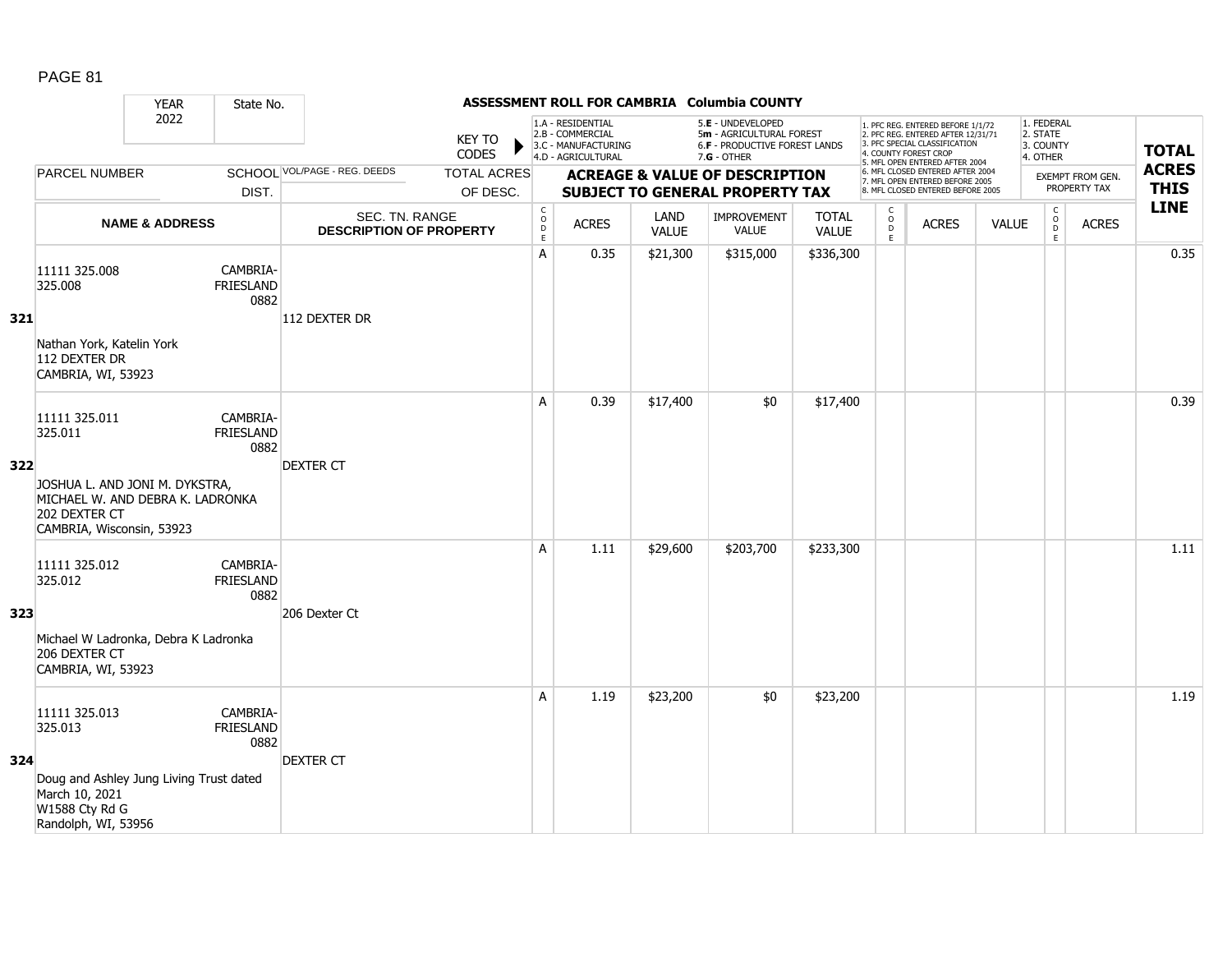# ASSESSMENT ROLL FOR CAMBRIA Columbia COUNTY

YEAR 2022 | State No.

KEY TO CODES: 1.A - RESIDENTIAL, 2.B - COMMERCIAL, 3.C - MANUFACTURING, 4.D - AGRICULTURAL, 5.E - UNDEVELOPED, 5m - AGRICULTURAL FOREST, 6.F - PRODUCTIVE FOREST LANDS, 7.G - OTHER

1. PFC REG. ENTERED BEFORE 1/1/72, 2. PFC REG. ENTERED AFTER 12/31/71, 3. PFC SPECIAL CLASSIFICATION, 4. COUNTY FOREST CROP, 5. MFL OPEN ENTERED AFTER 2004, 6. MFL CLOSED ENTERED AFTER 2004, 7. MFL OPEN ENTERED BEFORE 2005, 8. MFL CLOSED ENTERED BEFORE 2005

1. FEDERAL, 2. STATE, 3. COUNTY, 4. OTHER

| LINE | PARCEL NUMBER / NAME & ADDRESS | SCHOOL DIST. | VOL/PAGE - REG. DEEDS / SEC. TN. RANGE / DESCRIPTION OF PROPERTY | TOTAL ACRES OF DESC. | CODE | ACRES | LAND VALUE | IMPROVEMENT VALUE | TOTAL VALUE | CODE | ACRES | VALUE | CODE | EXEMPT FROM GEN. PROPERTY TAX ACRES | TOTAL ACRES THIS LINE |
|---|---|---|---|---|---|---|---|---|---|---|---|---|---|---|---|
| 321 | 11111 325.008<br>325.008<br>Nathan York, Katelin York<br>112 DEXTER DR<br>CAMBRIA, WI, 53923 | CAMBRIA-FRIESLAND 0882 | 112 DEXTER DR | | A | 0.35 | $21,300 | $315,000 | $336,300 | | | | | | 0.35 |
| 322 | 11111 325.011<br>325.011<br>JOSHUA L. AND JONI M. DYKSTRA, MICHAEL W. AND DEBRA K. LADRONKA<br>202 DEXTER CT<br>CAMBRIA, Wisconsin, 53923 | CAMBRIA-FRIESLAND 0882 | DEXTER CT | | A | 0.39 | $17,400 | $0 | $17,400 | | | | | | 0.39 |
| 323 | 11111 325.012<br>325.012<br>Michael W Ladronka, Debra K Ladronka<br>206 DEXTER CT<br>CAMBRIA, WI, 53923 | CAMBRIA-FRIESLAND 0882 | 206 Dexter Ct | | A | 1.11 | $29,600 | $203,700 | $233,300 | | | | | | 1.11 |
| 324 | 11111 325.013<br>325.013<br>Doug and Ashley Jung Living Trust dated March 10, 2021<br>W1588 Cty Rd G<br>Randolph, WI, 53956 | CAMBRIA-FRIESLAND 0882 | DEXTER CT | | A | 1.19 | $23,200 | $0 | $23,200 | | | | | | 1.19 |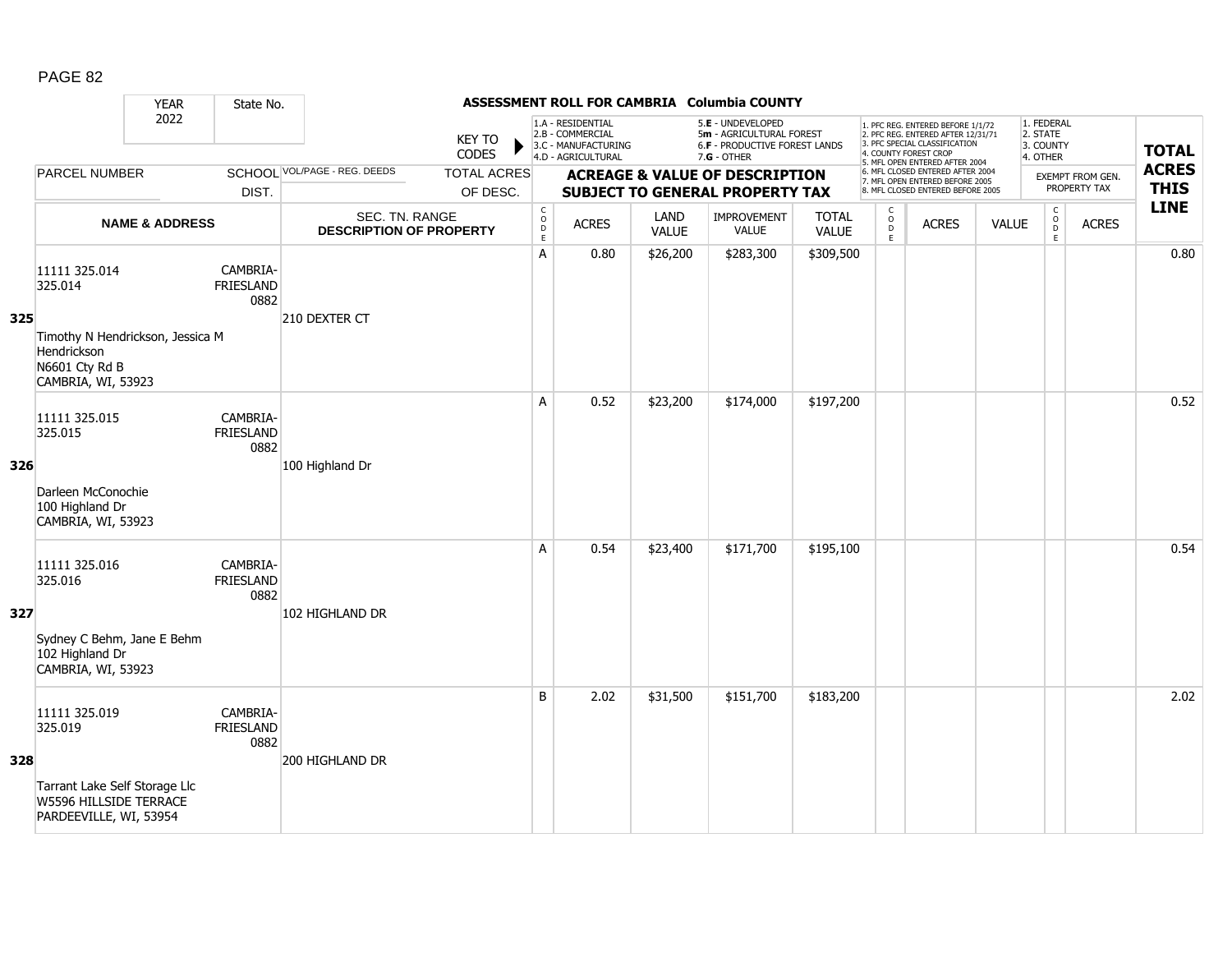## ASSESSMENT ROLL FOR CAMBRIA Columbia COUNTY

YEAR: 2022 | State No.

KEY TO CODES: 1.A - RESIDENTIAL, 2.B - COMMERCIAL, 3.C - MANUFACTURING, 4.D - AGRICULTURAL, 5.E - UNDEVELOPED, 5m - AGRICULTURAL FOREST, 6.F - PRODUCTIVE FOREST LANDS, 7.G - OTHER

1. PFC REG. ENTERED BEFORE 1/1/72, 2. PFC REG. ENTERED AFTER 12/31/71, 3. PFC SPECIAL CLASSIFICATION, 4. COUNTY FOREST CROP, 5. MFL OPEN ENTERED AFTER 2004, 6. MFL CLOSED ENTERED AFTER 2004, 7. MFL OPEN ENTERED BEFORE 2005, 8. MFL CLOSED ENTERED BEFORE 2005

1. FEDERAL, 2. STATE, 3. COUNTY, 4. OTHER

| LINE | PARCEL NUMBER / NAME & ADDRESS | SCHOOL DIST. | VOL/PAGE - REG. DEEDS / SEC. TN. RANGE / DESCRIPTION OF PROPERTY | TOTAL ACRES OF DESC. | CODE | ACRES | LAND VALUE | IMPROVEMENT VALUE | TOTAL VALUE | CODE | ACRES | VALUE | CODE | ACRES | TOTAL ACRES THIS LINE |
|---|---|---|---|---|---|---|---|---|---|---|---|---|---|---|---|
| 325 | 11111 325.014<br>325.014<br>Timothy N Hendrickson, Jessica M Hendrickson<br>N6601 Cty Rd B<br>CAMBRIA, WI, 53923 | CAMBRIA-FRIESLAND 0882 | 210 DEXTER CT | | A | 0.80 | $26,200 | $283,300 | $309,500 | | | | | | 0.80 |
| 326 | 11111 325.015<br>325.015<br>Darleen McConochie<br>100 Highland Dr<br>CAMBRIA, WI, 53923 | CAMBRIA-FRIESLAND 0882 | 100 Highland Dr | | A | 0.52 | $23,200 | $174,000 | $197,200 | | | | | | 0.52 |
| 327 | 11111 325.016<br>325.016<br>Sydney C Behm, Jane E Behm<br>102 Highland Dr<br>CAMBRIA, WI, 53923 | CAMBRIA-FRIESLAND 0882 | 102 HIGHLAND DR | | A | 0.54 | $23,400 | $171,700 | $195,100 | | | | | | 0.54 |
| 328 | 11111 325.019<br>325.019<br>Tarrant Lake Self Storage Llc<br>W5596 HILLSIDE TERRACE<br>PARDEEVILLE, WI, 53954 | CAMBRIA-FRIESLAND 0882 | 200 HIGHLAND DR | | B | 2.02 | $31,500 | $151,700 | $183,200 | | | | | | 2.02 |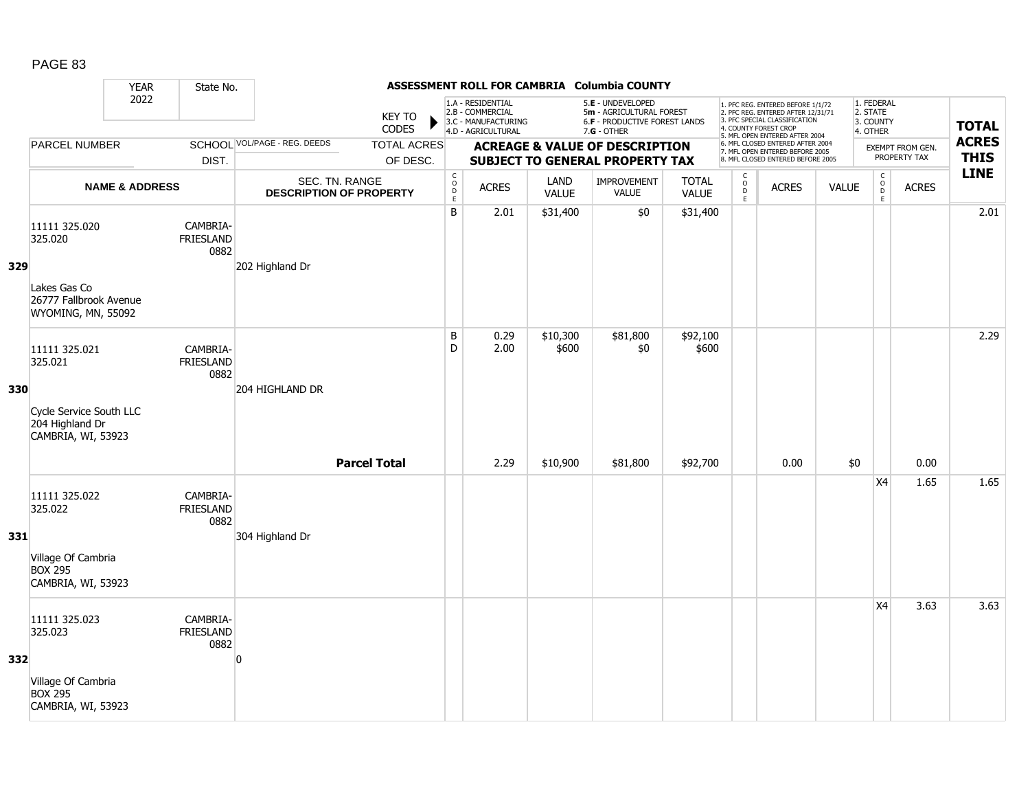**ASSESSMENT ROLL FOR CAMBRIA Columbia COUNTY**

YEAR 2022 | State No.

KEY TO CODES:
- 1.A - RESIDENTIAL
- 2.B - COMMERCIAL
- 3.C - MANUFACTURING
- 4.D - AGRICULTURAL
- 5.E - UNDEVELOPED
- 5m - AGRICULTURAL FOREST
- 6.F - PRODUCTIVE FOREST LANDS
- 7.G - OTHER

1. PFC REG. ENTERED BEFORE 1/1/72
2. PFC REG. ENTERED AFTER 12/31/71
3. PFC SPECIAL CLASSIFICATION
4. COUNTY FOREST CROP
5. MFL OPEN ENTERED AFTER 2004
6. MFL CLOSED ENTERED AFTER 2004
7. MFL OPEN ENTERED BEFORE 2005
8. MFL CLOSED ENTERED BEFORE 2005

1. FEDERAL
2. STATE
3. COUNTY
4. OTHER

| | PARCEL NUMBER / NAME & ADDRESS | SCHOOL DIST. | VOL/PAGE - REG. DEEDS / SEC. TN. RANGE / DESCRIPTION OF PROPERTY | CODE | ACRES | LAND VALUE | IMPROVEMENT VALUE | TOTAL VALUE | CODE | ACRES | VALUE | CODE (EXEMPT) | ACRES (EXEMPT) | TOTAL ACRES THIS LINE |
|---|---|---|---|---|---|---|---|---|---|---|---|---|---|---|
| 329 | 11111 325.020<br>325.020<br><br>Lakes Gas Co<br>26777 Fallbrook Avenue<br>WYOMING, MN, 55092 | CAMBRIA-FRIESLAND 0882 | 202 Highland Dr | B | 2.01 | $31,400 | $0 | $31,400 | | | | | | 2.01 |
| 330 | 11111 325.021<br>325.021<br><br>Cycle Service South LLC<br>204 Highland Dr<br>CAMBRIA, WI, 53923 | CAMBRIA-FRIESLAND 0882 | 204 HIGHLAND DR | B<br>D | 0.29<br>2.00 | $10,300<br>$600 | $81,800<br>$0 | $92,100<br>$600 | | | | | | 2.29 |
| | | | **Parcel Total** | | 2.29 | $10,900 | $81,800 | $92,700 | | 0.00 | $0 | | 0.00 | |
| 331 | 11111 325.022<br>325.022<br><br>Village Of Cambria<br>BOX 295<br>CAMBRIA, WI, 53923 | CAMBRIA-FRIESLAND 0882 | 304 Highland Dr | | | | | | | | | X4 | 1.65 | 1.65 |
| 332 | 11111 325.023<br>325.023<br><br>Village Of Cambria<br>BOX 295<br>CAMBRIA, WI, 53923 | CAMBRIA-FRIESLAND 0882 | 0 | | | | | | | | | X4 | 3.63 | 3.63 |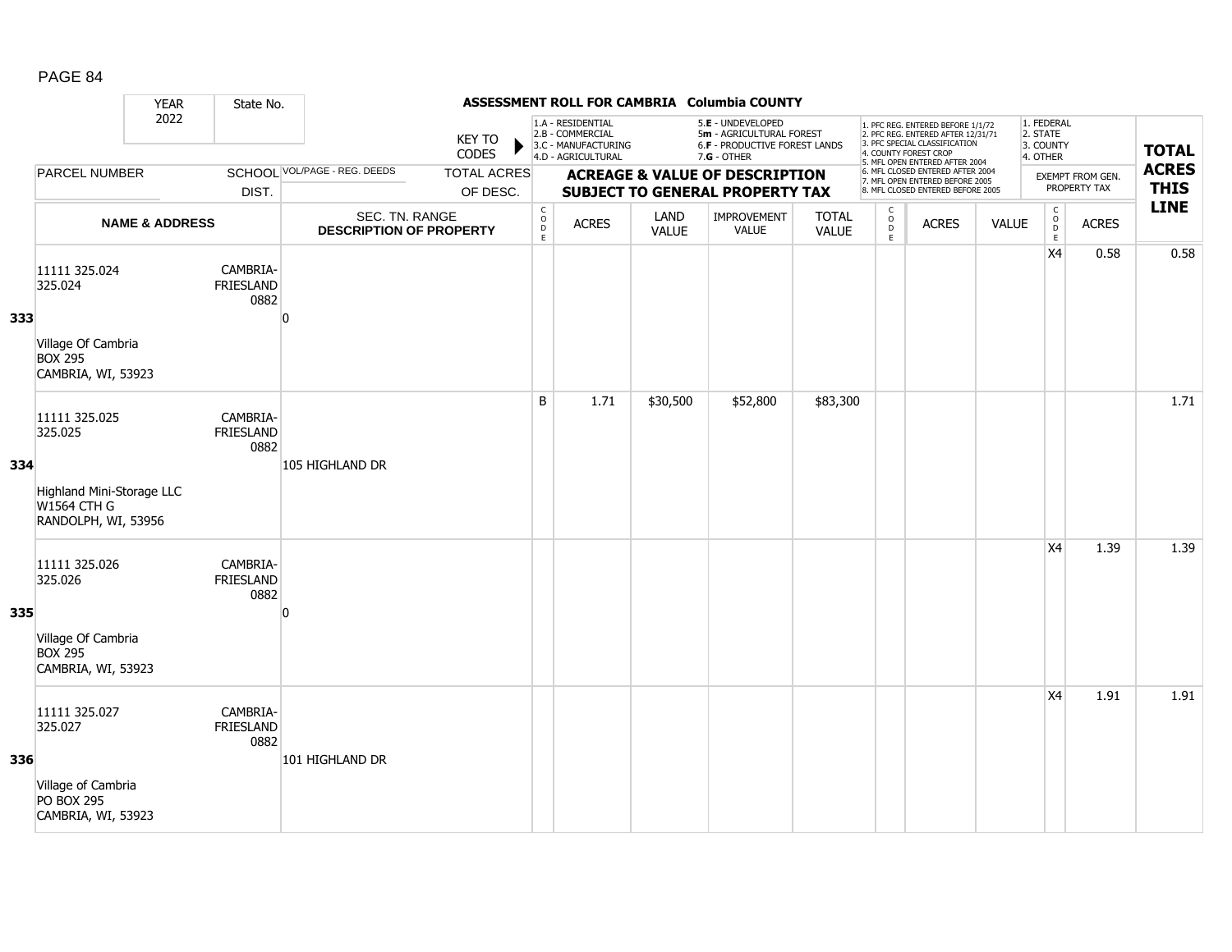**ASSESSMENT ROLL FOR CAMBRIA Columbia COUNTY**

YEAR 2022 | State No.

KEY TO CODES: 1.A - RESIDENTIAL, 2.B - COMMERCIAL, 3.C - MANUFACTURING, 4.D - AGRICULTURAL, 5.E - UNDEVELOPED, 5m - AGRICULTURAL FOREST, 6.F - PRODUCTIVE FOREST LANDS, 7.G - OTHER

1. PFC REG. ENTERED BEFORE 1/1/72, 2. PFC REG. ENTERED AFTER 12/31/71, 3. PFC SPECIAL CLASSIFICATION, 4. COUNTY FOREST CROP, 5. MFL OPEN ENTERED AFTER 2004, 6. MFL CLOSED ENTERED AFTER 2004, 7. MFL OPEN ENTERED BEFORE 2005, 8. MFL CLOSED ENTERED BEFORE 2005

1. FEDERAL, 2. STATE, 3. COUNTY, 4. OTHER

| | PARCEL NUMBER / NAME & ADDRESS | SCHOOL DIST. | VOL/PAGE - REG. DEEDS / SEC. TN. RANGE / DESCRIPTION OF PROPERTY | TOTAL ACRES OF DESC. | CODE | ACRES | LAND VALUE | IMPROVEMENT VALUE | TOTAL VALUE | CODE | ACRES | VALUE | CODE | EXEMPT FROM GEN. PROPERTY TAX ACRES | TOTAL ACRES THIS LINE |
|---|---|---|---|---|---|---|---|---|---|---|---|---|---|---|---|
| 333 | 11111 325.024<br>325.024<br><br>Village Of Cambria<br>BOX 295<br>CAMBRIA, WI, 53923 | CAMBRIA-FRIESLAND 0882 | 0 | | | | | | | | | | X4 | 0.58 | 0.58 |
| 334 | 11111 325.025<br>325.025<br><br>Highland Mini-Storage LLC<br>W1564 CTH G<br>RANDOLPH, WI, 53956 | CAMBRIA-FRIESLAND 0882 | 105 HIGHLAND DR | | B | 1.71 | $30,500 | $52,800 | $83,300 | | | | | | 1.71 |
| 335 | 11111 325.026<br>325.026<br><br>Village Of Cambria<br>BOX 295<br>CAMBRIA, WI, 53923 | CAMBRIA-FRIESLAND 0882 | 0 | | | | | | | | | | X4 | 1.39 | 1.39 |
| 336 | 11111 325.027<br>325.027<br><br>Village of Cambria<br>PO BOX 295<br>CAMBRIA, WI, 53923 | CAMBRIA-FRIESLAND 0882 | 101 HIGHLAND DR | | | | | | | | | | X4 | 1.91 | 1.91 |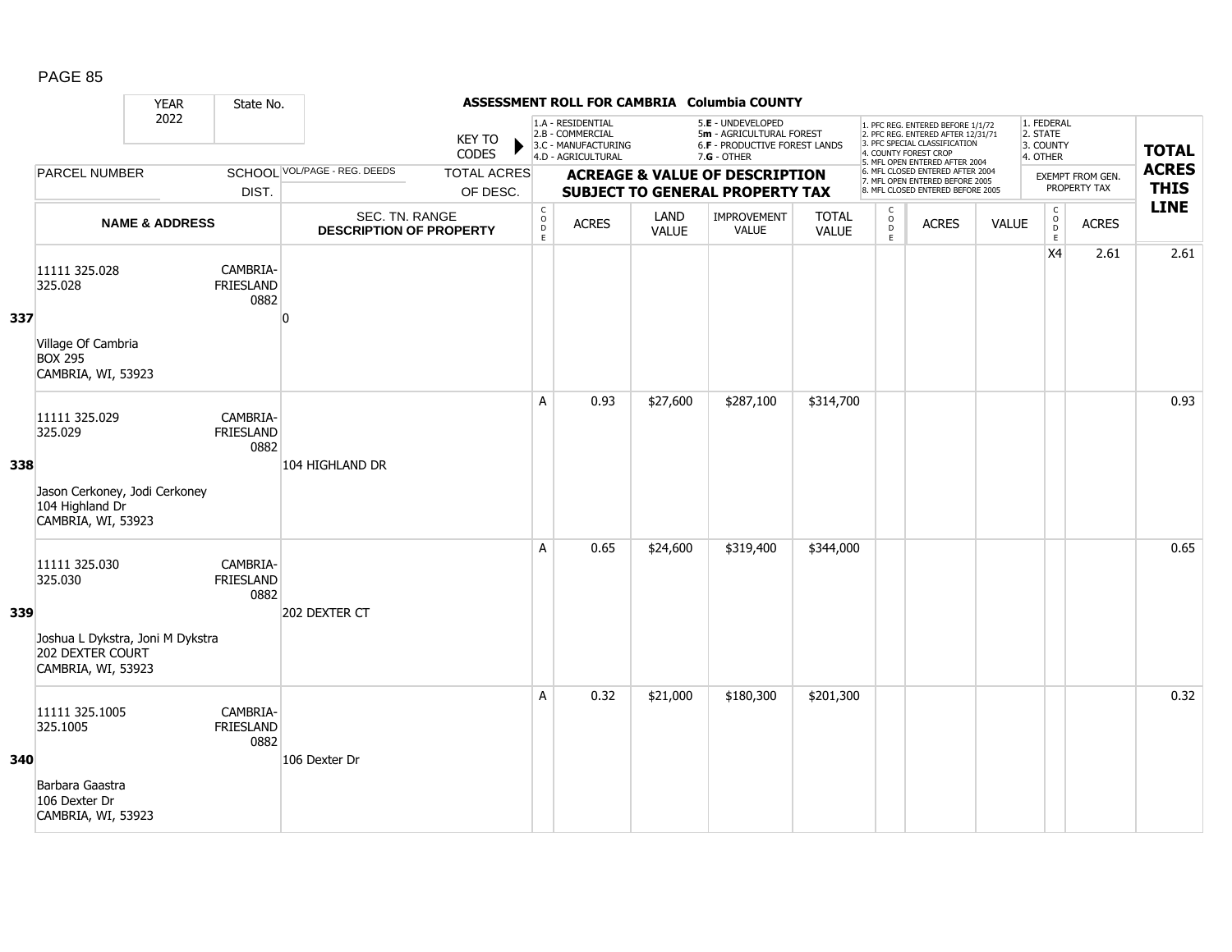**ASSESSMENT ROLL FOR CAMBRIA Columbia COUNTY**

| YEAR 2022 | State No. | KEY TO CODES | | 1.A - RESIDENTIAL 2.B - COMMERCIAL 3.C - MANUFACTURING 4.D - AGRICULTURAL | | 5.E - UNDEVELOPED 5m - AGRICULTURAL FOREST 6.F - PRODUCTIVE FOREST LANDS 7.G - OTHER | | | 1. PFC REG. ENTERED BEFORE 1/1/72 2. PFC REG. ENTERED AFTER 12/31/71 3. PFC SPECIAL CLASSIFICATION 4. COUNTY FOREST CROP 5. MFL OPEN ENTERED AFTER 2004 6. MFL CLOSED ENTERED AFTER 2004 7. MFL OPEN ENTERED BEFORE 2005 8. MFL CLOSED ENTERED BEFORE 2005 | | | 1. FEDERAL 2. STATE 3. COUNTY 4. OTHER | | TOTAL ACRES THIS LINE |
|---|---|---|---|---|---|---|---|---|---|---|---|---|---|---|
| PARCEL NUMBER | SCHOOL DIST. | VOL/PAGE - REG. DEEDS | TOTAL ACRES OF DESC. | ACREAGE & VALUE OF DESCRIPTION SUBJECT TO GENERAL PROPERTY TAX | | | | | | | | EXEMPT FROM GEN. PROPERTY TAX | | |
| NAME & ADDRESS | | SEC. TN. RANGE DESCRIPTION OF PROPERTY | CODE | ACRES | LAND VALUE | IMPROVEMENT VALUE | TOTAL VALUE | CODE | ACRES | VALUE | CODE | ACRES | | |
| **337** 11111 325.028<br>325.028<br>Village Of Cambria<br>BOX 295<br>CAMBRIA, WI, 53923 | CAMBRIA-FRIESLAND 0882 | 0 | | | | | | | | | X4 | 2.61 | | 2.61 |
| **338** 11111 325.029<br>325.029<br>Jason Cerkoney, Jodi Cerkoney<br>104 Highland Dr<br>CAMBRIA, WI, 53923 | CAMBRIA-FRIESLAND 0882 | 104 HIGHLAND DR | A | 0.93 | $27,600 | $287,100 | $314,700 | | | | | | | 0.93 |
| **339** 11111 325.030<br>325.030<br>Joshua L Dykstra, Joni M Dykstra<br>202 DEXTER COURT<br>CAMBRIA, WI, 53923 | CAMBRIA-FRIESLAND 0882 | 202 DEXTER CT | A | 0.65 | $24,600 | $319,400 | $344,000 | | | | | | | 0.65 |
| **340** 11111 325.1005<br>325.1005<br>Barbara Gaastra<br>106 Dexter Dr<br>CAMBRIA, WI, 53923 | CAMBRIA-FRIESLAND 0882 | 106 Dexter Dr | A | 0.32 | $21,000 | $180,300 | $201,300 | | | | | | | 0.32 |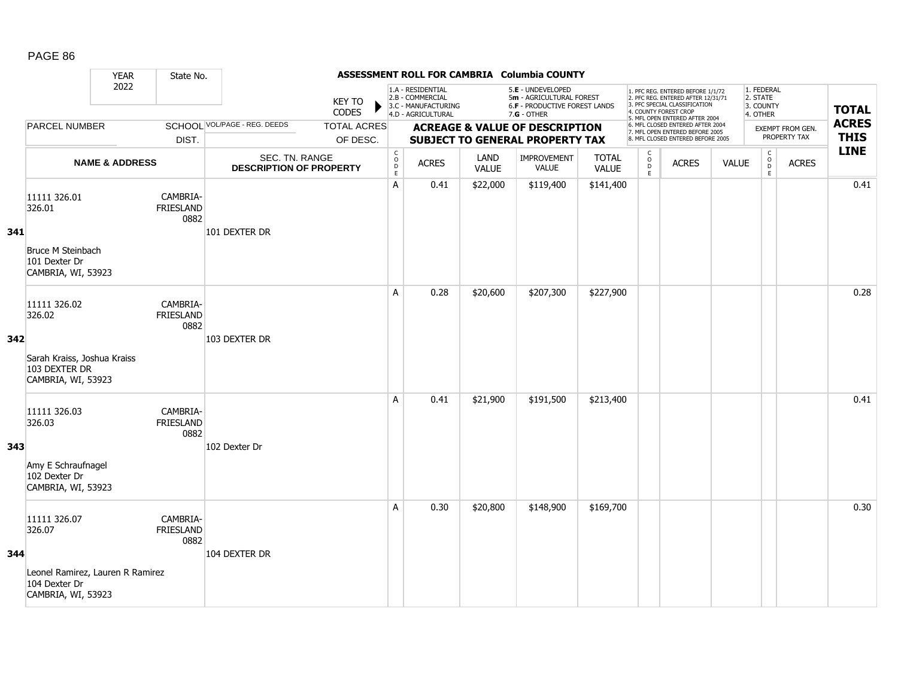# ASSESSMENT ROLL FOR CAMBRIA Columbia COUNTY

| YEAR 2022 | State No. | | | | | | | | | | | | | | |
|---|---|---|---|---|---|---|---|---|---|---|---|---|---|---|---|
| | | KEY TO CODES | 1.A - RESIDENTIAL 2.B - COMMERCIAL 3.C - MANUFACTURING 4.D - AGRICULTURAL | | 5.E - UNDEVELOPED 5m - AGRICULTURAL FOREST 6.F - PRODUCTIVE FOREST LANDS 7.G - OTHER | | | 1. PFC REG. ENTERED BEFORE 1/1/72 2. PFC REG. ENTERED AFTER 12/31/71 3. PFC SPECIAL CLASSIFICATION 4. COUNTY FOREST CROP 5. MFL OPEN ENTERED AFTER 2004 6. MFL CLOSED ENTERED AFTER 2004 7. MFL OPEN ENTERED BEFORE 2005 8. MFL CLOSED ENTERED BEFORE 2005 | | | 1. FEDERAL 2. STATE 3. COUNTY 4. OTHER | | TOTAL ACRES THIS LINE |
| PARCEL NUMBER | SCHOOL DIST. | VOL/PAGE - REG. DEEDS | TOTAL ACRES OF DESC. | ACREAGE & VALUE OF DESCRIPTION SUBJECT TO GENERAL PROPERTY TAX | | | | | | | | EXEMPT FROM GEN. PROPERTY TAX | | | |
| NAME & ADDRESS | | SEC. TN. RANGE DESCRIPTION OF PROPERTY | | CODE | ACRES | LAND VALUE | IMPROVEMENT VALUE | TOTAL VALUE | CODE | ACRES | VALUE | CODE | ACRES | |
| **341** 11111 326.01 326.01 Bruce M Steinbach 101 Dexter Dr CAMBRIA, WI, 53923 | CAMBRIA-FRIESLAND 0882 | 101 DEXTER DR | | A | 0.41 | $22,000 | $119,400 | $141,400 | | | | | | 0.41 |
| **342** 11111 326.02 326.02 Sarah Kraiss, Joshua Kraiss 103 DEXTER DR CAMBRIA, WI, 53923 | CAMBRIA-FRIESLAND 0882 | 103 DEXTER DR | | A | 0.28 | $20,600 | $207,300 | $227,900 | | | | | | 0.28 |
| **343** 11111 326.03 326.03 Amy E Schraufnagel 102 Dexter Dr CAMBRIA, WI, 53923 | CAMBRIA-FRIESLAND 0882 | 102 Dexter Dr | | A | 0.41 | $21,900 | $191,500 | $213,400 | | | | | | 0.41 |
| **344** 11111 326.07 326.07 Leonel Ramirez, Lauren R Ramirez 104 Dexter Dr CAMBRIA, WI, 53923 | CAMBRIA-FRIESLAND 0882 | 104 DEXTER DR | | A | 0.30 | $20,800 | $148,900 | $169,700 | | | | | | 0.30 |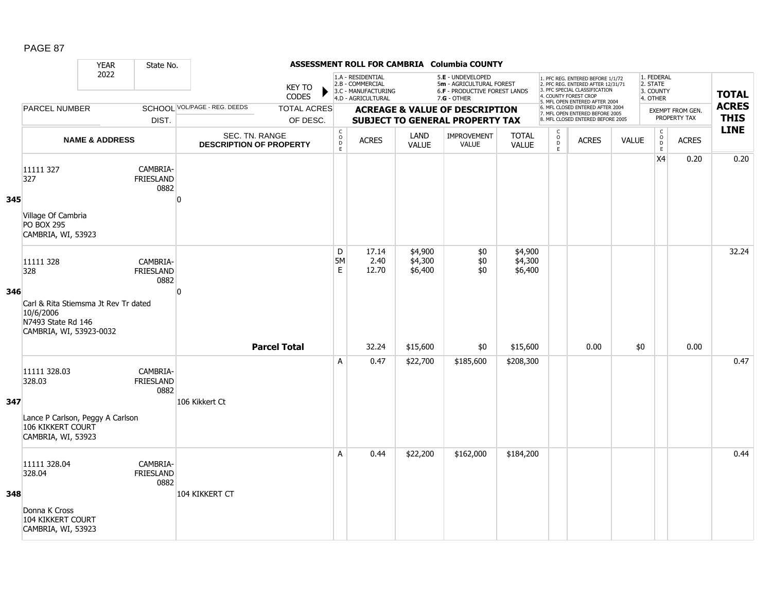# ASSESSMENT ROLL FOR CAMBRIA Columbia COUNTY

| YEAR | State No. |
|---|---|
| 2022 | |

KEY TO CODES:
- 1.A - RESIDENTIAL
- 2.B - COMMERCIAL
- 3.C - MANUFACTURING
- 4.D - AGRICULTURAL
- 5.E - UNDEVELOPED
- 5m - AGRICULTURAL FOREST
- 6.F - PRODUCTIVE FOREST LANDS
- 7.G - OTHER

1. PFC REG. ENTERED BEFORE 1/1/72
2. PFC REG. ENTERED AFTER 12/31/71
3. PFC SPECIAL CLASSIFICATION
4. COUNTY FOREST CROP
5. MFL OPEN ENTERED AFTER 2004
6. MFL CLOSED ENTERED AFTER 2004
7. MFL OPEN ENTERED BEFORE 2005
8. MFL CLOSED ENTERED BEFORE 2005

1. FEDERAL
2. STATE
3. COUNTY
4. OTHER

| LINE | PARCEL NUMBER / NAME & ADDRESS | SCHOOL DIST. | VOL/PAGE - REG. DEEDS / SEC. TN. RANGE / DESCRIPTION OF PROPERTY | CODE | ACRES | LAND VALUE | IMPROVEMENT VALUE | TOTAL VALUE | CODE | ACRES | VALUE | CODE | EXEMPT ACRES | TOTAL ACRES THIS LINE |
|---|---|---|---|---|---|---|---|---|---|---|---|---|---|---|
| 345 | 11111 327<br>327<br>Village Of Cambria<br>PO BOX 295<br>CAMBRIA, WI, 53923 | CAMBRIA-FRIESLAND 0882 | 0 | | | | | | | | | X4 | 0.20 | 0.20 |
| 346 | 11111 328<br>328<br>Carl & Rita Stiemsma Jt Rev Tr dated 10/6/2006<br>N7493 State Rd 146<br>CAMBRIA, WI, 53923-0032 | CAMBRIA-FRIESLAND 0882 | 0 | D<br>5M<br>E | 17.14<br>2.40<br>12.70 | $4,900<br>$4,300<br>$6,400 | $0<br>$0<br>$0 | $4,900<br>$4,300<br>$6,400 | | | | | | 32.24 |
| | | | **Parcel Total** | | 32.24 | $15,600 | $0 | $15,600 | | 0.00 | $0 | | 0.00 | |
| 347 | 11111 328.03<br>328.03<br>Lance P Carlson, Peggy A Carlson<br>106 KIKKERT COURT<br>CAMBRIA, WI, 53923 | CAMBRIA-FRIESLAND 0882 | 106 Kikkert Ct | A | 0.47 | $22,700 | $185,600 | $208,300 | | | | | | 0.47 |
| 348 | 11111 328.04<br>328.04<br>Donna K Cross<br>104 KIKKERT COURT<br>CAMBRIA, WI, 53923 | CAMBRIA-FRIESLAND 0882 | 104 KIKKERT CT | A | 0.44 | $22,200 | $162,000 | $184,200 | | | | | | 0.44 |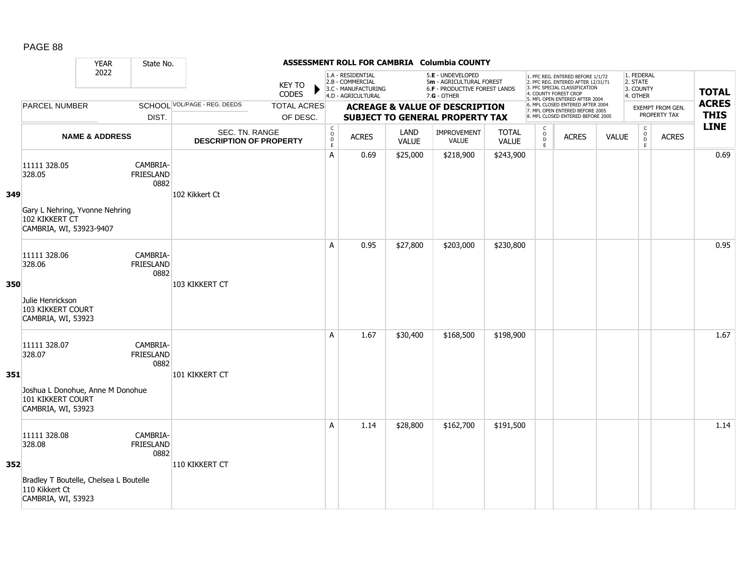## ASSESSMENT ROLL FOR CAMBRIA Columbia COUNTY

YEAR 2022 | State No.

KEY TO CODES:
- 1.A - RESIDENTIAL
- 2.B - COMMERCIAL
- 3.C - MANUFACTURING
- 4.D - AGRICULTURAL
- 5.E - UNDEVELOPED
- 5m - AGRICULTURAL FOREST
- 6.F - PRODUCTIVE FOREST LANDS
- 7.G - OTHER

- 1. PFC REG. ENTERED BEFORE 1/1/72
- 2. PFC REG. ENTERED AFTER 12/31/71
- 3. PFC SPECIAL CLASSIFICATION
- 4. COUNTY FOREST CROP
- 5. MFL OPEN ENTERED AFTER 2004
- 6. MFL CLOSED ENTERED AFTER 2004
- 7. MFL OPEN ENTERED BEFORE 2005
- 8. MFL CLOSED ENTERED BEFORE 2005

- 1. FEDERAL
- 2. STATE
- 3. COUNTY
- 4. OTHER

| | PARCEL NUMBER / NAME & ADDRESS | SCHOOL DIST. | VOL/PAGE - REG. DEEDS / SEC. TN. RANGE DESCRIPTION OF PROPERTY | CODE | ACRES | LAND VALUE | IMPROVEMENT VALUE | TOTAL VALUE | CODE | ACRES | VALUE | CODE | EXEMPT FROM GEN. PROPERTY TAX ACRES | TOTAL ACRES THIS LINE |
|---|---|---|---|---|---|---|---|---|---|---|---|---|---|---|
| 349 | 11111 328.05<br>328.05<br>Gary L Nehring, Yvonne Nehring<br>102 KIKKERT CT<br>CAMBRIA, WI, 53923-9407 | CAMBRIA-FRIESLAND 0882 | 102 Kikkert Ct | A | 0.69 | $25,000 | $218,900 | $243,900 | | | | | | 0.69 |
| 350 | 11111 328.06<br>328.06<br>Julie Henrickson<br>103 KIKKERT COURT<br>CAMBRIA, WI, 53923 | CAMBRIA-FRIESLAND 0882 | 103 KIKKERT CT | A | 0.95 | $27,800 | $203,000 | $230,800 | | | | | | 0.95 |
| 351 | 11111 328.07<br>328.07<br>Joshua L Donohue, Anne M Donohue<br>101 KIKKERT COURT<br>CAMBRIA, WI, 53923 | CAMBRIA-FRIESLAND 0882 | 101 KIKKERT CT | A | 1.67 | $30,400 | $168,500 | $198,900 | | | | | | 1.67 |
| 352 | 11111 328.08<br>328.08<br>Bradley T Boutelle, Chelsea L Boutelle<br>110 Kikkert Ct<br>CAMBRIA, WI, 53923 | CAMBRIA-FRIESLAND 0882 | 110 KIKKERT CT | A | 1.14 | $28,800 | $162,700 | $191,500 | | | | | | 1.14 |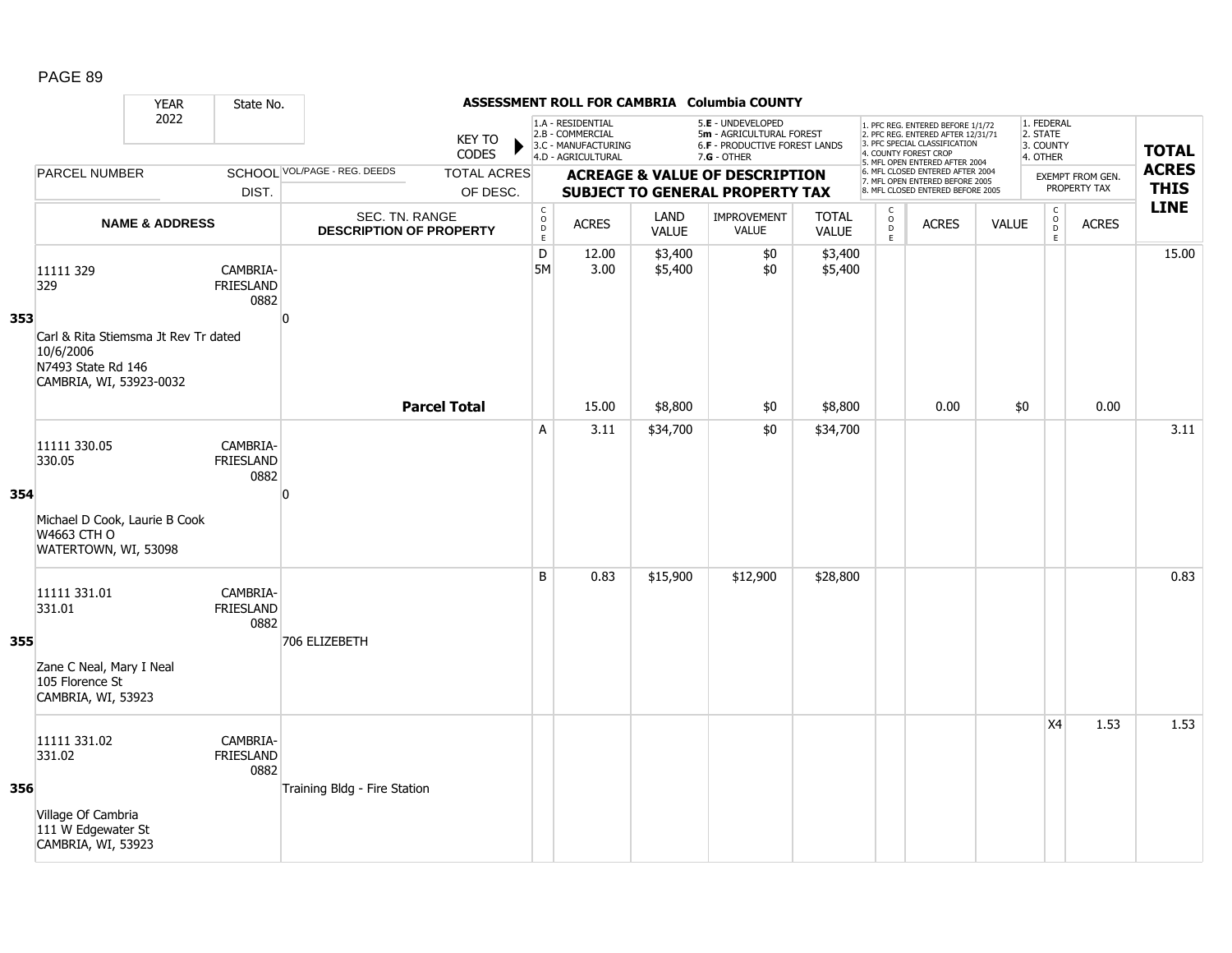## ASSESSMENT ROLL FOR CAMBRIA Columbia COUNTY

YEAR 2022 | State No.

KEY TO CODES:
- 1.A - RESIDENTIAL
- 2.B - COMMERCIAL
- 3.C - MANUFACTURING
- 4.D - AGRICULTURAL
- 5.E - UNDEVELOPED
- 5m - AGRICULTURAL FOREST
- 6.F - PRODUCTIVE FOREST LANDS
- 7.G - OTHER

1. PFC REG. ENTERED BEFORE 1/1/72
2. PFC REG. ENTERED AFTER 12/31/71
3. PFC SPECIAL CLASSIFICATION
4. COUNTY FOREST CROP
5. MFL OPEN ENTERED AFTER 2004
6. MFL CLOSED ENTERED AFTER 2004
7. MFL OPEN ENTERED BEFORE 2005
8. MFL CLOSED ENTERED BEFORE 2005

1. FEDERAL
2. STATE
3. COUNTY
4. OTHER

| LINE | PARCEL NUMBER / NAME & ADDRESS | SCHOOL DIST. | VOL/PAGE - REG. DEEDS / SEC. TN. RANGE / DESCRIPTION OF PROPERTY | CODE | ACRES | LAND VALUE | IMPROVEMENT VALUE | TOTAL VALUE | CODE | ACRES | VALUE | CODE | EXEMPT FROM GEN. PROPERTY TAX ACRES | TOTAL ACRES THIS LINE |
|---|---|---|---|---|---|---|---|---|---|---|---|---|---|---|
| 353 | 11111 329<br>329<br>Carl & Rita Stiemsma Jt Rev Tr dated 10/6/2006<br>N7493 State Rd 146<br>CAMBRIA, WI, 53923-0032 | CAMBRIA-FRIESLAND 0882 | 0 | D<br>5M | 12.00<br>3.00 | $3,400<br>$5,400 | $0<br>$0 | $3,400<br>$5,400 | | | | | | 15.00 |
| | | | **Parcel Total** | | 15.00 | $8,800 | $0 | $8,800 | | 0.00 | $0 | | 0.00 | |
| 354 | 11111 330.05<br>330.05<br>Michael D Cook, Laurie B Cook<br>W4663 CTH O<br>WATERTOWN, WI, 53098 | CAMBRIA-FRIESLAND 0882 | 0 | A | 3.11 | $34,700 | $0 | $34,700 | | | | | | 3.11 |
| 355 | 11111 331.01<br>331.01<br>Zane C Neal, Mary I Neal<br>105 Florence St<br>CAMBRIA, WI, 53923 | CAMBRIA-FRIESLAND 0882 | 706 ELIZEBETH | B | 0.83 | $15,900 | $12,900 | $28,800 | | | | | | 0.83 |
| 356 | 11111 331.02<br>331.02<br>Village Of Cambria<br>111 W Edgewater St<br>CAMBRIA, WI, 53923 | CAMBRIA-FRIESLAND 0882 | Training Bldg - Fire Station | | | | | | | | | X4 | 1.53 | 1.53 |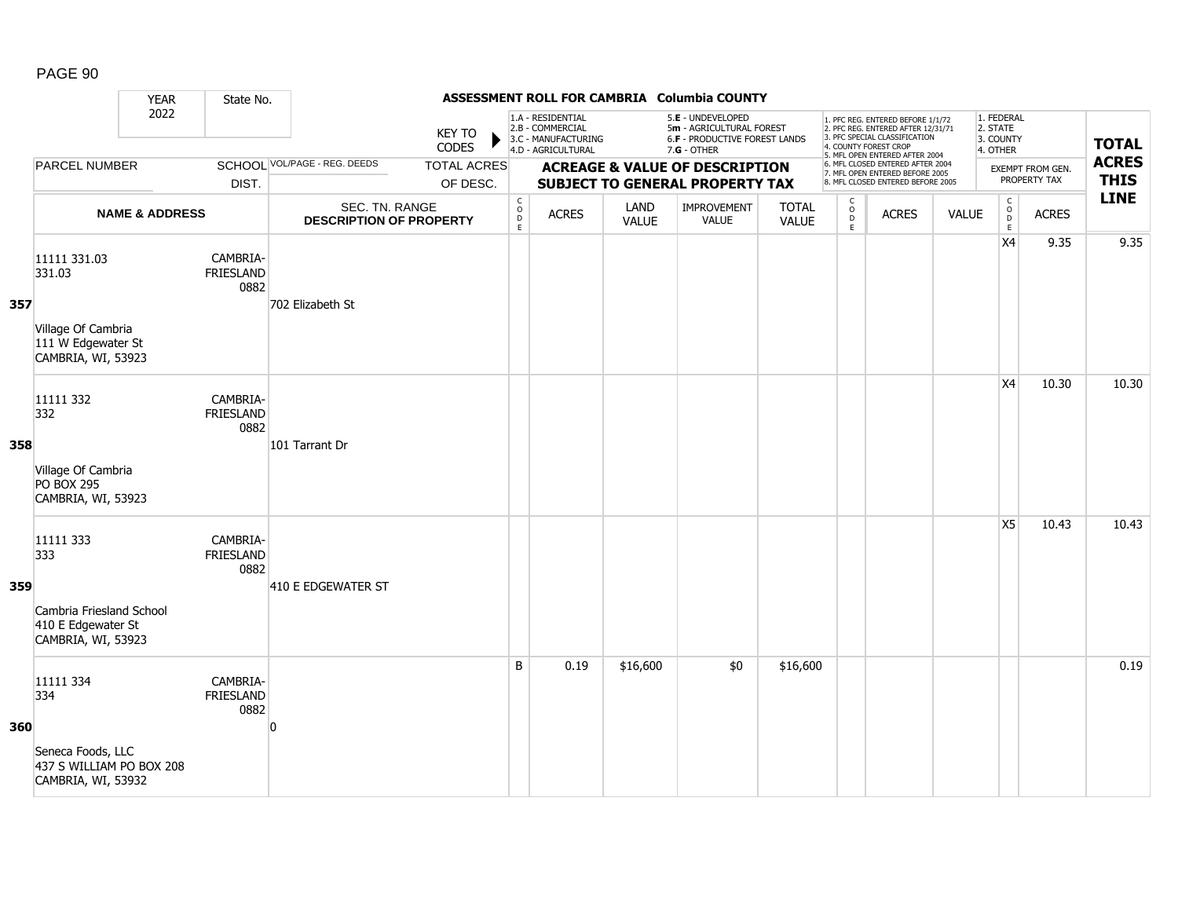## ASSESSMENT ROLL FOR CAMBRIA Columbia COUNTY

YEAR 2022 | State No.

KEY TO CODES:
- 1.A - RESIDENTIAL
- 2.B - COMMERCIAL
- 3.C - MANUFACTURING
- 4.D - AGRICULTURAL
- 5.E - UNDEVELOPED
- 5m - AGRICULTURAL FOREST
- 6.F - PRODUCTIVE FOREST LANDS
- 7.G - OTHER

MFL/PFC CODES:
1. PFC REG. ENTERED BEFORE 1/1/72
2. PFC REG. ENTERED AFTER 12/31/71
3. PFC SPECIAL CLASSIFICATION
4. COUNTY FOREST CROP
5. MFL OPEN ENTERED AFTER 2004
6. MFL CLOSED ENTERED AFTER 2004
7. MFL OPEN ENTERED BEFORE 2005
8. MFL CLOSED ENTERED BEFORE 2005

EXEMPT CODES:
1. FEDERAL
2. STATE
3. COUNTY
4. OTHER

| LINE | PARCEL NUMBER / NAME & ADDRESS | SCHOOL DIST. | VOL/PAGE - REG. DEEDS / SEC. TN. RANGE / DESCRIPTION OF PROPERTY | TOTAL ACRES OF DESC. | CODE | ACRES | LAND VALUE | IMPROVEMENT VALUE | TOTAL VALUE | CODE | ACRES | VALUE | CODE | EXEMPT FROM GEN. PROPERTY TAX ACRES | TOTAL ACRES THIS LINE |
|---|---|---|---|---|---|---|---|---|---|---|---|---|---|---|---|
| 357 | 11111 331.03<br>331.03<br>Village Of Cambria<br>111 W Edgewater St<br>CAMBRIA, WI, 53923 | CAMBRIA-FRIESLAND 0882 | 702 Elizabeth St | | | | | | | | | | X4 | 9.35 | 9.35 |
| 358 | 11111 332<br>332<br>Village Of Cambria<br>PO BOX 295<br>CAMBRIA, WI, 53923 | CAMBRIA-FRIESLAND 0882 | 101 Tarrant Dr | | | | | | | | | | X4 | 10.30 | 10.30 |
| 359 | 11111 333<br>333<br>Cambria Friesland School<br>410 E Edgewater St<br>CAMBRIA, WI, 53923 | CAMBRIA-FRIESLAND 0882 | 410 E EDGEWATER ST | | | | | | | | | | X5 | 10.43 | 10.43 |
| 360 | 11111 334<br>334<br>Seneca Foods, LLC<br>437 S WILLIAM PO BOX 208<br>CAMBRIA, WI, 53932 | CAMBRIA-FRIESLAND 0882 | 0 | | B | 0.19 | $16,600 | $0 | $16,600 | | | | | | 0.19 |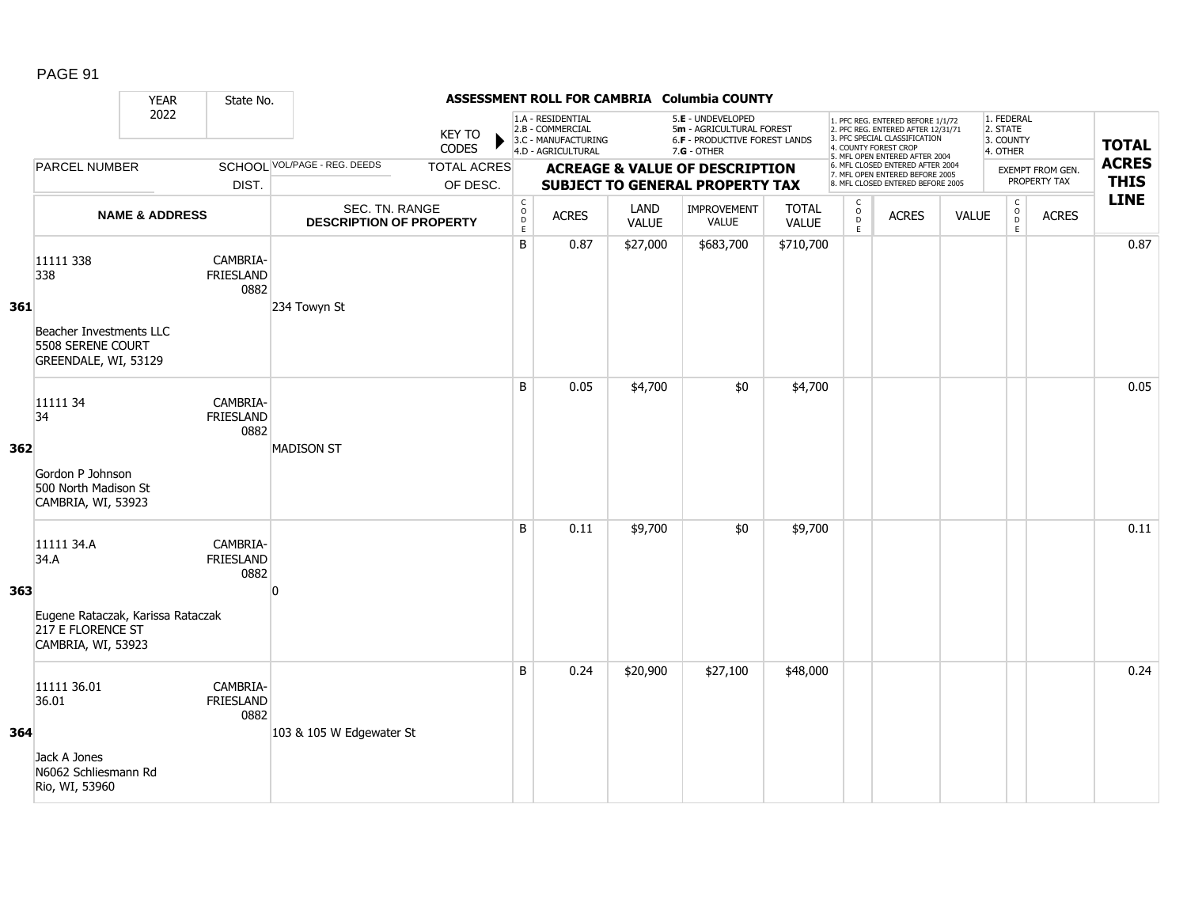**ASSESSMENT ROLL FOR CAMBRIA Columbia COUNTY**

YEAR 2022 | State No.

KEY TO CODES:
- 1.A - RESIDENTIAL
- 2.B - COMMERCIAL
- 3.C - MANUFACTURING
- 4.D - AGRICULTURAL
- 5.E - UNDEVELOPED
- 5m - AGRICULTURAL FOREST
- 6.F - PRODUCTIVE FOREST LANDS
- 7.G - OTHER

- 1. PFC REG. ENTERED BEFORE 1/1/72
- 2. PFC REG. ENTERED AFTER 12/31/71
- 3. PFC SPECIAL CLASSIFICATION
- 4. COUNTY FOREST CROP
- 5. MFL OPEN ENTERED AFTER 2004
- 6. MFL CLOSED ENTERED AFTER 2004
- 7. MFL OPEN ENTERED BEFORE 2005
- 8. MFL CLOSED ENTERED BEFORE 2005

- 1. FEDERAL
- 2. STATE
- 3. COUNTY
- 4. OTHER

| LINE | PARCEL NUMBER / NAME & ADDRESS | SCHOOL DIST. | VOL/PAGE - REG. DEEDS / SEC. TN. RANGE / DESCRIPTION OF PROPERTY | TOTAL ACRES OF DESC. | CODE | ACRES | LAND VALUE | IMPROVEMENT VALUE | TOTAL VALUE | CODE | ACRES | VALUE | CODE (EXEMPT) | ACRES (EXEMPT) | TOTAL ACRES THIS LINE |
|---|---|---|---|---|---|---|---|---|---|---|---|---|---|---|---|
| 361 | 11111 338<br>338<br>Beacher Investments LLC<br>5508 SERENE COURT<br>GREENDALE, WI, 53129 | CAMBRIA-FRIESLAND 0882 | 234 Towyn St | | B | 0.87 | $27,000 | $683,700 | $710,700 | | | | | | 0.87 |
| 362 | 11111 34<br>34<br>Gordon P Johnson<br>500 North Madison St<br>CAMBRIA, WI, 53923 | CAMBRIA-FRIESLAND 0882 | MADISON ST | | B | 0.05 | $4,700 | $0 | $4,700 | | | | | | 0.05 |
| 363 | 11111 34.A<br>34.A<br>Eugene Rataczak, Karissa Rataczak<br>217 E FLORENCE ST<br>CAMBRIA, WI, 53923 | CAMBRIA-FRIESLAND 0882 | 0 | | B | 0.11 | $9,700 | $0 | $9,700 | | | | | | 0.11 |
| 364 | 11111 36.01<br>36.01<br>Jack A Jones<br>N6062 Schliesmann Rd<br>Rio, WI, 53960 | CAMBRIA-FRIESLAND 0882 | 103 & 105 W Edgewater St | | B | 0.24 | $20,900 | $27,100 | $48,000 | | | | | | 0.24 |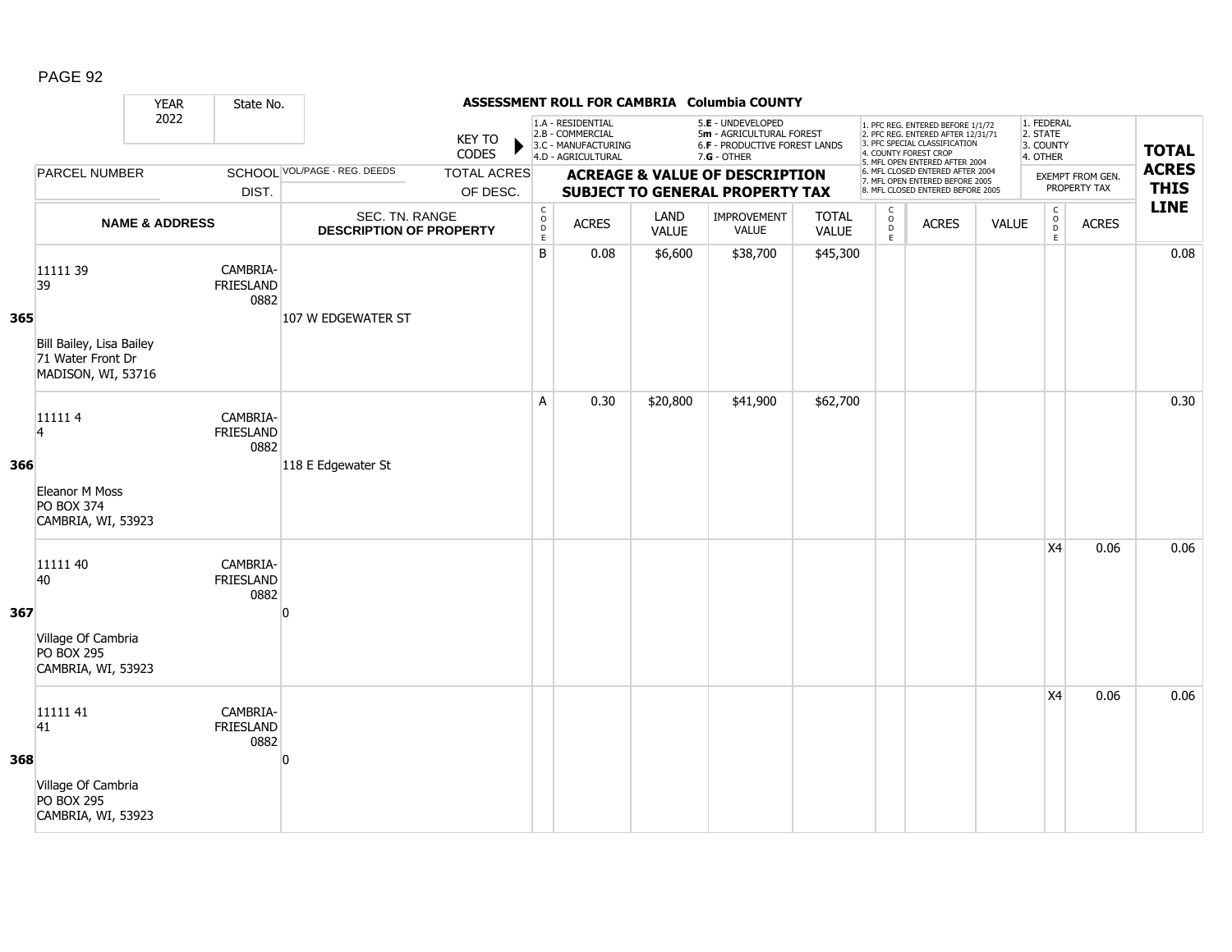## ASSESSMENT ROLL FOR CAMBRIA Columbia COUNTY

YEAR 2022 | State No.

KEY TO CODES: 1.A - RESIDENTIAL, 2.B - COMMERCIAL, 3.C - MANUFACTURING, 4.D - AGRICULTURAL, 5.E - UNDEVELOPED, 5m - AGRICULTURAL FOREST, 6.F - PRODUCTIVE FOREST LANDS, 7.G - OTHER

1. PFC REG. ENTERED BEFORE 1/1/72, 2. PFC REG. ENTERED AFTER 12/31/71, 3. PFC SPECIAL CLASSIFICATION, 4. COUNTY FOREST CROP, 5. MFL OPEN ENTERED AFTER 2004, 6. MFL CLOSED ENTERED AFTER 2004, 7. MFL OPEN ENTERED BEFORE 2005, 8. MFL CLOSED ENTERED BEFORE 2005

EXEMPT FROM GEN. PROPERTY TAX: 1. FEDERAL, 2. STATE, 3. COUNTY, 4. OTHER

| LINE | PARCEL NUMBER / NAME & ADDRESS | SCHOOL DIST. | VOL/PAGE - REG. DEEDS / SEC. TN. RANGE / DESCRIPTION OF PROPERTY | TOTAL ACRES OF DESC. | CODE | ACRES | LAND VALUE | IMPROVEMENT VALUE | TOTAL VALUE | CODE | ACRES | VALUE | EXEMPT CODE | EXEMPT ACRES | TOTAL ACRES THIS LINE |
|---|---|---|---|---|---|---|---|---|---|---|---|---|---|---|---|
| 365 | 11111 39<br>39<br>Bill Bailey, Lisa Bailey<br>71 Water Front Dr<br>MADISON, WI, 53716 | CAMBRIA-FRIESLAND 0882 | 107 W EDGEWATER ST | | B | 0.08 | $6,600 | $38,700 | $45,300 | | | | | | 0.08 |
| 366 | 11111 4<br>4<br>Eleanor M Moss<br>PO BOX 374<br>CAMBRIA, WI, 53923 | CAMBRIA-FRIESLAND 0882 | 118 E Edgewater St | | A | 0.30 | $20,800 | $41,900 | $62,700 | | | | | | 0.30 |
| 367 | 11111 40<br>40<br>Village Of Cambria<br>PO BOX 295<br>CAMBRIA, WI, 53923 | CAMBRIA-FRIESLAND 0882 | 0 | | | | | | | | | | X4 | 0.06 | 0.06 |
| 368 | 11111 41<br>41<br>Village Of Cambria<br>PO BOX 295<br>CAMBRIA, WI, 53923 | CAMBRIA-FRIESLAND 0882 | 0 | | | | | | | | | | X4 | 0.06 | 0.06 |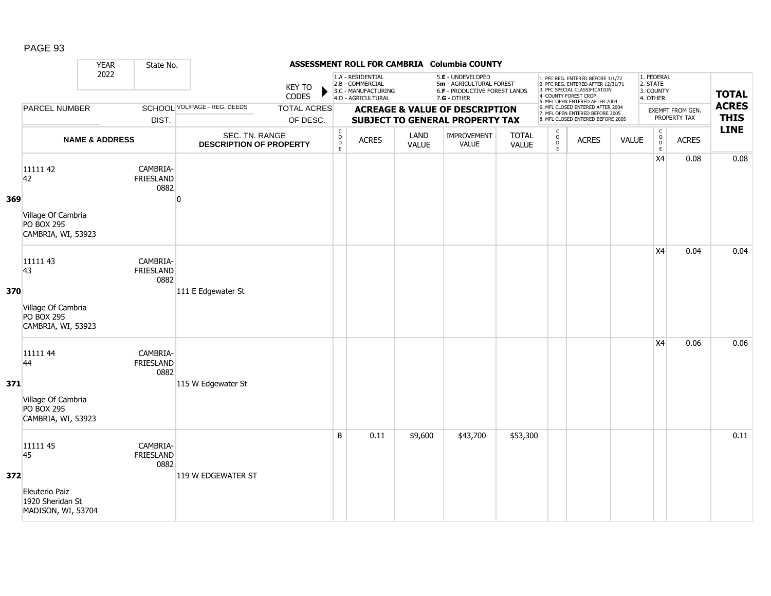## ASSESSMENT ROLL FOR CAMBRIA Columbia COUNTY

| | YEAR 2022 | State No. | KEY TO CODES | 1.A - RESIDENTIAL 2.B - COMMERCIAL 3.C - MANUFACTURING 4.D - AGRICULTURAL | | 5.E - UNDEVELOPED 5m - AGRICULTURAL FOREST 6.F - PRODUCTIVE FOREST LANDS 7.G - OTHER | | | 1. PFC REG. ENTERED BEFORE 1/1/72 2. PFC REG. ENTERED AFTER 12/31/71 3. PFC SPECIAL CLASSIFICATION 4. COUNTY FOREST CROP 5. MFL OPEN ENTERED AFTER 2004 6. MFL CLOSED ENTERED AFTER 2004 7. MFL OPEN ENTERED BEFORE 2005 8. MFL CLOSED ENTERED BEFORE 2005 | | | 1. FEDERAL 2. STATE 3. COUNTY 4. OTHER | | TOTAL ACRES THIS LINE |
|---|---|---|---|---|---|---|---|---|---|---|---|---|---|---|
| | PARCEL NUMBER | SCHOOL DIST. | VOL/PAGE - REG. DEEDS / TOTAL ACRES OF DESC. | ACREAGE & VALUE OF DESCRIPTION SUBJECT TO GENERAL PROPERTY TAX | | | | | | | | EXEMPT FROM GEN. PROPERTY TAX | | |
| | NAME & ADDRESS | | SEC. TN. RANGE DESCRIPTION OF PROPERTY | CODE | ACRES | LAND VALUE | IMPROVEMENT VALUE | TOTAL VALUE | CODE | ACRES | VALUE | CODE | ACRES | |
| 369 | 11111 42<br>42<br><br>Village Of Cambria<br>PO BOX 295<br>CAMBRIA, WI, 53923 | CAMBRIA-FRIESLAND 0882 | 0 | | | | | | | | | X4 | 0.08 | 0.08 |
| 370 | 11111 43<br>43<br><br>Village Of Cambria<br>PO BOX 295<br>CAMBRIA, WI, 53923 | CAMBRIA-FRIESLAND 0882 | 111 E Edgewater St | | | | | | | | | X4 | 0.04 | 0.04 |
| 371 | 11111 44<br>44<br><br>Village Of Cambria<br>PO BOX 295<br>CAMBRIA, WI, 53923 | CAMBRIA-FRIESLAND 0882 | 115 W Edgewater St | | | | | | | | | X4 | 0.06 | 0.06 |
| 372 | 11111 45<br>45<br><br>Eleuterio Paiz<br>1920 Sheridan St<br>MADISON, WI, 53704 | CAMBRIA-FRIESLAND 0882 | 119 W EDGEWATER ST | B | 0.11 | $9,600 | $43,700 | $53,300 | | | | | | 0.11 |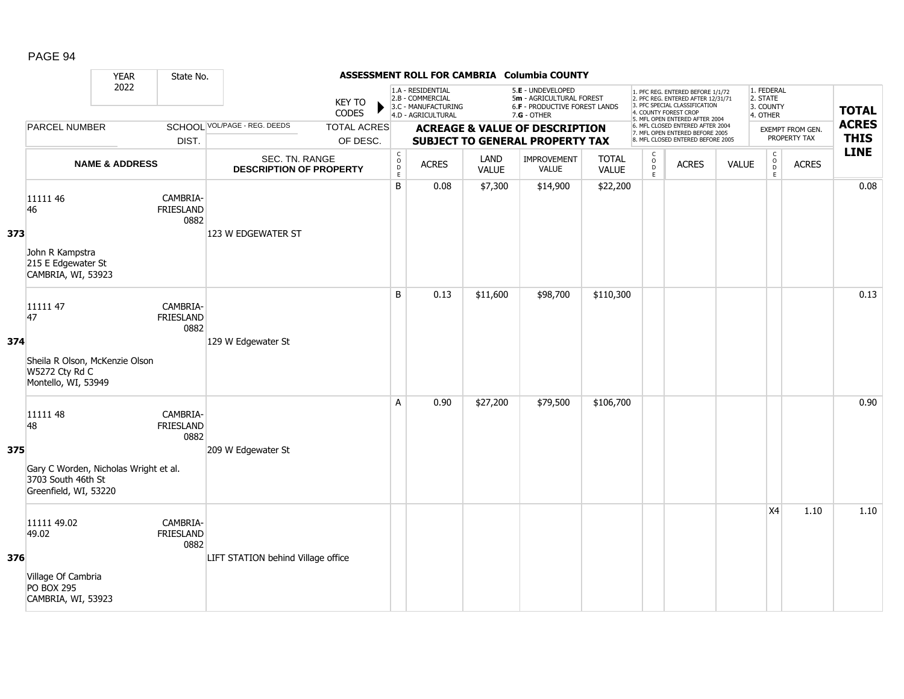# ASSESSMENT ROLL FOR CAMBRIA Columbia COUNTY

YEAR 2022 | State No.

KEY TO CODES:
- 1.A - RESIDENTIAL
- 2.B - COMMERCIAL
- 3.C - MANUFACTURING
- 4.D - AGRICULTURAL
- 5.E - UNDEVELOPED
- 5m - AGRICULTURAL FOREST
- 6.F - PRODUCTIVE FOREST LANDS
- 7.G - OTHER

- 1. PFC REG. ENTERED BEFORE 1/1/72
- 2. PFC REG. ENTERED AFTER 12/31/71
- 3. PFC SPECIAL CLASSIFICATION
- 4. COUNTY FOREST CROP
- 5. MFL OPEN ENTERED AFTER 2004
- 6. MFL CLOSED ENTERED AFTER 2004
- 7. MFL OPEN ENTERED BEFORE 2005
- 8. MFL CLOSED ENTERED BEFORE 2005

- 1. FEDERAL
- 2. STATE
- 3. COUNTY
- 4. OTHER

| LINE | PARCEL NUMBER / NAME & ADDRESS | SCHOOL DIST. | VOL/PAGE - REG. DEEDS / SEC. TN. RANGE / DESCRIPTION OF PROPERTY | CODE | ACRES | LAND VALUE | IMPROVEMENT VALUE | TOTAL VALUE | CODE | ACRES | VALUE | CODE (EXEMPT) | ACRES (EXEMPT FROM GEN. PROPERTY TAX) | TOTAL ACRES THIS LINE |
|---|---|---|---|---|---|---|---|---|---|---|---|---|---|---|
| 373 | 11111 46<br>46<br>John R Kampstra<br>215 E Edgewater St<br>CAMBRIA, WI, 53923 | CAMBRIA-FRIESLAND 0882 | 123 W EDGEWATER ST | B | 0.08 | $7,300 | $14,900 | $22,200 | | | | | | 0.08 |
| 374 | 11111 47<br>47<br>Sheila R Olson, McKenzie Olson<br>W5272 Cty Rd C<br>Montello, WI, 53949 | CAMBRIA-FRIESLAND 0882 | 129 W Edgewater St | B | 0.13 | $11,600 | $98,700 | $110,300 | | | | | | 0.13 |
| 375 | 11111 48<br>48<br>Gary C Worden, Nicholas Wright et al.<br>3703 South 46th St<br>Greenfield, WI, 53220 | CAMBRIA-FRIESLAND 0882 | 209 W Edgewater St | A | 0.90 | $27,200 | $79,500 | $106,700 | | | | | | 0.90 |
| 376 | 11111 49.02<br>49.02<br>Village Of Cambria<br>PO BOX 295<br>CAMBRIA, WI, 53923 | CAMBRIA-FRIESLAND 0882 | LIFT STATION behind Village office | | | | | | | | | X4 | 1.10 | 1.10 |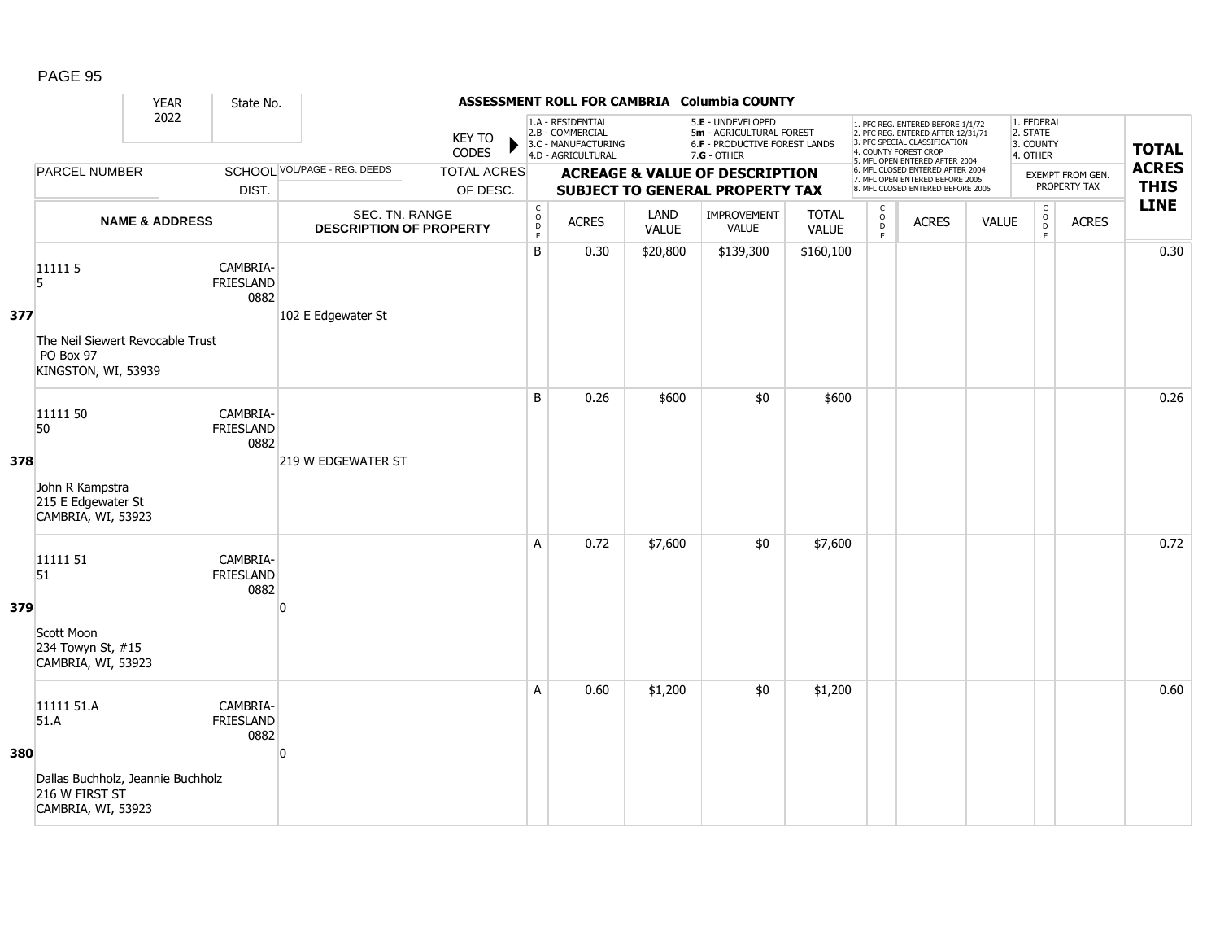**ASSESSMENT ROLL FOR CAMBRIA Columbia COUNTY**

YEAR 2022 | State No.

KEY TO CODES: 1.A - RESIDENTIAL, 2.B - COMMERCIAL, 3.C - MANUFACTURING, 4.D - AGRICULTURAL, 5.E - UNDEVELOPED, 5m - AGRICULTURAL FOREST, 6.F - PRODUCTIVE FOREST LANDS, 7.G - OTHER

1. PFC REG. ENTERED BEFORE 1/1/72, 2. PFC REG. ENTERED AFTER 12/31/71, 3. PFC SPECIAL CLASSIFICATION, 4. COUNTY FOREST CROP, 5. MFL OPEN ENTERED AFTER 2004, 6. MFL CLOSED ENTERED AFTER 2004, 7. MFL OPEN ENTERED BEFORE 2005, 8. MFL CLOSED ENTERED BEFORE 2005

1. FEDERAL, 2. STATE, 3. COUNTY, 4. OTHER

| | PARCEL NUMBER / NAME & ADDRESS | SCHOOL DIST. | VOL/PAGE - REG. DEEDS / SEC. TN. RANGE / DESCRIPTION OF PROPERTY | CODE | ACRES | LAND VALUE | IMPROVEMENT VALUE | TOTAL VALUE | CODE | ACRES | VALUE | CODE | EXEMPT ACRES | TOTAL ACRES THIS LINE |
|---|---|---|---|---|---|---|---|---|---|---|---|---|---|---|
| 377 | 11111 5<br>5<br>The Neil Siewert Revocable Trust<br>PO Box 97<br>KINGSTON, WI, 53939 | CAMBRIA-FRIESLAND 0882 | 102 E Edgewater St | B | 0.30 | $20,800 | $139,300 | $160,100 | | | | | | 0.30 |
| 378 | 11111 50<br>50<br>John R Kampstra<br>215 E Edgewater St<br>CAMBRIA, WI, 53923 | CAMBRIA-FRIESLAND 0882 | 219 W EDGEWATER ST | B | 0.26 | $600 | $0 | $600 | | | | | | 0.26 |
| 379 | 11111 51<br>51<br>Scott Moon<br>234 Towyn St, #15<br>CAMBRIA, WI, 53923 | CAMBRIA-FRIESLAND 0882 | 0 | A | 0.72 | $7,600 | $0 | $7,600 | | | | | | 0.72 |
| 380 | 11111 51.A<br>51.A<br>Dallas Buchholz, Jeannie Buchholz<br>216 W FIRST ST<br>CAMBRIA, WI, 53923 | CAMBRIA-FRIESLAND 0882 | 0 | A | 0.60 | $1,200 | $0 | $1,200 | | | | | | 0.60 |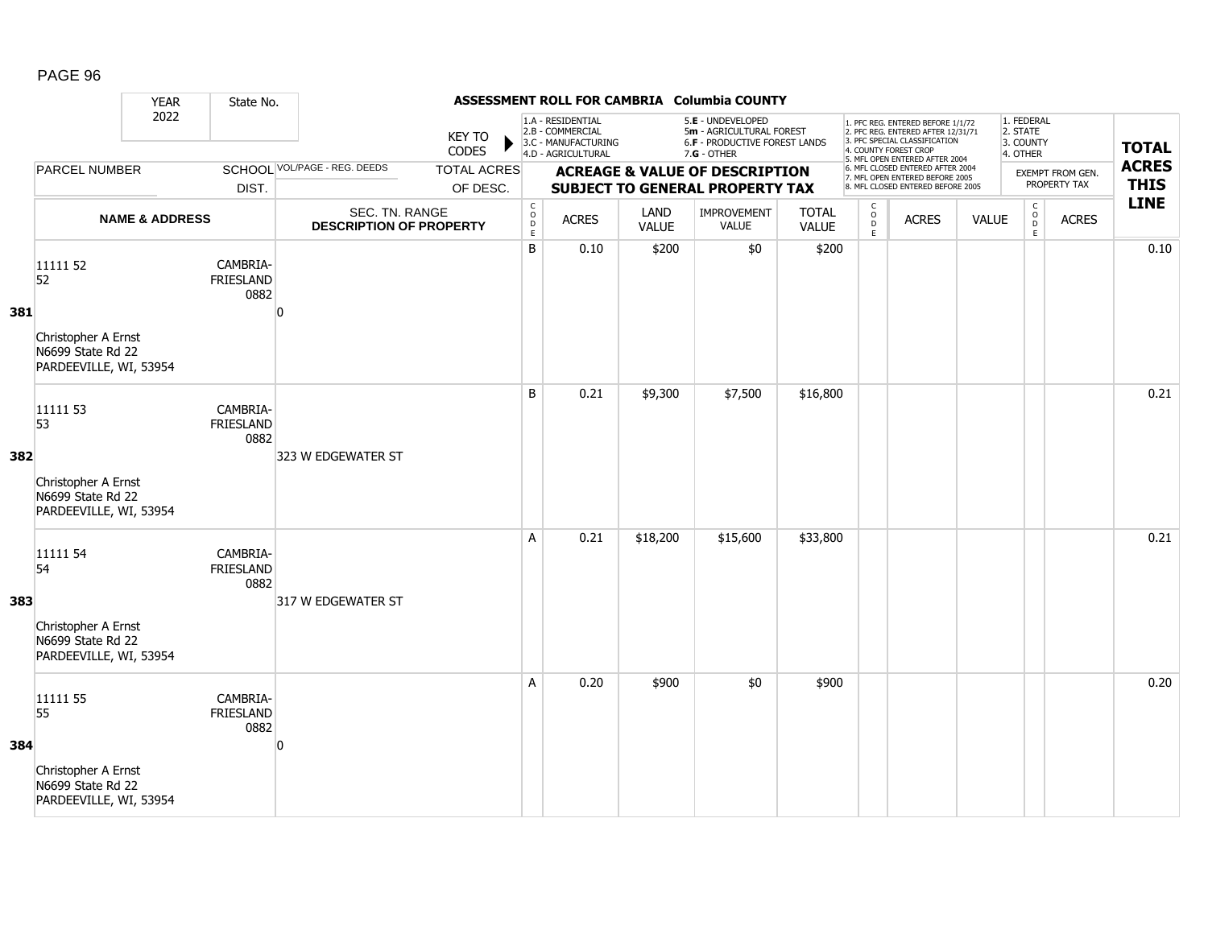**ASSESSMENT ROLL FOR CAMBRIA Columbia COUNTY**

YEAR 2022 | State No.

KEY TO CODES: 1.A - RESIDENTIAL, 2.B - COMMERCIAL, 3.C - MANUFACTURING, 4.D - AGRICULTURAL, 5.E - UNDEVELOPED, 5m - AGRICULTURAL FOREST, 6.F - PRODUCTIVE FOREST LANDS, 7.G - OTHER

1. PFC REG. ENTERED BEFORE 1/1/72, 2. PFC REG. ENTERED AFTER 12/31/71, 3. PFC SPECIAL CLASSIFICATION, 4. COUNTY FOREST CROP, 5. MFL OPEN ENTERED AFTER 2004, 6. MFL CLOSED ENTERED AFTER 2004, 7. MFL OPEN ENTERED BEFORE 2005, 8. MFL CLOSED ENTERED BEFORE 2005

EXEMPT FROM GEN. PROPERTY TAX: 1. FEDERAL, 2. STATE, 3. COUNTY, 4. OTHER

| LINE | PARCEL NUMBER / NAME & ADDRESS | SCHOOL DIST. | VOL/PAGE - REG. DEEDS / SEC. TN. RANGE / DESCRIPTION OF PROPERTY | TOTAL ACRES OF DESC. | CODE | ACRES | LAND VALUE | IMPROVEMENT VALUE | TOTAL VALUE | CODE | ACRES | VALUE | CODE | ACRES | TOTAL ACRES THIS LINE |
|---|---|---|---|---|---|---|---|---|---|---|---|---|---|---|---|
| 381 | 11111 52<br>52<br>Christopher A Ernst<br>N6699 State Rd 22<br>PARDEEVILLE, WI, 53954 | CAMBRIA-FRIESLAND 0882 | 0 | | B | 0.10 | $200 | $0 | $200 | | | | | | 0.10 |
| 382 | 11111 53<br>53<br>Christopher A Ernst<br>N6699 State Rd 22<br>PARDEEVILLE, WI, 53954 | CAMBRIA-FRIESLAND 0882 | 323 W EDGEWATER ST | | B | 0.21 | $9,300 | $7,500 | $16,800 | | | | | | 0.21 |
| 383 | 11111 54<br>54<br>Christopher A Ernst<br>N6699 State Rd 22<br>PARDEEVILLE, WI, 53954 | CAMBRIA-FRIESLAND 0882 | 317 W EDGEWATER ST | | A | 0.21 | $18,200 | $15,600 | $33,800 | | | | | | 0.21 |
| 384 | 11111 55<br>55<br>Christopher A Ernst<br>N6699 State Rd 22<br>PARDEEVILLE, WI, 53954 | CAMBRIA-FRIESLAND 0882 | 0 | | A | 0.20 | $900 | $0 | $900 | | | | | | 0.20 |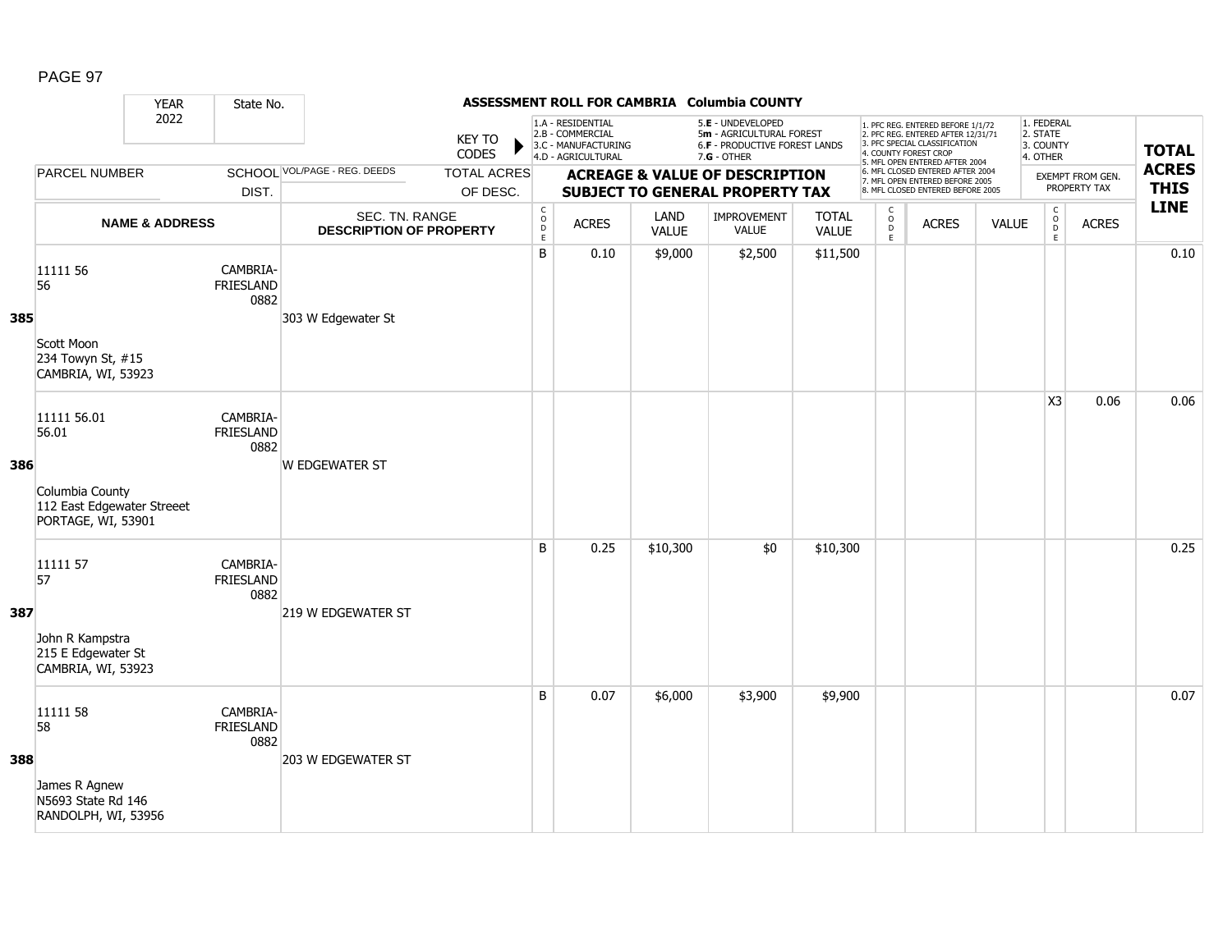## ASSESSMENT ROLL FOR CAMBRIA Columbia COUNTY

YEAR 2022 | State No.

KEY TO CODES: 1.A - RESIDENTIAL, 2.B - COMMERCIAL, 3.C - MANUFACTURING, 4.D - AGRICULTURAL, 5.E - UNDEVELOPED, 5m - AGRICULTURAL FOREST, 6.F - PRODUCTIVE FOREST LANDS, 7.G - OTHER

1. PFC REG. ENTERED BEFORE 1/1/72, 2. PFC REG. ENTERED AFTER 12/31/71, 3. PFC SPECIAL CLASSIFICATION, 4. COUNTY FOREST CROP, 5. MFL OPEN ENTERED AFTER 2004, 6. MFL CLOSED ENTERED AFTER 2004, 7. MFL OPEN ENTERED BEFORE 2005, 8. MFL CLOSED ENTERED BEFORE 2005

1. FEDERAL, 2. STATE, 3. COUNTY, 4. OTHER

| LINE | PARCEL NUMBER / NAME & ADDRESS | SCHOOL DIST. | VOL/PAGE - REG. DEEDS / SEC. TN. RANGE / DESCRIPTION OF PROPERTY | CODE | ACRES | LAND VALUE | IMPROVEMENT VALUE | TOTAL VALUE | CODE | ACRES | VALUE | EXEMPT CODE | EXEMPT ACRES | TOTAL ACRES THIS LINE |
|---|---|---|---|---|---|---|---|---|---|---|---|---|---|---|
| 385 | 11111 56<br>56<br>Scott Moon<br>234 Towyn St, #15<br>CAMBRIA, WI, 53923 | CAMBRIA-FRIESLAND 0882 | 303 W Edgewater St | B | 0.10 | $9,000 | $2,500 | $11,500 | | | | | | 0.10 |
| 386 | 11111 56.01<br>56.01<br>Columbia County<br>112 East Edgewater Streeet<br>PORTAGE, WI, 53901 | CAMBRIA-FRIESLAND 0882 | W EDGEWATER ST | | | | | | | | | X3 | 0.06 | 0.06 |
| 387 | 11111 57<br>57<br>John R Kampstra<br>215 E Edgewater St<br>CAMBRIA, WI, 53923 | CAMBRIA-FRIESLAND 0882 | 219 W EDGEWATER ST | B | 0.25 | $10,300 | $0 | $10,300 | | | | | | 0.25 |
| 388 | 11111 58<br>58<br>James R Agnew<br>N5693 State Rd 146<br>RANDOLPH, WI, 53956 | CAMBRIA-FRIESLAND 0882 | 203 W EDGEWATER ST | B | 0.07 | $6,000 | $3,900 | $9,900 | | | | | | 0.07 |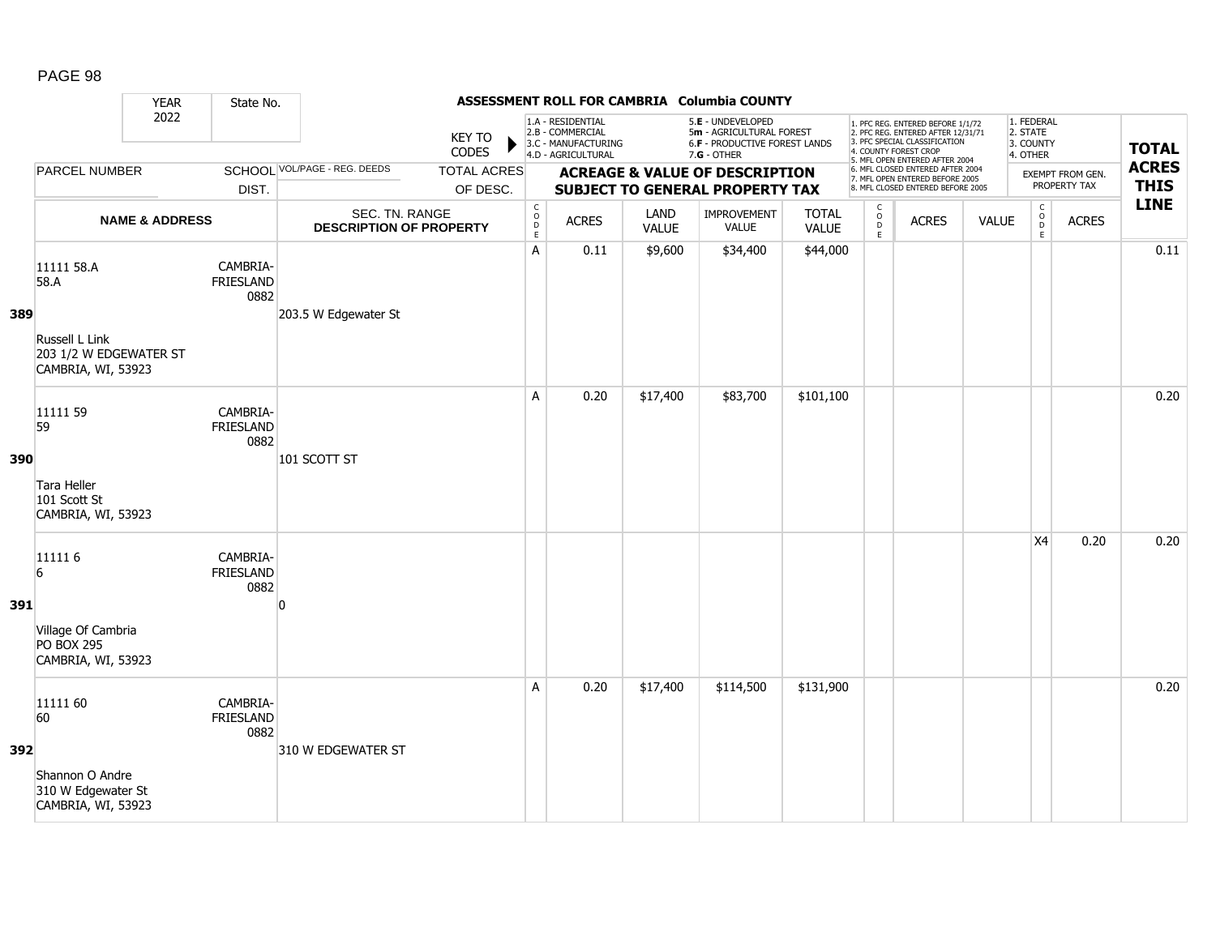**ASSESSMENT ROLL FOR CAMBRIA Columbia COUNTY**

YEAR 2022 | State No.

KEY TO CODES:
- 1.A - RESIDENTIAL
- 2.B - COMMERCIAL
- 3.C - MANUFACTURING
- 4.D - AGRICULTURAL
- 5.E - UNDEVELOPED
- 5m - AGRICULTURAL FOREST
- 6.F - PRODUCTIVE FOREST LANDS
- 7.G - OTHER

- 1. PFC REG. ENTERED BEFORE 1/1/72
- 2. PFC REG. ENTERED AFTER 12/31/71
- 3. PFC SPECIAL CLASSIFICATION
- 4. COUNTY FOREST CROP
- 5. MFL OPEN ENTERED AFTER 2004
- 6. MFL CLOSED ENTERED AFTER 2004
- 7. MFL OPEN ENTERED BEFORE 2005
- 8. MFL CLOSED ENTERED BEFORE 2005

- 1. FEDERAL
- 2. STATE
- 3. COUNTY
- 4. OTHER

| LINE | PARCEL NUMBER / NAME & ADDRESS | SCHOOL DIST. | VOL/PAGE - REG. DEEDS / SEC. TN. RANGE / DESCRIPTION OF PROPERTY | TOTAL ACRES OF DESC. | CODE | ACRES | LAND VALUE | IMPROVEMENT VALUE | TOTAL VALUE | CODE | ACRES | VALUE | CODE | EXEMPT ACRES | TOTAL ACRES THIS LINE |
|---|---|---|---|---|---|---|---|---|---|---|---|---|---|---|---|
| 389 | 11111 58.A<br>58.A<br>Russell L Link<br>203 1/2 W EDGEWATER ST<br>CAMBRIA, WI, 53923 | CAMBRIA-FRIESLAND 0882 | 203.5 W Edgewater St | | A | 0.11 | $9,600 | $34,400 | $44,000 | | | | | | 0.11 |
| 390 | 11111 59<br>59<br>Tara Heller<br>101 Scott St<br>CAMBRIA, WI, 53923 | CAMBRIA-FRIESLAND 0882 | 101 SCOTT ST | | A | 0.20 | $17,400 | $83,700 | $101,100 | | | | | | 0.20 |
| 391 | 11111 6<br>6<br>Village Of Cambria<br>PO BOX 295<br>CAMBRIA, WI, 53923 | CAMBRIA-FRIESLAND 0882 | 0 | | | | | | | | | | X4 | 0.20 | 0.20 |
| 392 | 11111 60<br>60<br>Shannon O Andre<br>310 W Edgewater St<br>CAMBRIA, WI, 53923 | CAMBRIA-FRIESLAND 0882 | 310 W EDGEWATER ST | | A | 0.20 | $17,400 | $114,500 | $131,900 | | | | | | 0.20 |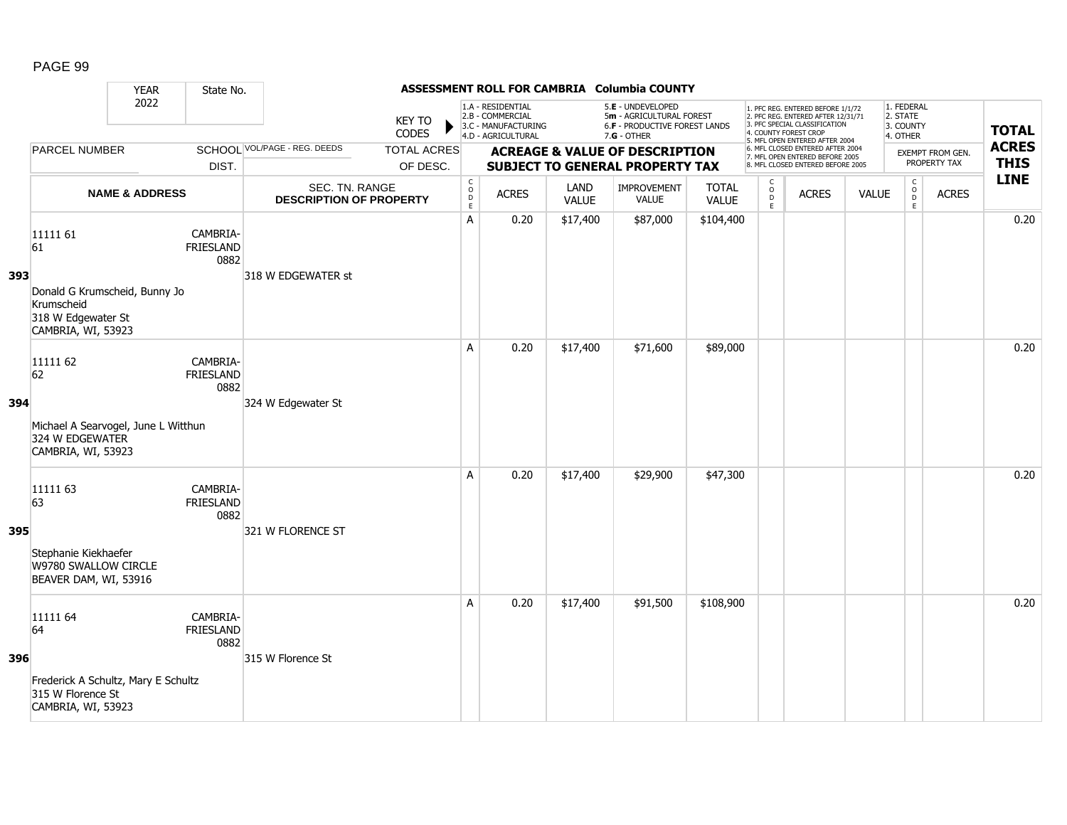## ASSESSMENT ROLL FOR CAMBRIA Columbia COUNTY

YEAR 2022 | State No.

KEY TO CODES: 1.A - RESIDENTIAL, 2.B - COMMERCIAL, 3.C - MANUFACTURING, 4.D - AGRICULTURAL, 5.E - UNDEVELOPED, 5m - AGRICULTURAL FOREST, 6.F - PRODUCTIVE FOREST LANDS, 7.G - OTHER

1. PFC REG. ENTERED BEFORE 1/1/72, 2. PFC REG. ENTERED AFTER 12/31/71, 3. PFC SPECIAL CLASSIFICATION, 4. COUNTY FOREST CROP, 5. MFL OPEN ENTERED AFTER 2004, 6. MFL CLOSED ENTERED AFTER 2004, 7. MFL OPEN ENTERED BEFORE 2005, 8. MFL CLOSED ENTERED BEFORE 2005

1. FEDERAL, 2. STATE, 3. COUNTY, 4. OTHER

| LINE | PARCEL NUMBER / NAME & ADDRESS | SCHOOL DIST. | VOL/PAGE - REG. DEEDS / SEC. TN. RANGE / DESCRIPTION OF PROPERTY | TOTAL ACRES OF DESC. | CODE | ACRES | LAND VALUE | IMPROVEMENT VALUE | TOTAL VALUE | CODE | ACRES | VALUE | CODE | EXEMPT FROM GEN. PROPERTY TAX ACRES | TOTAL ACRES THIS LINE |
|---|---|---|---|---|---|---|---|---|---|---|---|---|---|---|---|
| 393 | 11111 61<br>61<br>Donald G Krumscheid, Bunny Jo Krumscheid<br>318 W Edgewater St<br>CAMBRIA, WI, 53923 | CAMBRIA-FRIESLAND 0882 | 318 W EDGEWATER st | | A | 0.20 | $17,400 | $87,000 | $104,400 | | | | | | 0.20 |
| 394 | 11111 62<br>62<br>Michael A Searvogel, June L Witthun<br>324 W EDGEWATER<br>CAMBRIA, WI, 53923 | CAMBRIA-FRIESLAND 0882 | 324 W Edgewater St | | A | 0.20 | $17,400 | $71,600 | $89,000 | | | | | | 0.20 |
| 395 | 11111 63<br>63<br>Stephanie Kiekhaefer<br>W9780 SWALLOW CIRCLE<br>BEAVER DAM, WI, 53916 | CAMBRIA-FRIESLAND 0882 | 321 W FLORENCE ST | | A | 0.20 | $17,400 | $29,900 | $47,300 | | | | | | 0.20 |
| 396 | 11111 64<br>64<br>Frederick A Schultz, Mary E Schultz<br>315 W Florence St<br>CAMBRIA, WI, 53923 | CAMBRIA-FRIESLAND 0882 | 315 W Florence St | | A | 0.20 | $17,400 | $91,500 | $108,900 | | | | | | 0.20 |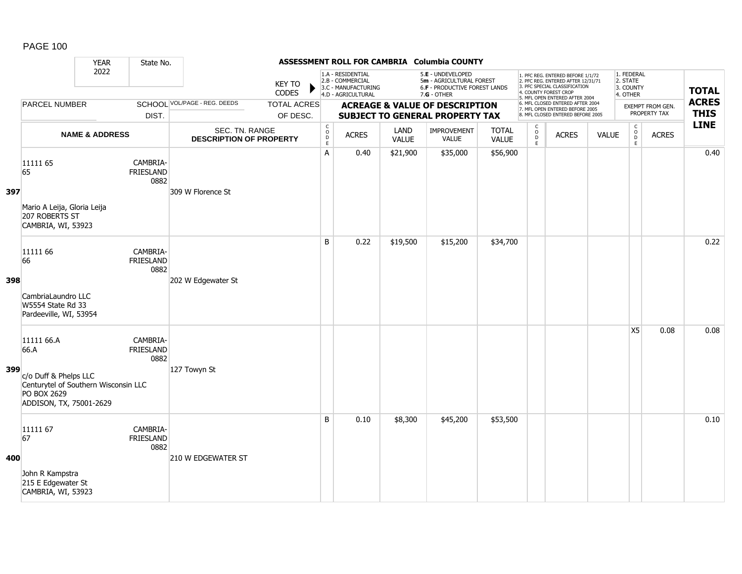# ASSESSMENT ROLL FOR CAMBRIA Columbia COUNTY

YEAR 2022 | State No.

KEY TO CODES: 1.A - RESIDENTIAL, 2.B - COMMERCIAL, 3.C - MANUFACTURING, 4.D - AGRICULTURAL, 5.E - UNDEVELOPED, 5m - AGRICULTURAL FOREST, 6.F - PRODUCTIVE FOREST LANDS, 7.G - OTHER

1. PFC REG. ENTERED BEFORE 1/1/72, 2. PFC REG. ENTERED AFTER 12/31/71, 3. PFC SPECIAL CLASSIFICATION, 4. COUNTY FOREST CROP, 5. MFL OPEN ENTERED AFTER 2004, 6. MFL CLOSED ENTERED AFTER 2004, 7. MFL OPEN ENTERED BEFORE 2005, 8. MFL CLOSED ENTERED BEFORE 2005

1. FEDERAL, 2. STATE, 3. COUNTY, 4. OTHER

| LINE | PARCEL NUMBER / NAME & ADDRESS | SCHOOL DIST. | VOL/PAGE - REG. DEEDS / SEC. TN. RANGE / DESCRIPTION OF PROPERTY | CODE | ACRES | LAND VALUE | IMPROVEMENT VALUE | TOTAL VALUE | CODE | ACRES | VALUE | CODE | EXEMPT ACRES | TOTAL ACRES THIS LINE |
|---|---|---|---|---|---|---|---|---|---|---|---|---|---|---|
| 397 | 11111 65<br>65<br>Mario A Leija, Gloria Leija<br>207 ROBERTS ST<br>CAMBRIA, WI, 53923 | CAMBRIA-FRIESLAND 0882 | 309 W Florence St | A | 0.40 | $21,900 | $35,000 | $56,900 | | | | | | 0.40 |
| 398 | 11111 66<br>66<br>CambriaLaundro LLC<br>W5554 State Rd 33<br>Pardeeville, WI, 53954 | CAMBRIA-FRIESLAND 0882 | 202 W Edgewater St | B | 0.22 | $19,500 | $15,200 | $34,700 | | | | | | 0.22 |
| 399 | 11111 66.A<br>66.A<br>c/o Duff & Phelps LLC<br>Centurytel of Southern Wisconsin LLC<br>PO BOX 2629<br>ADDISON, TX, 75001-2629 | CAMBRIA-FRIESLAND 0882 | 127 Towyn St | | | | | | | | | X5 | 0.08 | 0.08 |
| 400 | 11111 67<br>67<br>John R Kampstra<br>215 E Edgewater St<br>CAMBRIA, WI, 53923 | CAMBRIA-FRIESLAND 0882 | 210 W EDGEWATER ST | B | 0.10 | $8,300 | $45,200 | $53,500 | | | | | | 0.10 |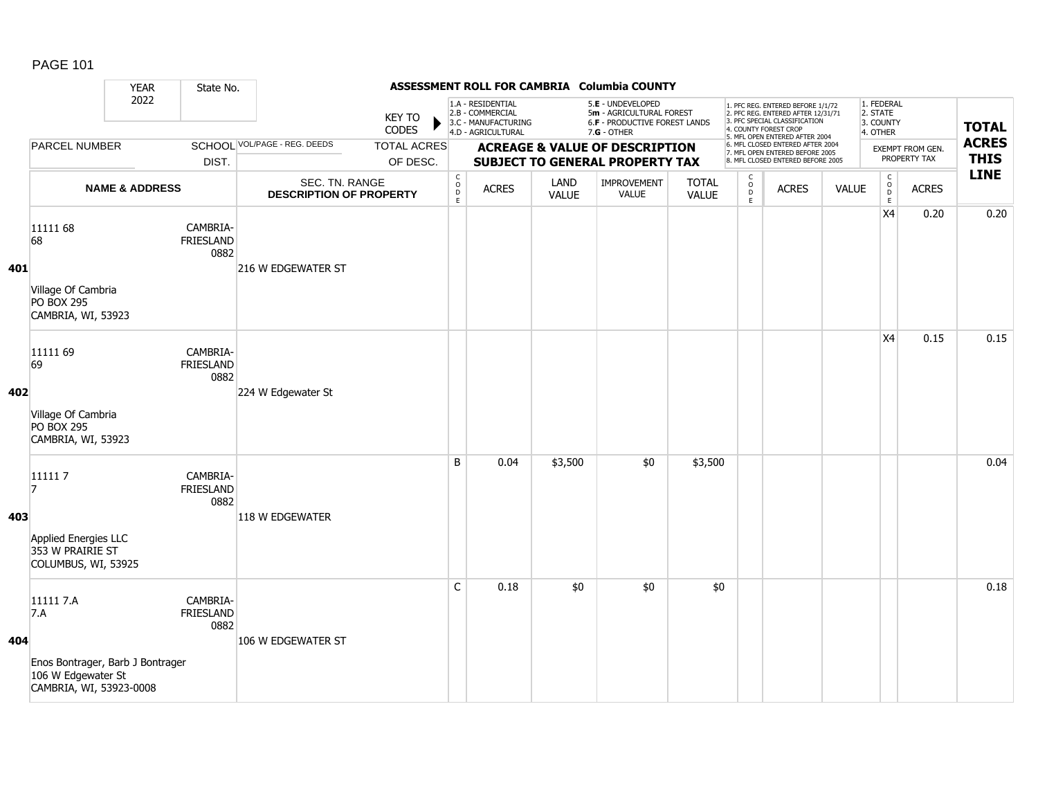**ASSESSMENT ROLL FOR CAMBRIA Columbia COUNTY**

YEAR 2022 | State No.

KEY TO CODES:
- 1.A - RESIDENTIAL
- 2.B - COMMERCIAL
- 3.C - MANUFACTURING
- 4.D - AGRICULTURAL
- 5.E - UNDEVELOPED
- 5m - AGRICULTURAL FOREST
- 6.F - PRODUCTIVE FOREST LANDS
- 7.G - OTHER

- 1. PFC REG. ENTERED BEFORE 1/1/72
- 2. PFC REG. ENTERED AFTER 12/31/71
- 3. PFC SPECIAL CLASSIFICATION
- 4. COUNTY FOREST CROP
- 5. MFL OPEN ENTERED AFTER 2004
- 6. MFL CLOSED ENTERED AFTER 2004
- 7. MFL OPEN ENTERED BEFORE 2005
- 8. MFL CLOSED ENTERED BEFORE 2005

- 1. FEDERAL
- 2. STATE
- 3. COUNTY
- 4. OTHER

| | PARCEL NUMBER / NAME & ADDRESS | SCHOOL DIST. | VOL/PAGE - REG. DEEDS / SEC. TN. RANGE / DESCRIPTION OF PROPERTY | CODE | ACRES | LAND VALUE | IMPROVEMENT VALUE | TOTAL VALUE | CODE | ACRES | VALUE | CODE | EXEMPT ACRES | TOTAL ACRES THIS LINE |
|---|---|---|---|---|---|---|---|---|---|---|---|---|---|---|
| 401 | 11111 68<br>68<br>Village Of Cambria<br>PO BOX 295<br>CAMBRIA, WI, 53923 | CAMBRIA-FRIESLAND 0882 | 216 W EDGEWATER ST | | | | | | | | | X4 | 0.20 | 0.20 |
| 402 | 11111 69<br>69<br>Village Of Cambria<br>PO BOX 295<br>CAMBRIA, WI, 53923 | CAMBRIA-FRIESLAND 0882 | 224 W Edgewater St | | | | | | | | | X4 | 0.15 | 0.15 |
| 403 | 11111 7<br>7<br>Applied Energies LLC<br>353 W PRAIRIE ST<br>COLUMBUS, WI, 53925 | CAMBRIA-FRIESLAND 0882 | 118 W EDGEWATER | B | 0.04 | $3,500 | $0 | $3,500 | | | | | | 0.04 |
| 404 | 11111 7.A<br>7.A<br>Enos Bontrager, Barb J Bontrager<br>106 W Edgewater St<br>CAMBRIA, WI, 53923-0008 | CAMBRIA-FRIESLAND 0882 | 106 W EDGEWATER ST | C | 0.18 | $0 | $0 | $0 | | | | | | 0.18 |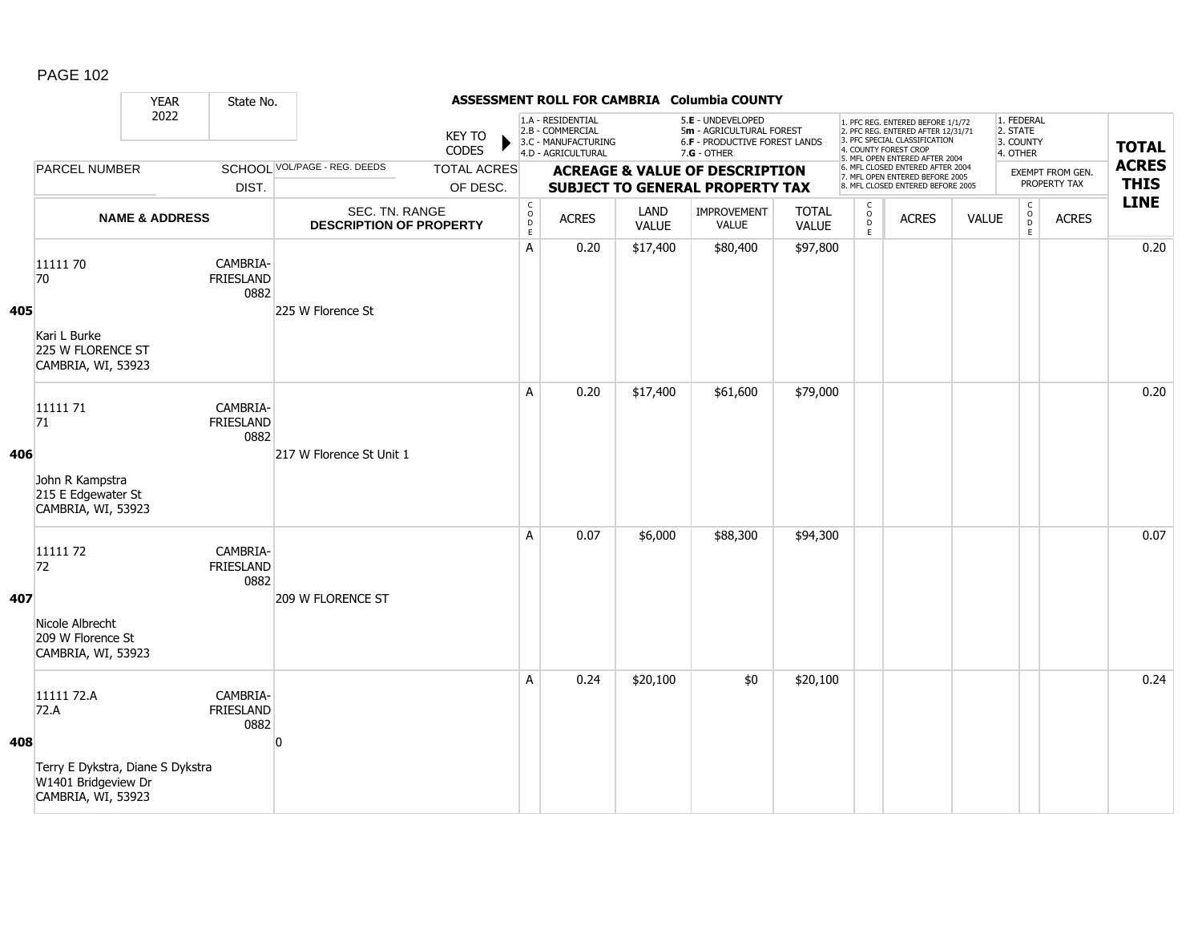# ASSESSMENT ROLL FOR CAMBRIA Columbia COUNTY

YEAR 2022 | State No.

KEY TO CODES: 1.A - RESIDENTIAL, 2.B - COMMERCIAL, 3.C - MANUFACTURING, 4.D - AGRICULTURAL, 5.E - UNDEVELOPED, 5m - AGRICULTURAL FOREST, 6.F - PRODUCTIVE FOREST LANDS, 7.G - OTHER

1. PFC REG. ENTERED BEFORE 1/1/72, 2. PFC REG. ENTERED AFTER 12/31/71, 3. PFC SPECIAL CLASSIFICATION, 4. COUNTY FOREST CROP, 5. MFL OPEN ENTERED AFTER 2004, 6. MFL CLOSED ENTERED AFTER 2004, 7. MFL OPEN ENTERED BEFORE 2005, 8. MFL CLOSED ENTERED BEFORE 2005

1. FEDERAL, 2. STATE, 3. COUNTY, 4. OTHER

| LINE | PARCEL NUMBER / NAME & ADDRESS | SCHOOL DIST. | VOL/PAGE - REG. DEEDS / SEC. TN. RANGE / DESCRIPTION OF PROPERTY | TOTAL ACRES OF DESC. | CODE | ACRES | LAND VALUE | IMPROVEMENT VALUE | TOTAL VALUE | CODE | ACRES | VALUE | CODE (EXEMPT) | ACRES (EXEMPT) | TOTAL ACRES THIS LINE |
|---|---|---|---|---|---|---|---|---|---|---|---|---|---|---|---|
| 405 | 11111 70<br>70<br>Kari L Burke<br>225 W FLORENCE ST<br>CAMBRIA, WI, 53923 | CAMBRIA-FRIESLAND 0882 | 225 W Florence St | | A | 0.20 | $17,400 | $80,400 | $97,800 | | | | | | 0.20 |
| 406 | 11111 71<br>71<br>John R Kampstra<br>215 E Edgewater St<br>CAMBRIA, WI, 53923 | CAMBRIA-FRIESLAND 0882 | 217 W Florence St Unit 1 | | A | 0.20 | $17,400 | $61,600 | $79,000 | | | | | | 0.20 |
| 407 | 11111 72<br>72<br>Nicole Albrecht<br>209 W Florence St<br>CAMBRIA, WI, 53923 | CAMBRIA-FRIESLAND 0882 | 209 W FLORENCE ST | | A | 0.07 | $6,000 | $88,300 | $94,300 | | | | | | 0.07 |
| 408 | 11111 72.A<br>72.A<br>Terry E Dykstra, Diane S Dykstra<br>W1401 Bridgeview Dr<br>CAMBRIA, WI, 53923 | CAMBRIA-FRIESLAND 0882 | 0 | | A | 0.24 | $20,100 | $0 | $20,100 | | | | | | 0.24 |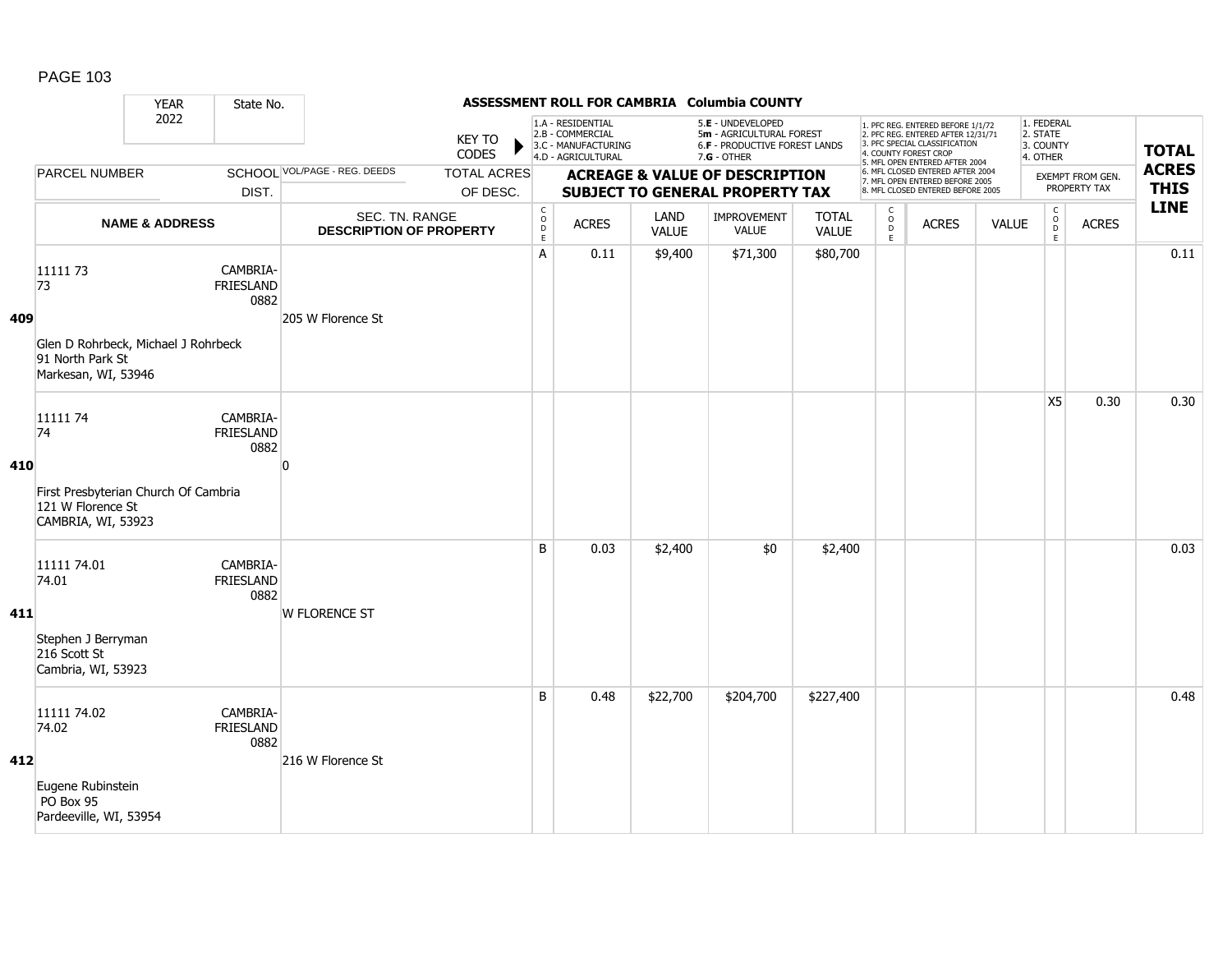# ASSESSMENT ROLL FOR CAMBRIA Columbia COUNTY

YEAR 2022 | State No.

KEY TO CODES:
- 1.A - RESIDENTIAL
- 2.B - COMMERCIAL
- 3.C - MANUFACTURING
- 4.D - AGRICULTURAL
- 5.E - UNDEVELOPED
- 5m - AGRICULTURAL FOREST
- 6.F - PRODUCTIVE FOREST LANDS
- 7.G - OTHER

1. PFC REG. ENTERED BEFORE 1/1/72
2. PFC REG. ENTERED AFTER 12/31/71
3. PFC SPECIAL CLASSIFICATION
4. COUNTY FOREST CROP
5. MFL OPEN ENTERED AFTER 2004
6. MFL CLOSED ENTERED AFTER 2004
7. MFL OPEN ENTERED BEFORE 2005
8. MFL CLOSED ENTERED BEFORE 2005

EXEMPT FROM GEN. PROPERTY TAX: 1. FEDERAL 2. STATE 3. COUNTY 4. OTHER

| LINE | PARCEL NUMBER / NAME & ADDRESS | SCHOOL DIST. | VOL/PAGE - REG. DEEDS / SEC. TN. RANGE / DESCRIPTION OF PROPERTY | CODE | ACRES | LAND VALUE | IMPROVEMENT VALUE | TOTAL VALUE | CODE | ACRES | VALUE | CODE | ACRES | TOTAL ACRES THIS LINE |
|---|---|---|---|---|---|---|---|---|---|---|---|---|---|---|
| 409 | 11111 73<br>73<br>Glen D Rohrbeck, Michael J Rohrbeck<br>91 North Park St<br>Markesan, WI, 53946 | CAMBRIA-FRIESLAND 0882 | 205 W Florence St | A | 0.11 | $9,400 | $71,300 | $80,700 | | | | | | 0.11 |
| 410 | 11111 74<br>74<br>First Presbyterian Church Of Cambria<br>121 W Florence St<br>CAMBRIA, WI, 53923 | CAMBRIA-FRIESLAND 0882 | 0 | | | | | | | | | X5 | 0.30 | 0.30 |
| 411 | 11111 74.01<br>74.01<br>Stephen J Berryman<br>216 Scott St<br>Cambria, WI, 53923 | CAMBRIA-FRIESLAND 0882 | W FLORENCE ST | B | 0.03 | $2,400 | $0 | $2,400 | | | | | | 0.03 |
| 412 | 11111 74.02<br>74.02<br>Eugene Rubinstein<br>PO Box 95<br>Pardeeville, WI, 53954 | CAMBRIA-FRIESLAND 0882 | 216 W Florence St | B | 0.48 | $22,700 | $204,700 | $227,400 | | | | | | 0.48 |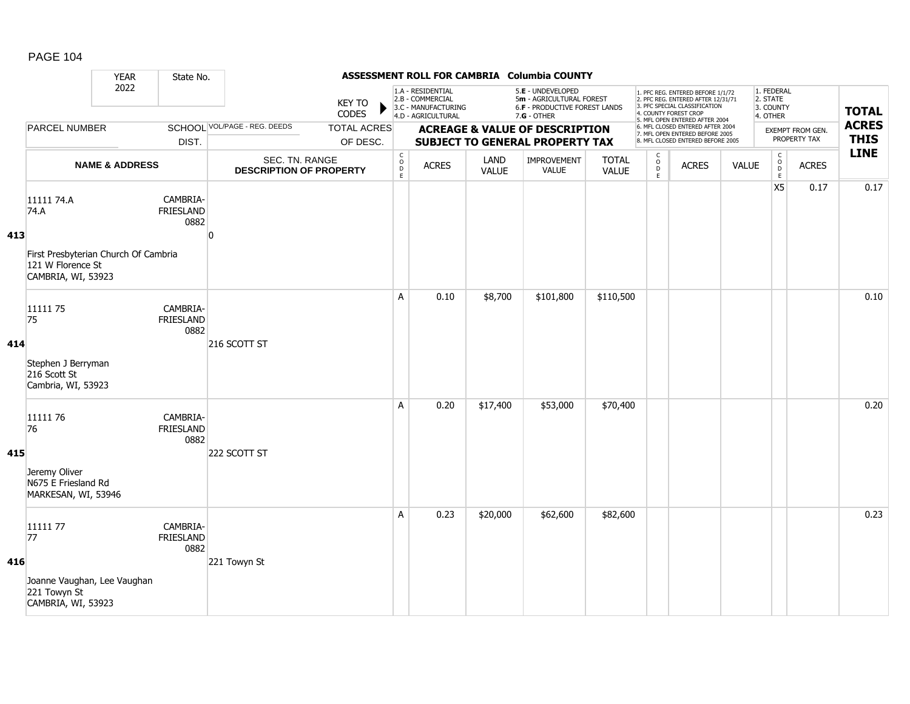## ASSESSMENT ROLL FOR CAMBRIA Columbia COUNTY

YEAR 2022 | State No.

KEY TO CODES: 1.A - RESIDENTIAL, 2.B - COMMERCIAL, 3.C - MANUFACTURING, 4.D - AGRICULTURAL, 5.E - UNDEVELOPED, 5m - AGRICULTURAL FOREST, 6.F - PRODUCTIVE FOREST LANDS, 7.G - OTHER

1. PFC REG. ENTERED BEFORE 1/1/72, 2. PFC REG. ENTERED AFTER 12/31/71, 3. PFC SPECIAL CLASSIFICATION, 4. COUNTY FOREST CROP, 5. MFL OPEN ENTERED AFTER 2004, 6. MFL CLOSED ENTERED AFTER 2004, 7. MFL OPEN ENTERED BEFORE 2005, 8. MFL CLOSED ENTERED BEFORE 2005

1. FEDERAL, 2. STATE, 3. COUNTY, 4. OTHER

| LINE | PARCEL NUMBER / NAME & ADDRESS | SCHOOL DIST. | VOL/PAGE - REG. DEEDS / SEC. TN. RANGE / DESCRIPTION OF PROPERTY | TOTAL ACRES OF DESC. | CODE | ACRES | LAND VALUE | IMPROVEMENT VALUE | TOTAL VALUE | CODE | ACRES | VALUE | CODE (EXEMPT) | ACRES (EXEMPT FROM GEN. PROPERTY TAX) | TOTAL ACRES THIS LINE |
|---|---|---|---|---|---|---|---|---|---|---|---|---|---|---|---|
| 413 | 11111 74.A<br>74.A<br>First Presbyterian Church Of Cambria<br>121 W Florence St<br>CAMBRIA, WI, 53923 | CAMBRIA-FRIESLAND 0882 | 0 | | | | | | | | | | X5 | 0.17 | 0.17 |
| 414 | 11111 75<br>75<br>Stephen J Berryman<br>216 Scott St<br>Cambria, WI, 53923 | CAMBRIA-FRIESLAND 0882 | 216 SCOTT ST | | A | 0.10 | $8,700 | $101,800 | $110,500 | | | | | | 0.10 |
| 415 | 11111 76<br>76<br>Jeremy Oliver<br>N675 E Friesland Rd<br>MARKESAN, WI, 53946 | CAMBRIA-FRIESLAND 0882 | 222 SCOTT ST | | A | 0.20 | $17,400 | $53,000 | $70,400 | | | | | | 0.20 |
| 416 | 11111 77<br>77<br>Joanne Vaughan, Lee Vaughan<br>221 Towyn St<br>CAMBRIA, WI, 53923 | CAMBRIA-FRIESLAND 0882 | 221 Towyn St | | A | 0.23 | $20,000 | $62,600 | $82,600 | | | | | | 0.23 |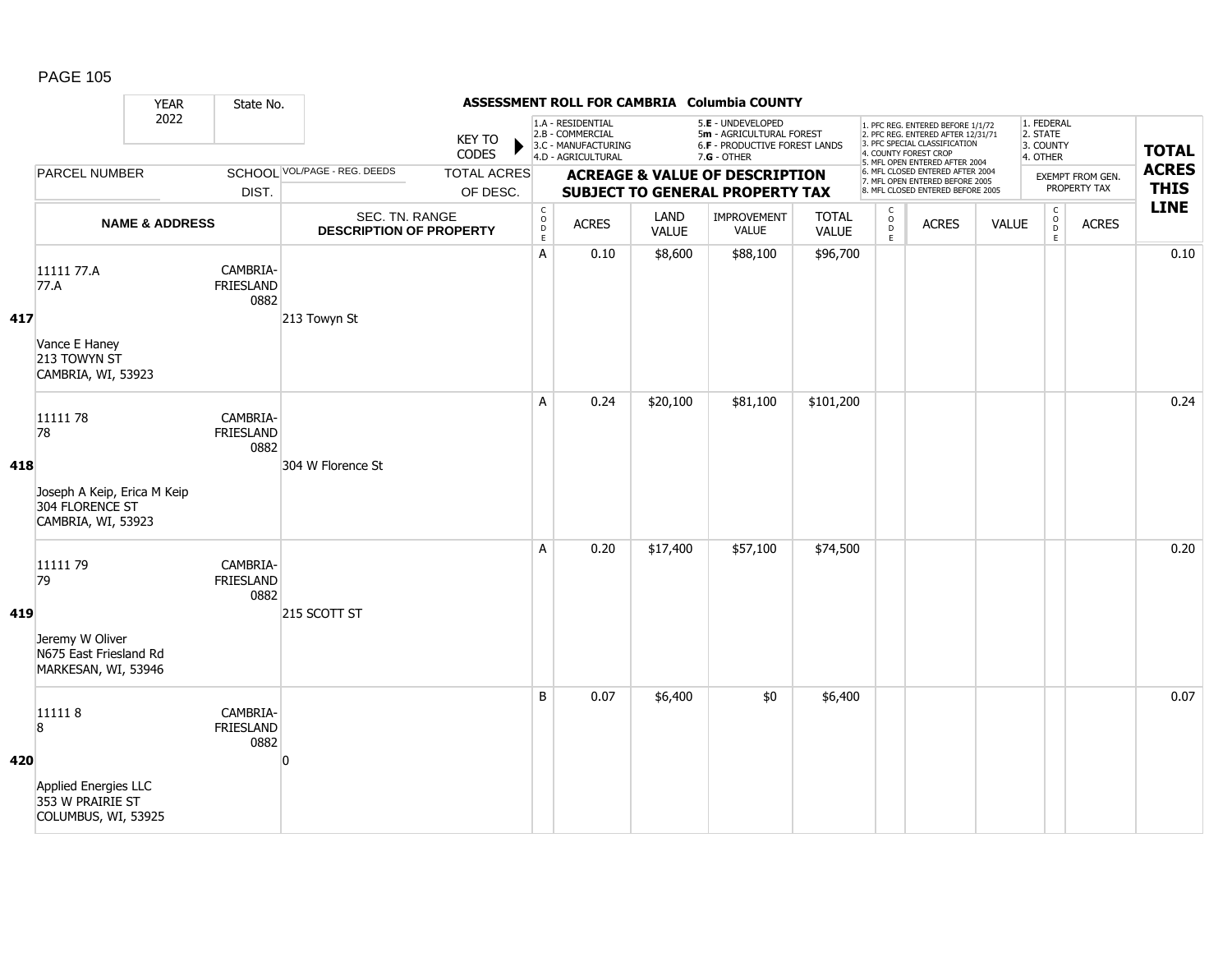# ASSESSMENT ROLL FOR CAMBRIA Columbia COUNTY

| YEAR 2022 | State No. | | KEY TO CODES: 1.A - RESIDENTIAL, 2.B - COMMERCIAL, 3.C - MANUFACTURING, 4.D - AGRICULTURAL, 5.E - UNDEVELOPED, 5m - AGRICULTURAL FOREST, 6.F - PRODUCTIVE FOREST LANDS, 7.G - OTHER | | | | | 1. PFC REG. ENTERED BEFORE 1/1/72, 2. PFC REG. ENTERED AFTER 12/31/71, 3. PFC SPECIAL CLASSIFICATION, 4. COUNTY FOREST CROP, 5. MFL OPEN ENTERED AFTER 2004, 6. MFL CLOSED ENTERED AFTER 2004, 7. MFL OPEN ENTERED BEFORE 2005, 8. MFL CLOSED ENTERED BEFORE 2005 | | | 1. FEDERAL, 2. STATE, 3. COUNTY, 4. OTHER | | |
|---|---|---|---|---|---|---|---|---|---|---|---|---|---|
| PARCEL NUMBER | SCHOOL DIST. | VOL/PAGE - REG. DEEDS / TOTAL ACRES OF DESC. | ACREAGE & VALUE OF DESCRIPTION SUBJECT TO GENERAL PROPERTY TAX | | | | | | | | EXEMPT FROM GEN. PROPERTY TAX | | TOTAL ACRES THIS LINE |
| NAME & ADDRESS | | SEC. TN. RANGE DESCRIPTION OF PROPERTY | CODE | ACRES | LAND VALUE | IMPROVEMENT VALUE | TOTAL VALUE | CODE | ACRES | VALUE | CODE | ACRES | |
| **417** 11111 77.A<br>77.A<br>Vance E Haney<br>213 TOWYN ST<br>CAMBRIA, WI, 53923 | CAMBRIA-FRIESLAND 0882 | 213 Towyn St | A | 0.10 | $8,600 | $88,100 | $96,700 | | | | | | 0.10 |
| **418** 11111 78<br>78<br>Joseph A Keip, Erica M Keip<br>304 FLORENCE ST<br>CAMBRIA, WI, 53923 | CAMBRIA-FRIESLAND 0882 | 304 W Florence St | A | 0.24 | $20,100 | $81,100 | $101,200 | | | | | | 0.24 |
| **419** 11111 79<br>79<br>Jeremy W Oliver<br>N675 East Friesland Rd<br>MARKESAN, WI, 53946 | CAMBRIA-FRIESLAND 0882 | 215 SCOTT ST | A | 0.20 | $17,400 | $57,100 | $74,500 | | | | | | 0.20 |
| **420** 11111 8<br>8<br>Applied Energies LLC<br>353 W PRAIRIE ST<br>COLUMBUS, WI, 53925 | CAMBRIA-FRIESLAND 0882 | 0 | B | 0.07 | $6,400 | $0 | $6,400 | | | | | | 0.07 |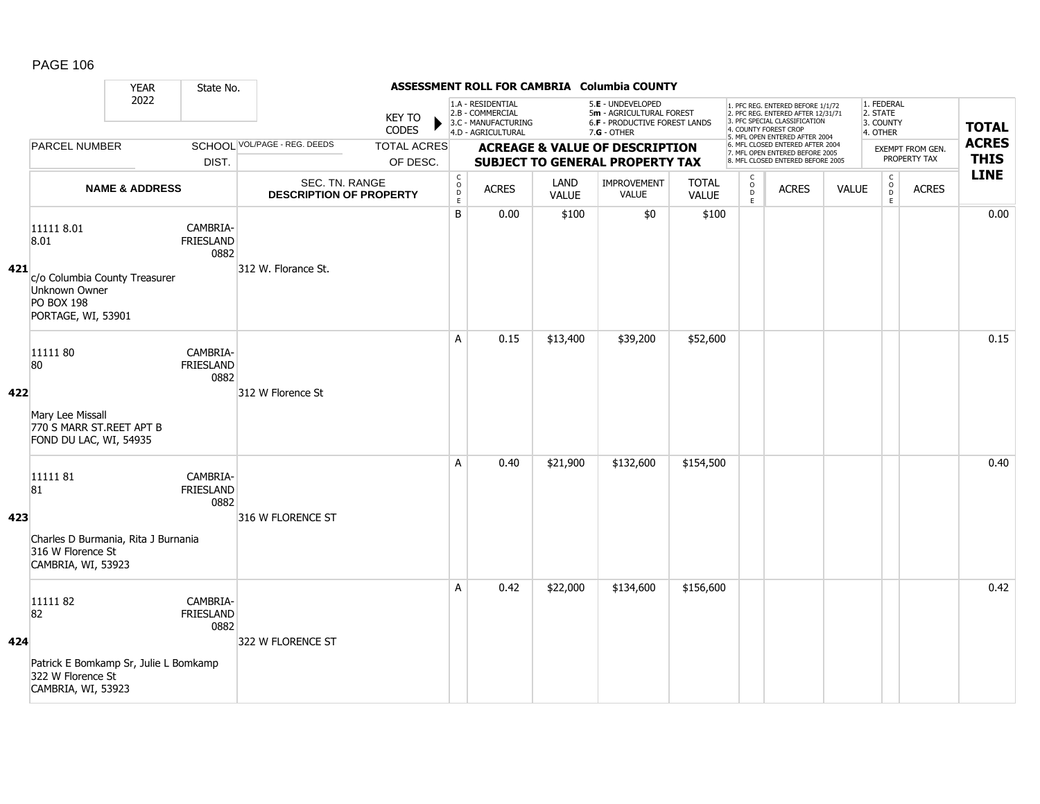# ASSESSMENT ROLL FOR CAMBRIA Columbia COUNTY

YEAR 2022 | State No.

KEY TO CODES: 1.A - RESIDENTIAL, 2.B - COMMERCIAL, 3.C - MANUFACTURING, 4.D - AGRICULTURAL, 5.E - UNDEVELOPED, 5m - AGRICULTURAL FOREST, 6.F - PRODUCTIVE FOREST LANDS, 7.G - OTHER

1. PFC REG. ENTERED BEFORE 1/1/72, 2. PFC REG. ENTERED AFTER 12/31/71, 3. PFC SPECIAL CLASSIFICATION, 4. COUNTY FOREST CROP, 5. MFL OPEN ENTERED AFTER 2004, 6. MFL CLOSED ENTERED AFTER 2004, 7. MFL OPEN ENTERED BEFORE 2005, 8. MFL CLOSED ENTERED BEFORE 2005

1. FEDERAL, 2. STATE, 3. COUNTY, 4. OTHER

| LINE | PARCEL NUMBER / NAME & ADDRESS | SCHOOL DIST. | VOL/PAGE - REG. DEEDS / SEC. TN. RANGE / DESCRIPTION OF PROPERTY | TOTAL ACRES OF DESC. | CODE | ACRES | LAND VALUE | IMPROVEMENT VALUE | TOTAL VALUE | CODE | ACRES | VALUE | CODE (EXEMPT) | ACRES (EXEMPT) | TOTAL ACRES THIS LINE |
|---|---|---|---|---|---|---|---|---|---|---|---|---|---|---|---|
| 421 | 11111 8.01<br>8.01<br>c/o Columbia County Treasurer<br>Unknown Owner<br>PO BOX 198<br>PORTAGE, WI, 53901 | CAMBRIA-FRIESLAND 0882 | 312 W. Florance St. | | B | 0.00 | $100 | $0 | $100 | | | | | | 0.00 |
| 422 | 11111 80<br>80<br>Mary Lee Missall<br>770 S MARR ST.REET APT B<br>FOND DU LAC, WI, 54935 | CAMBRIA-FRIESLAND 0882 | 312 W Florence St | | A | 0.15 | $13,400 | $39,200 | $52,600 | | | | | | 0.15 |
| 423 | 11111 81<br>81<br>Charles D Burmania, Rita J Burnania<br>316 W Florence St<br>CAMBRIA, WI, 53923 | CAMBRIA-FRIESLAND 0882 | 316 W FLORENCE ST | | A | 0.40 | $21,900 | $132,600 | $154,500 | | | | | | 0.40 |
| 424 | 11111 82<br>82<br>Patrick E Bomkamp Sr, Julie L Bomkamp<br>322 W Florence St<br>CAMBRIA, WI, 53923 | CAMBRIA-FRIESLAND 0882 | 322 W FLORENCE ST | | A | 0.42 | $22,000 | $134,600 | $156,600 | | | | | | 0.42 |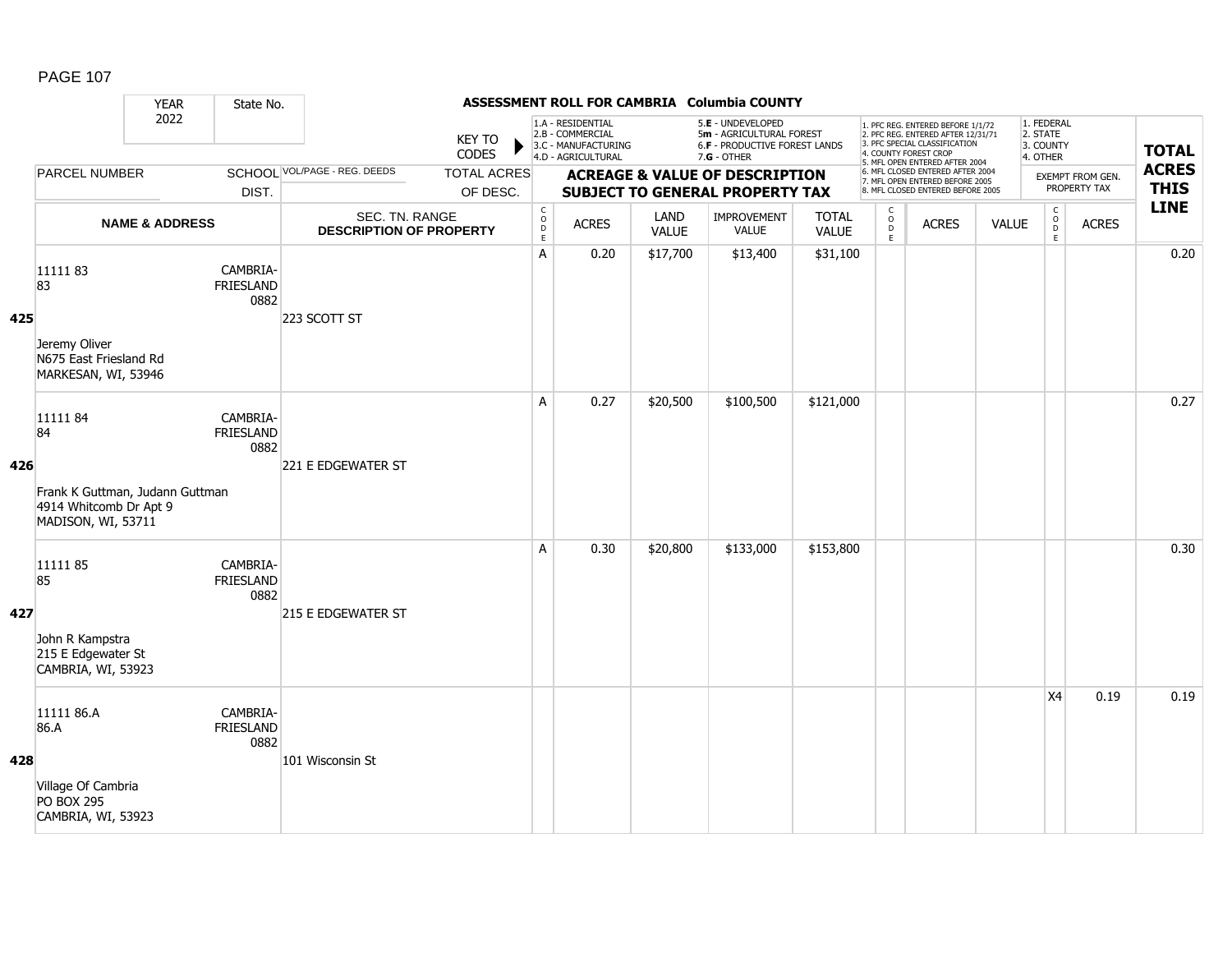# ASSESSMENT ROLL FOR CAMBRIA Columbia COUNTY

| YEAR 2022 | State No. | | |
|---|---|---|---|

KEY TO CODES: 1.A - RESIDENTIAL, 2.B - COMMERCIAL, 3.C - MANUFACTURING, 4.D - AGRICULTURAL, 5.E - UNDEVELOPED, 5m - AGRICULTURAL FOREST, 6.F - PRODUCTIVE FOREST LANDS, 7.G - OTHER

1. PFC REG. ENTERED BEFORE 1/1/72, 2. PFC REG. ENTERED AFTER 12/31/71, 3. PFC SPECIAL CLASSIFICATION, 4. COUNTY FOREST CROP, 5. MFL OPEN ENTERED AFTER 2004, 6. MFL CLOSED ENTERED AFTER 2004, 7. MFL OPEN ENTERED BEFORE 2005, 8. MFL CLOSED ENTERED BEFORE 2005

1. FEDERAL, 2. STATE, 3. COUNTY, 4. OTHER

| LINE | PARCEL NUMBER / NAME & ADDRESS | SCHOOL DIST. | VOL/PAGE - REG. DEEDS / SEC. TN. RANGE / DESCRIPTION OF PROPERTY | TOTAL ACRES OF DESC. | CODE | ACRES | LAND VALUE | IMPROVEMENT VALUE | TOTAL VALUE | CODE | ACRES | VALUE | CODE (EXEMPT) | ACRES (EXEMPT FROM GEN. PROPERTY TAX) | TOTAL ACRES THIS LINE |
|---|---|---|---|---|---|---|---|---|---|---|---|---|---|---|---|
| 425 | 11111 83<br>83<br>Jeremy Oliver<br>N675 East Friesland Rd<br>MARKESAN, WI, 53946 | CAMBRIA-FRIESLAND 0882 | 223 SCOTT ST | | A | 0.20 | $17,700 | $13,400 | $31,100 | | | | | | 0.20 |
| 426 | 11111 84<br>84<br>Frank K Guttman, Judann Guttman<br>4914 Whitcomb Dr Apt 9<br>MADISON, WI, 53711 | CAMBRIA-FRIESLAND 0882 | 221 E EDGEWATER ST | | A | 0.27 | $20,500 | $100,500 | $121,000 | | | | | | 0.27 |
| 427 | 11111 85<br>85<br>John R Kampstra<br>215 E Edgewater St<br>CAMBRIA, WI, 53923 | CAMBRIA-FRIESLAND 0882 | 215 E EDGEWATER ST | | A | 0.30 | $20,800 | $133,000 | $153,800 | | | | | | 0.30 |
| 428 | 11111 86.A<br>86.A<br>Village Of Cambria<br>PO BOX 295<br>CAMBRIA, WI, 53923 | CAMBRIA-FRIESLAND 0882 | 101 Wisconsin St | | | | | | | | | | X4 | 0.19 | 0.19 |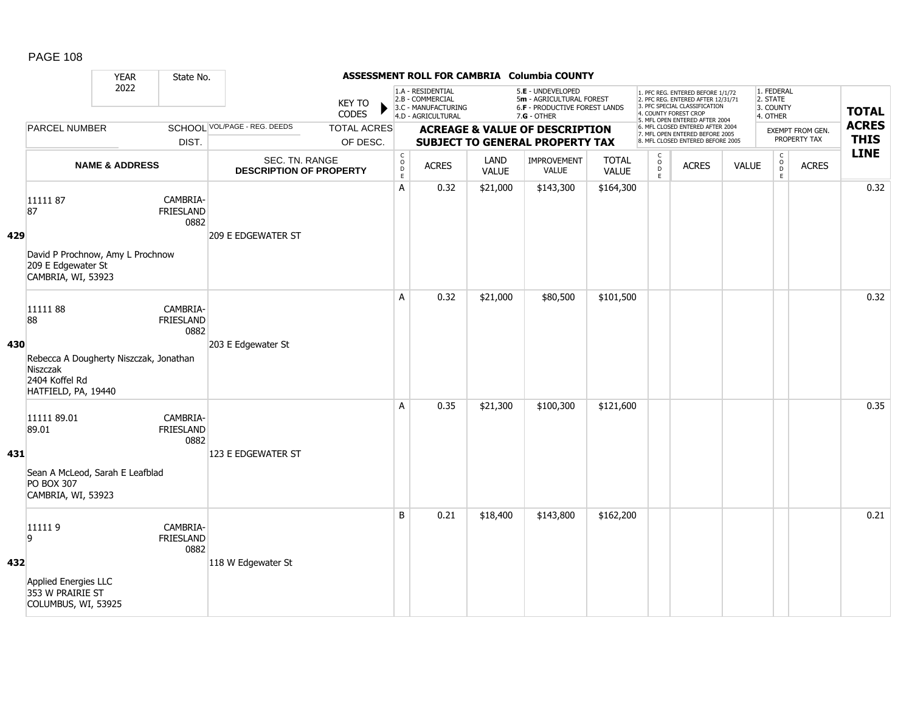# ASSESSMENT ROLL FOR CAMBRIA Columbia COUNTY

YEAR 2022 | State No.

KEY TO CODES:
1.A - RESIDENTIAL, 2.B - COMMERCIAL, 3.C - MANUFACTURING, 4.D - AGRICULTURAL, 5.E - UNDEVELOPED, 5m - AGRICULTURAL FOREST, 6.F - PRODUCTIVE FOREST LANDS, 7.G - OTHER

1. PFC REG. ENTERED BEFORE 1/1/72, 2. PFC REG. ENTERED AFTER 12/31/71, 3. PFC SPECIAL CLASSIFICATION, 4. COUNTY FOREST CROP, 5. MFL OPEN ENTERED AFTER 2004, 6. MFL CLOSED ENTERED AFTER 2004, 7. MFL OPEN ENTERED BEFORE 2005, 8. MFL CLOSED ENTERED BEFORE 2005

EXEMPT FROM GEN. PROPERTY TAX: 1. FEDERAL, 2. STATE, 3. COUNTY, 4. OTHER

| LINE | PARCEL NUMBER / NAME & ADDRESS | SCHOOL DIST. | VOL/PAGE - REG. DEEDS / SEC. TN. RANGE / DESCRIPTION OF PROPERTY | TOTAL ACRES OF DESC. | CODE | ACRES | LAND VALUE | IMPROVEMENT VALUE | TOTAL VALUE | CODE | ACRES | VALUE | CODE | ACRES | TOTAL ACRES THIS LINE |
|---|---|---|---|---|---|---|---|---|---|---|---|---|---|---|---|
| 429 | 11111 87<br>87<br>David P Prochnow, Amy L Prochnow<br>209 E Edgewater St<br>CAMBRIA, WI, 53923 | CAMBRIA-FRIESLAND 0882 | 209 E EDGEWATER ST | | A | 0.32 | $21,000 | $143,300 | $164,300 | | | | | | 0.32 |
| 430 | 11111 88<br>88<br>Rebecca A Dougherty Niszczak, Jonathan Niszczak<br>2404 Koffel Rd<br>HATFIELD, PA, 19440 | CAMBRIA-FRIESLAND 0882 | 203 E Edgewater St | | A | 0.32 | $21,000 | $80,500 | $101,500 | | | | | | 0.32 |
| 431 | 11111 89.01<br>89.01<br>Sean A McLeod, Sarah E Leafblad<br>PO BOX 307<br>CAMBRIA, WI, 53923 | CAMBRIA-FRIESLAND 0882 | 123 E EDGEWATER ST | | A | 0.35 | $21,300 | $100,300 | $121,600 | | | | | | 0.35 |
| 432 | 11111 9<br>9<br>Applied Energies LLC<br>353 W PRAIRIE ST<br>COLUMBUS, WI, 53925 | CAMBRIA-FRIESLAND 0882 | 118 W Edgewater St | | B | 0.21 | $18,400 | $143,800 | $162,200 | | | | | | 0.21 |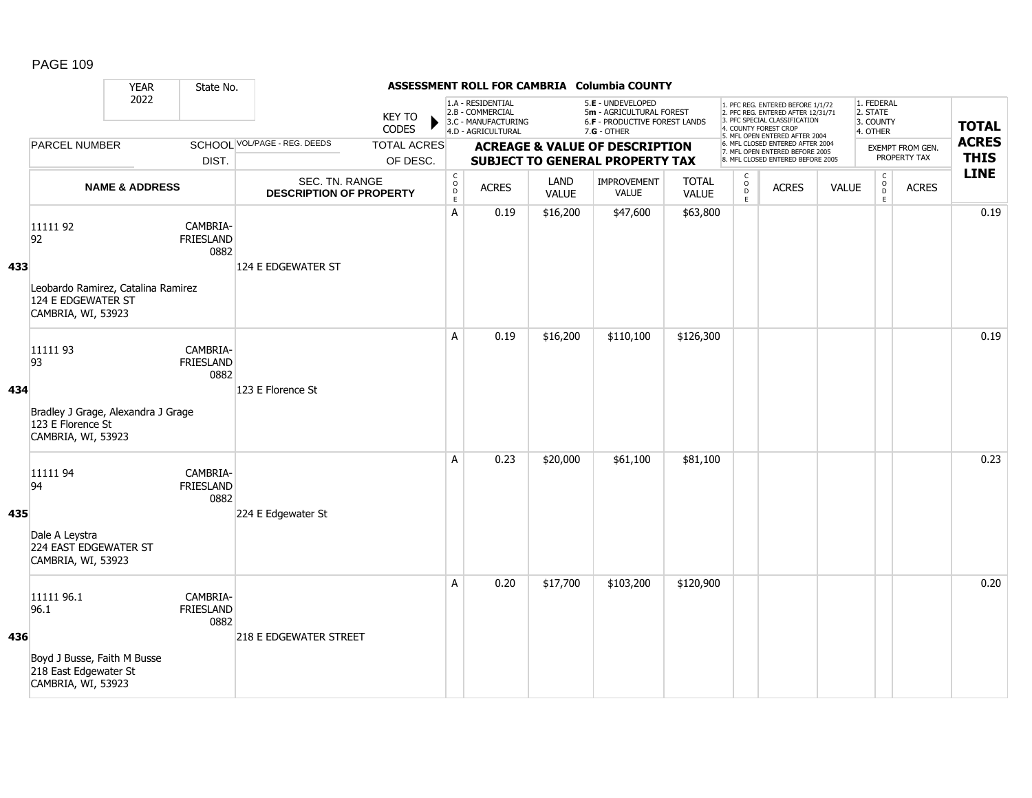## ASSESSMENT ROLL FOR CAMBRIA Columbia COUNTY

YEAR 2022 | State No.

KEY TO CODES: 1.A - RESIDENTIAL, 2.B - COMMERCIAL, 3.C - MANUFACTURING, 4.D - AGRICULTURAL, 5.E - UNDEVELOPED, 5m - AGRICULTURAL FOREST, 6.F - PRODUCTIVE FOREST LANDS, 7.G - OTHER

1. PFC REG. ENTERED BEFORE 1/1/72, 2. PFC REG. ENTERED AFTER 12/31/71, 3. PFC SPECIAL CLASSIFICATION, 4. COUNTY FOREST CROP, 5. MFL OPEN ENTERED AFTER 2004, 6. MFL CLOSED ENTERED AFTER 2004, 7. MFL OPEN ENTERED BEFORE 2005, 8. MFL CLOSED ENTERED BEFORE 2005

1. FEDERAL, 2. STATE, 3. COUNTY, 4. OTHER

| LINE | PARCEL NUMBER / NAME & ADDRESS | SCHOOL DIST. | VOL/PAGE - REG. DEEDS / SEC. TN. RANGE / DESCRIPTION OF PROPERTY | TOTAL ACRES OF DESC. | CODE | ACRES | LAND VALUE | IMPROVEMENT VALUE | TOTAL VALUE | CODE | ACRES | VALUE | CODE | ACRES (EXEMPT FROM GEN. PROPERTY TAX) | TOTAL ACRES THIS LINE |
|---|---|---|---|---|---|---|---|---|---|---|---|---|---|---|---|
| 433 | 11111 92<br>92<br>Leobardo Ramirez, Catalina Ramirez<br>124 E EDGEWATER ST<br>CAMBRIA, WI, 53923 | CAMBRIA-FRIESLAND 0882 | 124 E EDGEWATER ST | | A | 0.19 | $16,200 | $47,600 | $63,800 | | | | | | 0.19 |
| 434 | 11111 93<br>93<br>Bradley J Grage, Alexandra J Grage<br>123 E Florence St<br>CAMBRIA, WI, 53923 | CAMBRIA-FRIESLAND 0882 | 123 E Florence St | | A | 0.19 | $16,200 | $110,100 | $126,300 | | | | | | 0.19 |
| 435 | 11111 94<br>94<br>Dale A Leystra<br>224 EAST EDGEWATER ST<br>CAMBRIA, WI, 53923 | CAMBRIA-FRIESLAND 0882 | 224 E Edgewater St | | A | 0.23 | $20,000 | $61,100 | $81,100 | | | | | | 0.23 |
| 436 | 11111 96.1<br>96.1<br>Boyd J Busse, Faith M Busse<br>218 East Edgewater St<br>CAMBRIA, WI, 53923 | CAMBRIA-FRIESLAND 0882 | 218 E EDGEWATER STREET | | A | 0.20 | $17,700 | $103,200 | $120,900 | | | | | | 0.20 |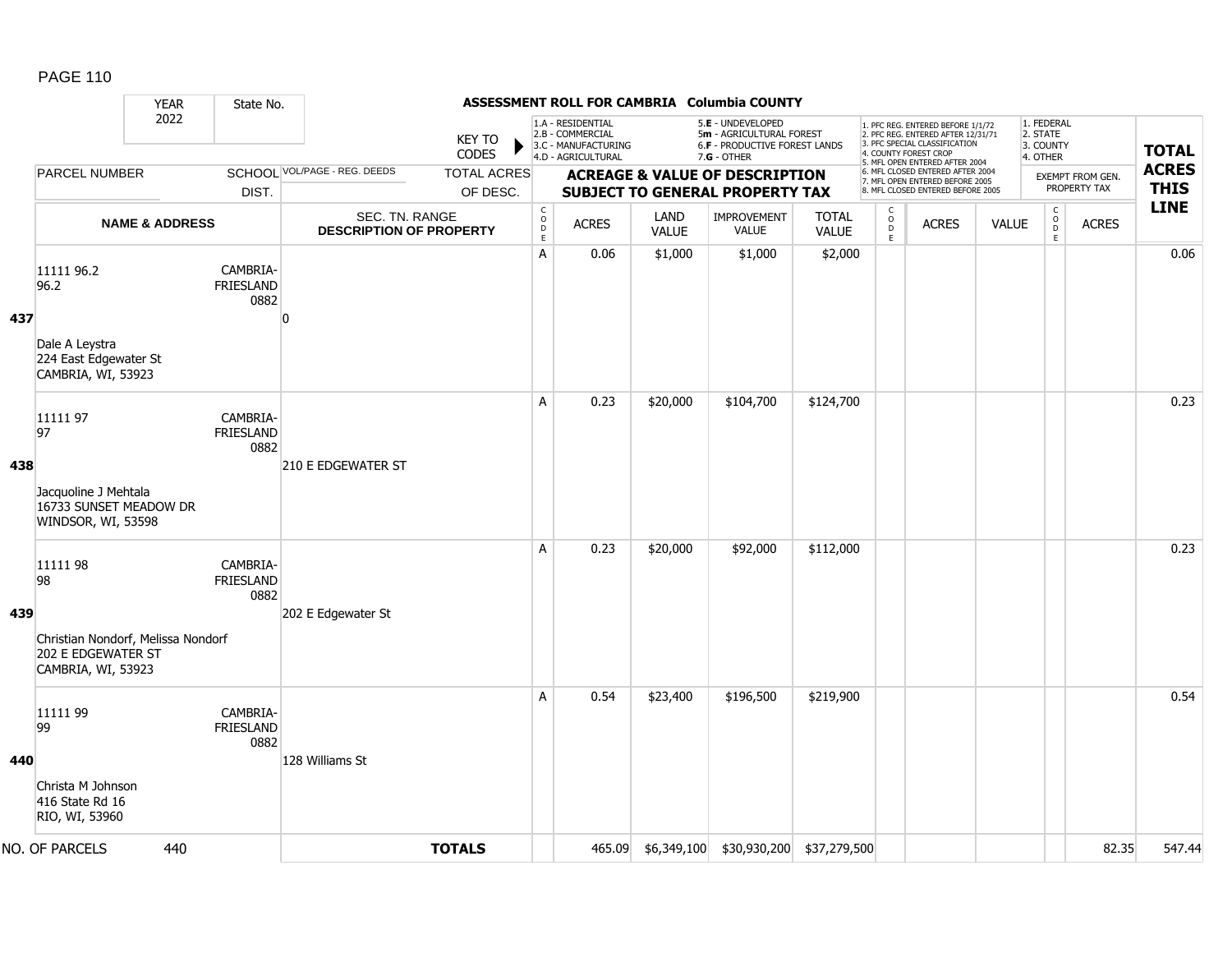## ASSESSMENT ROLL FOR CAMBRIA Columbia COUNTY

YEAR: 2022 | State No.

KEY TO CODES:
1.A - RESIDENTIAL
2.B - COMMERCIAL
3.C - MANUFACTURING
4.D - AGRICULTURAL
5.E - UNDEVELOPED
5m - AGRICULTURAL FOREST
6.F - PRODUCTIVE FOREST LANDS
7.G - OTHER

1. PFC REG. ENTERED BEFORE 1/1/72
2. PFC REG. ENTERED AFTER 12/31/71
3. PFC SPECIAL CLASSIFICATION
4. COUNTY FOREST CROP
5. MFL OPEN ENTERED AFTER 2004
6. MFL CLOSED ENTERED AFTER 2004
7. MFL OPEN ENTERED BEFORE 2005
8. MFL CLOSED ENTERED BEFORE 2005

1. FEDERAL
2. STATE
3. COUNTY
4. OTHER

| LINE | PARCEL NUMBER / NAME & ADDRESS | SCHOOL DIST. | VOL/PAGE - REG. DEEDS / SEC. TN. RANGE / DESCRIPTION OF PROPERTY | TOTAL ACRES OF DESC. | CODE | ACRES | LAND VALUE | IMPROVEMENT VALUE | TOTAL VALUE | CODE | ACRES | VALUE | CODE | EXEMPT FROM GEN. PROPERTY TAX ACRES | TOTAL ACRES THIS LINE |
|---|---|---|---|---|---|---|---|---|---|---|---|---|---|---|---|
| 437 | 11111 96.2<br>96.2<br><br>Dale A Leystra<br>224 East Edgewater St<br>CAMBRIA, WI, 53923 | CAMBRIA-FRIESLAND 0882 | 0 | | A | 0.06 | $1,000 | $1,000 | $2,000 | | | | | | 0.06 |
| 438 | 11111 97<br>97<br><br>Jacquoline J Mehtala<br>16733 SUNSET MEADOW DR<br>WINDSOR, WI, 53598 | CAMBRIA-FRIESLAND 0882 | 210 E EDGEWATER ST | | A | 0.23 | $20,000 | $104,700 | $124,700 | | | | | | 0.23 |
| 439 | 11111 98<br>98<br><br>Christian Nondorf, Melissa Nondorf<br>202 E EDGEWATER ST<br>CAMBRIA, WI, 53923 | CAMBRIA-FRIESLAND 0882 | 202 E Edgewater St | | A | 0.23 | $20,000 | $92,000 | $112,000 | | | | | | 0.23 |
| 440 | 11111 99<br>99<br><br>Christa M Johnson<br>416 State Rd 16<br>RIO, WI, 53960 | CAMBRIA-FRIESLAND 0882 | 128 Williams St | | A | 0.54 | $23,400 | $196,500 | $219,900 | | | | | | 0.54 |
| NO. OF PARCELS | 440 | | | **TOTALS** | | 465.09 | $6,349,100 | $30,930,200 | $37,279,500 | | | | | 82.35 | 547.44 |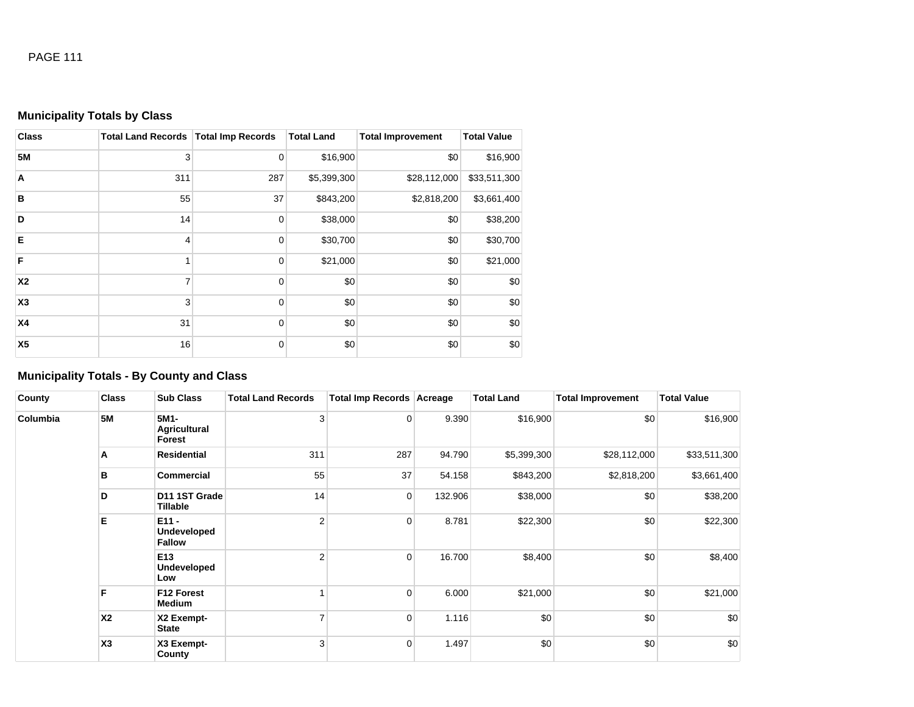### Municipality Totals by Class

| Class | Total Land Records | Total Imp Records | Total Land | Total Improvement | Total Value |
|---|---|---|---|---|---|
| **5M** | 3 | 0 | $16,900 | $0 | $16,900 |
| **A** | 311 | 287 | $5,399,300 | $28,112,000 | $33,511,300 |
| **B** | 55 | 37 | $843,200 | $2,818,200 | $3,661,400 |
| **D** | 14 | 0 | $38,000 | $0 | $38,200 |
| **E** | 4 | 0 | $30,700 | $0 | $30,700 |
| **F** | 1 | 0 | $21,000 | $0 | $21,000 |
| **X2** | 7 | 0 | $0 | $0 | $0 |
| **X3** | 3 | 0 | $0 | $0 | $0 |
| **X4** | 31 | 0 | $0 | $0 | $0 |
| **X5** | 16 | 0 | $0 | $0 | $0 |

### Municipality Totals - By County and Class

| County | Class | Sub Class | Total Land Records | Total Imp Records | Acreage | Total Land | Total Improvement | Total Value |
|---|---|---|---|---|---|---|---|---|
| **Columbia** | **5M** | **5M1- Agricultural Forest** | 3 | 0 | 9.390 | $16,900 | $0 | $16,900 |
| | **A** | **Residential** | 311 | 287 | 94.790 | $5,399,300 | $28,112,000 | $33,511,300 |
| | **B** | **Commercial** | 55 | 37 | 54.158 | $843,200 | $2,818,200 | $3,661,400 |
| | **D** | **D11 1ST Grade Tillable** | 14 | 0 | 132.906 | $38,000 | $0 | $38,200 |
| | **E** | **E11 - Undeveloped Fallow** | 2 | 0 | 8.781 | $22,300 | $0 | $22,300 |
| | | **E13 Undeveloped Low** | 2 | 0 | 16.700 | $8,400 | $0 | $8,400 |
| | **F** | **F12 Forest Medium** | 1 | 0 | 6.000 | $21,000 | $0 | $21,000 |
| | **X2** | **X2 Exempt-State** | 7 | 0 | 1.116 | $0 | $0 | $0 |
| | **X3** | **X3 Exempt-County** | 3 | 0 | 1.497 | $0 | $0 | $0 |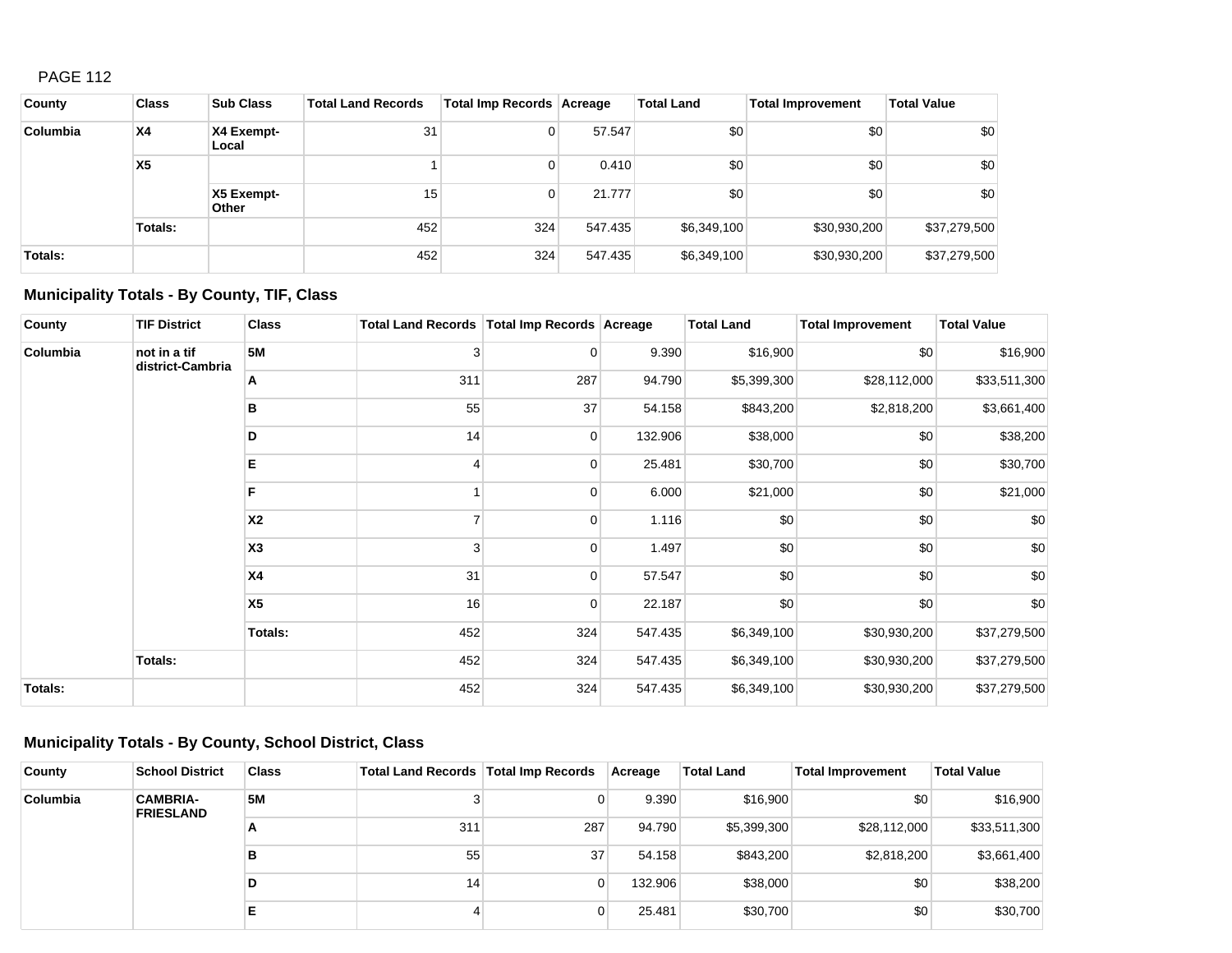PAGE 112

| County | Class | Sub Class | Total Land Records | Total Imp Records | Acreage | Total Land | Total Improvement | Total Value |
|---|---|---|---|---|---|---|---|---|
| Columbia | X4 | X4 Exempt-Local | 31 | 0 | 57.547 | $0 | $0 | $0 |
| | X5 | | 1 | 0 | 0.410 | $0 | $0 | $0 |
| | | X5 Exempt-Other | 15 | 0 | 21.777 | $0 | $0 | $0 |
| | Totals: | | 452 | 324 | 547.435 | $6,349,100 | $30,930,200 | $37,279,500 |
| Totals: | | | 452 | 324 | 547.435 | $6,349,100 | $30,930,200 | $37,279,500 |

## Municipality Totals - By County, TIF, Class

| County | TIF District | Class | Total Land Records | Total Imp Records | Acreage | Total Land | Total Improvement | Total Value |
|---|---|---|---|---|---|---|---|---|
| Columbia | not in a tif district-Cambria | 5M | 3 | 0 | 9.390 | $16,900 | $0 | $16,900 |
| | | A | 311 | 287 | 94.790 | $5,399,300 | $28,112,000 | $33,511,300 |
| | | B | 55 | 37 | 54.158 | $843,200 | $2,818,200 | $3,661,400 |
| | | D | 14 | 0 | 132.906 | $38,000 | $0 | $38,200 |
| | | E | 4 | 0 | 25.481 | $30,700 | $0 | $30,700 |
| | | F | 1 | 0 | 6.000 | $21,000 | $0 | $21,000 |
| | | X2 | 7 | 0 | 1.116 | $0 | $0 | $0 |
| | | X3 | 3 | 0 | 1.497 | $0 | $0 | $0 |
| | | X4 | 31 | 0 | 57.547 | $0 | $0 | $0 |
| | | X5 | 16 | 0 | 22.187 | $0 | $0 | $0 |
| | | Totals: | 452 | 324 | 547.435 | $6,349,100 | $30,930,200 | $37,279,500 |
| | Totals: | | 452 | 324 | 547.435 | $6,349,100 | $30,930,200 | $37,279,500 |
| Totals: | | | 452 | 324 | 547.435 | $6,349,100 | $30,930,200 | $37,279,500 |

## Municipality Totals - By County, School District, Class

| County | School District | Class | Total Land Records | Total Imp Records | Acreage | Total Land | Total Improvement | Total Value |
|---|---|---|---|---|---|---|---|---|
| Columbia | CAMBRIA-FRIESLAND | 5M | 3 | 0 | 9.390 | $16,900 | $0 | $16,900 |
| | | A | 311 | 287 | 94.790 | $5,399,300 | $28,112,000 | $33,511,300 |
| | | B | 55 | 37 | 54.158 | $843,200 | $2,818,200 | $3,661,400 |
| | | D | 14 | 0 | 132.906 | $38,000 | $0 | $38,200 |
| | | E | 4 | 0 | 25.481 | $30,700 | $0 | $30,700 |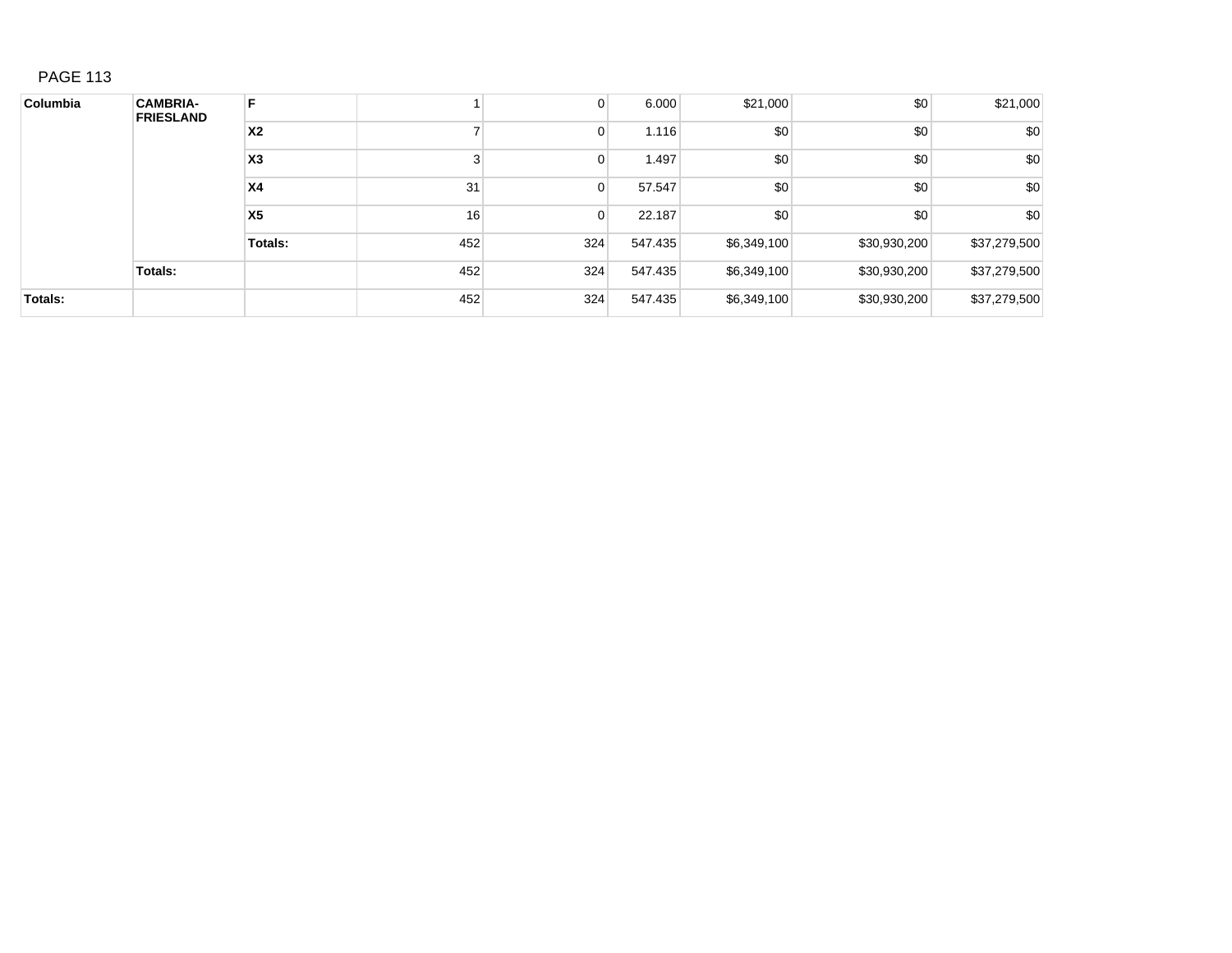| | | | | | | | | |
|---|---|---|---|---|---|---|---|---|
| **Columbia** | **CAMBRIA-FRIESLAND** | **F** | 1 | 0 | 6.000 | $21,000 | $0 | $21,000 |
| | | **X2** | 7 | 0 | 1.116 | $0 | $0 | $0 |
| | | **X3** | 3 | 0 | 1.497 | $0 | $0 | $0 |
| | | **X4** | 31 | 0 | 57.547 | $0 | $0 | $0 |
| | | **X5** | 16 | 0 | 22.187 | $0 | $0 | $0 |
| | | **Totals:** | 452 | 324 | 547.435 | $6,349,100 | $30,930,200 | $37,279,500 |
| | **Totals:** | | 452 | 324 | 547.435 | $6,349,100 | $30,930,200 | $37,279,500 |
| **Totals:** | | | 452 | 324 | 547.435 | $6,349,100 | $30,930,200 | $37,279,500 |